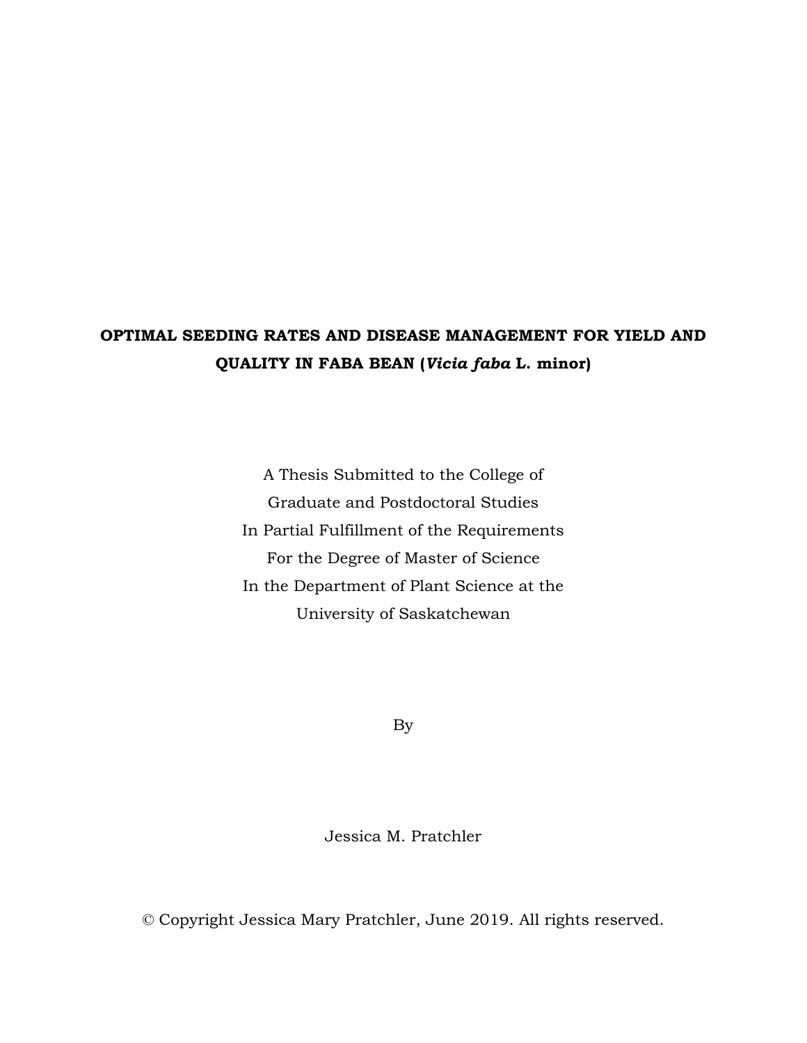# OPTIMAL SEEDING RATES AND DISEASE MANAGEMENT FOR YIELD AND QUALITY IN FABA BEAN (*Vicia faba* L. minor)

A Thesis Submitted to the College of
Graduate and Postdoctoral Studies
In Partial Fulfillment of the Requirements
For the Degree of Master of Science
In the Department of Plant Science at the
University of Saskatchewan

By

Jessica M. Pratchler

© Copyright Jessica Mary Pratchler, June 2019. All rights reserved.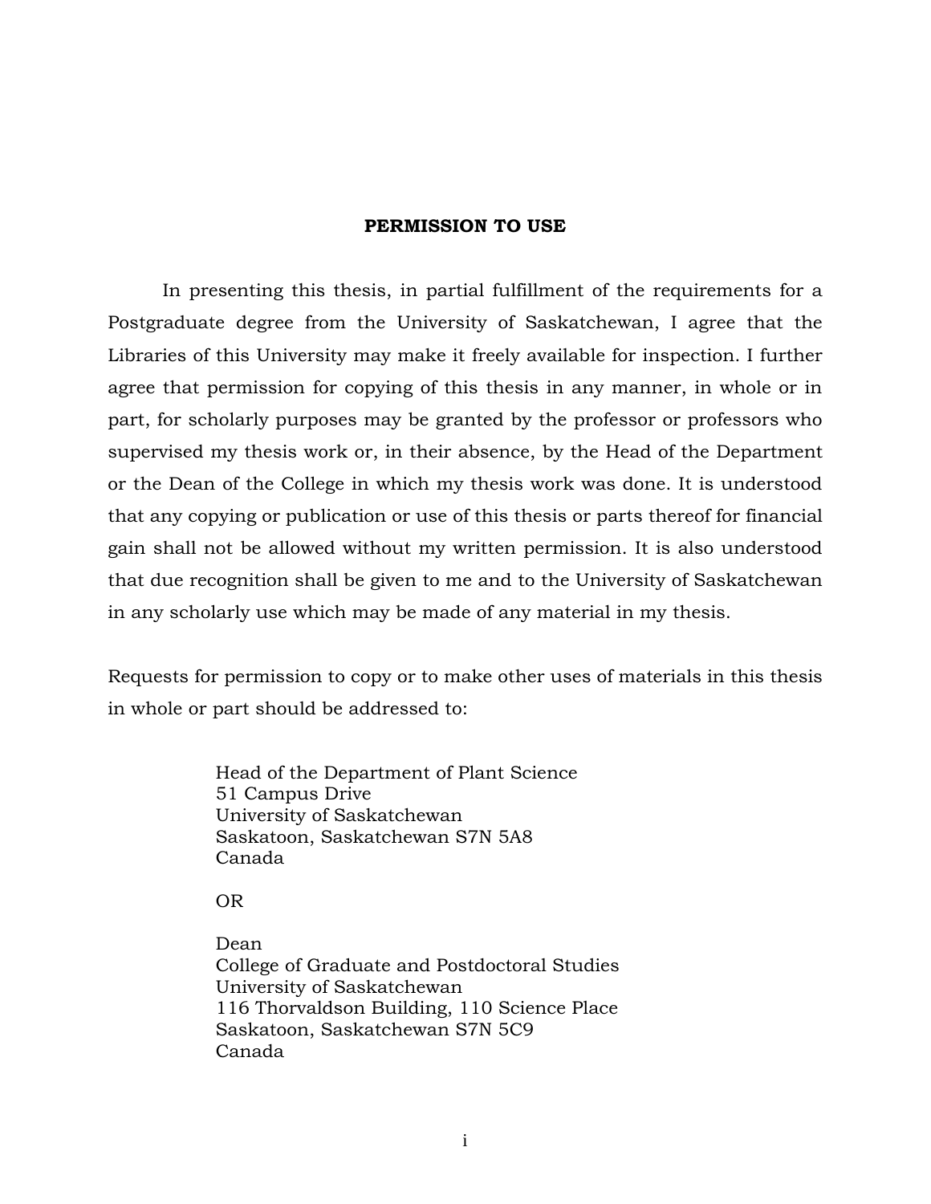# PERMISSION TO USE

In presenting this thesis, in partial fulfillment of the requirements for a Postgraduate degree from the University of Saskatchewan, I agree that the Libraries of this University may make it freely available for inspection. I further agree that permission for copying of this thesis in any manner, in whole or in part, for scholarly purposes may be granted by the professor or professors who supervised my thesis work or, in their absence, by the Head of the Department or the Dean of the College in which my thesis work was done. It is understood that any copying or publication or use of this thesis or parts thereof for financial gain shall not be allowed without my written permission. It is also understood that due recognition shall be given to me and to the University of Saskatchewan in any scholarly use which may be made of any material in my thesis.

Requests for permission to copy or to make other uses of materials in this thesis in whole or part should be addressed to:

Head of the Department of Plant Science
51 Campus Drive
University of Saskatchewan
Saskatoon, Saskatchewan S7N 5A8
Canada

OR

Dean
College of Graduate and Postdoctoral Studies
University of Saskatchewan
116 Thorvaldson Building, 110 Science Place
Saskatoon, Saskatchewan S7N 5C9
Canada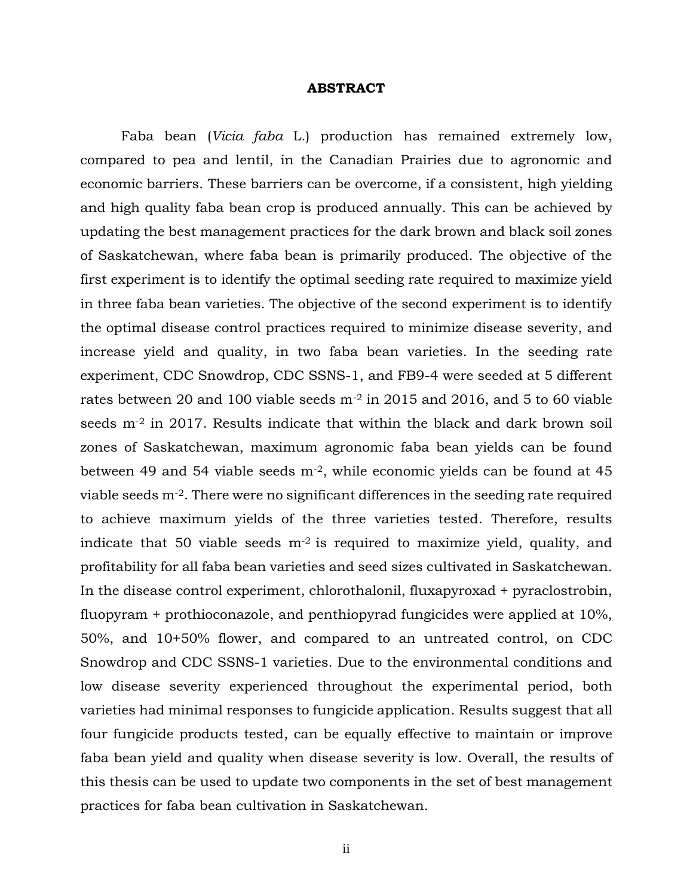## ABSTRACT

Faba bean (*Vicia faba* L.) production has remained extremely low, compared to pea and lentil, in the Canadian Prairies due to agronomic and economic barriers. These barriers can be overcome, if a consistent, high yielding and high quality faba bean crop is produced annually. This can be achieved by updating the best management practices for the dark brown and black soil zones of Saskatchewan, where faba bean is primarily produced. The objective of the first experiment is to identify the optimal seeding rate required to maximize yield in three faba bean varieties. The objective of the second experiment is to identify the optimal disease control practices required to minimize disease severity, and increase yield and quality, in two faba bean varieties. In the seeding rate experiment, CDC Snowdrop, CDC SSNS-1, and FB9-4 were seeded at 5 different rates between 20 and 100 viable seeds $m^{-2}$ in 2015 and 2016, and 5 to 60 viable seeds $m^{-2}$ in 2017. Results indicate that within the black and dark brown soil zones of Saskatchewan, maximum agronomic faba bean yields can be found between 49 and 54 viable seeds $m^{-2}$, while economic yields can be found at 45 viable seeds $m^{-2}$. There were no significant differences in the seeding rate required to achieve maximum yields of the three varieties tested. Therefore, results indicate that 50 viable seeds $m^{-2}$ is required to maximize yield, quality, and profitability for all faba bean varieties and seed sizes cultivated in Saskatchewan. In the disease control experiment, chlorothalonil, fluxapyroxad + pyraclostrobin, fluopyram + prothioconazole, and penthiopyrad fungicides were applied at 10%, 50%, and 10+50% flower, and compared to an untreated control, on CDC Snowdrop and CDC SSNS-1 varieties. Due to the environmental conditions and low disease severity experienced throughout the experimental period, both varieties had minimal responses to fungicide application. Results suggest that all four fungicide products tested, can be equally effective to maintain or improve faba bean yield and quality when disease severity is low. Overall, the results of this thesis can be used to update two components in the set of best management practices for faba bean cultivation in Saskatchewan.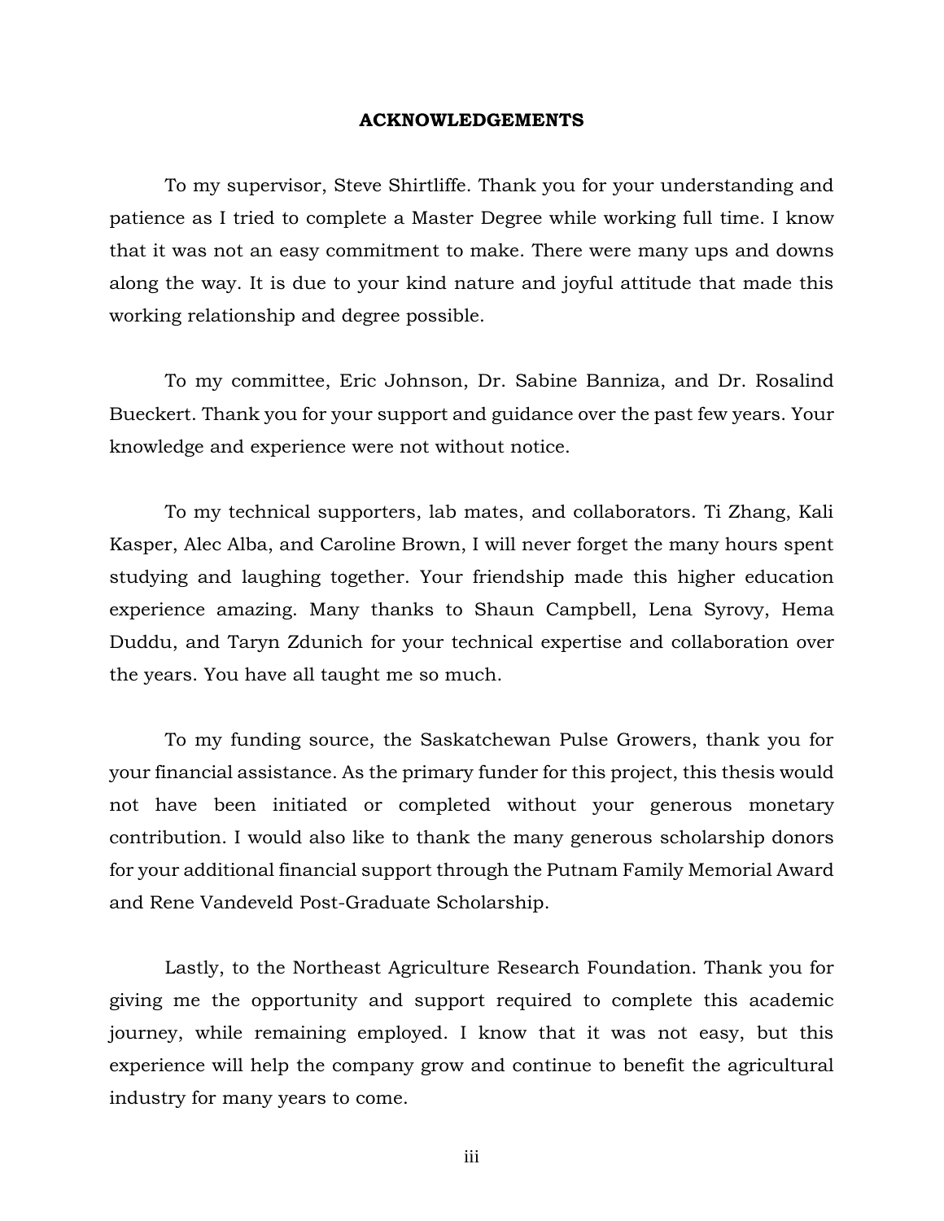## ACKNOWLEDGEMENTS

To my supervisor, Steve Shirtliffe. Thank you for your understanding and patience as I tried to complete a Master Degree while working full time. I know that it was not an easy commitment to make. There were many ups and downs along the way. It is due to your kind nature and joyful attitude that made this working relationship and degree possible.

To my committee, Eric Johnson, Dr. Sabine Banniza, and Dr. Rosalind Bueckert. Thank you for your support and guidance over the past few years. Your knowledge and experience were not without notice.

To my technical supporters, lab mates, and collaborators. Ti Zhang, Kali Kasper, Alec Alba, and Caroline Brown, I will never forget the many hours spent studying and laughing together. Your friendship made this higher education experience amazing. Many thanks to Shaun Campbell, Lena Syrovy, Hema Duddu, and Taryn Zdunich for your technical expertise and collaboration over the years. You have all taught me so much.

To my funding source, the Saskatchewan Pulse Growers, thank you for your financial assistance. As the primary funder for this project, this thesis would not have been initiated or completed without your generous monetary contribution. I would also like to thank the many generous scholarship donors for your additional financial support through the Putnam Family Memorial Award and Rene Vandeveld Post-Graduate Scholarship.

Lastly, to the Northeast Agriculture Research Foundation. Thank you for giving me the opportunity and support required to complete this academic journey, while remaining employed. I know that it was not easy, but this experience will help the company grow and continue to benefit the agricultural industry for many years to come.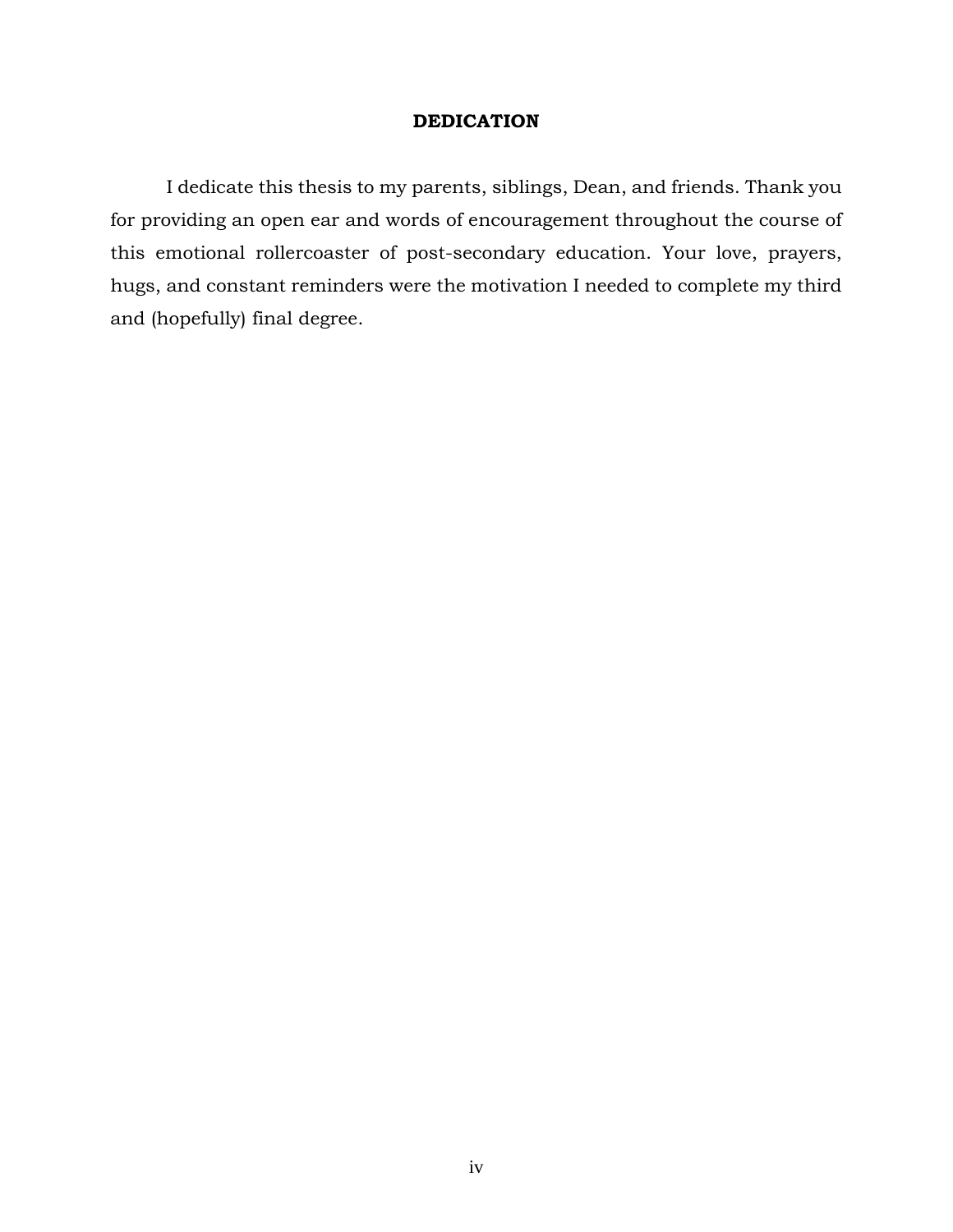# DEDICATION

I dedicate this thesis to my parents, siblings, Dean, and friends. Thank you for providing an open ear and words of encouragement throughout the course of this emotional rollercoaster of post-secondary education. Your love, prayers, hugs, and constant reminders were the motivation I needed to complete my third and (hopefully) final degree.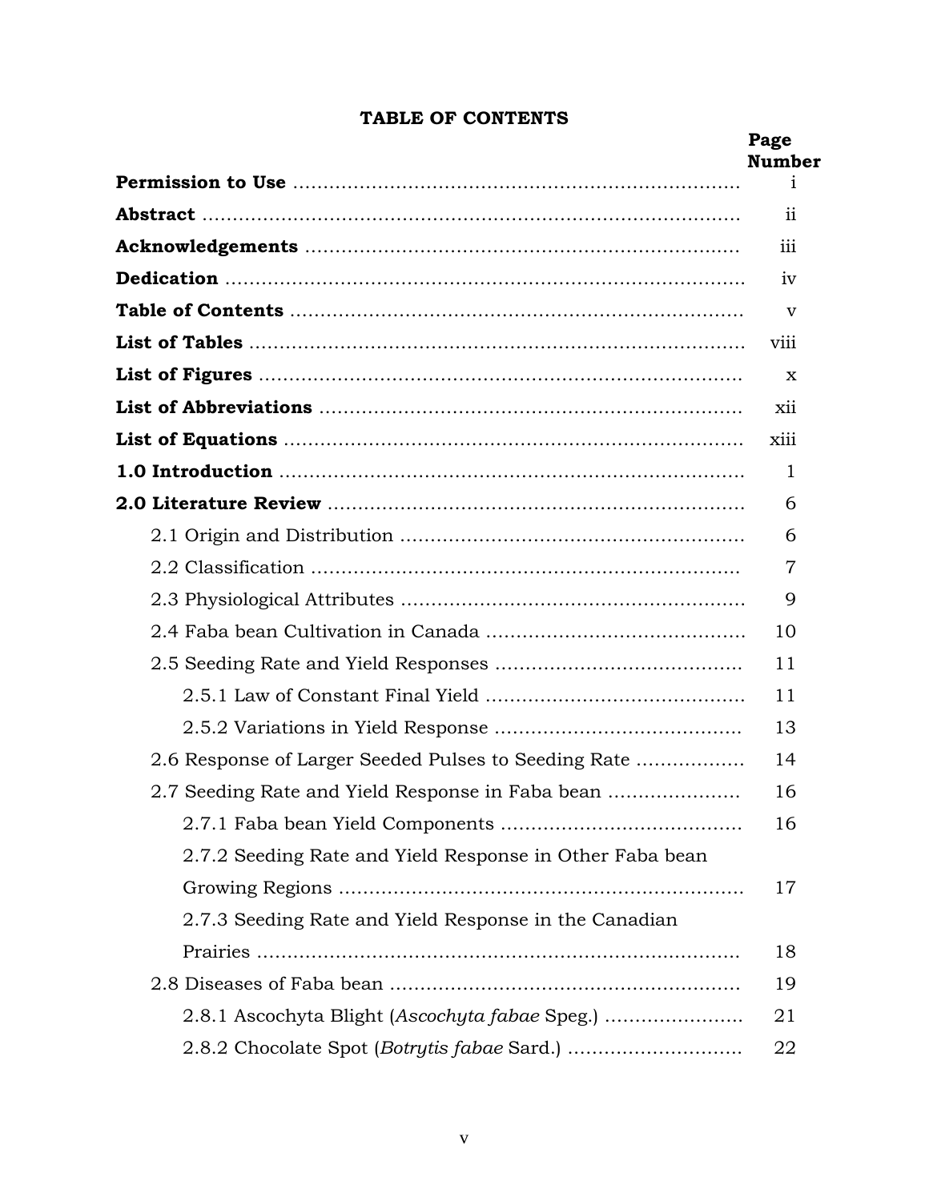# TABLE OF CONTENTS

| | Page Number |
|---|---|
| **Permission to Use** | i |
| **Abstract** | ii |
| **Acknowledgements** | iii |
| **Dedication** | iv |
| **Table of Contents** | v |
| **List of Tables** | viii |
| **List of Figures** | x |
| **List of Abbreviations** | xii |
| **List of Equations** | xiii |
| **1.0 Introduction** | 1 |
| **2.0 Literature Review** | 6 |
| 2.1 Origin and Distribution | 6 |
| 2.2 Classification | 7 |
| 2.3 Physiological Attributes | 9 |
| 2.4 Faba bean Cultivation in Canada | 10 |
| 2.5 Seeding Rate and Yield Responses | 11 |
| 2.5.1 Law of Constant Final Yield | 11 |
| 2.5.2 Variations in Yield Response | 13 |
| 2.6 Response of Larger Seeded Pulses to Seeding Rate | 14 |
| 2.7 Seeding Rate and Yield Response in Faba bean | 16 |
| 2.7.1 Faba bean Yield Components | 16 |
| 2.7.2 Seeding Rate and Yield Response in Other Faba bean Growing Regions | 17 |
| 2.7.3 Seeding Rate and Yield Response in the Canadian Prairies | 18 |
| 2.8 Diseases of Faba bean | 19 |
| 2.8.1 Ascochyta Blight (*Ascochyta fabae* Speg.) | 21 |
| 2.8.2 Chocolate Spot (*Botrytis fabae* Sard.) | 22 |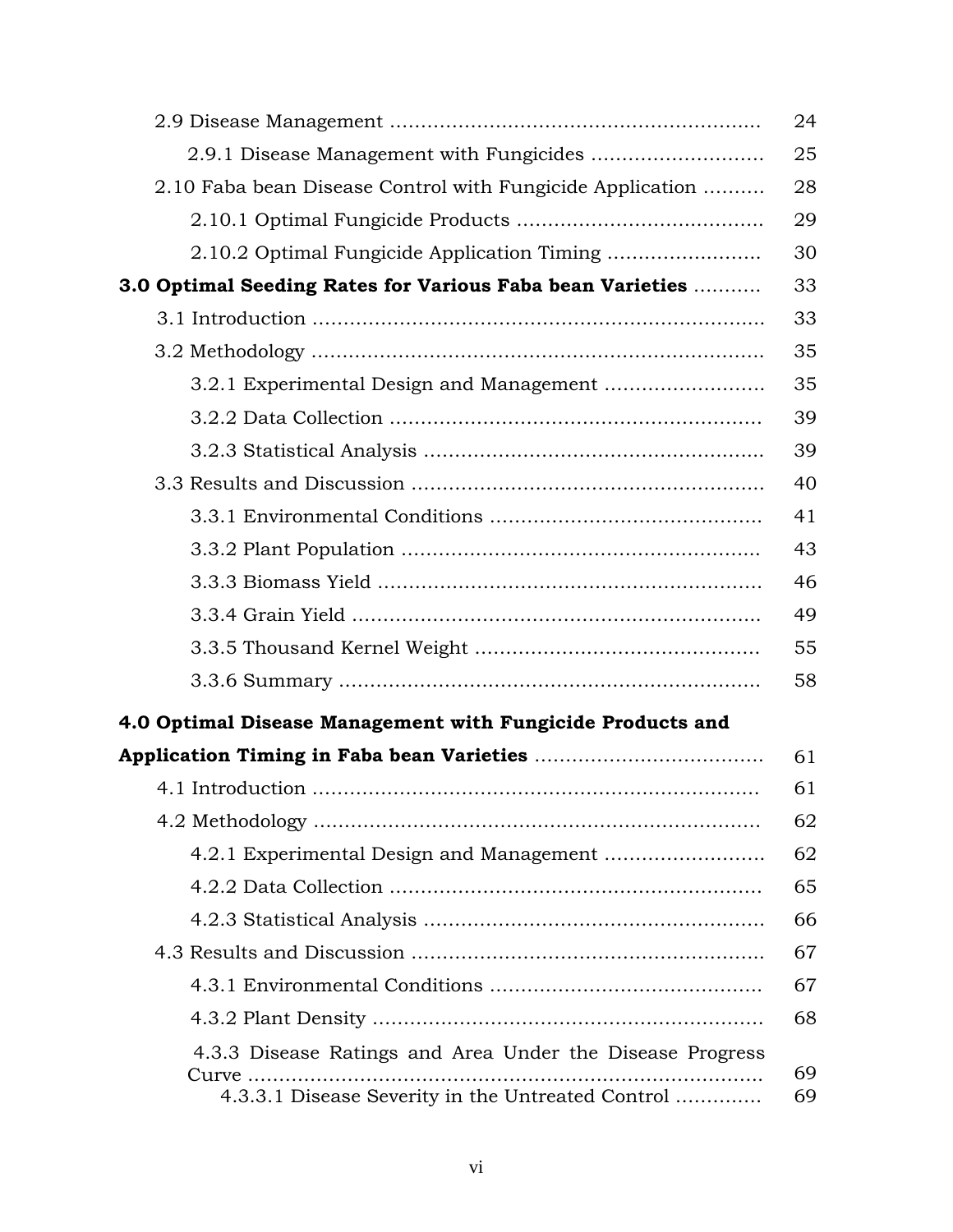| | |
|---|---|
| 2.9 Disease Management | 24 |
| 2.9.1 Disease Management with Fungicides | 25 |
| 2.10 Faba bean Disease Control with Fungicide Application | 28 |
| 2.10.1 Optimal Fungicide Products | 29 |
| 2.10.2 Optimal Fungicide Application Timing | 30 |
| **3.0 Optimal Seeding Rates for Various Faba bean Varieties** | 33 |
| 3.1 Introduction | 33 |
| 3.2 Methodology | 35 |
| 3.2.1 Experimental Design and Management | 35 |
| 3.2.2 Data Collection | 39 |
| 3.2.3 Statistical Analysis | 39 |
| 3.3 Results and Discussion | 40 |
| 3.3.1 Environmental Conditions | 41 |
| 3.3.2 Plant Population | 43 |
| 3.3.3 Biomass Yield | 46 |
| 3.3.4 Grain Yield | 49 |
| 3.3.5 Thousand Kernel Weight | 55 |
| 3.3.6 Summary | 58 |
| **4.0 Optimal Disease Management with Fungicide Products and Application Timing in Faba bean Varieties** | 61 |
| 4.1 Introduction | 61 |
| 4.2 Methodology | 62 |
| 4.2.1 Experimental Design and Management | 62 |
| 4.2.2 Data Collection | 65 |
| 4.2.3 Statistical Analysis | 66 |
| 4.3 Results and Discussion | 67 |
| 4.3.1 Environmental Conditions | 67 |
| 4.3.2 Plant Density | 68 |
| 4.3.3 Disease Ratings and Area Under the Disease Progress Curve | 69 |
| 4.3.3.1 Disease Severity in the Untreated Control | 69 |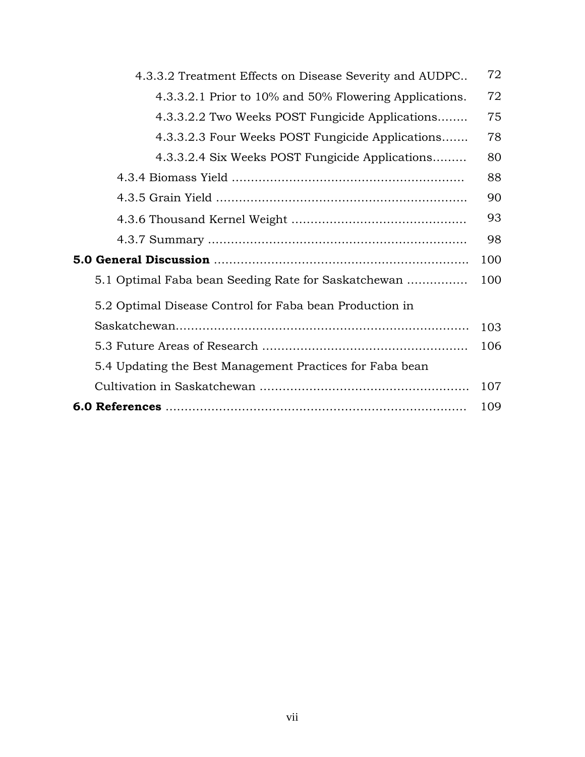4.3.3.2 Treatment Effects on Disease Severity and AUDPC.. 72

4.3.3.2.1 Prior to 10% and 50% Flowering Applications. 72

4.3.3.2.2 Two Weeks POST Fungicide Applications........ 75

4.3.3.2.3 Four Weeks POST Fungicide Applications....... 78

4.3.3.2.4 Six Weeks POST Fungicide Applications......... 80

4.3.4 Biomass Yield ............................................................ 88

4.3.5 Grain Yield ................................................................. 90

4.3.6 Thousand Kernel Weight ............................................. 93

4.3.7 Summary ................................................................... 98

**5.0 General Discussion** .................................................................. 100

5.1 Optimal Faba bean Seeding Rate for Saskatchewan ................ 100

5.2 Optimal Disease Control for Faba bean Production in Saskatchewan............................................................................ 103

5.3 Future Areas of Research ...................................................... 106

5.4 Updating the Best Management Practices for Faba bean Cultivation in Saskatchewan ....................................................... 107

**6.0 References** ............................................................................. 109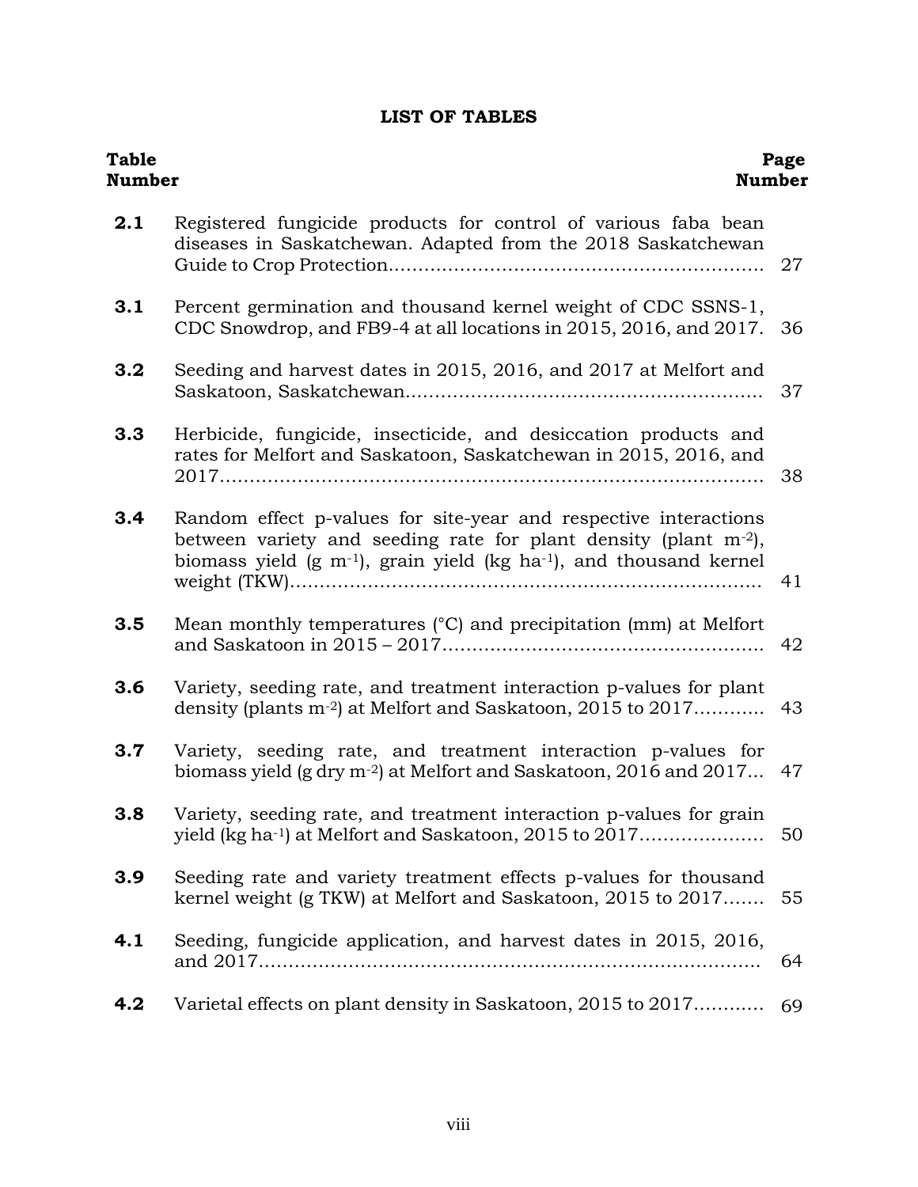# LIST OF TABLES

| Table Number | | Page Number |
|---|---|---|
| **2.1** | Registered fungicide products for control of various faba bean diseases in Saskatchewan. Adapted from the 2018 Saskatchewan Guide to Crop Protection | 27 |
| **3.1** | Percent germination and thousand kernel weight of CDC SSNS-1, CDC Snowdrop, and FB9-4 at all locations in 2015, 2016, and 2017. | 36 |
| **3.2** | Seeding and harvest dates in 2015, 2016, and 2017 at Melfort and Saskatoon, Saskatchewan | 37 |
| **3.3** | Herbicide, fungicide, insecticide, and desiccation products and rates for Melfort and Saskatoon, Saskatchewan in 2015, 2016, and 2017 | 38 |
| **3.4** | Random effect p-values for site-year and respective interactions between variety and seeding rate for plant density (plant $m^{-2}$), biomass yield (g $m^{-1}$), grain yield (kg $ha^{-1}$), and thousand kernel weight (TKW) | 41 |
| **3.5** | Mean monthly temperatures (°C) and precipitation (mm) at Melfort and Saskatoon in 2015 – 2017 | 42 |
| **3.6** | Variety, seeding rate, and treatment interaction p-values for plant density (plants $m^{-2}$) at Melfort and Saskatoon, 2015 to 2017 | 43 |
| **3.7** | Variety, seeding rate, and treatment interaction p-values for biomass yield (g dry $m^{-2}$) at Melfort and Saskatoon, 2016 and 2017 | 47 |
| **3.8** | Variety, seeding rate, and treatment interaction p-values for grain yield (kg $ha^{-1}$) at Melfort and Saskatoon, 2015 to 2017 | 50 |
| **3.9** | Seeding rate and variety treatment effects p-values for thousand kernel weight (g TKW) at Melfort and Saskatoon, 2015 to 2017 | 55 |
| **4.1** | Seeding, fungicide application, and harvest dates in 2015, 2016, and 2017 | 64 |
| **4.2** | Varietal effects on plant density in Saskatoon, 2015 to 2017 | 69 |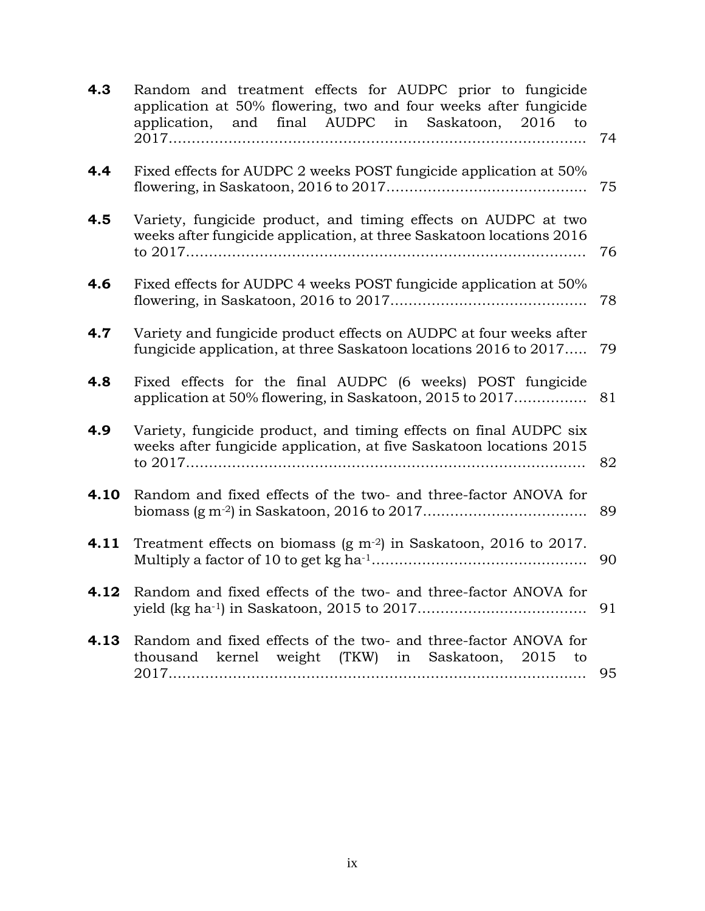| | | |
|---|---|---|
| **4.3** | Random and treatment effects for AUDPC prior to fungicide application at 50% flowering, two and four weeks after fungicide application, and final AUDPC in Saskatoon, 2016 to 2017……………………………………………………………………………… | 74 |
| **4.4** | Fixed effects for AUDPC 2 weeks POST fungicide application at 50% flowering, in Saskatoon, 2016 to 2017……………………………………… | 75 |
| **4.5** | Variety, fungicide product, and timing effects on AUDPC at two weeks after fungicide application, at three Saskatoon locations 2016 to 2017……………………………………………………………………………… | 76 |
| **4.6** | Fixed effects for AUDPC 4 weeks POST fungicide application at 50% flowering, in Saskatoon, 2016 to 2017……………………………………… | 78 |
| **4.7** | Variety and fungicide product effects on AUDPC at four weeks after fungicide application, at three Saskatoon locations 2016 to 2017….. | 79 |
| **4.8** | Fixed effects for the final AUDPC (6 weeks) POST fungicide application at 50% flowering, in Saskatoon, 2015 to 2017……………. | 81 |
| **4.9** | Variety, fungicide product, and timing effects on final AUDPC six weeks after fungicide application, at five Saskatoon locations 2015 to 2017……………………………………………………………………………… | 82 |
| **4.10** | Random and fixed effects of the two- and three-factor ANOVA for biomass (g $m^{-2}$) in Saskatoon, 2016 to 2017……………………………… | 89 |
| **4.11** | Treatment effects on biomass (g $m^{-2}$) in Saskatoon, 2016 to 2017. Multiply a factor of 10 to get kg $ha^{-1}$………………………………………… | 90 |
| **4.12** | Random and fixed effects of the two- and three-factor ANOVA for yield (kg $ha^{-1}$) in Saskatoon, 2015 to 2017……………………………… | 91 |
| **4.13** | Random and fixed effects of the two- and three-factor ANOVA for thousand kernel weight (TKW) in Saskatoon, 2015 to 2017……………………………………………………………………………… | 95 |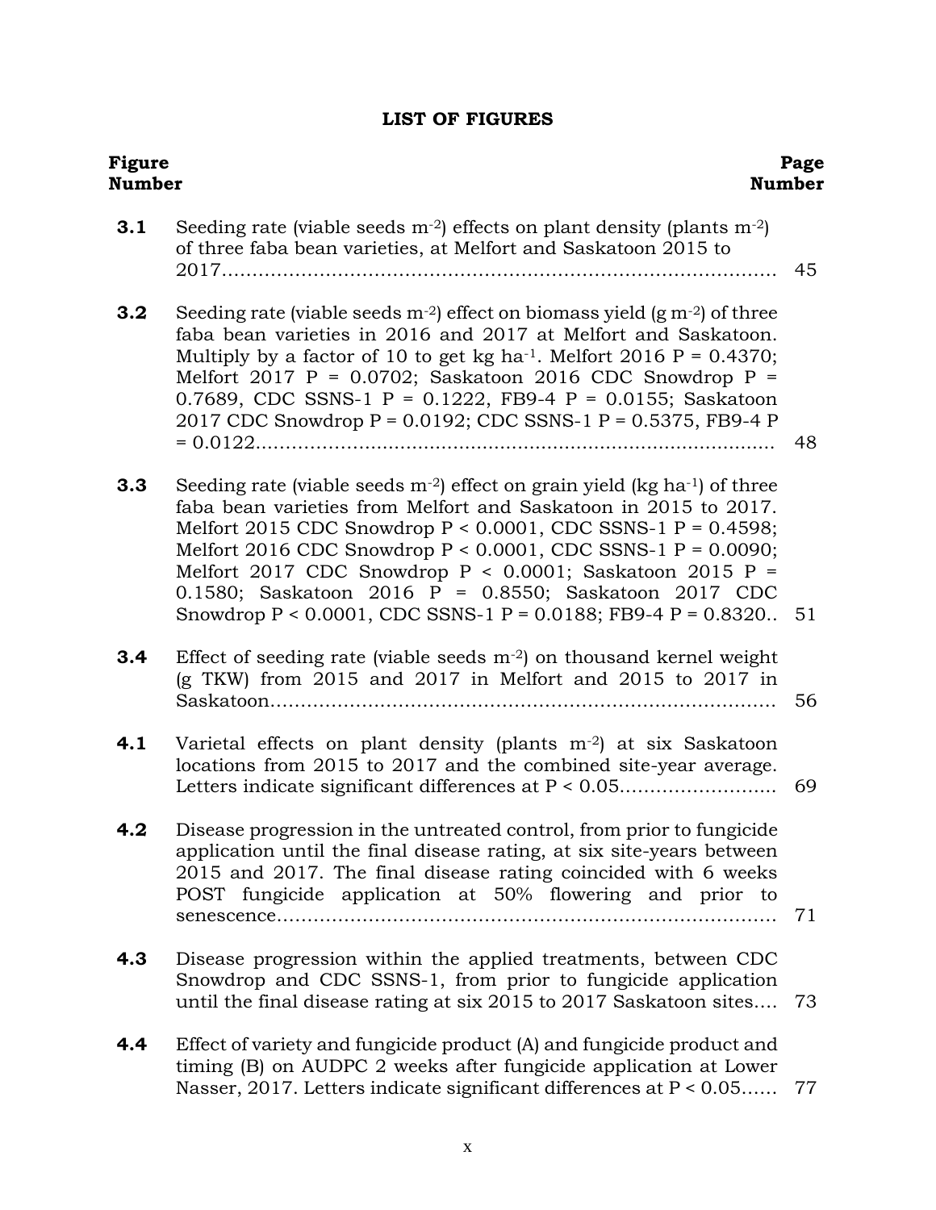## LIST OF FIGURES

| Figure Number | | Page Number |
|---|---|---|
| **3.1** | Seeding rate (viable seeds $m^{-2}$) effects on plant density (plants $m^{-2}$) of three faba bean varieties, at Melfort and Saskatoon 2015 to 2017 | 45 |
| **3.2** | Seeding rate (viable seeds $m^{-2}$) effect on biomass yield (g $m^{-2}$) of three faba bean varieties in 2016 and 2017 at Melfort and Saskatoon. Multiply by a factor of 10 to get kg $ha^{-1}$. Melfort 2016 P = 0.4370; Melfort 2017 P = 0.0702; Saskatoon 2016 CDC Snowdrop P = 0.7689, CDC SSNS-1 P = 0.1222, FB9-4 P = 0.0155; Saskatoon 2017 CDC Snowdrop P = 0.0192; CDC SSNS-1 P = 0.5375, FB9-4 P = 0.0122 | 48 |
| **3.3** | Seeding rate (viable seeds $m^{-2}$) effect on grain yield (kg $ha^{-1}$) of three faba bean varieties from Melfort and Saskatoon in 2015 to 2017. Melfort 2015 CDC Snowdrop P < 0.0001, CDC SSNS-1 P = 0.4598; Melfort 2016 CDC Snowdrop P < 0.0001, CDC SSNS-1 P = 0.0090; Melfort 2017 CDC Snowdrop P < 0.0001; Saskatoon 2015 P = 0.1580; Saskatoon 2016 P = 0.8550; Saskatoon 2017 CDC Snowdrop P < 0.0001, CDC SSNS-1 P = 0.0188; FB9-4 P = 0.8320 | 51 |
| **3.4** | Effect of seeding rate (viable seeds $m^{-2}$) on thousand kernel weight (g TKW) from 2015 and 2017 in Melfort and 2015 to 2017 in Saskatoon | 56 |
| **4.1** | Varietal effects on plant density (plants $m^{-2}$) at six Saskatoon locations from 2015 to 2017 and the combined site-year average. Letters indicate significant differences at $P < 0.05$ | 69 |
| **4.2** | Disease progression in the untreated control, from prior to fungicide application until the final disease rating, at six site-years between 2015 and 2017. The final disease rating coincided with 6 weeks POST fungicide application at 50% flowering and prior to senescence | 71 |
| **4.3** | Disease progression within the applied treatments, between CDC Snowdrop and CDC SSNS-1, from prior to fungicide application until the final disease rating at six 2015 to 2017 Saskatoon sites | 73 |
| **4.4** | Effect of variety and fungicide product (A) and fungicide product and timing (B) on AUDPC 2 weeks after fungicide application at Lower Nasser, 2017. Letters indicate significant differences at $P < 0.05$ | 77 |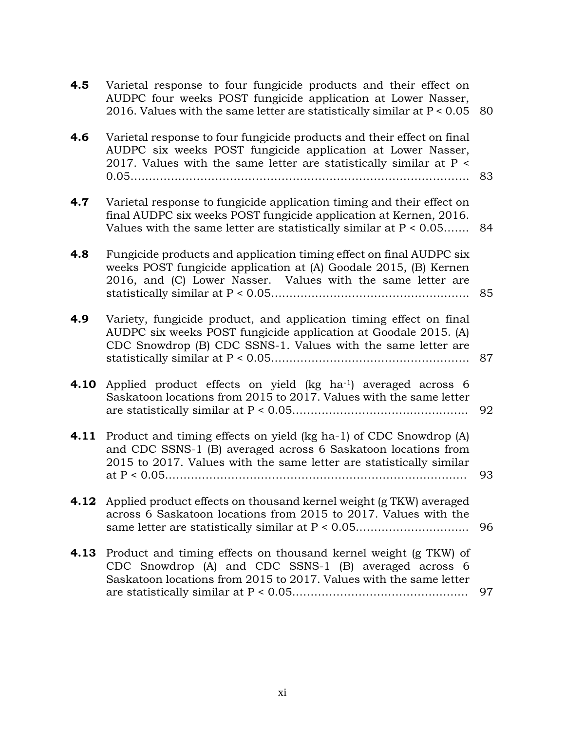| | | |
|---|---|---|
| **4.5** | Varietal response to four fungicide products and their effect on AUDPC four weeks POST fungicide application at Lower Nasser, 2016. Values with the same letter are statistically similar at $P < 0.05$ | 80 |
| **4.6** | Varietal response to four fungicide products and their effect on final AUDPC six weeks POST fungicide application at Lower Nasser, 2017. Values with the same letter are statistically similar at $P < 0.05$………………………………………………………………………… | 83 |
| **4.7** | Varietal response to fungicide application timing and their effect on final AUDPC six weeks POST fungicide application at Kernen, 2016. Values with the same letter are statistically similar at $P < 0.05$……. | 84 |
| **4.8** | Fungicide products and application timing effect on final AUDPC six weeks POST fungicide application at (A) Goodale 2015, (B) Kernen 2016, and (C) Lower Nasser. Values with the same letter are statistically similar at $P < 0.05$……………………………………………… | 85 |
| **4.9** | Variety, fungicide product, and application timing effect on final AUDPC six weeks POST fungicide application at Goodale 2015. (A) CDC Snowdrop (B) CDC SSNS-1. Values with the same letter are statistically similar at $P < 0.05$……………………………………………… | 87 |
| **4.10** | Applied product effects on yield (kg $ha^{-1}$) averaged across 6 Saskatoon locations from 2015 to 2017. Values with the same letter are statistically similar at $P < 0.05$……………………………………… | 92 |
| **4.11** | Product and timing effects on yield (kg ha-1) of CDC Snowdrop (A) and CDC SSNS-1 (B) averaged across 6 Saskatoon locations from 2015 to 2017. Values with the same letter are statistically similar at $P < 0.05$………………………………………………………………… | 93 |
| **4.12** | Applied product effects on thousand kernel weight (g TKW) averaged across 6 Saskatoon locations from 2015 to 2017. Values with the same letter are statistically similar at $P < 0.05$………………………….. | 96 |
| **4.13** | Product and timing effects on thousand kernel weight (g TKW) of CDC Snowdrop (A) and CDC SSNS-1 (B) averaged across 6 Saskatoon locations from 2015 to 2017. Values with the same letter are statistically similar at $P < 0.05$……………………………………… | 97 |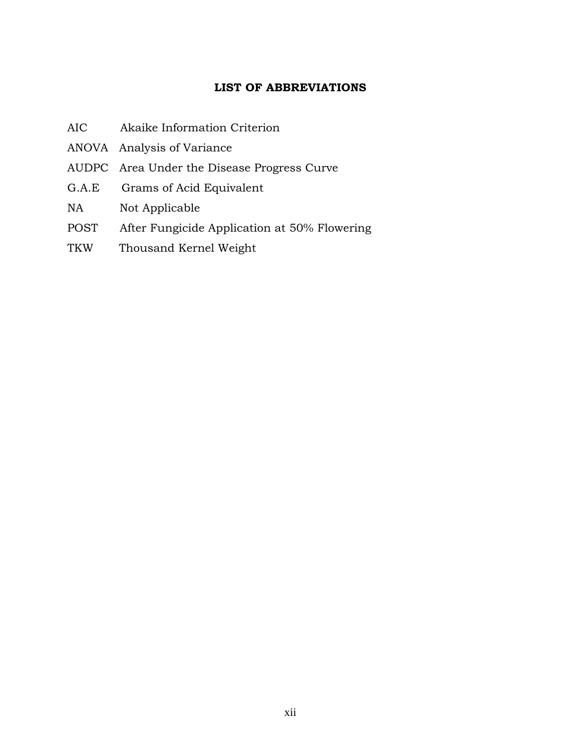## LIST OF ABBREVIATIONS

| | |
|---|---|
| AIC | Akaike Information Criterion |
| ANOVA | Analysis of Variance |
| AUDPC | Area Under the Disease Progress Curve |
| G.A.E | Grams of Acid Equivalent |
| NA | Not Applicable |
| POST | After Fungicide Application at 50% Flowering |
| TKW | Thousand Kernel Weight |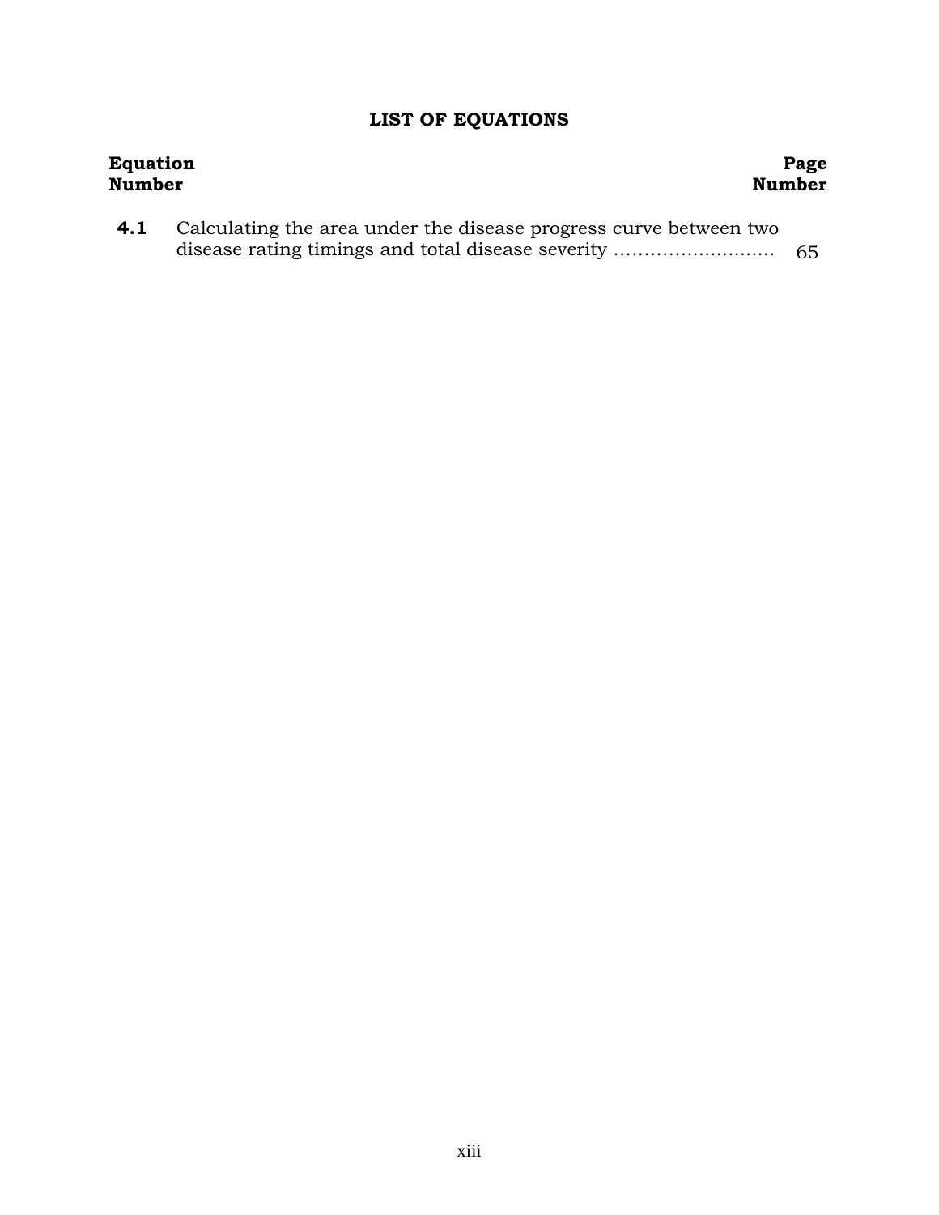# LIST OF EQUATIONS

| Equation Number | | Page Number |
|---|---|---|
| **4.1** | Calculating the area under the disease progress curve between two disease rating timings and total disease severity ……………………… | 65 |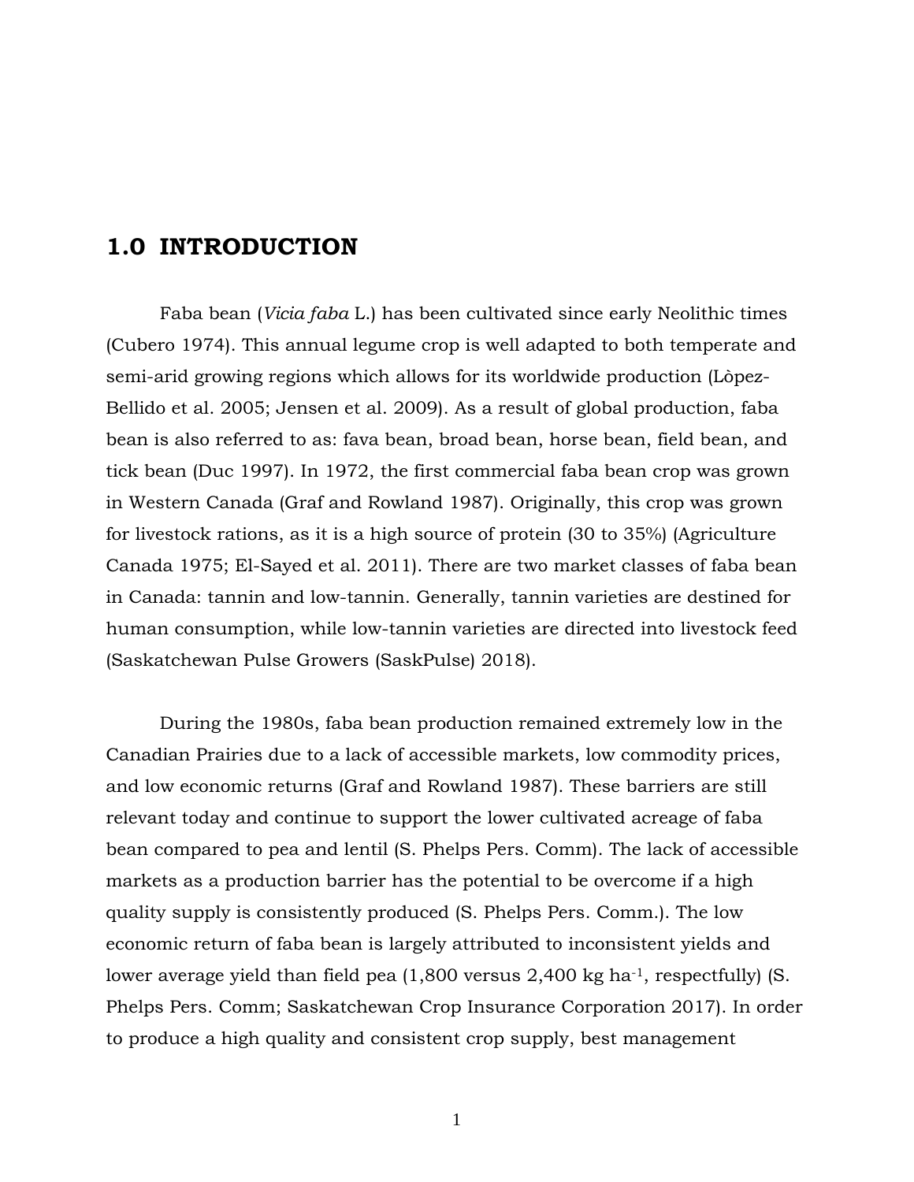# 1.0 INTRODUCTION

Faba bean (*Vicia faba* L.) has been cultivated since early Neolithic times (Cubero 1974). This annual legume crop is well adapted to both temperate and semi-arid growing regions which allows for its worldwide production (Lòpez-Bellido et al. 2005; Jensen et al. 2009). As a result of global production, faba bean is also referred to as: fava bean, broad bean, horse bean, field bean, and tick bean (Duc 1997). In 1972, the first commercial faba bean crop was grown in Western Canada (Graf and Rowland 1987). Originally, this crop was grown for livestock rations, as it is a high source of protein (30 to 35%) (Agriculture Canada 1975; El-Sayed et al. 2011). There are two market classes of faba bean in Canada: tannin and low-tannin. Generally, tannin varieties are destined for human consumption, while low-tannin varieties are directed into livestock feed (Saskatchewan Pulse Growers (SaskPulse) 2018).

During the 1980s, faba bean production remained extremely low in the Canadian Prairies due to a lack of accessible markets, low commodity prices, and low economic returns (Graf and Rowland 1987). These barriers are still relevant today and continue to support the lower cultivated acreage of faba bean compared to pea and lentil (S. Phelps Pers. Comm). The lack of accessible markets as a production barrier has the potential to be overcome if a high quality supply is consistently produced (S. Phelps Pers. Comm.). The low economic return of faba bean is largely attributed to inconsistent yields and lower average yield than field pea (1,800 versus 2,400 kg ha$^{-1}$, respectfully) (S. Phelps Pers. Comm; Saskatchewan Crop Insurance Corporation 2017). In order to produce a high quality and consistent crop supply, best management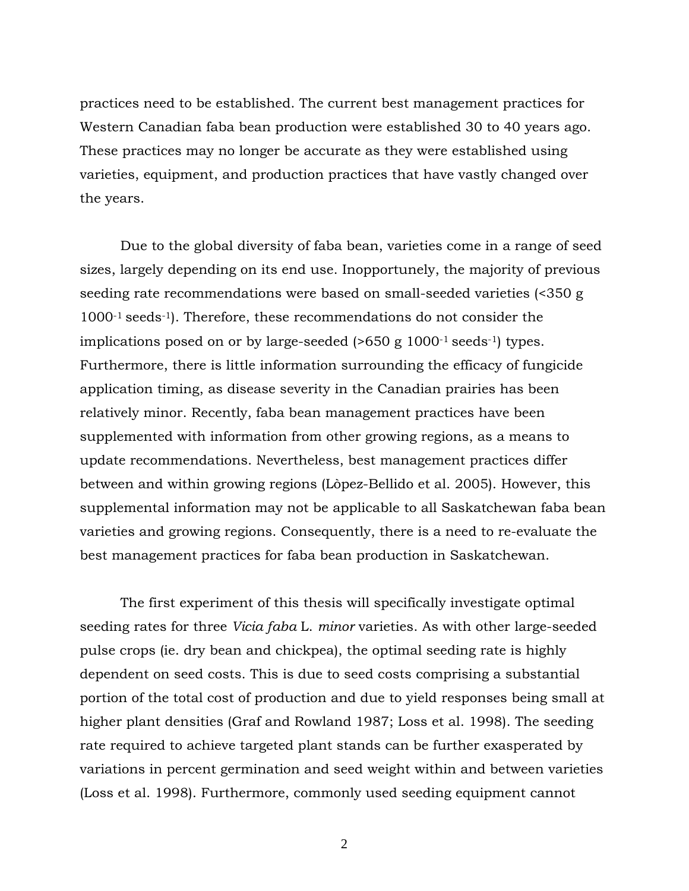practices need to be established. The current best management practices for Western Canadian faba bean production were established 30 to 40 years ago. These practices may no longer be accurate as they were established using varieties, equipment, and production practices that have vastly changed over the years.

Due to the global diversity of faba bean, varieties come in a range of seed sizes, largely depending on its end use. Inopportunely, the majority of previous seeding rate recommendations were based on small-seeded varieties (<350 g $1000^{-1}$ seeds$^{-1}$). Therefore, these recommendations do not consider the implications posed on or by large-seeded (>650 g $1000^{-1}$ seeds$^{-1}$) types. Furthermore, there is little information surrounding the efficacy of fungicide application timing, as disease severity in the Canadian prairies has been relatively minor. Recently, faba bean management practices have been supplemented with information from other growing regions, as a means to update recommendations. Nevertheless, best management practices differ between and within growing regions (Lòpez-Bellido et al. 2005). However, this supplemental information may not be applicable to all Saskatchewan faba bean varieties and growing regions. Consequently, there is a need to re-evaluate the best management practices for faba bean production in Saskatchewan.

The first experiment of this thesis will specifically investigate optimal seeding rates for three *Vicia faba* L. *minor* varieties. As with other large-seeded pulse crops (ie. dry bean and chickpea), the optimal seeding rate is highly dependent on seed costs. This is due to seed costs comprising a substantial portion of the total cost of production and due to yield responses being small at higher plant densities (Graf and Rowland 1987; Loss et al. 1998). The seeding rate required to achieve targeted plant stands can be further exasperated by variations in percent germination and seed weight within and between varieties (Loss et al. 1998). Furthermore, commonly used seeding equipment cannot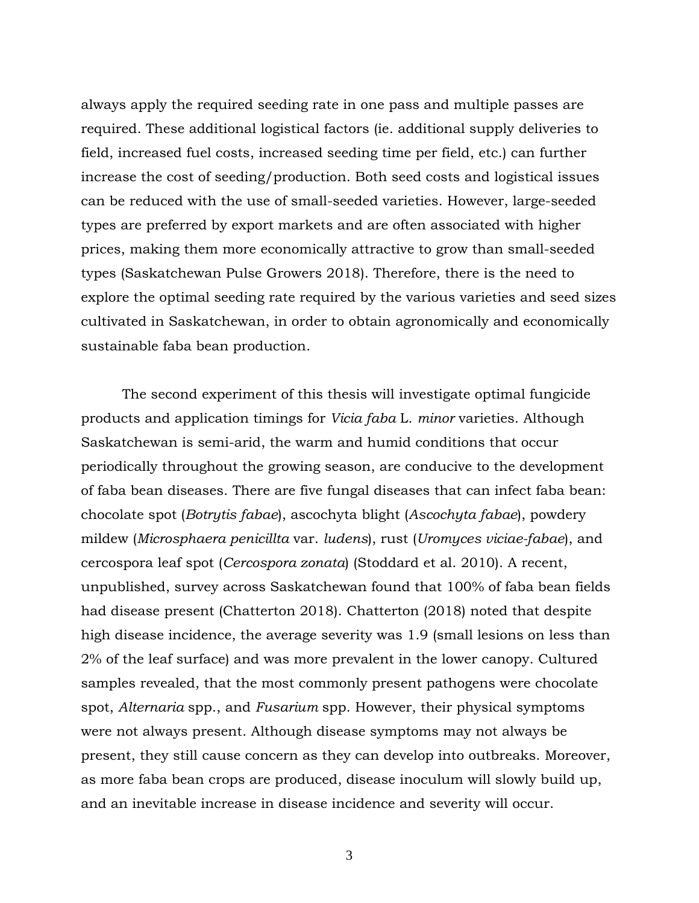always apply the required seeding rate in one pass and multiple passes are required. These additional logistical factors (ie. additional supply deliveries to field, increased fuel costs, increased seeding time per field, etc.) can further increase the cost of seeding/production. Both seed costs and logistical issues can be reduced with the use of small-seeded varieties. However, large-seeded types are preferred by export markets and are often associated with higher prices, making them more economically attractive to grow than small-seeded types (Saskatchewan Pulse Growers 2018). Therefore, there is the need to explore the optimal seeding rate required by the various varieties and seed sizes cultivated in Saskatchewan, in order to obtain agronomically and economically sustainable faba bean production.

The second experiment of this thesis will investigate optimal fungicide products and application timings for *Vicia faba* L. *minor* varieties. Although Saskatchewan is semi-arid, the warm and humid conditions that occur periodically throughout the growing season, are conducive to the development of faba bean diseases. There are five fungal diseases that can infect faba bean: chocolate spot (*Botrytis fabae*), ascochyta blight (*Ascochyta fabae*), powdery mildew (*Microsphaera penicillta* var. *ludens*), rust (*Uromyces viciae-fabae*), and cercospora leaf spot (*Cercospora zonata*) (Stoddard et al. 2010). A recent, unpublished, survey across Saskatchewan found that 100% of faba bean fields had disease present (Chatterton 2018). Chatterton (2018) noted that despite high disease incidence, the average severity was 1.9 (small lesions on less than 2% of the leaf surface) and was more prevalent in the lower canopy. Cultured samples revealed, that the most commonly present pathogens were chocolate spot, *Alternaria* spp., and *Fusarium* spp. However, their physical symptoms were not always present. Although disease symptoms may not always be present, they still cause concern as they can develop into outbreaks. Moreover, as more faba bean crops are produced, disease inoculum will slowly build up, and an inevitable increase in disease incidence and severity will occur.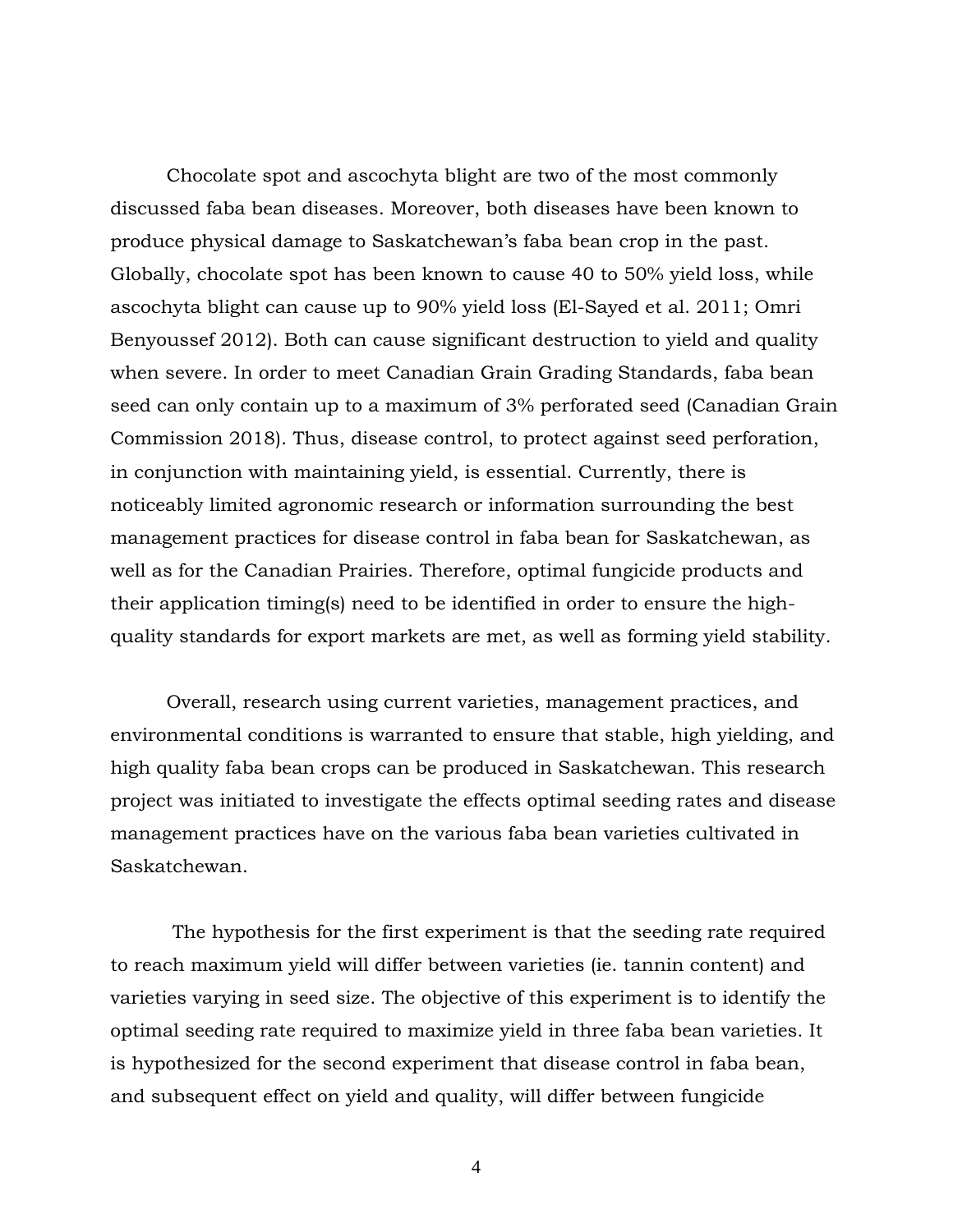Chocolate spot and ascochyta blight are two of the most commonly discussed faba bean diseases. Moreover, both diseases have been known to produce physical damage to Saskatchewan's faba bean crop in the past. Globally, chocolate spot has been known to cause 40 to 50% yield loss, while ascochyta blight can cause up to 90% yield loss (El-Sayed et al. 2011; Omri Benyoussef 2012). Both can cause significant destruction to yield and quality when severe. In order to meet Canadian Grain Grading Standards, faba bean seed can only contain up to a maximum of 3% perforated seed (Canadian Grain Commission 2018). Thus, disease control, to protect against seed perforation, in conjunction with maintaining yield, is essential. Currently, there is noticeably limited agronomic research or information surrounding the best management practices for disease control in faba bean for Saskatchewan, as well as for the Canadian Prairies. Therefore, optimal fungicide products and their application timing(s) need to be identified in order to ensure the high-quality standards for export markets are met, as well as forming yield stability.

Overall, research using current varieties, management practices, and environmental conditions is warranted to ensure that stable, high yielding, and high quality faba bean crops can be produced in Saskatchewan. This research project was initiated to investigate the effects optimal seeding rates and disease management practices have on the various faba bean varieties cultivated in Saskatchewan.

The hypothesis for the first experiment is that the seeding rate required to reach maximum yield will differ between varieties (ie. tannin content) and varieties varying in seed size. The objective of this experiment is to identify the optimal seeding rate required to maximize yield in three faba bean varieties. It is hypothesized for the second experiment that disease control in faba bean, and subsequent effect on yield and quality, will differ between fungicide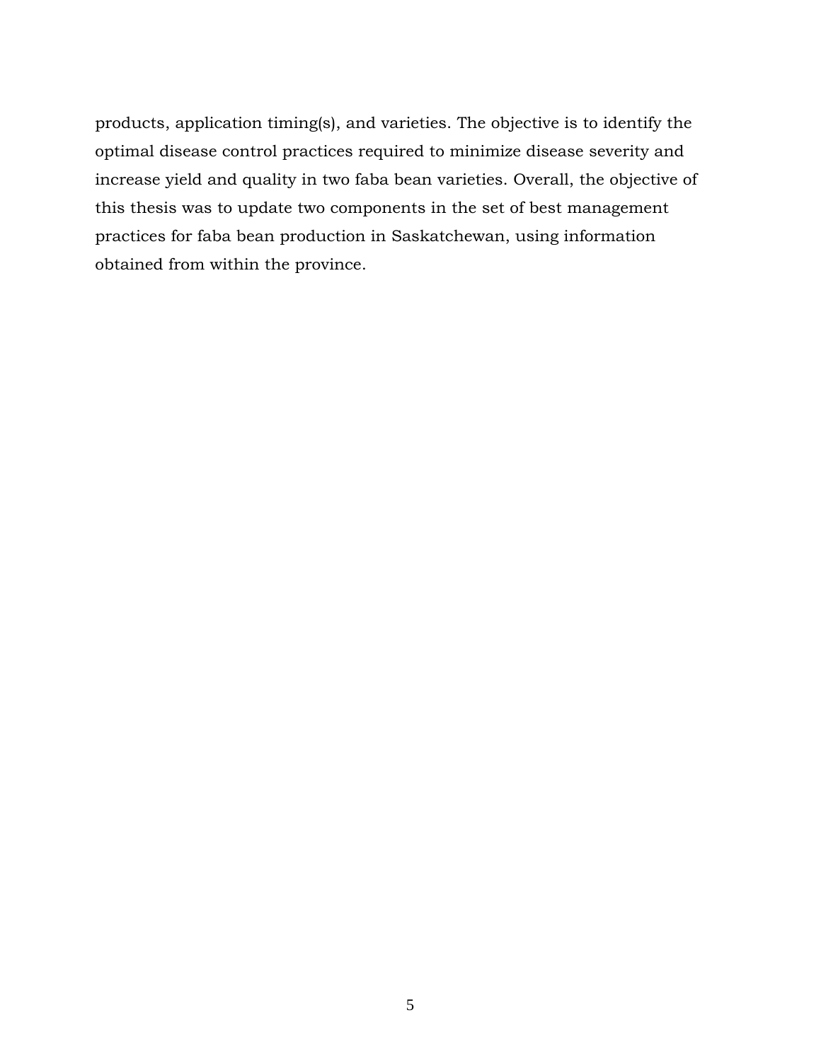products, application timing(s), and varieties. The objective is to identify the optimal disease control practices required to minimize disease severity and increase yield and quality in two faba bean varieties. Overall, the objective of this thesis was to update two components in the set of best management practices for faba bean production in Saskatchewan, using information obtained from within the province.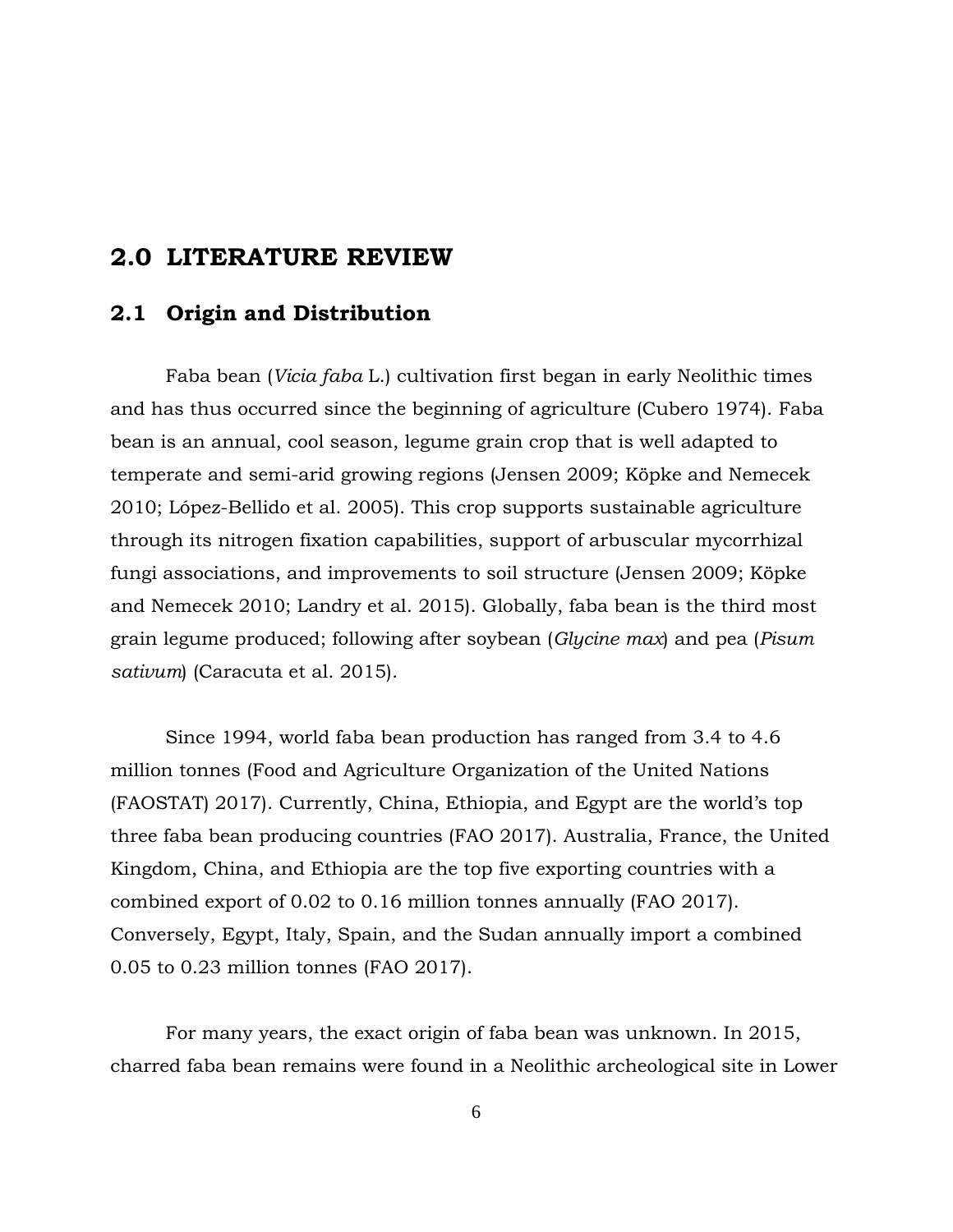## 2.0 LITERATURE REVIEW

### 2.1 Origin and Distribution

Faba bean (*Vicia faba* L.) cultivation first began in early Neolithic times and has thus occurred since the beginning of agriculture (Cubero 1974). Faba bean is an annual, cool season, legume grain crop that is well adapted to temperate and semi-arid growing regions (Jensen 2009; Köpke and Nemecek 2010; López-Bellido et al. 2005). This crop supports sustainable agriculture through its nitrogen fixation capabilities, support of arbuscular mycorrhizal fungi associations, and improvements to soil structure (Jensen 2009; Köpke and Nemecek 2010; Landry et al. 2015). Globally, faba bean is the third most grain legume produced; following after soybean (*Glycine max*) and pea (*Pisum sativum*) (Caracuta et al. 2015).

Since 1994, world faba bean production has ranged from 3.4 to 4.6 million tonnes (Food and Agriculture Organization of the United Nations (FAOSTAT) 2017). Currently, China, Ethiopia, and Egypt are the world's top three faba bean producing countries (FAO 2017). Australia, France, the United Kingdom, China, and Ethiopia are the top five exporting countries with a combined export of 0.02 to 0.16 million tonnes annually (FAO 2017). Conversely, Egypt, Italy, Spain, and the Sudan annually import a combined 0.05 to 0.23 million tonnes (FAO 2017).

For many years, the exact origin of faba bean was unknown. In 2015, charred faba bean remains were found in a Neolithic archeological site in Lower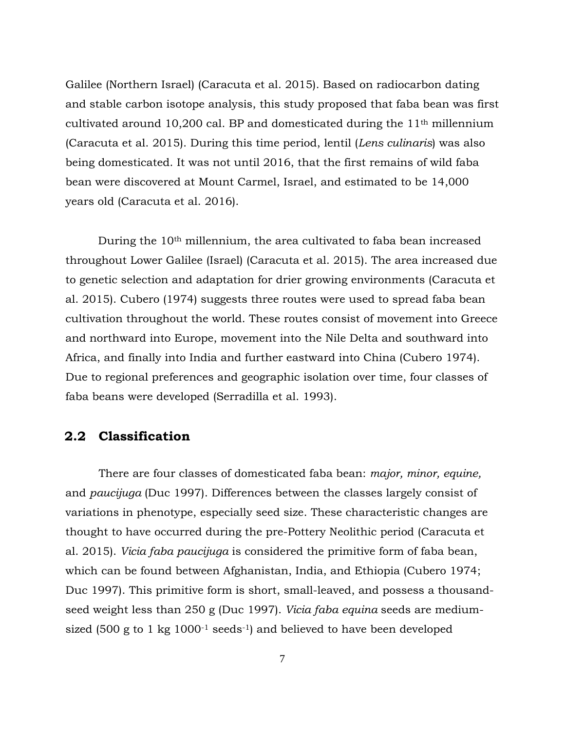Galilee (Northern Israel) (Caracuta et al. 2015). Based on radiocarbon dating and stable carbon isotope analysis, this study proposed that faba bean was first cultivated around 10,200 cal. BP and domesticated during the 11$^{th}$ millennium (Caracuta et al. 2015). During this time period, lentil (*Lens culinaris*) was also being domesticated. It was not until 2016, that the first remains of wild faba bean were discovered at Mount Carmel, Israel, and estimated to be 14,000 years old (Caracuta et al. 2016).

During the 10$^{th}$ millennium, the area cultivated to faba bean increased throughout Lower Galilee (Israel) (Caracuta et al. 2015). The area increased due to genetic selection and adaptation for drier growing environments (Caracuta et al. 2015). Cubero (1974) suggests three routes were used to spread faba bean cultivation throughout the world. These routes consist of movement into Greece and northward into Europe, movement into the Nile Delta and southward into Africa, and finally into India and further eastward into China (Cubero 1974). Due to regional preferences and geographic isolation over time, four classes of faba beans were developed (Serradilla et al. 1993).

## 2.2 Classification

There are four classes of domesticated faba bean: *major, minor, equine,* and *paucijuga* (Duc 1997). Differences between the classes largely consist of variations in phenotype, especially seed size. These characteristic changes are thought to have occurred during the pre-Pottery Neolithic period (Caracuta et al. 2015). *Vicia faba paucijuga* is considered the primitive form of faba bean, which can be found between Afghanistan, India, and Ethiopia (Cubero 1974; Duc 1997). This primitive form is short, small-leaved, and possess a thousand-seed weight less than 250 g (Duc 1997). *Vicia faba equina* seeds are medium-sized (500 g to 1 kg $1000^{-1}$ $seeds^{-1}$) and believed to have been developed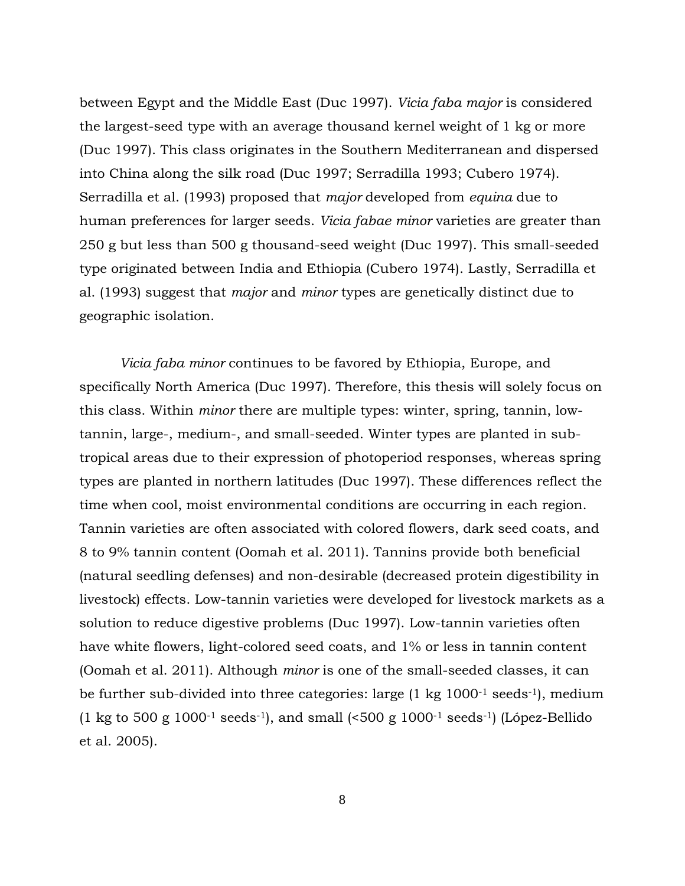between Egypt and the Middle East (Duc 1997). *Vicia faba major* is considered the largest-seed type with an average thousand kernel weight of 1 kg or more (Duc 1997). This class originates in the Southern Mediterranean and dispersed into China along the silk road (Duc 1997; Serradilla 1993; Cubero 1974). Serradilla et al. (1993) proposed that *major* developed from *equina* due to human preferences for larger seeds. *Vicia fabae minor* varieties are greater than 250 g but less than 500 g thousand-seed weight (Duc 1997). This small-seeded type originated between India and Ethiopia (Cubero 1974). Lastly, Serradilla et al. (1993) suggest that *major* and *minor* types are genetically distinct due to geographic isolation.

*Vicia faba minor* continues to be favored by Ethiopia, Europe, and specifically North America (Duc 1997). Therefore, this thesis will solely focus on this class. Within *minor* there are multiple types: winter, spring, tannin, low-tannin, large-, medium-, and small-seeded. Winter types are planted in sub-tropical areas due to their expression of photoperiod responses, whereas spring types are planted in northern latitudes (Duc 1997). These differences reflect the time when cool, moist environmental conditions are occurring in each region. Tannin varieties are often associated with colored flowers, dark seed coats, and 8 to 9% tannin content (Oomah et al. 2011). Tannins provide both beneficial (natural seedling defenses) and non-desirable (decreased protein digestibility in livestock) effects. Low-tannin varieties were developed for livestock markets as a solution to reduce digestive problems (Duc 1997). Low-tannin varieties often have white flowers, light-colored seed coats, and 1% or less in tannin content (Oomah et al. 2011). Although *minor* is one of the small-seeded classes, it can be further sub-divided into three categories: large (1 kg $1000^{-1}$ $\text{seeds}^{-1}$), medium (1 kg to 500 g $1000^{-1}$ $\text{seeds}^{-1}$), and small (<500 g $1000^{-1}$ $\text{seeds}^{-1}$) (López-Bellido et al. 2005).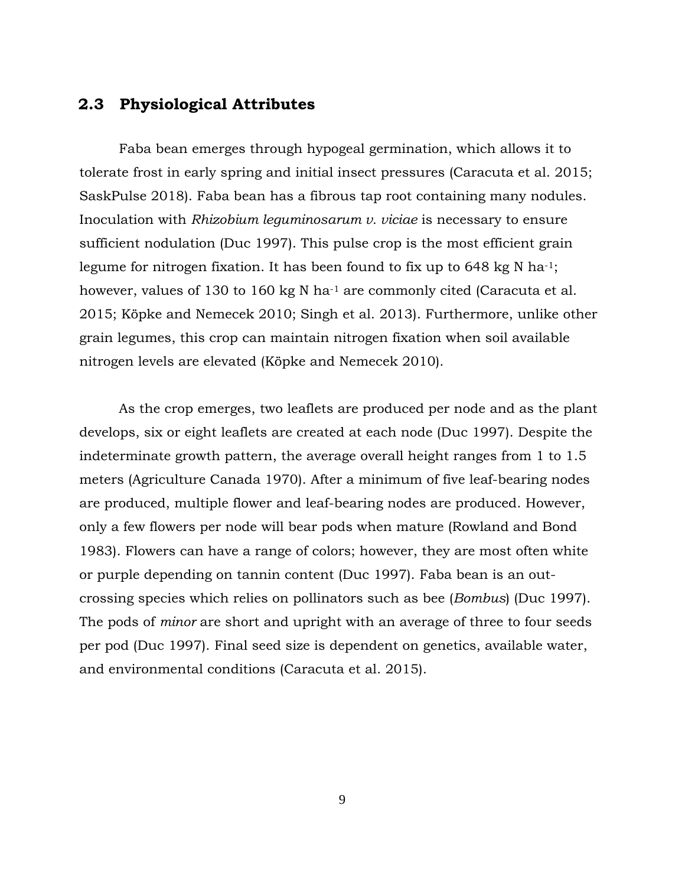## 2.3 Physiological Attributes

Faba bean emerges through hypogeal germination, which allows it to tolerate frost in early spring and initial insect pressures (Caracuta et al. 2015; SaskPulse 2018). Faba bean has a fibrous tap root containing many nodules. Inoculation with *Rhizobium leguminosarum v. viciae* is necessary to ensure sufficient nodulation (Duc 1997). This pulse crop is the most efficient grain legume for nitrogen fixation. It has been found to fix up to 648 kg N $ha^{-1}$; however, values of 130 to 160 kg N $ha^{-1}$ are commonly cited (Caracuta et al. 2015; Köpke and Nemecek 2010; Singh et al. 2013). Furthermore, unlike other grain legumes, this crop can maintain nitrogen fixation when soil available nitrogen levels are elevated (Köpke and Nemecek 2010).

As the crop emerges, two leaflets are produced per node and as the plant develops, six or eight leaflets are created at each node (Duc 1997). Despite the indeterminate growth pattern, the average overall height ranges from 1 to 1.5 meters (Agriculture Canada 1970). After a minimum of five leaf-bearing nodes are produced, multiple flower and leaf-bearing nodes are produced. However, only a few flowers per node will bear pods when mature (Rowland and Bond 1983). Flowers can have a range of colors; however, they are most often white or purple depending on tannin content (Duc 1997). Faba bean is an out-crossing species which relies on pollinators such as bee (*Bombus*) (Duc 1997). The pods of *minor* are short and upright with an average of three to four seeds per pod (Duc 1997). Final seed size is dependent on genetics, available water, and environmental conditions (Caracuta et al. 2015).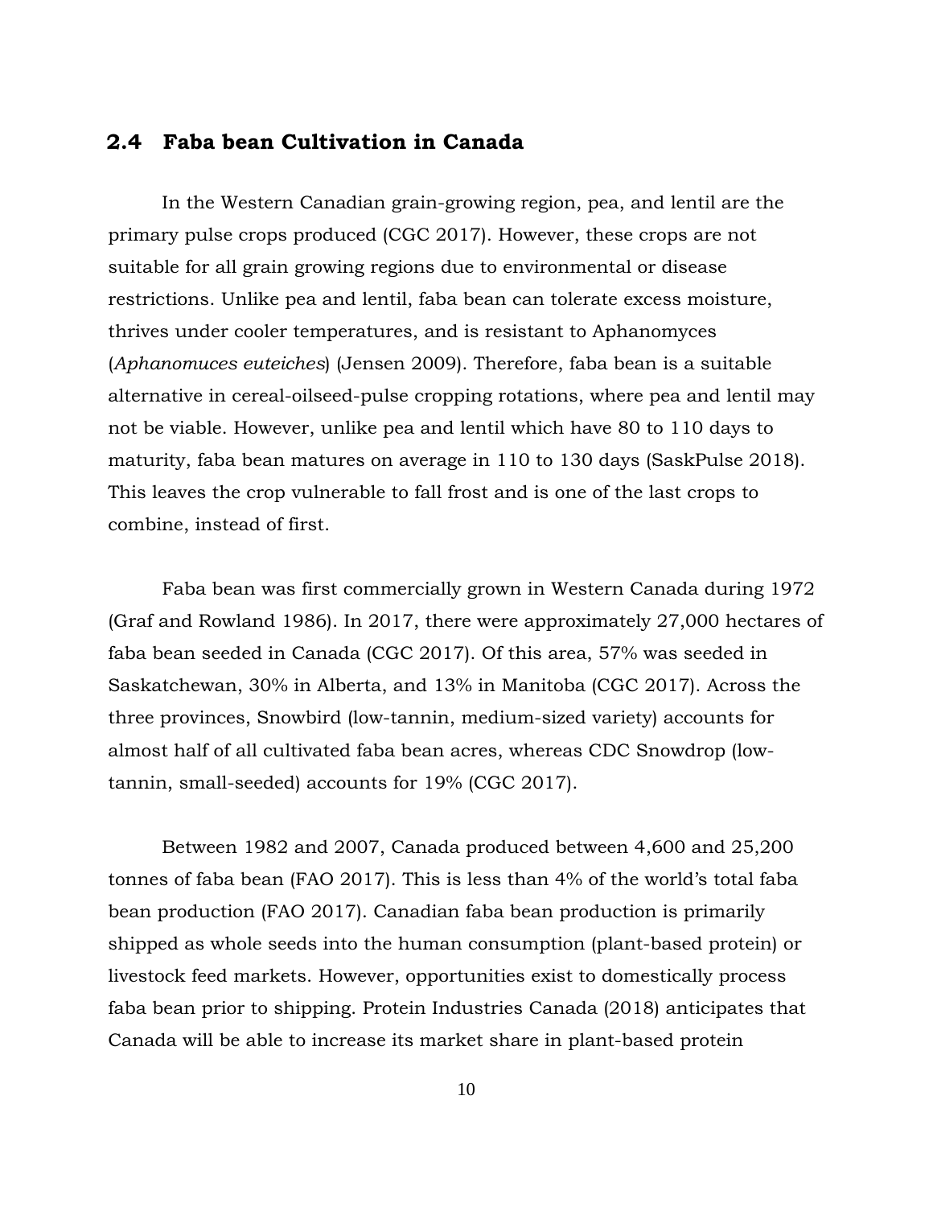## 2.4 Faba bean Cultivation in Canada

In the Western Canadian grain-growing region, pea, and lentil are the primary pulse crops produced (CGC 2017). However, these crops are not suitable for all grain growing regions due to environmental or disease restrictions. Unlike pea and lentil, faba bean can tolerate excess moisture, thrives under cooler temperatures, and is resistant to Aphanomyces (*Aphanomuces euteiches*) (Jensen 2009). Therefore, faba bean is a suitable alternative in cereal-oilseed-pulse cropping rotations, where pea and lentil may not be viable. However, unlike pea and lentil which have 80 to 110 days to maturity, faba bean matures on average in 110 to 130 days (SaskPulse 2018). This leaves the crop vulnerable to fall frost and is one of the last crops to combine, instead of first.

Faba bean was first commercially grown in Western Canada during 1972 (Graf and Rowland 1986). In 2017, there were approximately 27,000 hectares of faba bean seeded in Canada (CGC 2017). Of this area, 57% was seeded in Saskatchewan, 30% in Alberta, and 13% in Manitoba (CGC 2017). Across the three provinces, Snowbird (low-tannin, medium-sized variety) accounts for almost half of all cultivated faba bean acres, whereas CDC Snowdrop (low-tannin, small-seeded) accounts for 19% (CGC 2017).

Between 1982 and 2007, Canada produced between 4,600 and 25,200 tonnes of faba bean (FAO 2017). This is less than 4% of the world's total faba bean production (FAO 2017). Canadian faba bean production is primarily shipped as whole seeds into the human consumption (plant-based protein) or livestock feed markets. However, opportunities exist to domestically process faba bean prior to shipping. Protein Industries Canada (2018) anticipates that Canada will be able to increase its market share in plant-based protein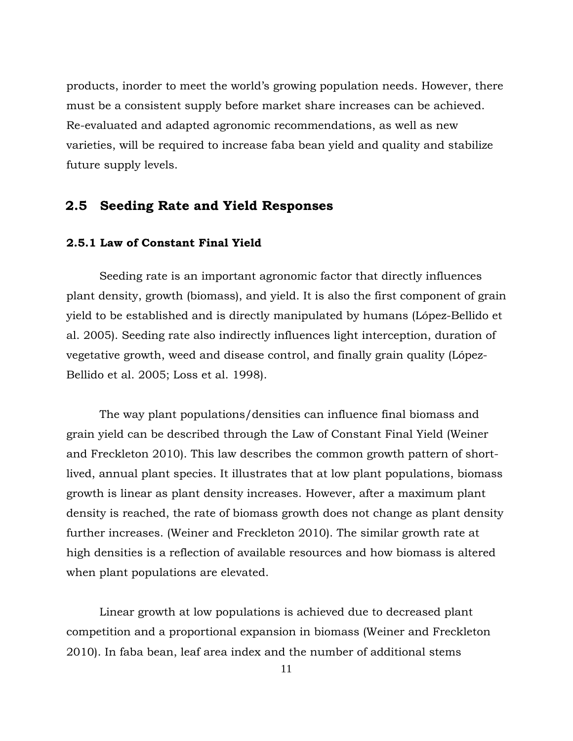products, inorder to meet the world's growing population needs. However, there must be a consistent supply before market share increases can be achieved. Re-evaluated and adapted agronomic recommendations, as well as new varieties, will be required to increase faba bean yield and quality and stabilize future supply levels.

## 2.5 Seeding Rate and Yield Responses

### 2.5.1 Law of Constant Final Yield

Seeding rate is an important agronomic factor that directly influences plant density, growth (biomass), and yield. It is also the first component of grain yield to be established and is directly manipulated by humans (López-Bellido et al. 2005). Seeding rate also indirectly influences light interception, duration of vegetative growth, weed and disease control, and finally grain quality (López-Bellido et al. 2005; Loss et al. 1998).

The way plant populations/densities can influence final biomass and grain yield can be described through the Law of Constant Final Yield (Weiner and Freckleton 2010). This law describes the common growth pattern of short-lived, annual plant species. It illustrates that at low plant populations, biomass growth is linear as plant density increases. However, after a maximum plant density is reached, the rate of biomass growth does not change as plant density further increases. (Weiner and Freckleton 2010). The similar growth rate at high densities is a reflection of available resources and how biomass is altered when plant populations are elevated.

Linear growth at low populations is achieved due to decreased plant competition and a proportional expansion in biomass (Weiner and Freckleton 2010). In faba bean, leaf area index and the number of additional stems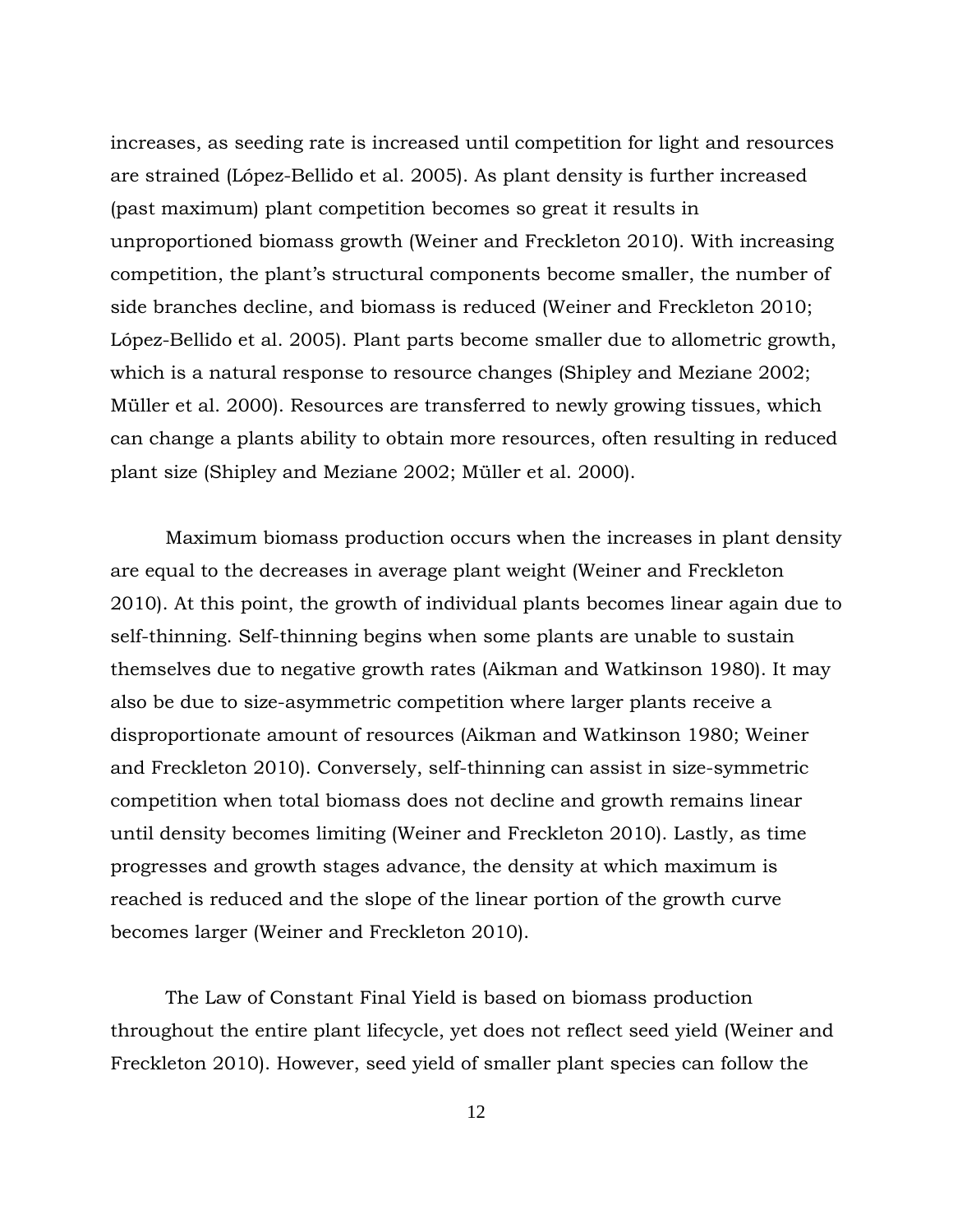increases, as seeding rate is increased until competition for light and resources are strained (López-Bellido et al. 2005). As plant density is further increased (past maximum) plant competition becomes so great it results in unproportioned biomass growth (Weiner and Freckleton 2010). With increasing competition, the plant's structural components become smaller, the number of side branches decline, and biomass is reduced (Weiner and Freckleton 2010; López-Bellido et al. 2005). Plant parts become smaller due to allometric growth, which is a natural response to resource changes (Shipley and Meziane 2002; Müller et al. 2000). Resources are transferred to newly growing tissues, which can change a plants ability to obtain more resources, often resulting in reduced plant size (Shipley and Meziane 2002; Müller et al. 2000).

Maximum biomass production occurs when the increases in plant density are equal to the decreases in average plant weight (Weiner and Freckleton 2010). At this point, the growth of individual plants becomes linear again due to self-thinning. Self-thinning begins when some plants are unable to sustain themselves due to negative growth rates (Aikman and Watkinson 1980). It may also be due to size-asymmetric competition where larger plants receive a disproportionate amount of resources (Aikman and Watkinson 1980; Weiner and Freckleton 2010). Conversely, self-thinning can assist in size-symmetric competition when total biomass does not decline and growth remains linear until density becomes limiting (Weiner and Freckleton 2010). Lastly, as time progresses and growth stages advance, the density at which maximum is reached is reduced and the slope of the linear portion of the growth curve becomes larger (Weiner and Freckleton 2010).

The Law of Constant Final Yield is based on biomass production throughout the entire plant lifecycle, yet does not reflect seed yield (Weiner and Freckleton 2010). However, seed yield of smaller plant species can follow the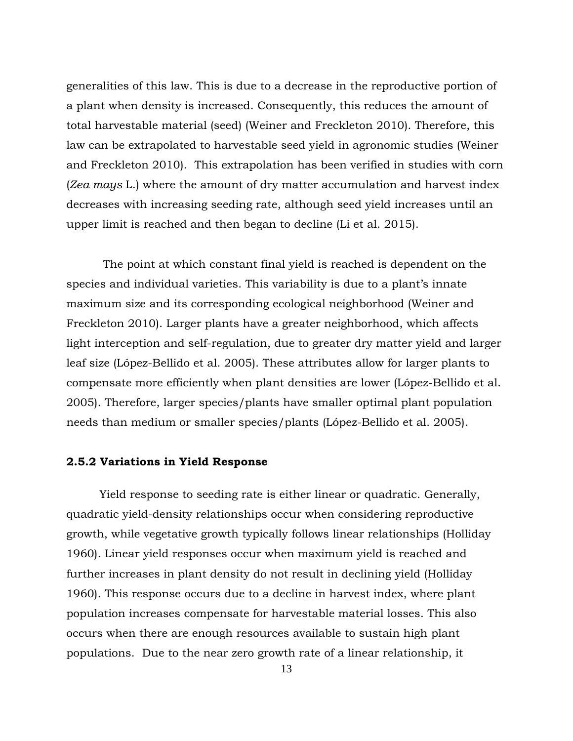generalities of this law. This is due to a decrease in the reproductive portion of a plant when density is increased. Consequently, this reduces the amount of total harvestable material (seed) (Weiner and Freckleton 2010). Therefore, this law can be extrapolated to harvestable seed yield in agronomic studies (Weiner and Freckleton 2010). This extrapolation has been verified in studies with corn (*Zea mays* L.) where the amount of dry matter accumulation and harvest index decreases with increasing seeding rate, although seed yield increases until an upper limit is reached and then began to decline (Li et al. 2015).

The point at which constant final yield is reached is dependent on the species and individual varieties. This variability is due to a plant's innate maximum size and its corresponding ecological neighborhood (Weiner and Freckleton 2010). Larger plants have a greater neighborhood, which affects light interception and self-regulation, due to greater dry matter yield and larger leaf size (López-Bellido et al. 2005). These attributes allow for larger plants to compensate more efficiently when plant densities are lower (López-Bellido et al. 2005). Therefore, larger species/plants have smaller optimal plant population needs than medium or smaller species/plants (López-Bellido et al. 2005).

### 2.5.2 Variations in Yield Response

Yield response to seeding rate is either linear or quadratic. Generally, quadratic yield-density relationships occur when considering reproductive growth, while vegetative growth typically follows linear relationships (Holliday 1960). Linear yield responses occur when maximum yield is reached and further increases in plant density do not result in declining yield (Holliday 1960). This response occurs due to a decline in harvest index, where plant population increases compensate for harvestable material losses. This also occurs when there are enough resources available to sustain high plant populations. Due to the near zero growth rate of a linear relationship, it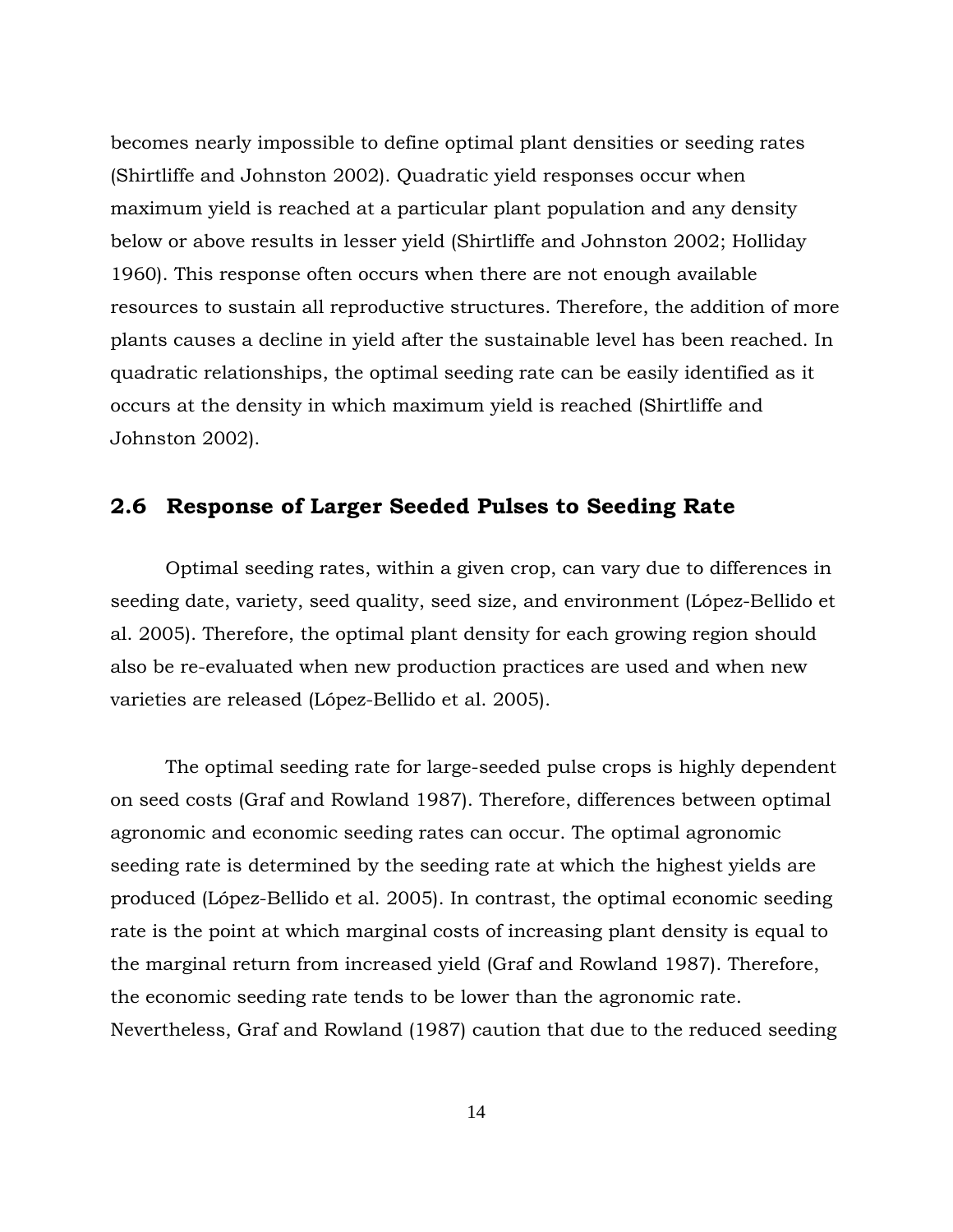becomes nearly impossible to define optimal plant densities or seeding rates (Shirtliffe and Johnston 2002). Quadratic yield responses occur when maximum yield is reached at a particular plant population and any density below or above results in lesser yield (Shirtliffe and Johnston 2002; Holliday 1960). This response often occurs when there are not enough available resources to sustain all reproductive structures. Therefore, the addition of more plants causes a decline in yield after the sustainable level has been reached. In quadratic relationships, the optimal seeding rate can be easily identified as it occurs at the density in which maximum yield is reached (Shirtliffe and Johnston 2002).

## 2.6 Response of Larger Seeded Pulses to Seeding Rate

Optimal seeding rates, within a given crop, can vary due to differences in seeding date, variety, seed quality, seed size, and environment (López-Bellido et al. 2005). Therefore, the optimal plant density for each growing region should also be re-evaluated when new production practices are used and when new varieties are released (López-Bellido et al. 2005).

The optimal seeding rate for large-seeded pulse crops is highly dependent on seed costs (Graf and Rowland 1987). Therefore, differences between optimal agronomic and economic seeding rates can occur. The optimal agronomic seeding rate is determined by the seeding rate at which the highest yields are produced (López-Bellido et al. 2005). In contrast, the optimal economic seeding rate is the point at which marginal costs of increasing plant density is equal to the marginal return from increased yield (Graf and Rowland 1987). Therefore, the economic seeding rate tends to be lower than the agronomic rate. Nevertheless, Graf and Rowland (1987) caution that due to the reduced seeding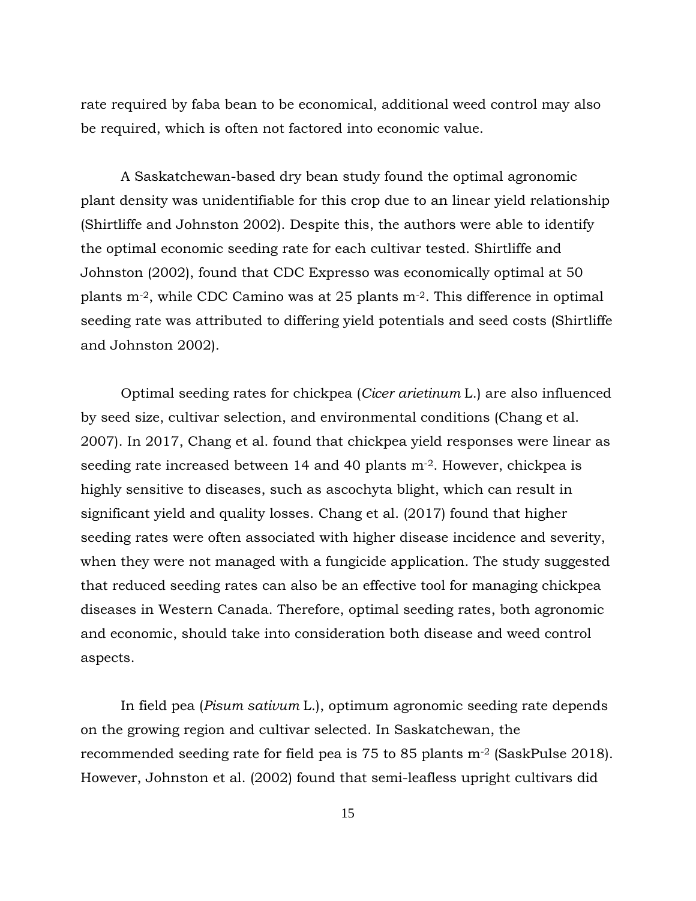rate required by faba bean to be economical, additional weed control may also be required, which is often not factored into economic value.

A Saskatchewan-based dry bean study found the optimal agronomic plant density was unidentifiable for this crop due to an linear yield relationship (Shirtliffe and Johnston 2002). Despite this, the authors were able to identify the optimal economic seeding rate for each cultivar tested. Shirtliffe and Johnston (2002), found that CDC Expresso was economically optimal at 50 plants $m^{-2}$, while CDC Camino was at 25 plants $m^{-2}$. This difference in optimal seeding rate was attributed to differing yield potentials and seed costs (Shirtliffe and Johnston 2002).

Optimal seeding rates for chickpea (*Cicer arietinum* L.) are also influenced by seed size, cultivar selection, and environmental conditions (Chang et al. 2007). In 2017, Chang et al. found that chickpea yield responses were linear as seeding rate increased between 14 and 40 plants $m^{-2}$. However, chickpea is highly sensitive to diseases, such as ascochyta blight, which can result in significant yield and quality losses. Chang et al. (2017) found that higher seeding rates were often associated with higher disease incidence and severity, when they were not managed with a fungicide application. The study suggested that reduced seeding rates can also be an effective tool for managing chickpea diseases in Western Canada. Therefore, optimal seeding rates, both agronomic and economic, should take into consideration both disease and weed control aspects.

In field pea (*Pisum sativum* L.), optimum agronomic seeding rate depends on the growing region and cultivar selected. In Saskatchewan, the recommended seeding rate for field pea is 75 to 85 plants $m^{-2}$ (SaskPulse 2018). However, Johnston et al. (2002) found that semi-leafless upright cultivars did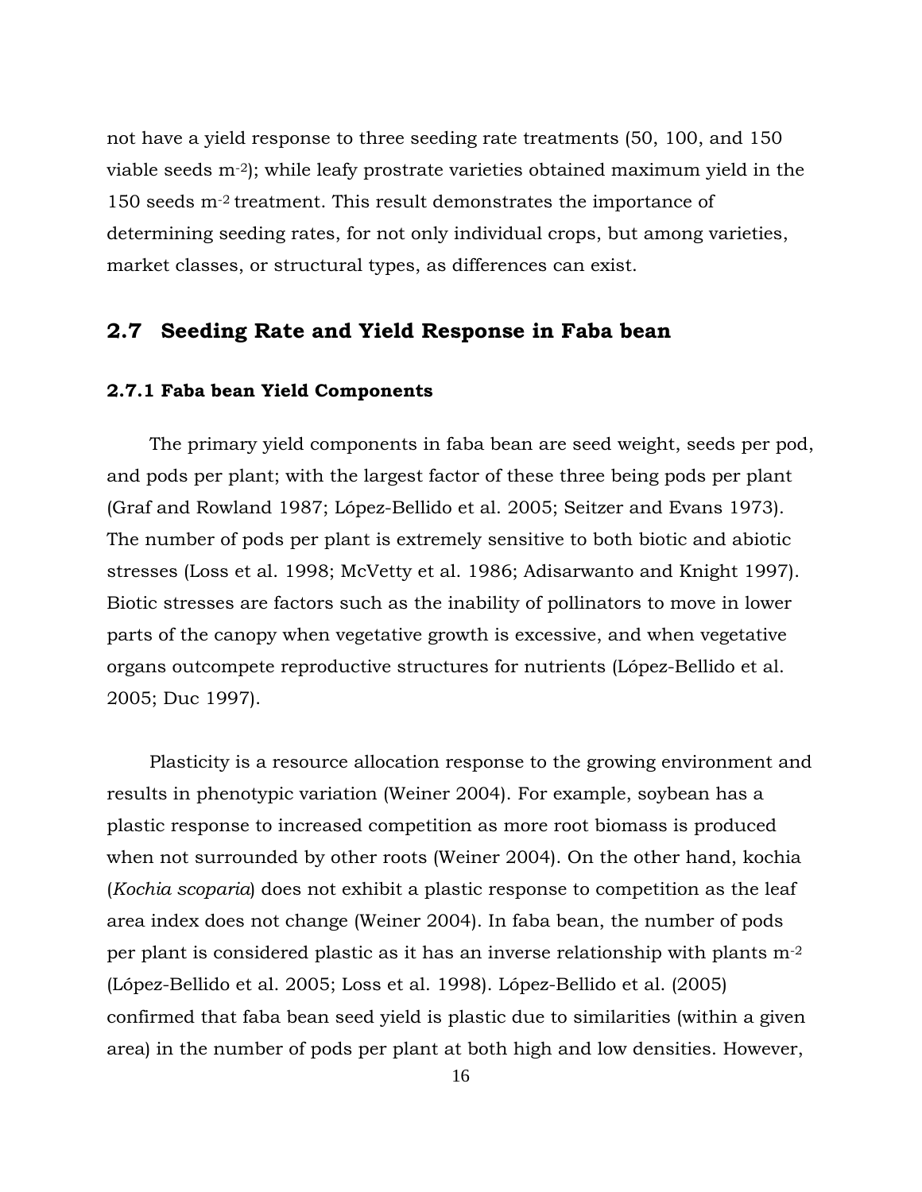not have a yield response to three seeding rate treatments (50, 100, and 150 viable seeds $m^{-2}$); while leafy prostrate varieties obtained maximum yield in the 150 seeds $m^{-2}$ treatment. This result demonstrates the importance of determining seeding rates, for not only individual crops, but among varieties, market classes, or structural types, as differences can exist.

## 2.7 Seeding Rate and Yield Response in Faba bean

### 2.7.1 Faba bean Yield Components

The primary yield components in faba bean are seed weight, seeds per pod, and pods per plant; with the largest factor of these three being pods per plant (Graf and Rowland 1987; López-Bellido et al. 2005; Seitzer and Evans 1973). The number of pods per plant is extremely sensitive to both biotic and abiotic stresses (Loss et al. 1998; McVetty et al. 1986; Adisarwanto and Knight 1997). Biotic stresses are factors such as the inability of pollinators to move in lower parts of the canopy when vegetative growth is excessive, and when vegetative organs outcompete reproductive structures for nutrients (López-Bellido et al. 2005; Duc 1997).

Plasticity is a resource allocation response to the growing environment and results in phenotypic variation (Weiner 2004). For example, soybean has a plastic response to increased competition as more root biomass is produced when not surrounded by other roots (Weiner 2004). On the other hand, kochia (*Kochia scoparia*) does not exhibit a plastic response to competition as the leaf area index does not change (Weiner 2004). In faba bean, the number of pods per plant is considered plastic as it has an inverse relationship with plants $m^{-2}$ (López-Bellido et al. 2005; Loss et al. 1998). López-Bellido et al. (2005) confirmed that faba bean seed yield is plastic due to similarities (within a given area) in the number of pods per plant at both high and low densities. However,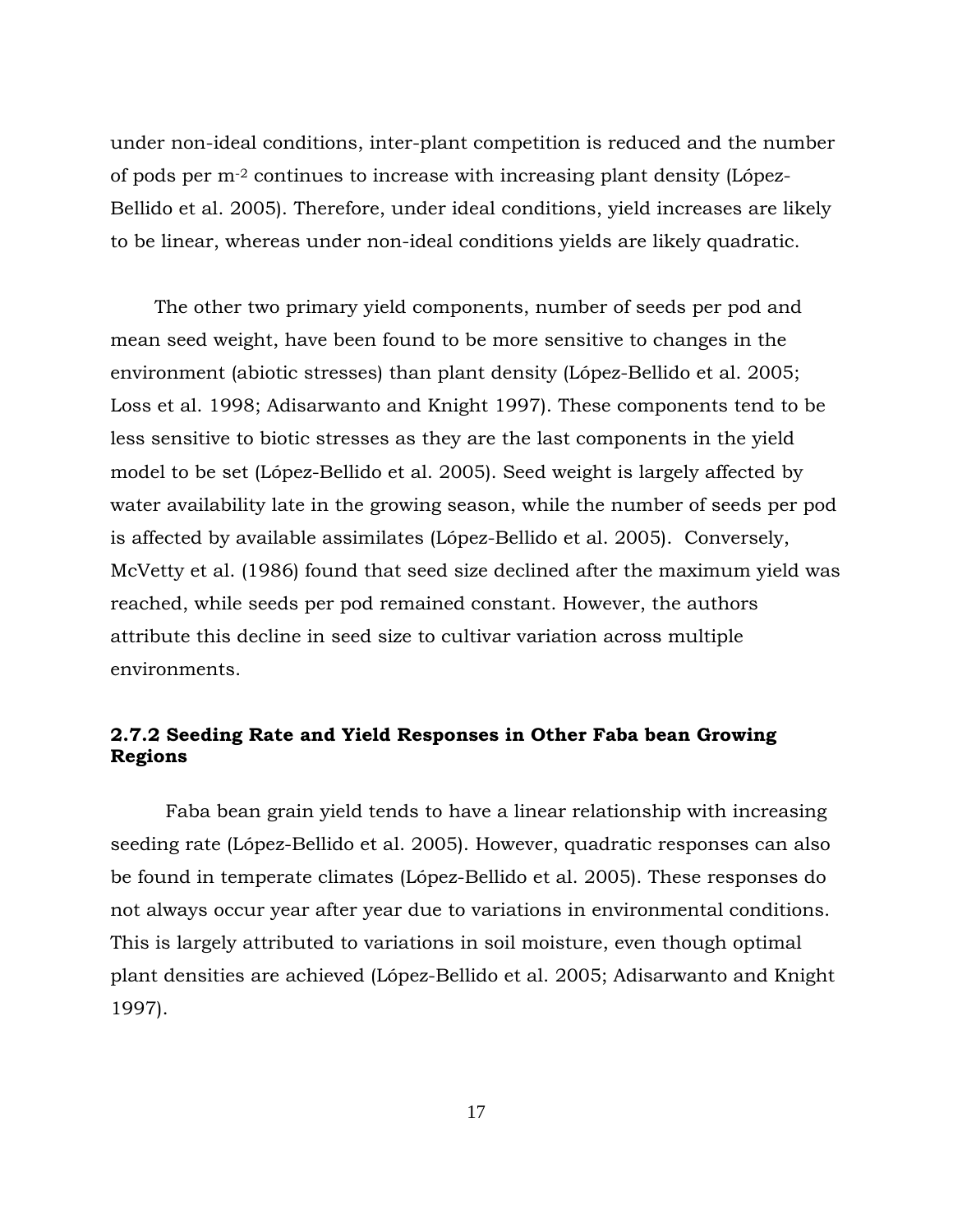under non-ideal conditions, inter-plant competition is reduced and the number of pods per $m^{-2}$ continues to increase with increasing plant density (López-Bellido et al. 2005). Therefore, under ideal conditions, yield increases are likely to be linear, whereas under non-ideal conditions yields are likely quadratic.

The other two primary yield components, number of seeds per pod and mean seed weight, have been found to be more sensitive to changes in the environment (abiotic stresses) than plant density (López-Bellido et al. 2005; Loss et al. 1998; Adisarwanto and Knight 1997). These components tend to be less sensitive to biotic stresses as they are the last components in the yield model to be set (López-Bellido et al. 2005). Seed weight is largely affected by water availability late in the growing season, while the number of seeds per pod is affected by available assimilates (López-Bellido et al. 2005). Conversely, McVetty et al. (1986) found that seed size declined after the maximum yield was reached, while seeds per pod remained constant. However, the authors attribute this decline in seed size to cultivar variation across multiple environments.

### 2.7.2 Seeding Rate and Yield Responses in Other Faba bean Growing Regions

Faba bean grain yield tends to have a linear relationship with increasing seeding rate (López-Bellido et al. 2005). However, quadratic responses can also be found in temperate climates (López-Bellido et al. 2005). These responses do not always occur year after year due to variations in environmental conditions. This is largely attributed to variations in soil moisture, even though optimal plant densities are achieved (López-Bellido et al. 2005; Adisarwanto and Knight 1997).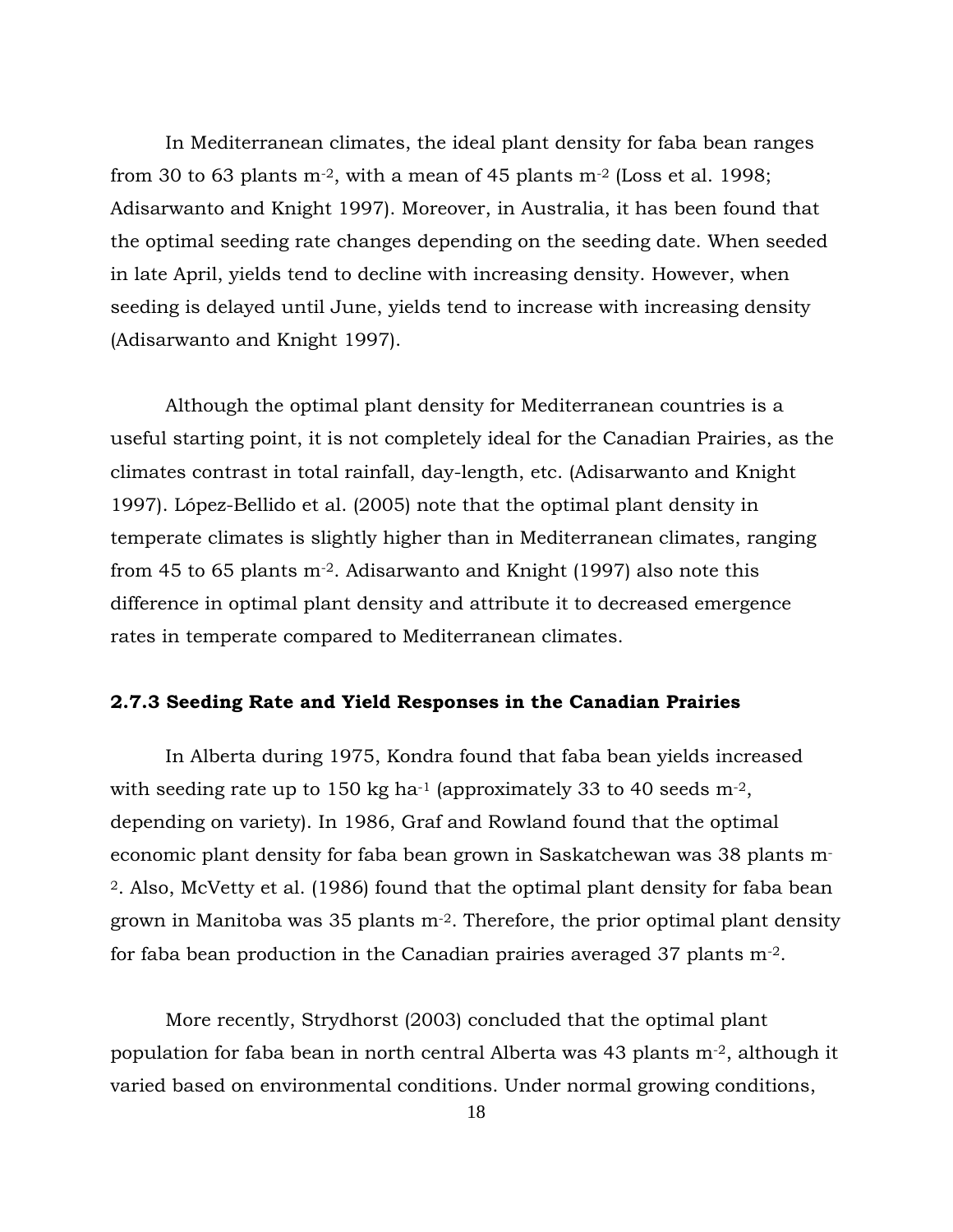In Mediterranean climates, the ideal plant density for faba bean ranges from 30 to 63 plants $m^{-2}$, with a mean of 45 plants $m^{-2}$ (Loss et al. 1998; Adisarwanto and Knight 1997). Moreover, in Australia, it has been found that the optimal seeding rate changes depending on the seeding date. When seeded in late April, yields tend to decline with increasing density. However, when seeding is delayed until June, yields tend to increase with increasing density (Adisarwanto and Knight 1997).

Although the optimal plant density for Mediterranean countries is a useful starting point, it is not completely ideal for the Canadian Prairies, as the climates contrast in total rainfall, day-length, etc. (Adisarwanto and Knight 1997). López-Bellido et al. (2005) note that the optimal plant density in temperate climates is slightly higher than in Mediterranean climates, ranging from 45 to 65 plants $m^{-2}$. Adisarwanto and Knight (1997) also note this difference in optimal plant density and attribute it to decreased emergence rates in temperate compared to Mediterranean climates.

### 2.7.3 Seeding Rate and Yield Responses in the Canadian Prairies

In Alberta during 1975, Kondra found that faba bean yields increased with seeding rate up to 150 kg $ha^{-1}$ (approximately 33 to 40 seeds $m^{-2}$, depending on variety). In 1986, Graf and Rowland found that the optimal economic plant density for faba bean grown in Saskatchewan was 38 plants $m^{-2}$. Also, McVetty et al. (1986) found that the optimal plant density for faba bean grown in Manitoba was 35 plants $m^{-2}$. Therefore, the prior optimal plant density for faba bean production in the Canadian prairies averaged 37 plants $m^{-2}$.

More recently, Strydhorst (2003) concluded that the optimal plant population for faba bean in north central Alberta was 43 plants $m^{-2}$, although it varied based on environmental conditions. Under normal growing conditions,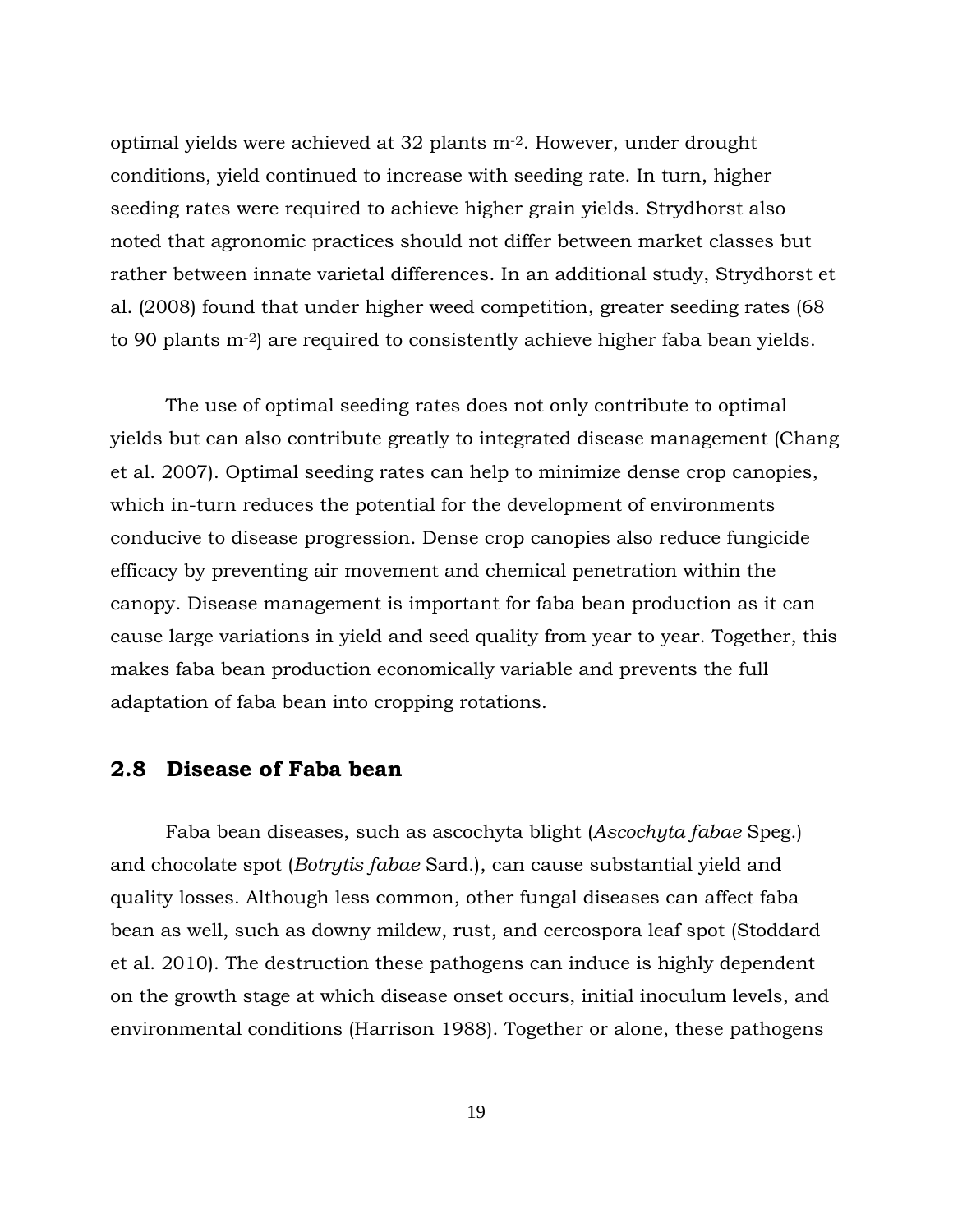optimal yields were achieved at 32 plants $m^{-2}$. However, under drought conditions, yield continued to increase with seeding rate. In turn, higher seeding rates were required to achieve higher grain yields. Strydhorst also noted that agronomic practices should not differ between market classes but rather between innate varietal differences. In an additional study, Strydhorst et al. (2008) found that under higher weed competition, greater seeding rates (68 to 90 plants $m^{-2}$) are required to consistently achieve higher faba bean yields.

The use of optimal seeding rates does not only contribute to optimal yields but can also contribute greatly to integrated disease management (Chang et al. 2007). Optimal seeding rates can help to minimize dense crop canopies, which in-turn reduces the potential for the development of environments conducive to disease progression. Dense crop canopies also reduce fungicide efficacy by preventing air movement and chemical penetration within the canopy. Disease management is important for faba bean production as it can cause large variations in yield and seed quality from year to year. Together, this makes faba bean production economically variable and prevents the full adaptation of faba bean into cropping rotations.

## 2.8 Disease of Faba bean

Faba bean diseases, such as ascochyta blight (*Ascochyta fabae* Speg.) and chocolate spot (*Botrytis fabae* Sard.), can cause substantial yield and quality losses. Although less common, other fungal diseases can affect faba bean as well, such as downy mildew, rust, and cercospora leaf spot (Stoddard et al. 2010). The destruction these pathogens can induce is highly dependent on the growth stage at which disease onset occurs, initial inoculum levels, and environmental conditions (Harrison 1988). Together or alone, these pathogens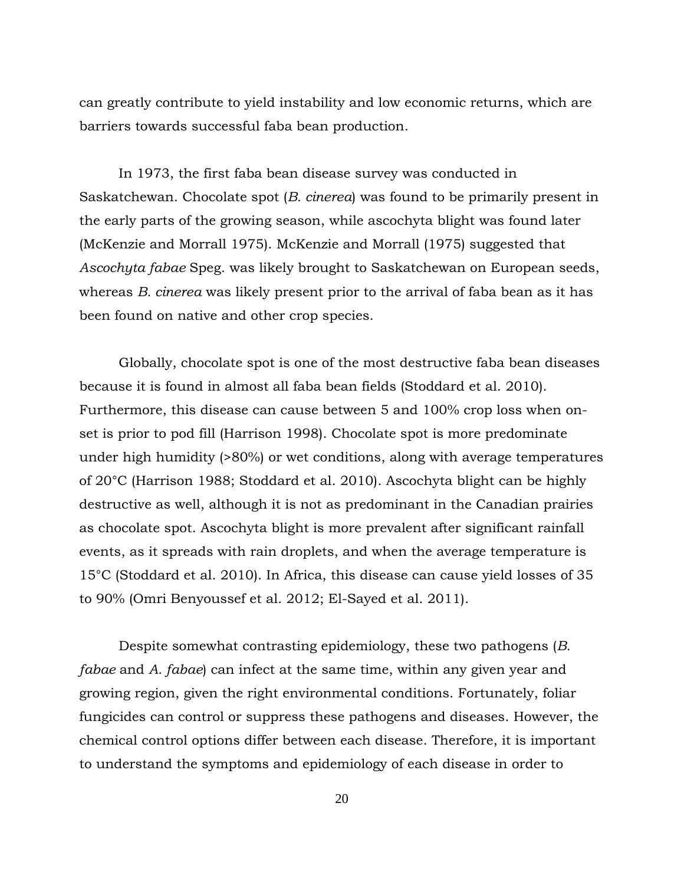can greatly contribute to yield instability and low economic returns, which are barriers towards successful faba bean production.

In 1973, the first faba bean disease survey was conducted in Saskatchewan. Chocolate spot (*B. cinerea*) was found to be primarily present in the early parts of the growing season, while ascochyta blight was found later (McKenzie and Morrall 1975). McKenzie and Morrall (1975) suggested that *Ascochyta fabae* Speg. was likely brought to Saskatchewan on European seeds, whereas *B. cinerea* was likely present prior to the arrival of faba bean as it has been found on native and other crop species.

Globally, chocolate spot is one of the most destructive faba bean diseases because it is found in almost all faba bean fields (Stoddard et al. 2010). Furthermore, this disease can cause between 5 and 100% crop loss when on-set is prior to pod fill (Harrison 1998). Chocolate spot is more predominate under high humidity (>80%) or wet conditions, along with average temperatures of 20°C (Harrison 1988; Stoddard et al. 2010). Ascochyta blight can be highly destructive as well, although it is not as predominant in the Canadian prairies as chocolate spot. Ascochyta blight is more prevalent after significant rainfall events, as it spreads with rain droplets, and when the average temperature is 15°C (Stoddard et al. 2010). In Africa, this disease can cause yield losses of 35 to 90% (Omri Benyoussef et al. 2012; El-Sayed et al. 2011).

Despite somewhat contrasting epidemiology, these two pathogens (*B. fabae* and *A. fabae*) can infect at the same time, within any given year and growing region, given the right environmental conditions. Fortunately, foliar fungicides can control or suppress these pathogens and diseases. However, the chemical control options differ between each disease. Therefore, it is important to understand the symptoms and epidemiology of each disease in order to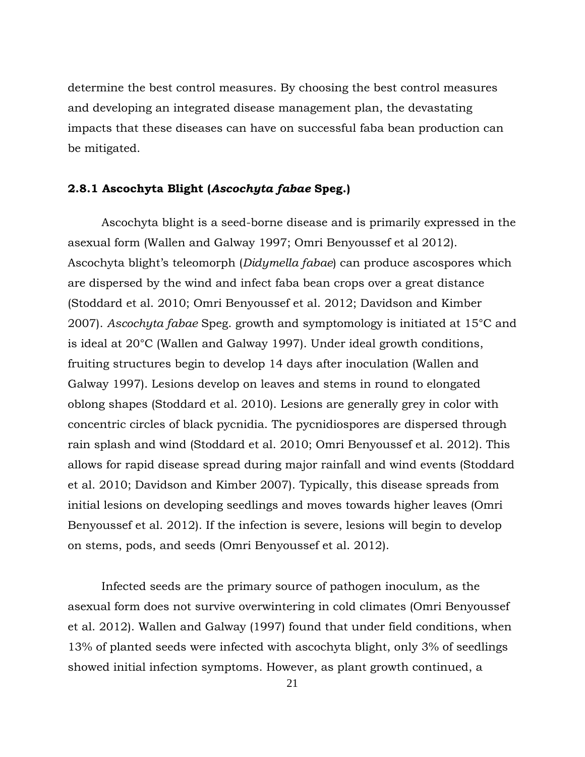determine the best control measures. By choosing the best control measures and developing an integrated disease management plan, the devastating impacts that these diseases can have on successful faba bean production can be mitigated.

### 2.8.1 Ascochyta Blight (*Ascochyta fabae* Speg.)

Ascochyta blight is a seed-borne disease and is primarily expressed in the asexual form (Wallen and Galway 1997; Omri Benyoussef et al 2012). Ascochyta blight's teleomorph (*Didymella fabae*) can produce ascospores which are dispersed by the wind and infect faba bean crops over a great distance (Stoddard et al. 2010; Omri Benyoussef et al. 2012; Davidson and Kimber 2007). *Ascochyta fabae* Speg. growth and symptomology is initiated at 15°C and is ideal at 20°C (Wallen and Galway 1997). Under ideal growth conditions, fruiting structures begin to develop 14 days after inoculation (Wallen and Galway 1997). Lesions develop on leaves and stems in round to elongated oblong shapes (Stoddard et al. 2010). Lesions are generally grey in color with concentric circles of black pycnidia. The pycnidiospores are dispersed through rain splash and wind (Stoddard et al. 2010; Omri Benyoussef et al. 2012). This allows for rapid disease spread during major rainfall and wind events (Stoddard et al. 2010; Davidson and Kimber 2007). Typically, this disease spreads from initial lesions on developing seedlings and moves towards higher leaves (Omri Benyoussef et al. 2012). If the infection is severe, lesions will begin to develop on stems, pods, and seeds (Omri Benyoussef et al. 2012).

Infected seeds are the primary source of pathogen inoculum, as the asexual form does not survive overwintering in cold climates (Omri Benyoussef et al. 2012). Wallen and Galway (1997) found that under field conditions, when 13% of planted seeds were infected with ascochyta blight, only 3% of seedlings showed initial infection symptoms. However, as plant growth continued, a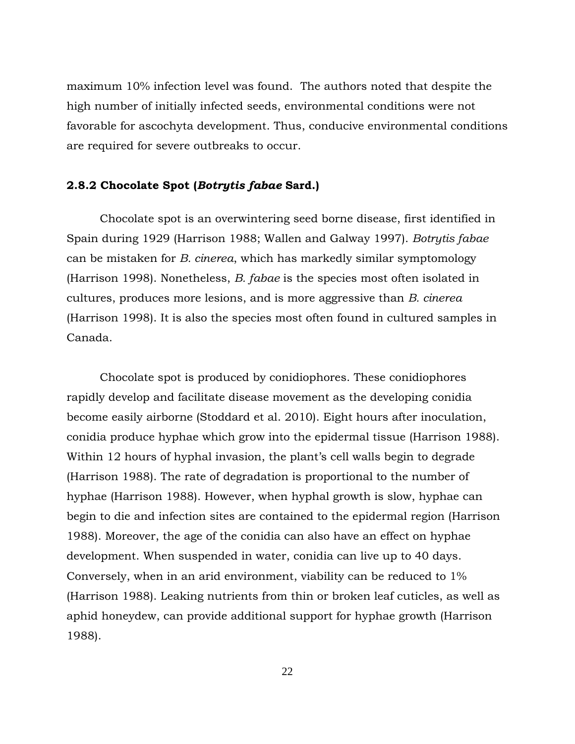maximum 10% infection level was found. The authors noted that despite the high number of initially infected seeds, environmental conditions were not favorable for ascochyta development. Thus, conducive environmental conditions are required for severe outbreaks to occur.

### 2.8.2 Chocolate Spot (*Botrytis fabae* Sard.)

Chocolate spot is an overwintering seed borne disease, first identified in Spain during 1929 (Harrison 1988; Wallen and Galway 1997). *Botrytis fabae* can be mistaken for *B. cinerea*, which has markedly similar symptomology (Harrison 1998). Nonetheless, *B. fabae* is the species most often isolated in cultures, produces more lesions, and is more aggressive than *B. cinerea* (Harrison 1998). It is also the species most often found in cultured samples in Canada.

Chocolate spot is produced by conidiophores. These conidiophores rapidly develop and facilitate disease movement as the developing conidia become easily airborne (Stoddard et al. 2010). Eight hours after inoculation, conidia produce hyphae which grow into the epidermal tissue (Harrison 1988). Within 12 hours of hyphal invasion, the plant's cell walls begin to degrade (Harrison 1988). The rate of degradation is proportional to the number of hyphae (Harrison 1988). However, when hyphal growth is slow, hyphae can begin to die and infection sites are contained to the epidermal region (Harrison 1988). Moreover, the age of the conidia can also have an effect on hyphae development. When suspended in water, conidia can live up to 40 days. Conversely, when in an arid environment, viability can be reduced to 1% (Harrison 1988). Leaking nutrients from thin or broken leaf cuticles, as well as aphid honeydew, can provide additional support for hyphae growth (Harrison 1988).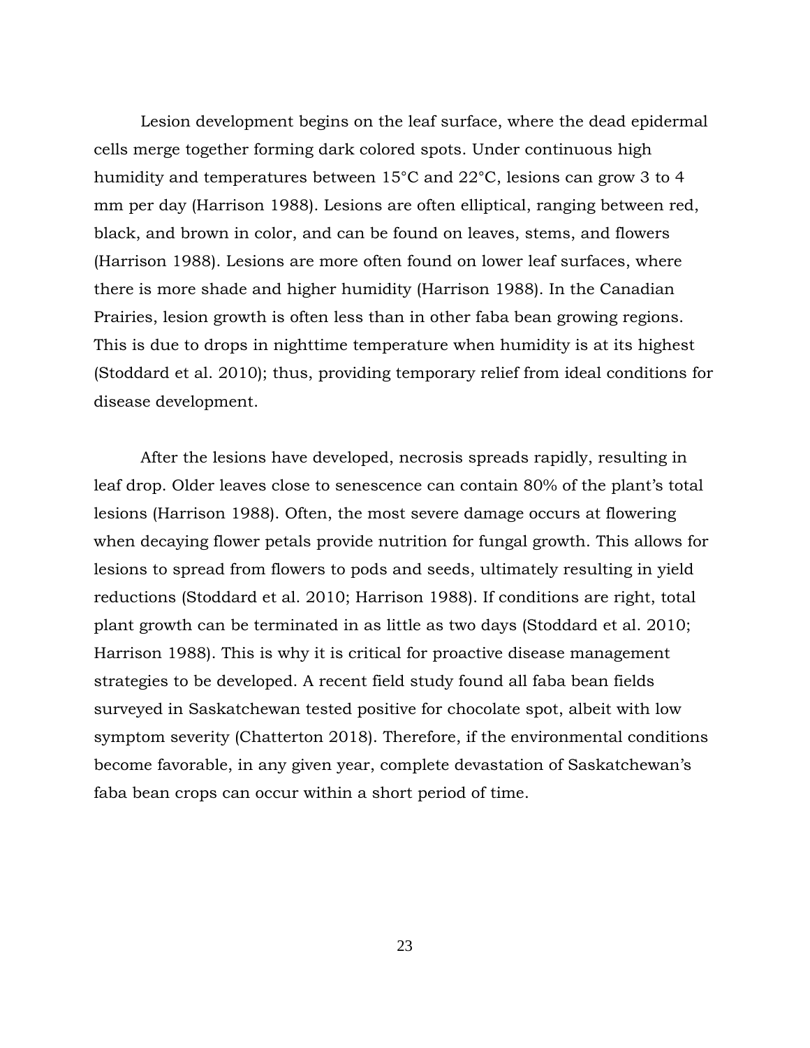Lesion development begins on the leaf surface, where the dead epidermal cells merge together forming dark colored spots. Under continuous high humidity and temperatures between 15°C and 22°C, lesions can grow 3 to 4 mm per day (Harrison 1988). Lesions are often elliptical, ranging between red, black, and brown in color, and can be found on leaves, stems, and flowers (Harrison 1988). Lesions are more often found on lower leaf surfaces, where there is more shade and higher humidity (Harrison 1988). In the Canadian Prairies, lesion growth is often less than in other faba bean growing regions. This is due to drops in nighttime temperature when humidity is at its highest (Stoddard et al. 2010); thus, providing temporary relief from ideal conditions for disease development.

After the lesions have developed, necrosis spreads rapidly, resulting in leaf drop. Older leaves close to senescence can contain 80% of the plant's total lesions (Harrison 1988). Often, the most severe damage occurs at flowering when decaying flower petals provide nutrition for fungal growth. This allows for lesions to spread from flowers to pods and seeds, ultimately resulting in yield reductions (Stoddard et al. 2010; Harrison 1988). If conditions are right, total plant growth can be terminated in as little as two days (Stoddard et al. 2010; Harrison 1988). This is why it is critical for proactive disease management strategies to be developed. A recent field study found all faba bean fields surveyed in Saskatchewan tested positive for chocolate spot, albeit with low symptom severity (Chatterton 2018). Therefore, if the environmental conditions become favorable, in any given year, complete devastation of Saskatchewan's faba bean crops can occur within a short period of time.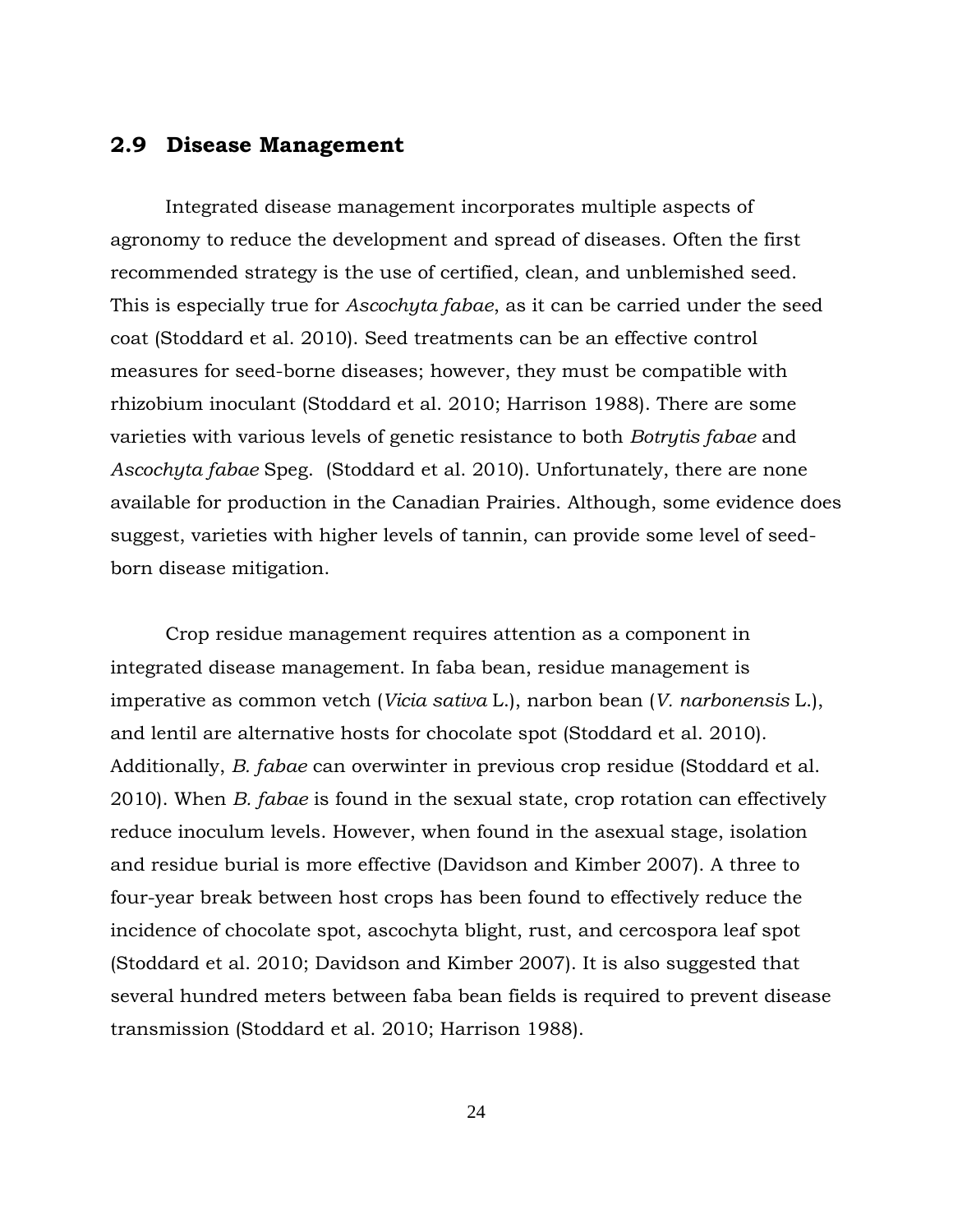## 2.9 Disease Management

Integrated disease management incorporates multiple aspects of agronomy to reduce the development and spread of diseases. Often the first recommended strategy is the use of certified, clean, and unblemished seed. This is especially true for *Ascochyta fabae*, as it can be carried under the seed coat (Stoddard et al. 2010). Seed treatments can be an effective control measures for seed-borne diseases; however, they must be compatible with rhizobium inoculant (Stoddard et al. 2010; Harrison 1988). There are some varieties with various levels of genetic resistance to both *Botrytis fabae* and *Ascochyta fabae* Speg. (Stoddard et al. 2010). Unfortunately, there are none available for production in the Canadian Prairies. Although, some evidence does suggest, varieties with higher levels of tannin, can provide some level of seed-born disease mitigation.

Crop residue management requires attention as a component in integrated disease management. In faba bean, residue management is imperative as common vetch (*Vicia sativa* L.), narbon bean (*V. narbonensis* L.), and lentil are alternative hosts for chocolate spot (Stoddard et al. 2010). Additionally, *B. fabae* can overwinter in previous crop residue (Stoddard et al. 2010). When *B. fabae* is found in the sexual state, crop rotation can effectively reduce inoculum levels. However, when found in the asexual stage, isolation and residue burial is more effective (Davidson and Kimber 2007). A three to four-year break between host crops has been found to effectively reduce the incidence of chocolate spot, ascochyta blight, rust, and cercospora leaf spot (Stoddard et al. 2010; Davidson and Kimber 2007). It is also suggested that several hundred meters between faba bean fields is required to prevent disease transmission (Stoddard et al. 2010; Harrison 1988).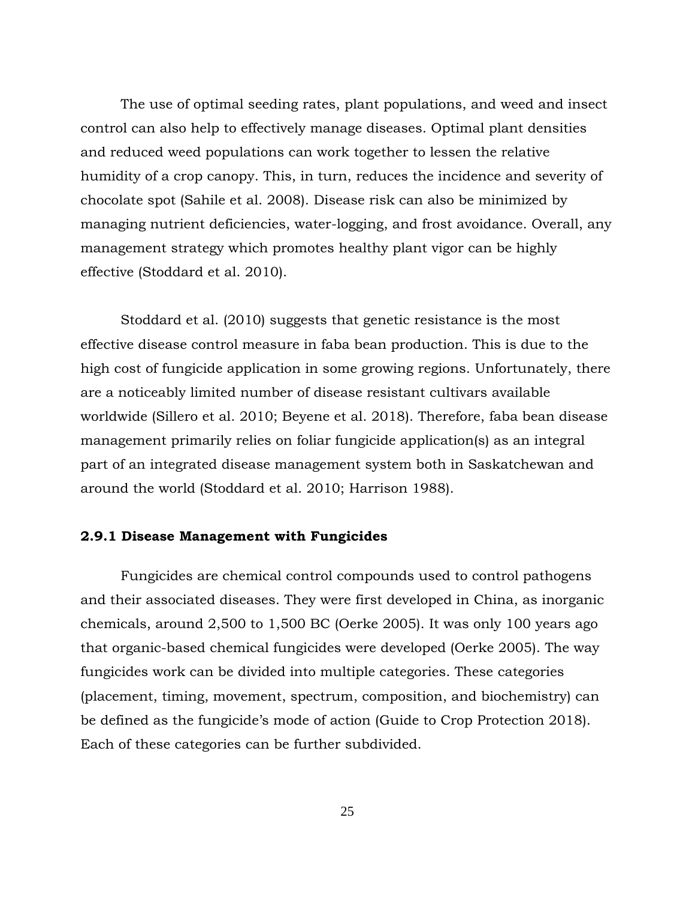The use of optimal seeding rates, plant populations, and weed and insect control can also help to effectively manage diseases. Optimal plant densities and reduced weed populations can work together to lessen the relative humidity of a crop canopy. This, in turn, reduces the incidence and severity of chocolate spot (Sahile et al. 2008). Disease risk can also be minimized by managing nutrient deficiencies, water-logging, and frost avoidance. Overall, any management strategy which promotes healthy plant vigor can be highly effective (Stoddard et al. 2010).

Stoddard et al. (2010) suggests that genetic resistance is the most effective disease control measure in faba bean production. This is due to the high cost of fungicide application in some growing regions. Unfortunately, there are a noticeably limited number of disease resistant cultivars available worldwide (Sillero et al. 2010; Beyene et al. 2018). Therefore, faba bean disease management primarily relies on foliar fungicide application(s) as an integral part of an integrated disease management system both in Saskatchewan and around the world (Stoddard et al. 2010; Harrison 1988).

### 2.9.1 Disease Management with Fungicides

Fungicides are chemical control compounds used to control pathogens and their associated diseases. They were first developed in China, as inorganic chemicals, around 2,500 to 1,500 BC (Oerke 2005). It was only 100 years ago that organic-based chemical fungicides were developed (Oerke 2005). The way fungicides work can be divided into multiple categories. These categories (placement, timing, movement, spectrum, composition, and biochemistry) can be defined as the fungicide's mode of action (Guide to Crop Protection 2018). Each of these categories can be further subdivided.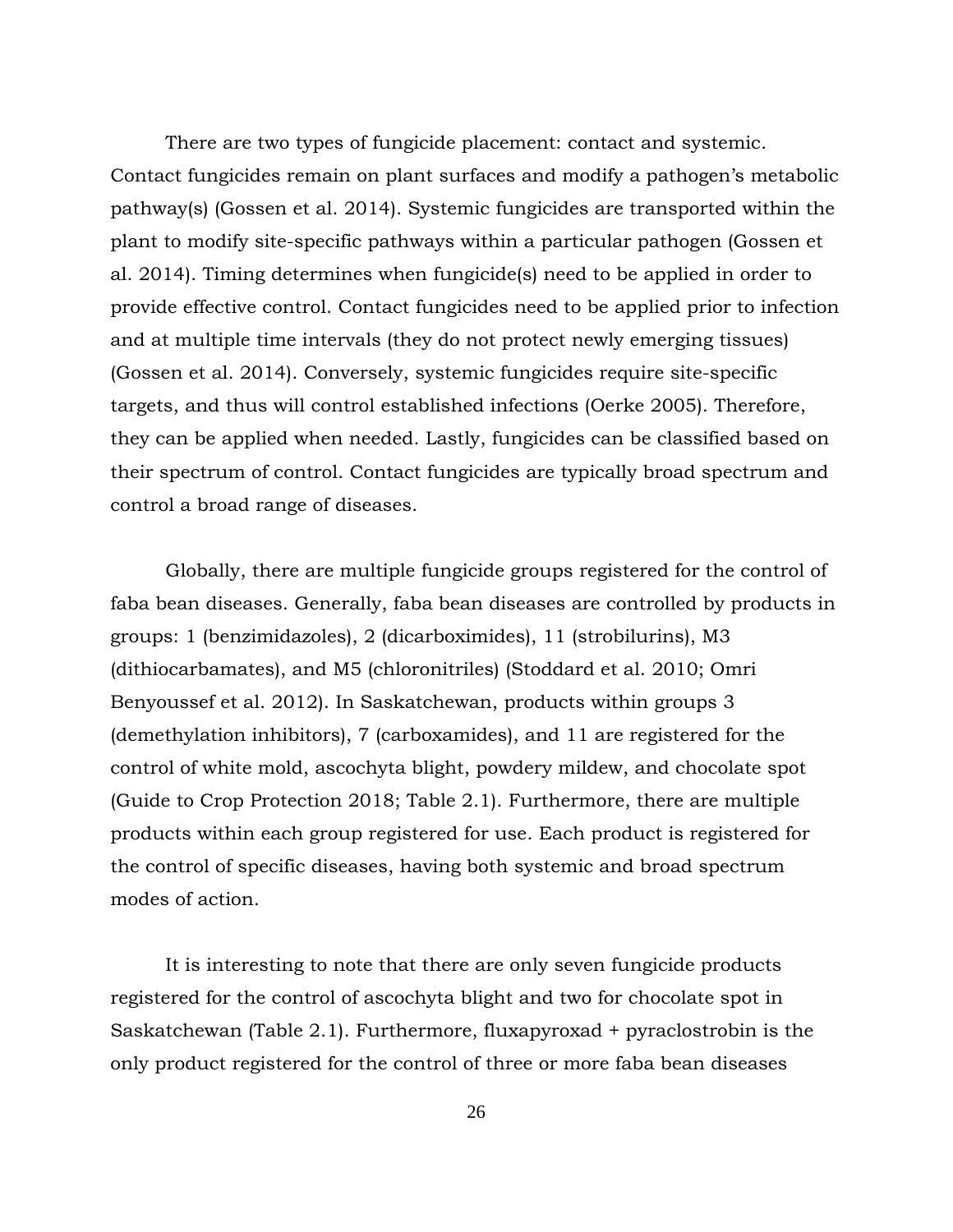There are two types of fungicide placement: contact and systemic. Contact fungicides remain on plant surfaces and modify a pathogen's metabolic pathway(s) (Gossen et al. 2014). Systemic fungicides are transported within the plant to modify site-specific pathways within a particular pathogen (Gossen et al. 2014). Timing determines when fungicide(s) need to be applied in order to provide effective control. Contact fungicides need to be applied prior to infection and at multiple time intervals (they do not protect newly emerging tissues) (Gossen et al. 2014). Conversely, systemic fungicides require site-specific targets, and thus will control established infections (Oerke 2005). Therefore, they can be applied when needed. Lastly, fungicides can be classified based on their spectrum of control. Contact fungicides are typically broad spectrum and control a broad range of diseases.

Globally, there are multiple fungicide groups registered for the control of faba bean diseases. Generally, faba bean diseases are controlled by products in groups: 1 (benzimidazoles), 2 (dicarboximides), 11 (strobilurins), M3 (dithiocarbamates), and M5 (chloronitriles) (Stoddard et al. 2010; Omri Benyoussef et al. 2012). In Saskatchewan, products within groups 3 (demethylation inhibitors), 7 (carboxamides), and 11 are registered for the control of white mold, ascochyta blight, powdery mildew, and chocolate spot (Guide to Crop Protection 2018; Table 2.1). Furthermore, there are multiple products within each group registered for use. Each product is registered for the control of specific diseases, having both systemic and broad spectrum modes of action.

It is interesting to note that there are only seven fungicide products registered for the control of ascochyta blight and two for chocolate spot in Saskatchewan (Table 2.1). Furthermore, fluxapyroxad + pyraclostrobin is the only product registered for the control of three or more faba bean diseases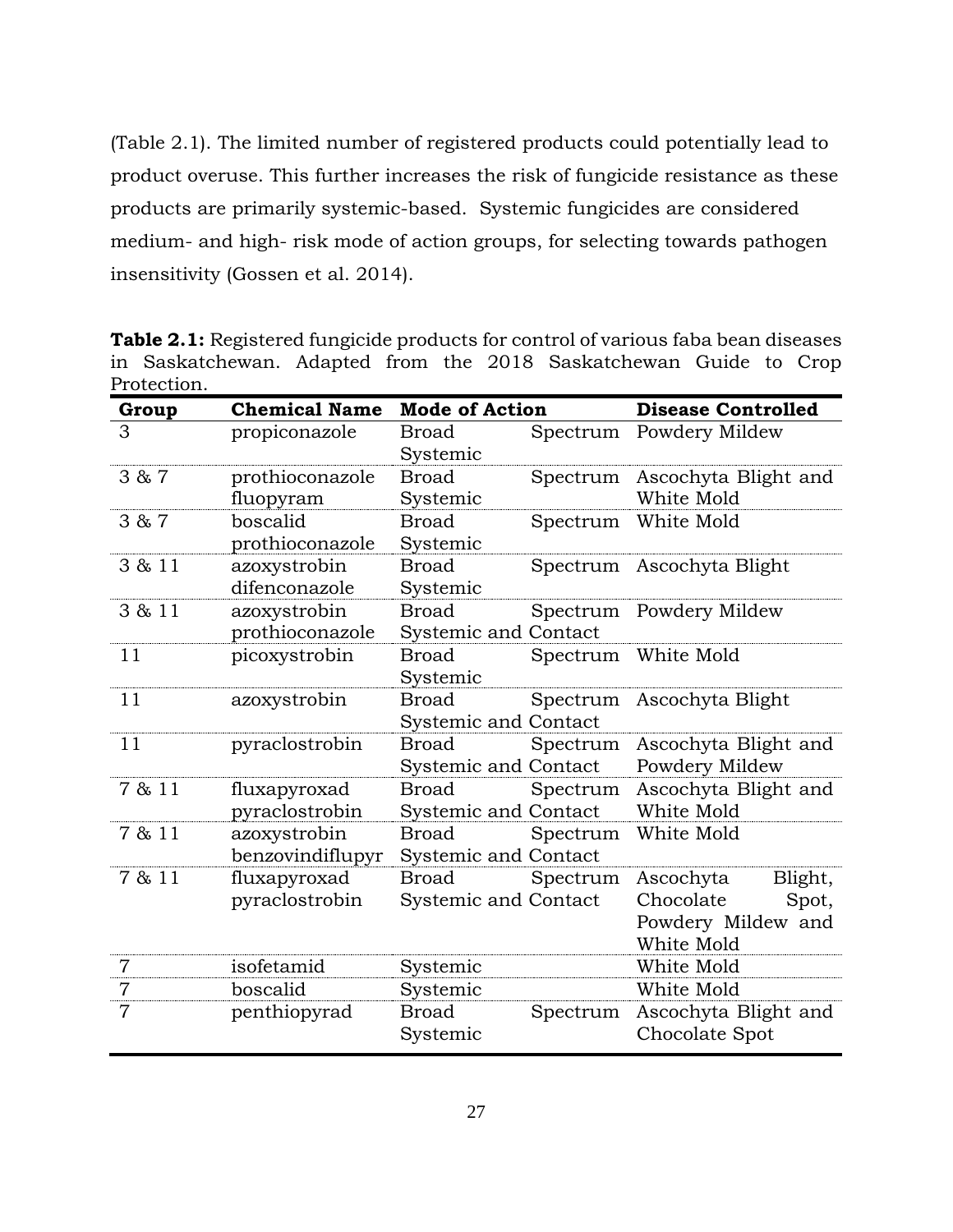(Table 2.1). The limited number of registered products could potentially lead to product overuse. This further increases the risk of fungicide resistance as these products are primarily systemic-based. Systemic fungicides are considered medium- and high- risk mode of action groups, for selecting towards pathogen insensitivity (Gossen et al. 2014).

**Table 2.1:** Registered fungicide products for control of various faba bean diseases in Saskatchewan. Adapted from the 2018 Saskatchewan Guide to Crop Protection.

| Group | Chemical Name | Mode of Action | Disease Controlled |
|---|---|---|---|
| 3 | propiconazole | Broad Spectrum Systemic | Powdery Mildew |
| 3 & 7 | prothioconazole fluopyram | Broad Spectrum Systemic | Ascochyta Blight and White Mold |
| 3 & 7 | boscalid prothioconazole | Broad Spectrum Systemic | White Mold |
| 3 & 11 | azoxystrobin difenconazole | Broad Spectrum Systemic | Ascochyta Blight |
| 3 & 11 | azoxystrobin prothioconazole | Broad Spectrum Systemic and Contact | Powdery Mildew |
| 11 | picoxystrobin | Broad Spectrum Systemic | White Mold |
| 11 | azoxystrobin | Broad Spectrum Systemic and Contact | Ascochyta Blight |
| 11 | pyraclostrobin | Broad Spectrum Systemic and Contact | Ascochyta Blight and Powdery Mildew |
| 7 & 11 | fluxapyroxad pyraclostrobin | Broad Spectrum Systemic and Contact | Ascochyta Blight and White Mold |
| 7 & 11 | azoxystrobin benzovindiflupyr | Broad Spectrum Systemic and Contact | White Mold |
| 7 & 11 | fluxapyroxad pyraclostrobin | Broad Spectrum Systemic and Contact | Ascochyta Blight, Chocolate Spot, Powdery Mildew and White Mold |
| 7 | isofetamid | Systemic | White Mold |
| 7 | boscalid | Systemic | White Mold |
| 7 | penthiopyrad | Broad Spectrum Systemic | Ascochyta Blight and Chocolate Spot |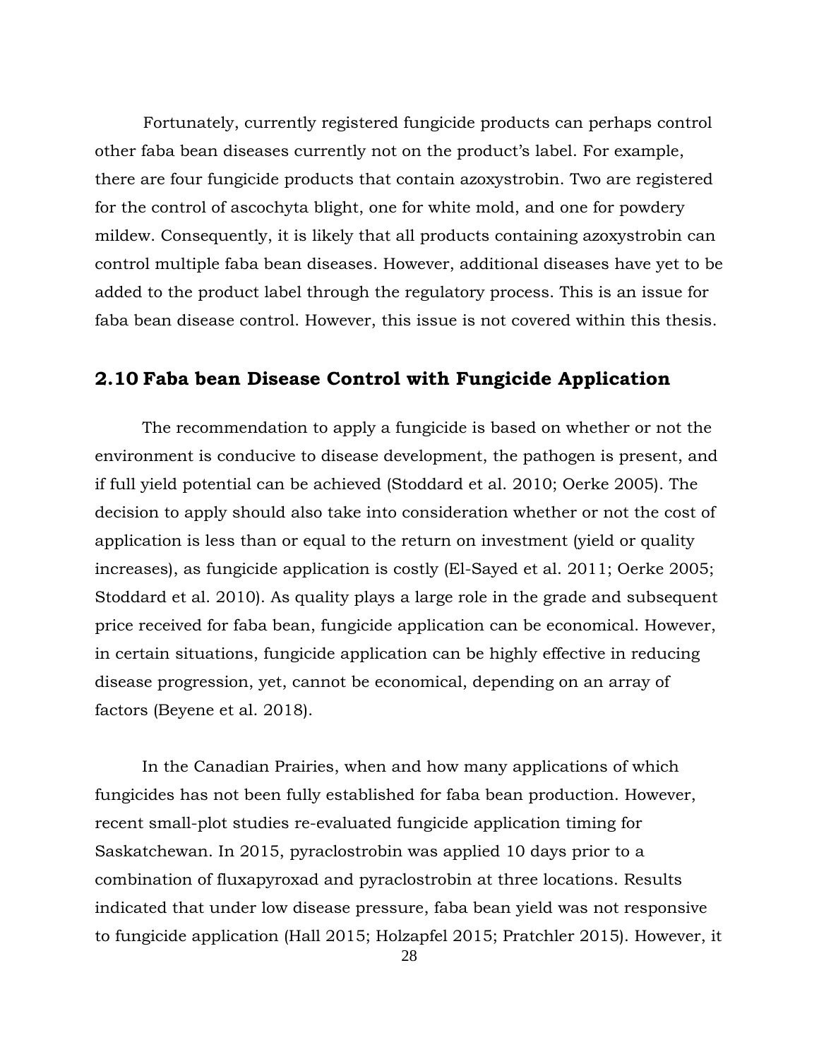Fortunately, currently registered fungicide products can perhaps control other faba bean diseases currently not on the product's label. For example, there are four fungicide products that contain azoxystrobin. Two are registered for the control of ascochyta blight, one for white mold, and one for powdery mildew. Consequently, it is likely that all products containing azoxystrobin can control multiple faba bean diseases. However, additional diseases have yet to be added to the product label through the regulatory process. This is an issue for faba bean disease control. However, this issue is not covered within this thesis.

## 2.10 Faba bean Disease Control with Fungicide Application

The recommendation to apply a fungicide is based on whether or not the environment is conducive to disease development, the pathogen is present, and if full yield potential can be achieved (Stoddard et al. 2010; Oerke 2005). The decision to apply should also take into consideration whether or not the cost of application is less than or equal to the return on investment (yield or quality increases), as fungicide application is costly (El-Sayed et al. 2011; Oerke 2005; Stoddard et al. 2010). As quality plays a large role in the grade and subsequent price received for faba bean, fungicide application can be economical. However, in certain situations, fungicide application can be highly effective in reducing disease progression, yet, cannot be economical, depending on an array of factors (Beyene et al. 2018).

In the Canadian Prairies, when and how many applications of which fungicides has not been fully established for faba bean production. However, recent small-plot studies re-evaluated fungicide application timing for Saskatchewan. In 2015, pyraclostrobin was applied 10 days prior to a combination of fluxapyroxad and pyraclostrobin at three locations. Results indicated that under low disease pressure, faba bean yield was not responsive to fungicide application (Hall 2015; Holzapfel 2015; Pratchler 2015). However, it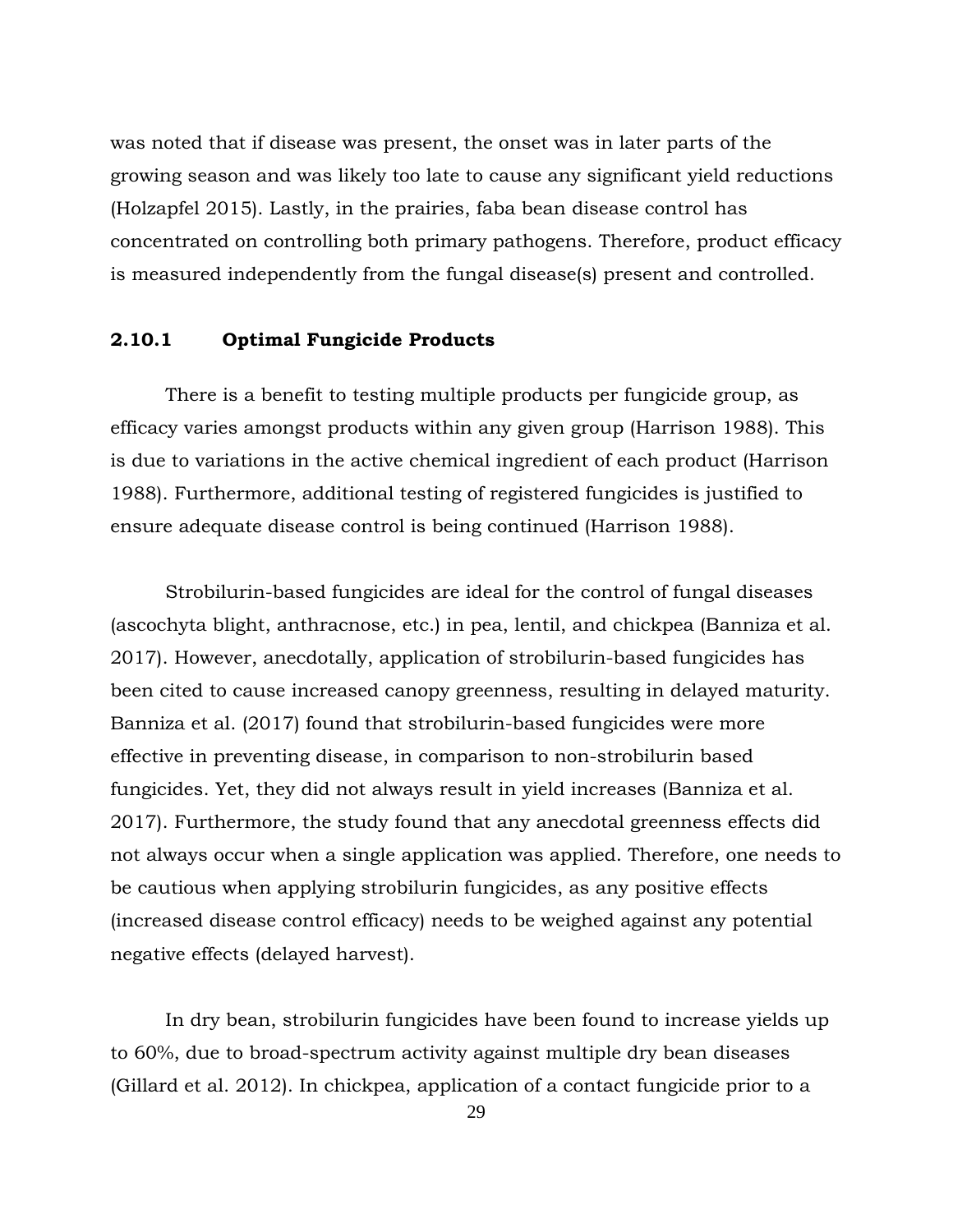was noted that if disease was present, the onset was in later parts of the growing season and was likely too late to cause any significant yield reductions (Holzapfel 2015). Lastly, in the prairies, faba bean disease control has concentrated on controlling both primary pathogens. Therefore, product efficacy is measured independently from the fungal disease(s) present and controlled.

### 2.10.1 Optimal Fungicide Products

There is a benefit to testing multiple products per fungicide group, as efficacy varies amongst products within any given group (Harrison 1988). This is due to variations in the active chemical ingredient of each product (Harrison 1988). Furthermore, additional testing of registered fungicides is justified to ensure adequate disease control is being continued (Harrison 1988).

Strobilurin-based fungicides are ideal for the control of fungal diseases (ascochyta blight, anthracnose, etc.) in pea, lentil, and chickpea (Banniza et al. 2017). However, anecdotally, application of strobilurin-based fungicides has been cited to cause increased canopy greenness, resulting in delayed maturity. Banniza et al. (2017) found that strobilurin-based fungicides were more effective in preventing disease, in comparison to non-strobilurin based fungicides. Yet, they did not always result in yield increases (Banniza et al. 2017). Furthermore, the study found that any anecdotal greenness effects did not always occur when a single application was applied. Therefore, one needs to be cautious when applying strobilurin fungicides, as any positive effects (increased disease control efficacy) needs to be weighed against any potential negative effects (delayed harvest).

In dry bean, strobilurin fungicides have been found to increase yields up to 60%, due to broad-spectrum activity against multiple dry bean diseases (Gillard et al. 2012). In chickpea, application of a contact fungicide prior to a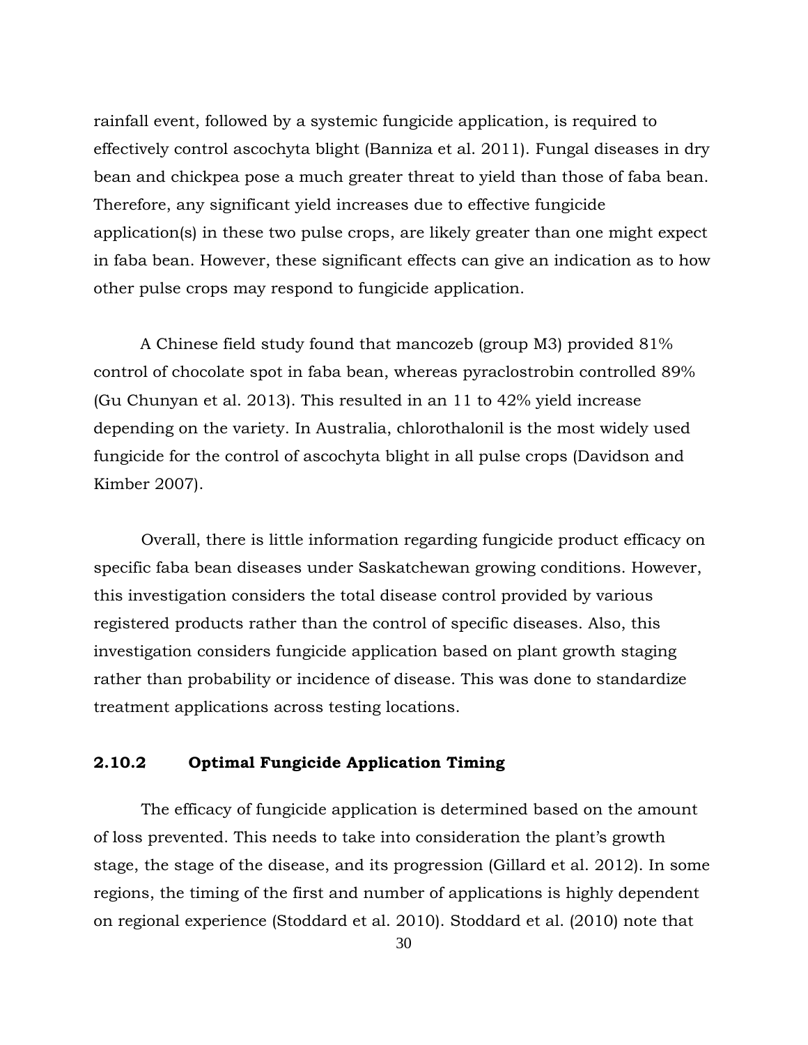rainfall event, followed by a systemic fungicide application, is required to effectively control ascochyta blight (Banniza et al. 2011). Fungal diseases in dry bean and chickpea pose a much greater threat to yield than those of faba bean. Therefore, any significant yield increases due to effective fungicide application(s) in these two pulse crops, are likely greater than one might expect in faba bean. However, these significant effects can give an indication as to how other pulse crops may respond to fungicide application.

A Chinese field study found that mancozeb (group M3) provided 81% control of chocolate spot in faba bean, whereas pyraclostrobin controlled 89% (Gu Chunyan et al. 2013). This resulted in an 11 to 42% yield increase depending on the variety. In Australia, chlorothalonil is the most widely used fungicide for the control of ascochyta blight in all pulse crops (Davidson and Kimber 2007).

Overall, there is little information regarding fungicide product efficacy on specific faba bean diseases under Saskatchewan growing conditions. However, this investigation considers the total disease control provided by various registered products rather than the control of specific diseases. Also, this investigation considers fungicide application based on plant growth staging rather than probability or incidence of disease. This was done to standardize treatment applications across testing locations.

### 2.10.2 Optimal Fungicide Application Timing

The efficacy of fungicide application is determined based on the amount of loss prevented. This needs to take into consideration the plant's growth stage, the stage of the disease, and its progression (Gillard et al. 2012). In some regions, the timing of the first and number of applications is highly dependent on regional experience (Stoddard et al. 2010). Stoddard et al. (2010) note that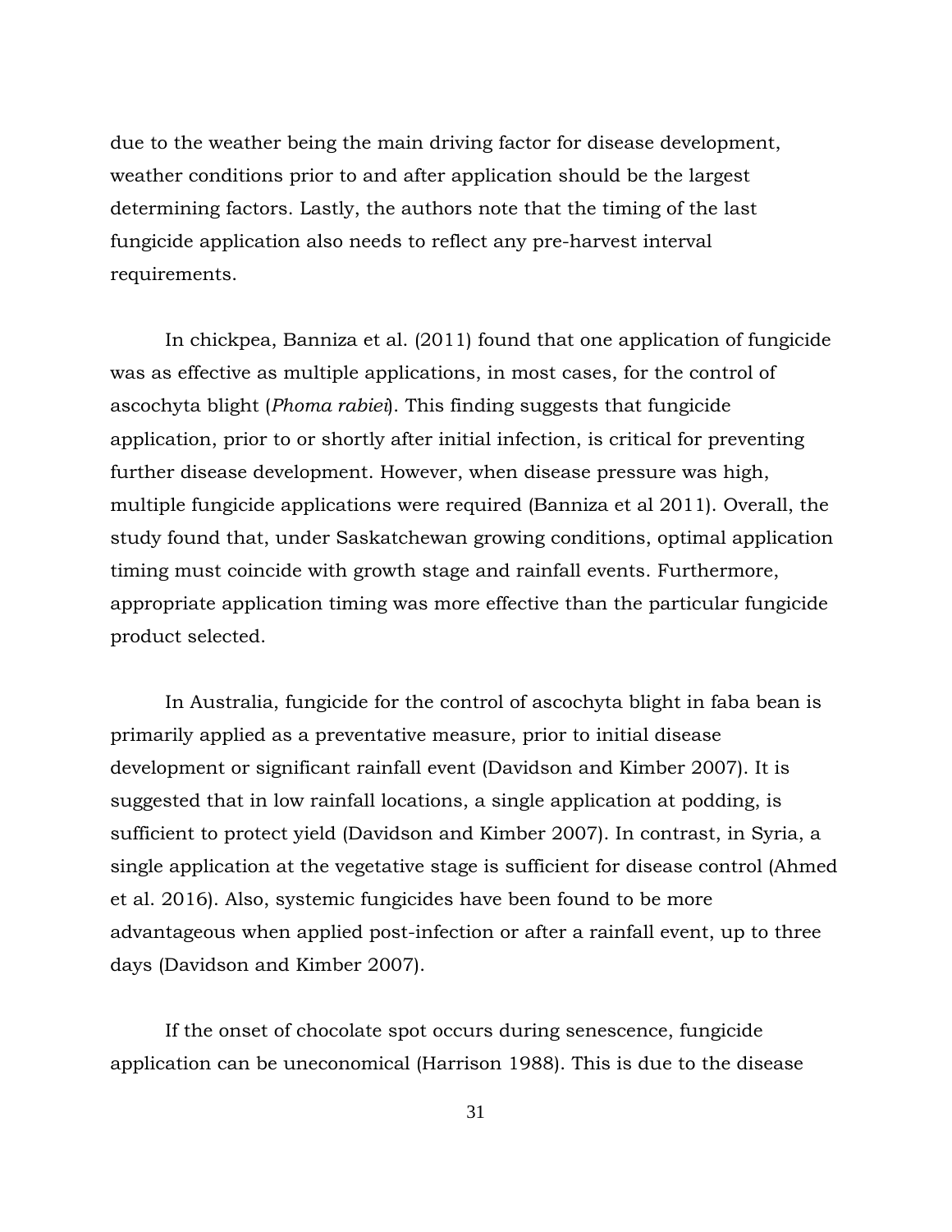due to the weather being the main driving factor for disease development, weather conditions prior to and after application should be the largest determining factors. Lastly, the authors note that the timing of the last fungicide application also needs to reflect any pre-harvest interval requirements.

In chickpea, Banniza et al. (2011) found that one application of fungicide was as effective as multiple applications, in most cases, for the control of ascochyta blight (*Phoma rabiei*). This finding suggests that fungicide application, prior to or shortly after initial infection, is critical for preventing further disease development. However, when disease pressure was high, multiple fungicide applications were required (Banniza et al 2011). Overall, the study found that, under Saskatchewan growing conditions, optimal application timing must coincide with growth stage and rainfall events. Furthermore, appropriate application timing was more effective than the particular fungicide product selected.

In Australia, fungicide for the control of ascochyta blight in faba bean is primarily applied as a preventative measure, prior to initial disease development or significant rainfall event (Davidson and Kimber 2007). It is suggested that in low rainfall locations, a single application at podding, is sufficient to protect yield (Davidson and Kimber 2007). In contrast, in Syria, a single application at the vegetative stage is sufficient for disease control (Ahmed et al. 2016). Also, systemic fungicides have been found to be more advantageous when applied post-infection or after a rainfall event, up to three days (Davidson and Kimber 2007).

If the onset of chocolate spot occurs during senescence, fungicide application can be uneconomical (Harrison 1988). This is due to the disease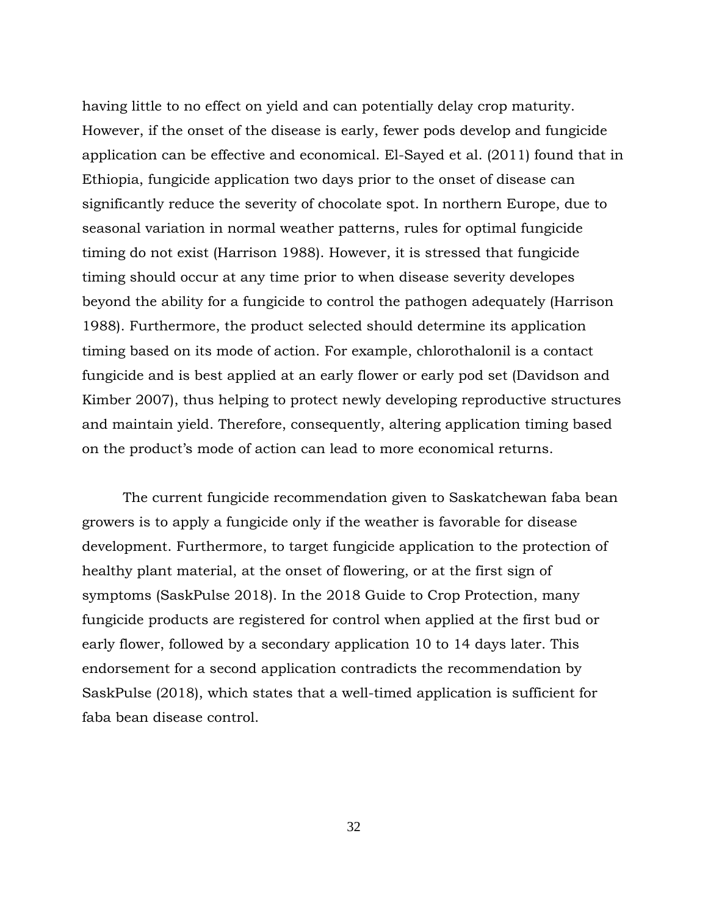having little to no effect on yield and can potentially delay crop maturity. However, if the onset of the disease is early, fewer pods develop and fungicide application can be effective and economical. El-Sayed et al. (2011) found that in Ethiopia, fungicide application two days prior to the onset of disease can significantly reduce the severity of chocolate spot. In northern Europe, due to seasonal variation in normal weather patterns, rules for optimal fungicide timing do not exist (Harrison 1988). However, it is stressed that fungicide timing should occur at any time prior to when disease severity developes beyond the ability for a fungicide to control the pathogen adequately (Harrison 1988). Furthermore, the product selected should determine its application timing based on its mode of action. For example, chlorothalonil is a contact fungicide and is best applied at an early flower or early pod set (Davidson and Kimber 2007), thus helping to protect newly developing reproductive structures and maintain yield. Therefore, consequently, altering application timing based on the product's mode of action can lead to more economical returns.

The current fungicide recommendation given to Saskatchewan faba bean growers is to apply a fungicide only if the weather is favorable for disease development. Furthermore, to target fungicide application to the protection of healthy plant material, at the onset of flowering, or at the first sign of symptoms (SaskPulse 2018). In the 2018 Guide to Crop Protection, many fungicide products are registered for control when applied at the first bud or early flower, followed by a secondary application 10 to 14 days later. This endorsement for a second application contradicts the recommendation by SaskPulse (2018), which states that a well-timed application is sufficient for faba bean disease control.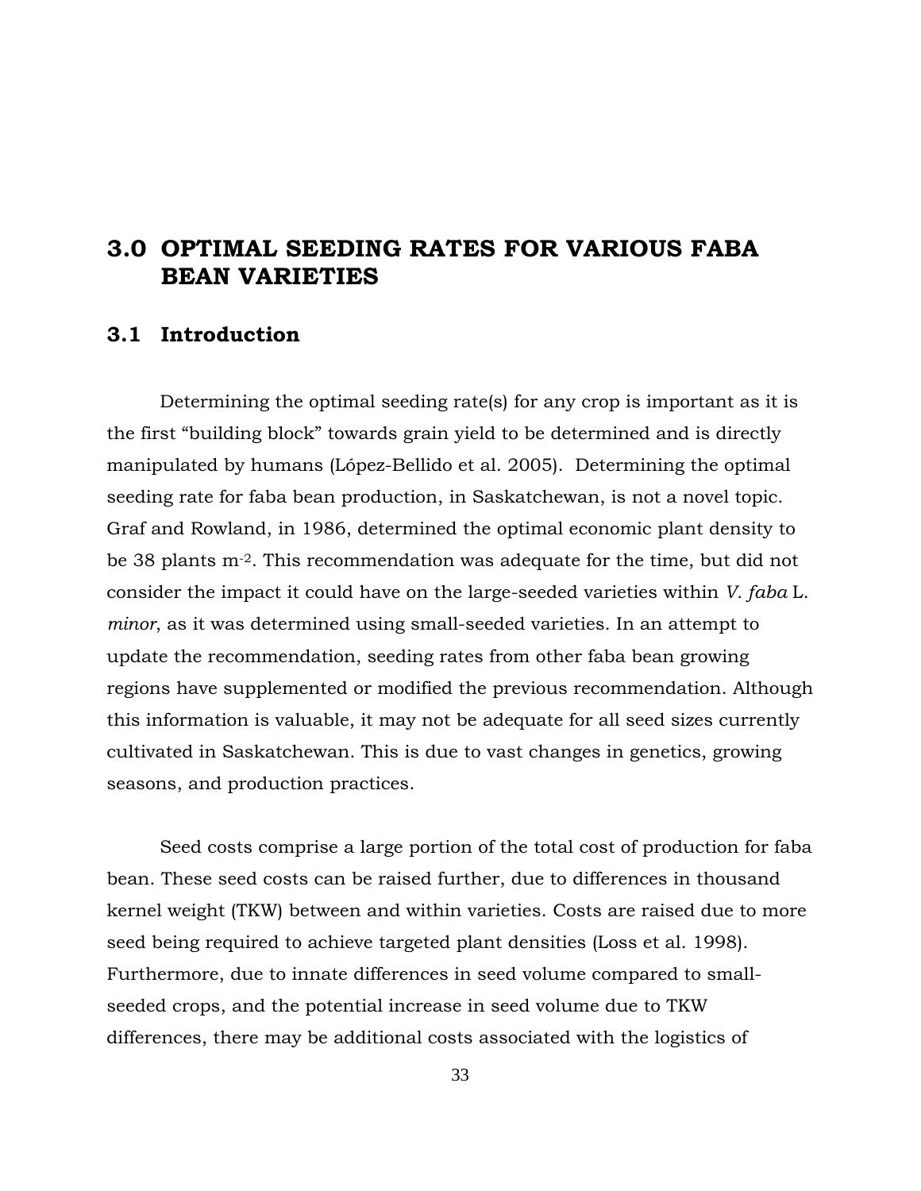# 3.0 OPTIMAL SEEDING RATES FOR VARIOUS FABA BEAN VARIETIES

## 3.1 Introduction

Determining the optimal seeding rate(s) for any crop is important as it is the first "building block" towards grain yield to be determined and is directly manipulated by humans (López-Bellido et al. 2005). Determining the optimal seeding rate for faba bean production, in Saskatchewan, is not a novel topic. Graf and Rowland, in 1986, determined the optimal economic plant density to be 38 plants $m^{-2}$. This recommendation was adequate for the time, but did not consider the impact it could have on the large-seeded varieties within *V. faba* L. *minor*, as it was determined using small-seeded varieties. In an attempt to update the recommendation, seeding rates from other faba bean growing regions have supplemented or modified the previous recommendation. Although this information is valuable, it may not be adequate for all seed sizes currently cultivated in Saskatchewan. This is due to vast changes in genetics, growing seasons, and production practices.

Seed costs comprise a large portion of the total cost of production for faba bean. These seed costs can be raised further, due to differences in thousand kernel weight (TKW) between and within varieties. Costs are raised due to more seed being required to achieve targeted plant densities (Loss et al. 1998). Furthermore, due to innate differences in seed volume compared to small-seeded crops, and the potential increase in seed volume due to TKW differences, there may be additional costs associated with the logistics of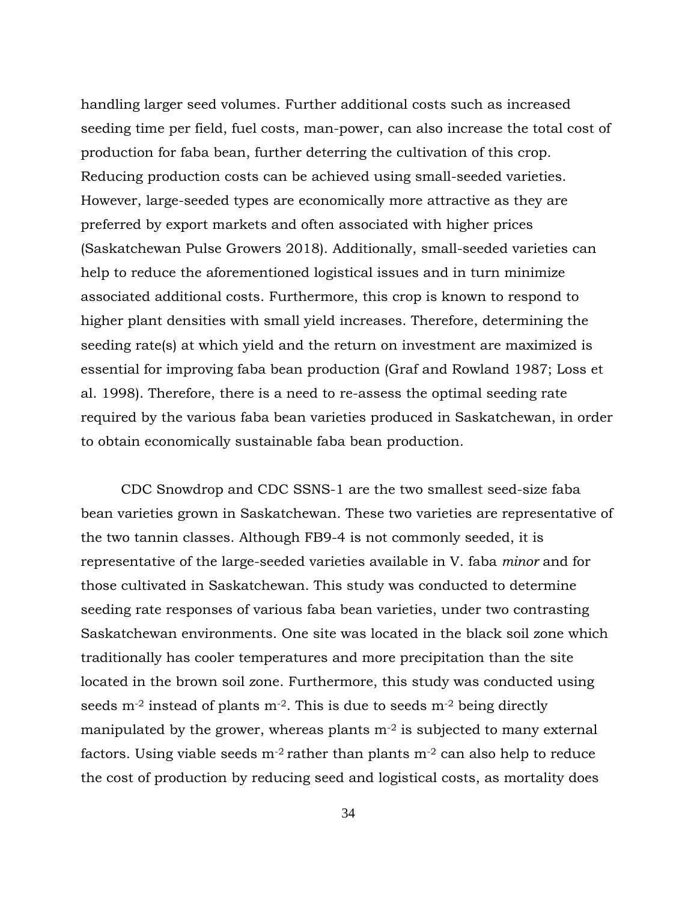handling larger seed volumes. Further additional costs such as increased seeding time per field, fuel costs, man-power, can also increase the total cost of production for faba bean, further deterring the cultivation of this crop. Reducing production costs can be achieved using small-seeded varieties. However, large-seeded types are economically more attractive as they are preferred by export markets and often associated with higher prices (Saskatchewan Pulse Growers 2018). Additionally, small-seeded varieties can help to reduce the aforementioned logistical issues and in turn minimize associated additional costs. Furthermore, this crop is known to respond to higher plant densities with small yield increases. Therefore, determining the seeding rate(s) at which yield and the return on investment are maximized is essential for improving faba bean production (Graf and Rowland 1987; Loss et al. 1998). Therefore, there is a need to re-assess the optimal seeding rate required by the various faba bean varieties produced in Saskatchewan, in order to obtain economically sustainable faba bean production.

CDC Snowdrop and CDC SSNS-1 are the two smallest seed-size faba bean varieties grown in Saskatchewan. These two varieties are representative of the two tannin classes. Although FB9-4 is not commonly seeded, it is representative of the large-seeded varieties available in V. faba *minor* and for those cultivated in Saskatchewan. This study was conducted to determine seeding rate responses of various faba bean varieties, under two contrasting Saskatchewan environments. One site was located in the black soil zone which traditionally has cooler temperatures and more precipitation than the site located in the brown soil zone. Furthermore, this study was conducted using seeds $m^{-2}$ instead of plants $m^{-2}$. This is due to seeds $m^{-2}$ being directly manipulated by the grower, whereas plants $m^{-2}$ is subjected to many external factors. Using viable seeds $m^{-2}$ rather than plants $m^{-2}$ can also help to reduce the cost of production by reducing seed and logistical costs, as mortality does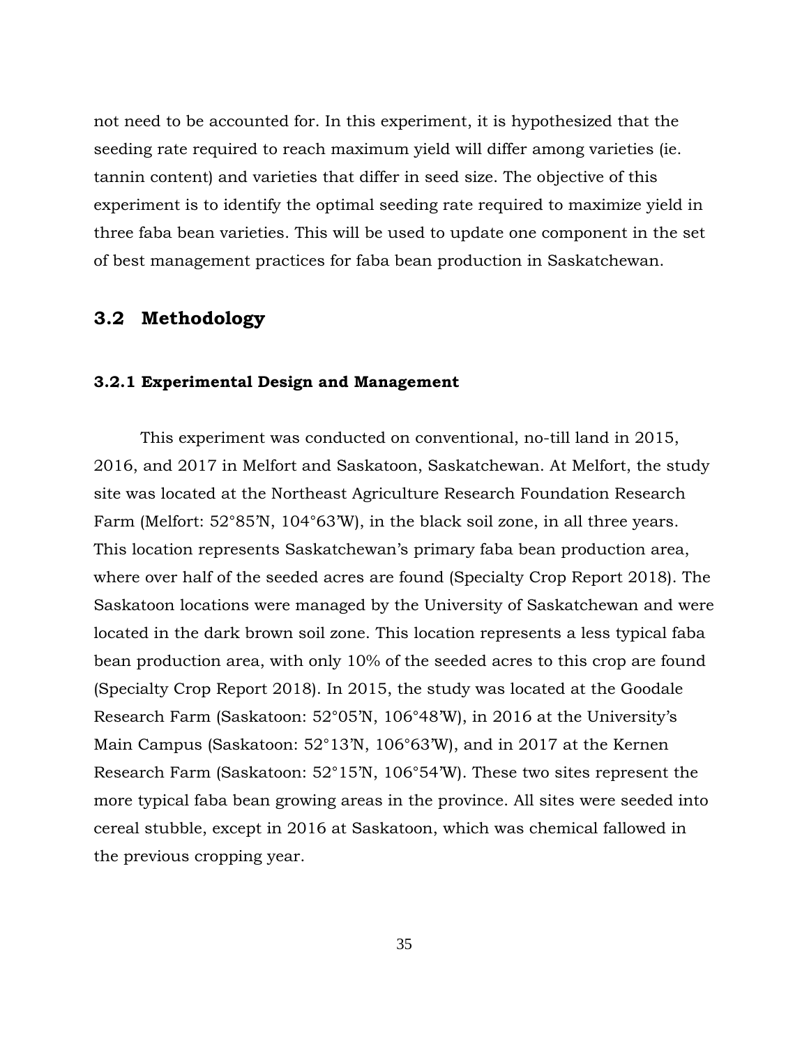not need to be accounted for. In this experiment, it is hypothesized that the seeding rate required to reach maximum yield will differ among varieties (ie. tannin content) and varieties that differ in seed size. The objective of this experiment is to identify the optimal seeding rate required to maximize yield in three faba bean varieties. This will be used to update one component in the set of best management practices for faba bean production in Saskatchewan.

## 3.2 Methodology

### 3.2.1 Experimental Design and Management

This experiment was conducted on conventional, no-till land in 2015, 2016, and 2017 in Melfort and Saskatoon, Saskatchewan. At Melfort, the study site was located at the Northeast Agriculture Research Foundation Research Farm (Melfort: 52°85'N, 104°63'W), in the black soil zone, in all three years. This location represents Saskatchewan's primary faba bean production area, where over half of the seeded acres are found (Specialty Crop Report 2018). The Saskatoon locations were managed by the University of Saskatchewan and were located in the dark brown soil zone. This location represents a less typical faba bean production area, with only 10% of the seeded acres to this crop are found (Specialty Crop Report 2018). In 2015, the study was located at the Goodale Research Farm (Saskatoon: 52°05'N, 106°48'W), in 2016 at the University's Main Campus (Saskatoon: 52°13'N, 106°63'W), and in 2017 at the Kernen Research Farm (Saskatoon: 52°15'N, 106°54'W). These two sites represent the more typical faba bean growing areas in the province. All sites were seeded into cereal stubble, except in 2016 at Saskatoon, which was chemical fallowed in the previous cropping year.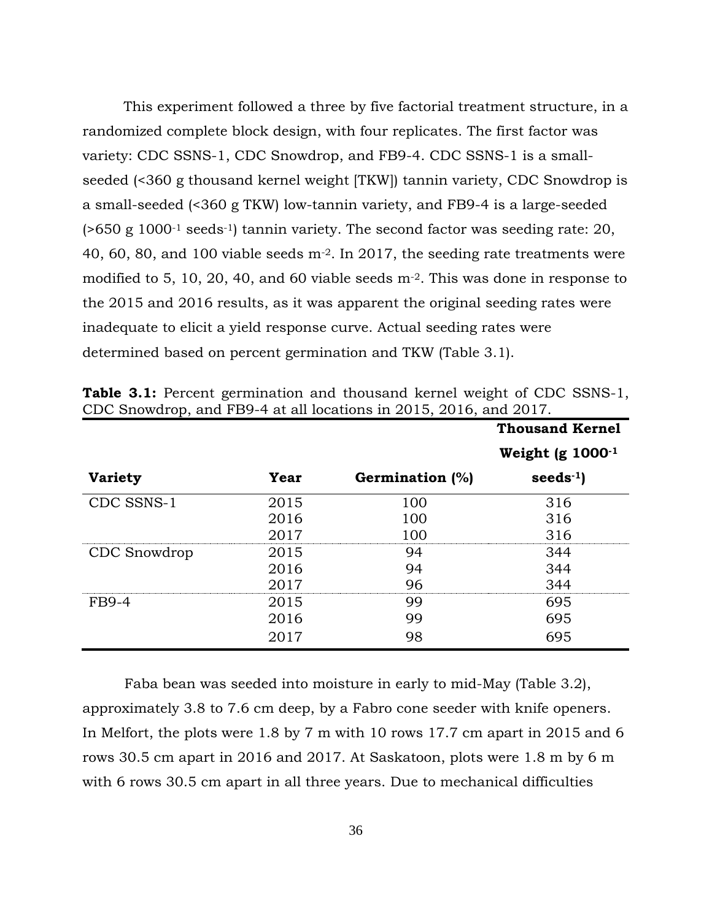This experiment followed a three by five factorial treatment structure, in a randomized complete block design, with four replicates. The first factor was variety: CDC SSNS-1, CDC Snowdrop, and FB9-4. CDC SSNS-1 is a small-seeded (<360 g thousand kernel weight [TKW]) tannin variety, CDC Snowdrop is a small-seeded (<360 g TKW) low-tannin variety, and FB9-4 is a large-seeded (>650 g $1000^{-1}$ $seeds^{-1}$) tannin variety. The second factor was seeding rate: 20, 40, 60, 80, and 100 viable seeds $m^{-2}$. In 2017, the seeding rate treatments were modified to 5, 10, 20, 40, and 60 viable seeds $m^{-2}$. This was done in response to the 2015 and 2016 results, as it was apparent the original seeding rates were inadequate to elicit a yield response curve. Actual seeding rates were determined based on percent germination and TKW (Table 3.1).

**Table 3.1:** Percent germination and thousand kernel weight of CDC SSNS-1, CDC Snowdrop, and FB9-4 at all locations in 2015, 2016, and 2017.

| Variety | Year | Germination (%) | Thousand Kernel Weight (g $1000^{-1}$ $seeds^{-1}$) |
|---|---|---|---|
| CDC SSNS-1 | 2015 | 100 | 316 |
| | 2016 | 100 | 316 |
| | 2017 | 100 | 316 |
| CDC Snowdrop | 2015 | 94 | 344 |
| | 2016 | 94 | 344 |
| | 2017 | 96 | 344 |
| FB9-4 | 2015 | 99 | 695 |
| | 2016 | 99 | 695 |
| | 2017 | 98 | 695 |

Faba bean was seeded into moisture in early to mid-May (Table 3.2), approximately 3.8 to 7.6 cm deep, by a Fabro cone seeder with knife openers. In Melfort, the plots were 1.8 by 7 m with 10 rows 17.7 cm apart in 2015 and 6 rows 30.5 cm apart in 2016 and 2017. At Saskatoon, plots were 1.8 m by 6 m with 6 rows 30.5 cm apart in all three years. Due to mechanical difficulties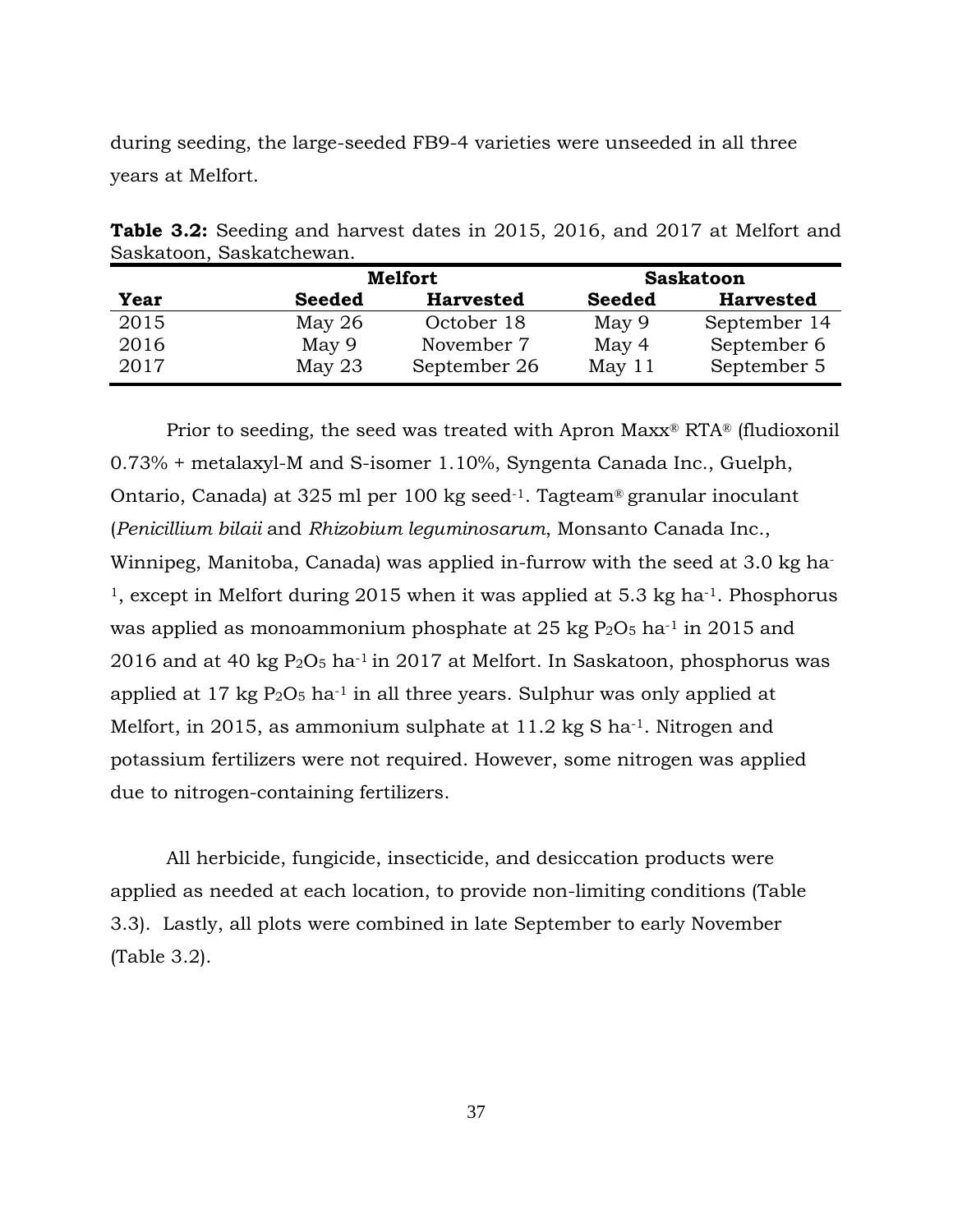during seeding, the large-seeded FB9-4 varieties were unseeded in all three years at Melfort.

**Table 3.2:** Seeding and harvest dates in 2015, 2016, and 2017 at Melfort and Saskatoon, Saskatchewan.

| | Melfort | | Saskatoon | |
|---|---|---|---|---|
| **Year** | **Seeded** | **Harvested** | **Seeded** | **Harvested** |
| 2015 | May 26 | October 18 | May 9 | September 14 |
| 2016 | May 9 | November 7 | May 4 | September 6 |
| 2017 | May 23 | September 26 | May 11 | September 5 |

Prior to seeding, the seed was treated with Apron Maxx® RTA® (fludioxonil 0.73% + metalaxyl-M and S-isomer 1.10%, Syngenta Canada Inc., Guelph, Ontario, Canada) at 325 ml per 100 kg seed$^{-1}$. Tagteam® granular inoculant (*Penicillium bilaii* and *Rhizobium leguminosarum*, Monsanto Canada Inc., Winnipeg, Manitoba, Canada) was applied in-furrow with the seed at 3.0 kg ha$^{-1}$, except in Melfort during 2015 when it was applied at 5.3 kg ha$^{-1}$. Phosphorus was applied as monoammonium phosphate at 25 kg $P_2O_5$ ha$^{-1}$ in 2015 and 2016 and at 40 kg $P_2O_5$ ha$^{-1}$ in 2017 at Melfort. In Saskatoon, phosphorus was applied at 17 kg $P_2O_5$ ha$^{-1}$ in all three years. Sulphur was only applied at Melfort, in 2015, as ammonium sulphate at 11.2 kg S ha$^{-1}$. Nitrogen and potassium fertilizers were not required. However, some nitrogen was applied due to nitrogen-containing fertilizers.

All herbicide, fungicide, insecticide, and desiccation products were applied as needed at each location, to provide non-limiting conditions (Table 3.3). Lastly, all plots were combined in late September to early November (Table 3.2).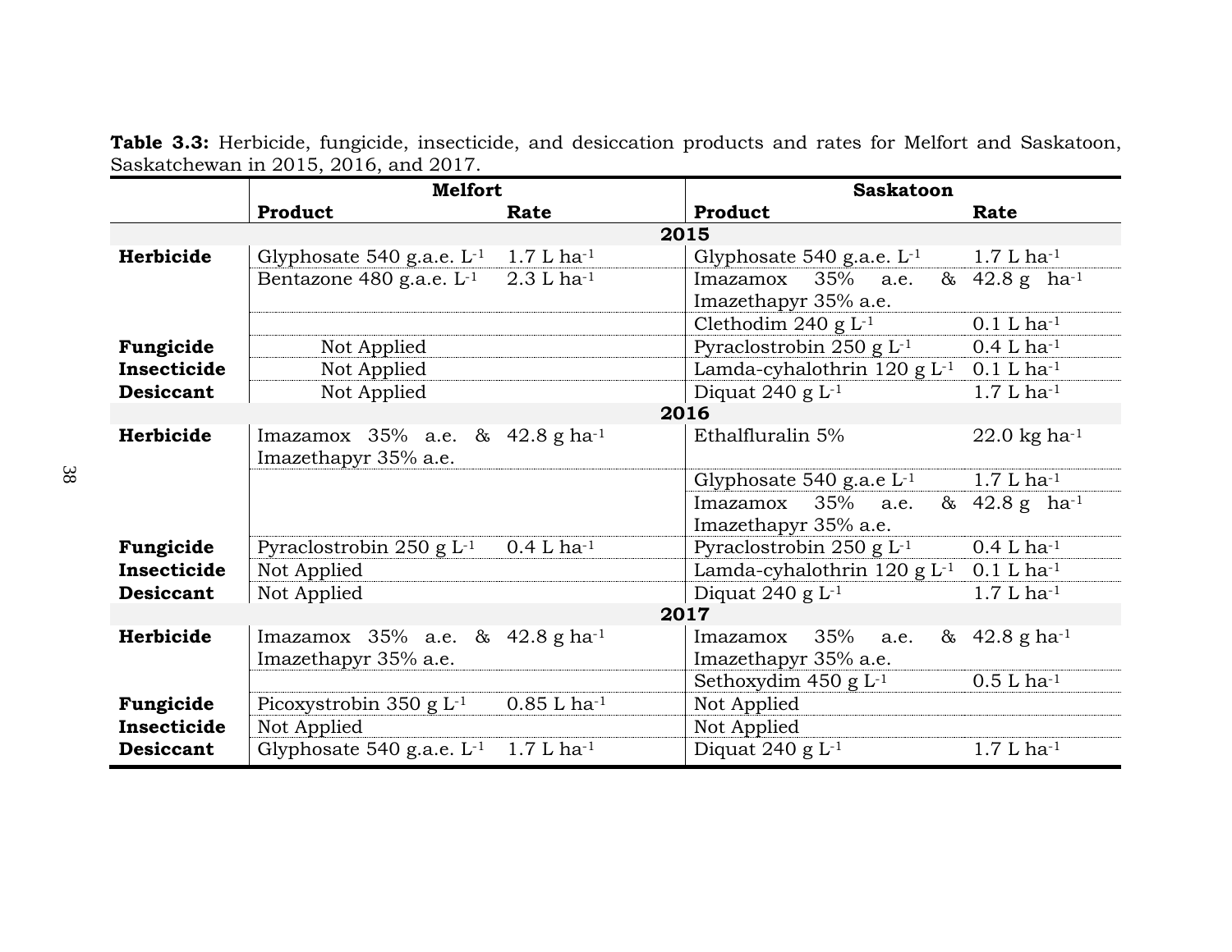**Table 3.3:** Herbicide, fungicide, insecticide, and desiccation products and rates for Melfort and Saskatoon, Saskatchewan in 2015, 2016, and 2017.

| | Melfort | | Saskatoon | |
|---|---|---|---|---|
| | **Product** | **Rate** | **Product** | **Rate** |
| **2015** | | | | |
| **Herbicide** | Glyphosate 540 g.a.e. $L^{-1}$ | 1.7 L $ha^{-1}$ | Glyphosate 540 g.a.e. $L^{-1}$ | 1.7 L $ha^{-1}$ |
| | Bentazone 480 g.a.e. $L^{-1}$ | 2.3 L $ha^{-1}$ | Imazamox 35% a.e. & Imazethapyr 35% a.e. | 42.8 g $ha^{-1}$ |
| | | | Clethodim 240 g $L^{-1}$ | 0.1 L $ha^{-1}$ |
| **Fungicide** | Not Applied | | Pyraclostrobin 250 g $L^{-1}$ | 0.4 L $ha^{-1}$ |
| **Insecticide** | Not Applied | | Lamda-cyhalothrin 120 g $L^{-1}$ | 0.1 L $ha^{-1}$ |
| **Desiccant** | Not Applied | | Diquat 240 g $L^{-1}$ | 1.7 L $ha^{-1}$ |
| **2016** | | | | |
| **Herbicide** | Imazamox 35% a.e. & Imazethapyr 35% a.e. | 42.8 g $ha^{-1}$ | Ethalfluralin 5% | 22.0 kg $ha^{-1}$ |
| | | | Glyphosate 540 g.a.e $L^{-1}$ | 1.7 L $ha^{-1}$ |
| | | | Imazamox 35% a.e. & Imazethapyr 35% a.e. | 42.8 g $ha^{-1}$ |
| **Fungicide** | Pyraclostrobin 250 g $L^{-1}$ | 0.4 L $ha^{-1}$ | Pyraclostrobin 250 g $L^{-1}$ | 0.4 L $ha^{-1}$ |
| **Insecticide** | Not Applied | | Lamda-cyhalothrin 120 g $L^{-1}$ | 0.1 L $ha^{-1}$ |
| **Desiccant** | Not Applied | | Diquat 240 g $L^{-1}$ | 1.7 L $ha^{-1}$ |
| **2017** | | | | |
| **Herbicide** | Imazamox 35% a.e. & Imazethapyr 35% a.e. | 42.8 g $ha^{-1}$ | Imazamox 35% a.e. & Imazethapyr 35% a.e. | 42.8 g $ha^{-1}$ |
| | | | Sethoxydim 450 g $L^{-1}$ | 0.5 L $ha^{-1}$ |
| **Fungicide** | Picoxystrobin 350 g $L^{-1}$ | 0.85 L $ha^{-1}$ | Not Applied | |
| **Insecticide** | Not Applied | | Not Applied | |
| **Desiccant** | Glyphosate 540 g.a.e. $L^{-1}$ | 1.7 L $ha^{-1}$ | Diquat 240 g $L^{-1}$ | 1.7 L $ha^{-1}$ |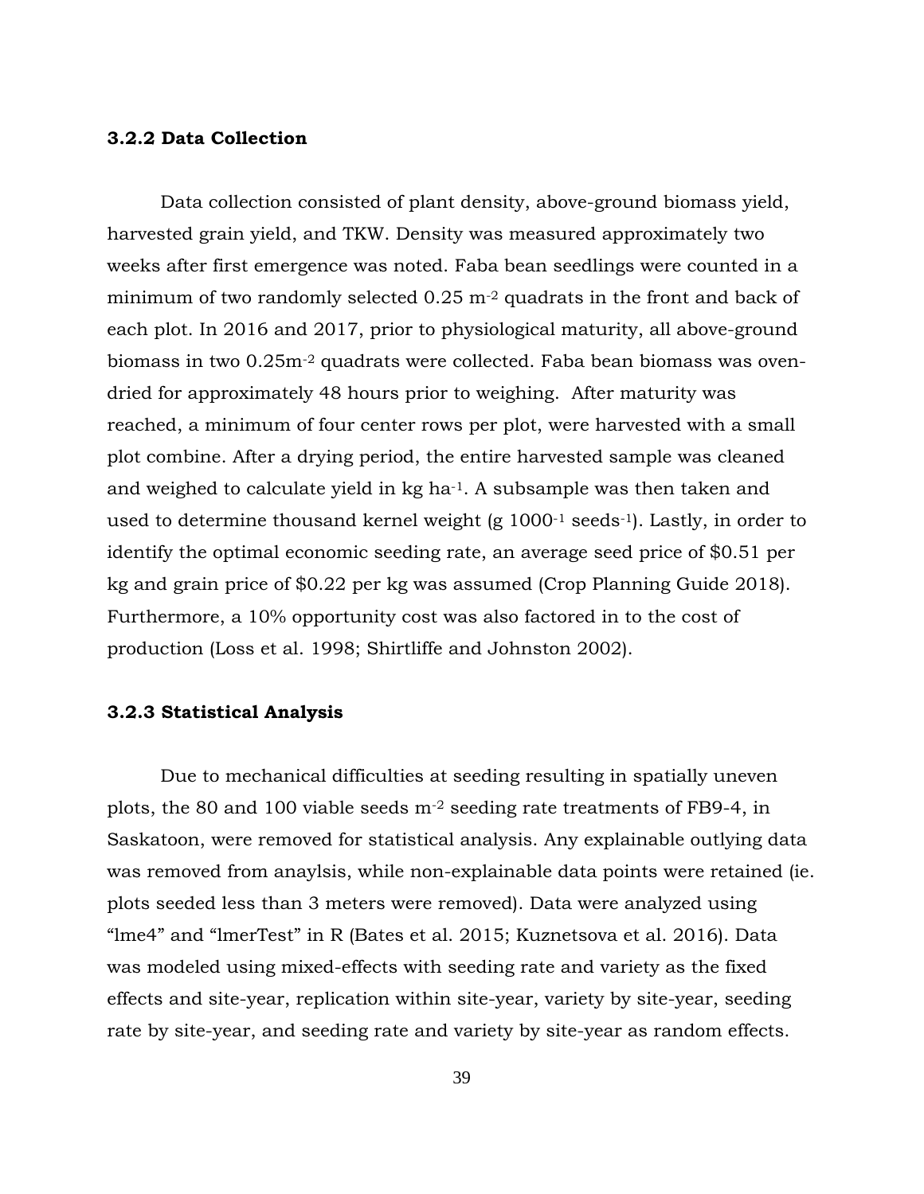### 3.2.2 Data Collection

Data collection consisted of plant density, above-ground biomass yield, harvested grain yield, and TKW. Density was measured approximately two weeks after first emergence was noted. Faba bean seedlings were counted in a minimum of two randomly selected 0.25 $m^{-2}$ quadrats in the front and back of each plot. In 2016 and 2017, prior to physiological maturity, all above-ground biomass in two 0.25$m^{-2}$ quadrats were collected. Faba bean biomass was oven-dried for approximately 48 hours prior to weighing. After maturity was reached, a minimum of four center rows per plot, were harvested with a small plot combine. After a drying period, the entire harvested sample was cleaned and weighed to calculate yield in kg $ha^{-1}$. A subsample was then taken and used to determine thousand kernel weight (g $1000^{-1}$ $seeds^{-1}$). Lastly, in order to identify the optimal economic seeding rate, an average seed price of $0.51 per kg and grain price of $0.22 per kg was assumed (Crop Planning Guide 2018). Furthermore, a 10% opportunity cost was also factored in to the cost of production (Loss et al. 1998; Shirtliffe and Johnston 2002).

### 3.2.3 Statistical Analysis

Due to mechanical difficulties at seeding resulting in spatially uneven plots, the 80 and 100 viable seeds $m^{-2}$ seeding rate treatments of FB9-4, in Saskatoon, were removed for statistical analysis. Any explainable outlying data was removed from anaylsis, while non-explainable data points were retained (ie. plots seeded less than 3 meters were removed). Data were analyzed using "lme4" and "lmerTest" in R (Bates et al. 2015; Kuznetsova et al. 2016). Data was modeled using mixed-effects with seeding rate and variety as the fixed effects and site-year, replication within site-year, variety by site-year, seeding rate by site-year, and seeding rate and variety by site-year as random effects.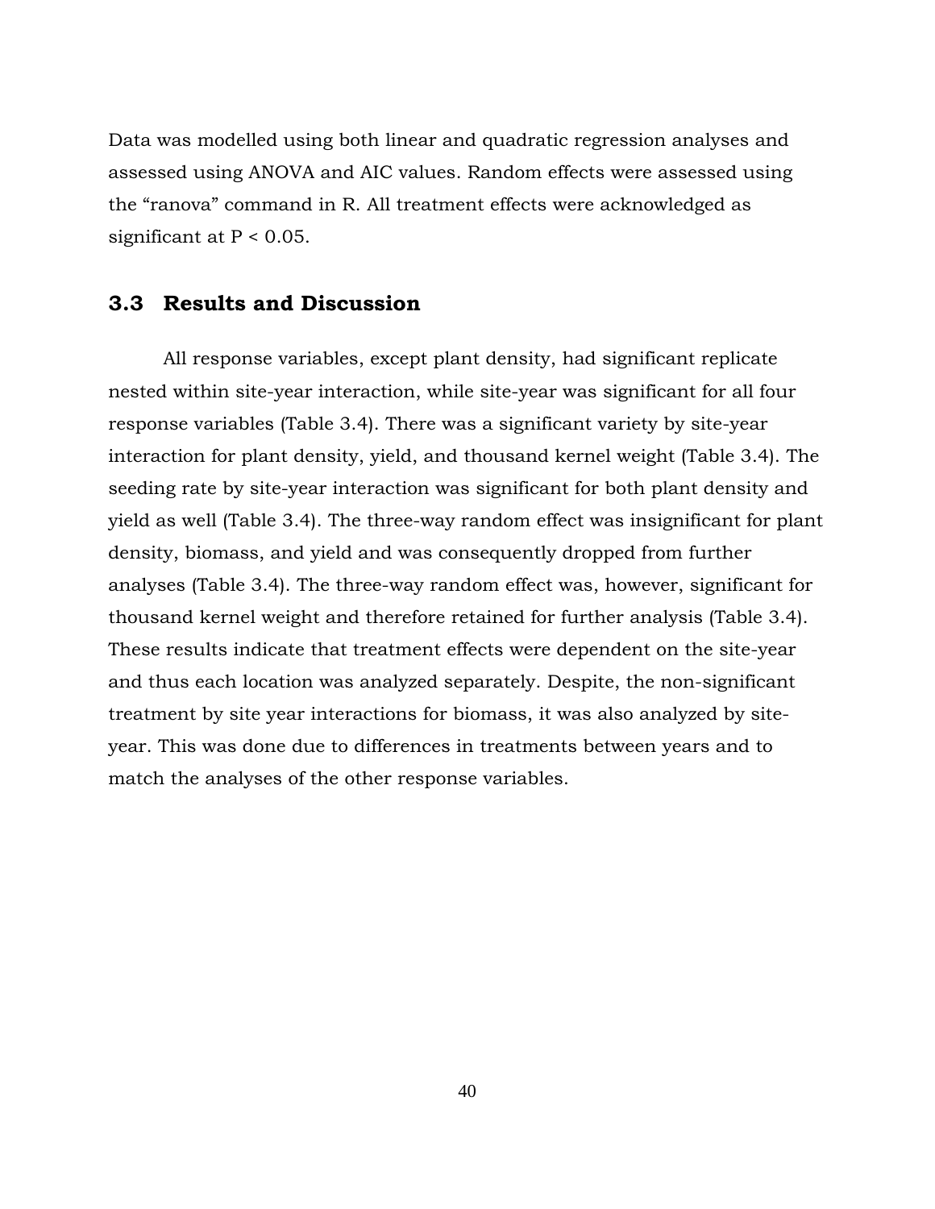Data was modelled using both linear and quadratic regression analyses and assessed using ANOVA and AIC values. Random effects were assessed using the "ranova" command in R. All treatment effects were acknowledged as significant at $P < 0.05$.

## 3.3 Results and Discussion

All response variables, except plant density, had significant replicate nested within site-year interaction, while site-year was significant for all four response variables (Table 3.4). There was a significant variety by site-year interaction for plant density, yield, and thousand kernel weight (Table 3.4). The seeding rate by site-year interaction was significant for both plant density and yield as well (Table 3.4). The three-way random effect was insignificant for plant density, biomass, and yield and was consequently dropped from further analyses (Table 3.4). The three-way random effect was, however, significant for thousand kernel weight and therefore retained for further analysis (Table 3.4). These results indicate that treatment effects were dependent on the site-year and thus each location was analyzed separately. Despite, the non-significant treatment by site year interactions for biomass, it was also analyzed by site-year. This was done due to differences in treatments between years and to match the analyses of the other response variables.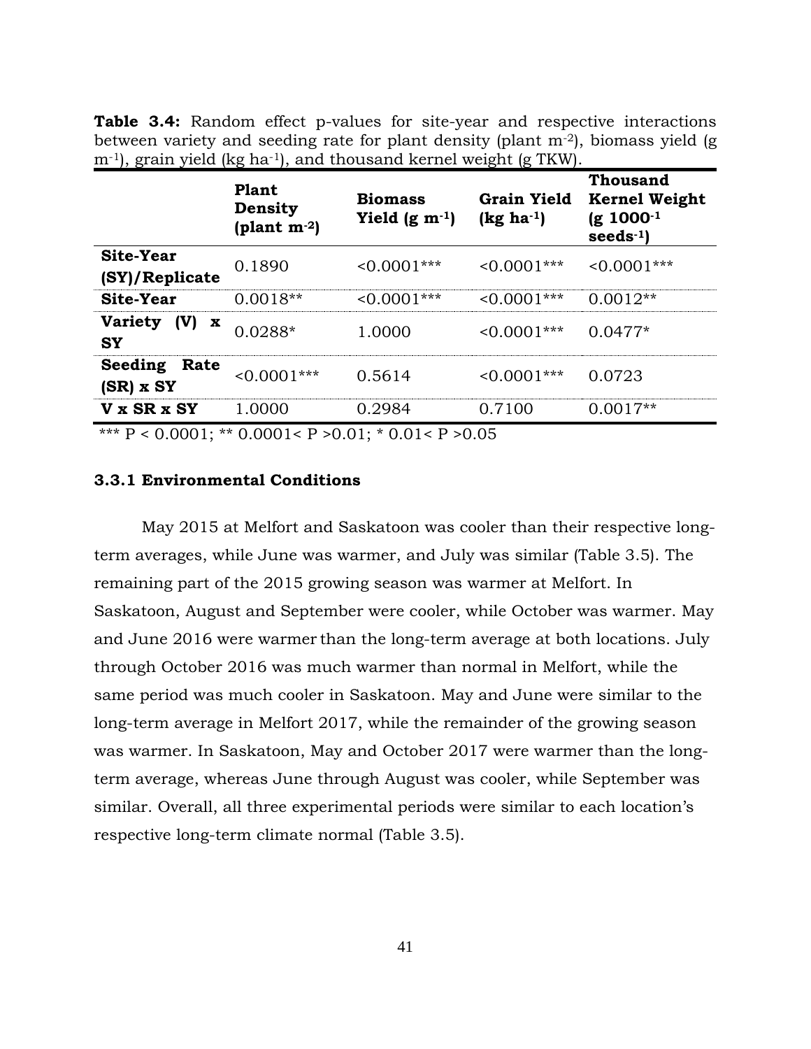**Table 3.4:** Random effect p-values for site-year and respective interactions between variety and seeding rate for plant density (plant $m^{-2}$), biomass yield (g $m^{-1}$), grain yield (kg $ha^{-1}$), and thousand kernel weight (g TKW).

| | **Plant Density (plant $m^{-2}$)** | **Biomass Yield (g $m^{-1}$)** | **Grain Yield (kg $ha^{-1}$)** | **Thousand Kernel Weight (g $1000^{-1}$ $seeds^{-1}$)** |
|---|---|---|---|---|
| **Site-Year (SY)/Replicate** | 0.1890 | <0.0001*** | <0.0001*** | <0.0001*** |
| **Site-Year** | 0.0018** | <0.0001*** | <0.0001*** | 0.0012** |
| **Variety (V) x SY** | 0.0288* | 1.0000 | <0.0001*** | 0.0477* |
| **Seeding Rate (SR) x SY** | <0.0001*** | 0.5614 | <0.0001*** | 0.0723 |
| **V x SR x SY** | 1.0000 | 0.2984 | 0.7100 | 0.0017** |

*** P < 0.0001; ** 0.0001< P >0.01; * 0.01< P >0.05

### 3.3.1 Environmental Conditions

May 2015 at Melfort and Saskatoon was cooler than their respective long-term averages, while June was warmer, and July was similar (Table 3.5). The remaining part of the 2015 growing season was warmer at Melfort. In Saskatoon, August and September were cooler, while October was warmer. May and June 2016 were warmer than the long-term average at both locations. July through October 2016 was much warmer than normal in Melfort, while the same period was much cooler in Saskatoon. May and June were similar to the long-term average in Melfort 2017, while the remainder of the growing season was warmer. In Saskatoon, May and October 2017 were warmer than the long-term average, whereas June through August was cooler, while September was similar. Overall, all three experimental periods were similar to each location's respective long-term climate normal (Table 3.5).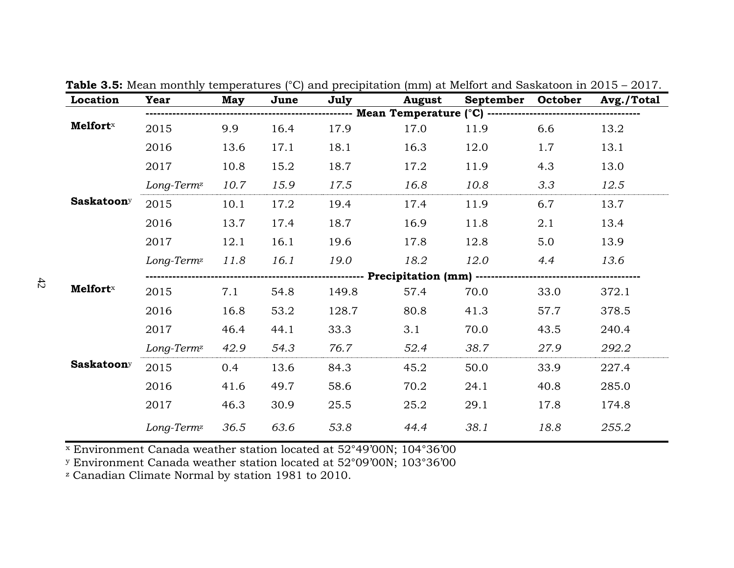**Table 3.5:** Mean monthly temperatures (°C) and precipitation (mm) at Melfort and Saskatoon in 2015 – 2017.

| Location | Year | May | June | July | August | September | October | Avg./Total |
|---|---|---|---|---|---|---|---|---|
| | ---------- | ---------- | ---------- | Mean Temperature (°C) | ---------- | ---------- | ---------- | ---------- |
| Melfort[x] | 2015 | 9.9 | 16.4 | 17.9 | 17.0 | 11.9 | 6.6 | 13.2 |
| | 2016 | 13.6 | 17.1 | 18.1 | 16.3 | 12.0 | 1.7 | 13.1 |
| | 2017 | 10.8 | 15.2 | 18.7 | 17.2 | 11.9 | 4.3 | 13.0 |
| | *Long-Term[z]* | *10.7* | *15.9* | *17.5* | *16.8* | *10.8* | *3.3* | *12.5* |
| Saskatoon[y] | 2015 | 10.1 | 17.2 | 19.4 | 17.4 | 11.9 | 6.7 | 13.7 |
| | 2016 | 13.7 | 17.4 | 18.7 | 16.9 | 11.8 | 2.1 | 13.4 |
| | 2017 | 12.1 | 16.1 | 19.6 | 17.8 | 12.8 | 5.0 | 13.9 |
| | *Long-Term[z]* | *11.8* | *16.1* | *19.0* | *18.2* | *12.0* | *4.4* | *13.6* |
| | ---------- | ---------- | ---------- | Precipitation (mm) | ---------- | ---------- | ---------- | ---------- |
| Melfort[x] | 2015 | 7.1 | 54.8 | 149.8 | 57.4 | 70.0 | 33.0 | 372.1 |
| | 2016 | 16.8 | 53.2 | 128.7 | 80.8 | 41.3 | 57.7 | 378.5 |
| | 2017 | 46.4 | 44.1 | 33.3 | 3.1 | 70.0 | 43.5 | 240.4 |
| | *Long-Term[z]* | *42.9* | *54.3* | *76.7* | *52.4* | *38.7* | *27.9* | *292.2* |
| Saskatoon[y] | 2015 | 0.4 | 13.6 | 84.3 | 45.2 | 50.0 | 33.9 | 227.4 |
| | 2016 | 41.6 | 49.7 | 58.6 | 70.2 | 24.1 | 40.8 | 285.0 |
| | 2017 | 46.3 | 30.9 | 25.5 | 25.2 | 29.1 | 17.8 | 174.8 |
| | *Long-Term[z]* | *36.5* | *63.6* | *53.8* | *44.4* | *38.1* | *18.8* | *255.2* |

[x] Environment Canada weather station located at 52°49'00N; 104°36'00

[y] Environment Canada weather station located at 52°09'00N; 103°36'00

[z] Canadian Climate Normal by station 1981 to 2010.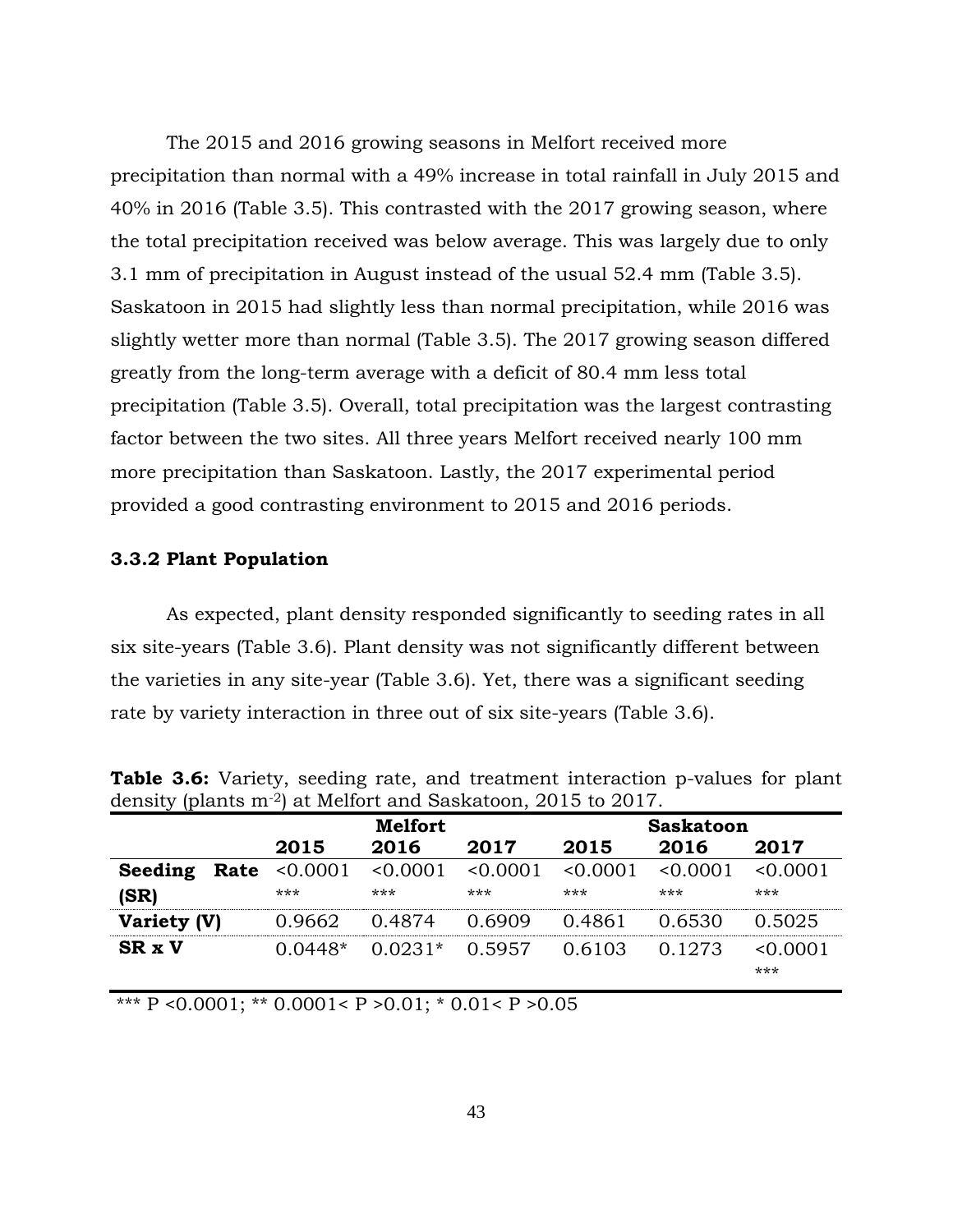The 2015 and 2016 growing seasons in Melfort received more precipitation than normal with a 49% increase in total rainfall in July 2015 and 40% in 2016 (Table 3.5). This contrasted with the 2017 growing season, where the total precipitation received was below average. This was largely due to only 3.1 mm of precipitation in August instead of the usual 52.4 mm (Table 3.5). Saskatoon in 2015 had slightly less than normal precipitation, while 2016 was slightly wetter more than normal (Table 3.5). The 2017 growing season differed greatly from the long-term average with a deficit of 80.4 mm less total precipitation (Table 3.5). Overall, total precipitation was the largest contrasting factor between the two sites. All three years Melfort received nearly 100 mm more precipitation than Saskatoon. Lastly, the 2017 experimental period provided a good contrasting environment to 2015 and 2016 periods.

### 3.3.2 Plant Population

As expected, plant density responded significantly to seeding rates in all six site-years (Table 3.6). Plant density was not significantly different between the varieties in any site-year (Table 3.6). Yet, there was a significant seeding rate by variety interaction in three out of six site-years (Table 3.6).

**Table 3.6:** Variety, seeding rate, and treatment interaction p-values for plant density (plants $m^{-2}$) at Melfort and Saskatoon, 2015 to 2017.

| | Melfort | | | Saskatoon | | |
|---|---|---|---|---|---|---|
| | **2015** | **2016** | **2017** | **2015** | **2016** | **2017** |
| **Seeding Rate (SR)** | <0.0001 *** | <0.0001 *** | <0.0001 *** | <0.0001 *** | <0.0001 *** | <0.0001 *** |
| **Variety (V)** | 0.9662 | 0.4874 | 0.6909 | 0.4861 | 0.6530 | 0.5025 |
| **SR x V** | 0.0448* | 0.0231* | 0.5957 | 0.6103 | 0.1273 | <0.0001 *** |

*** P <0.0001; ** 0.0001< P >0.01; * 0.01< P >0.05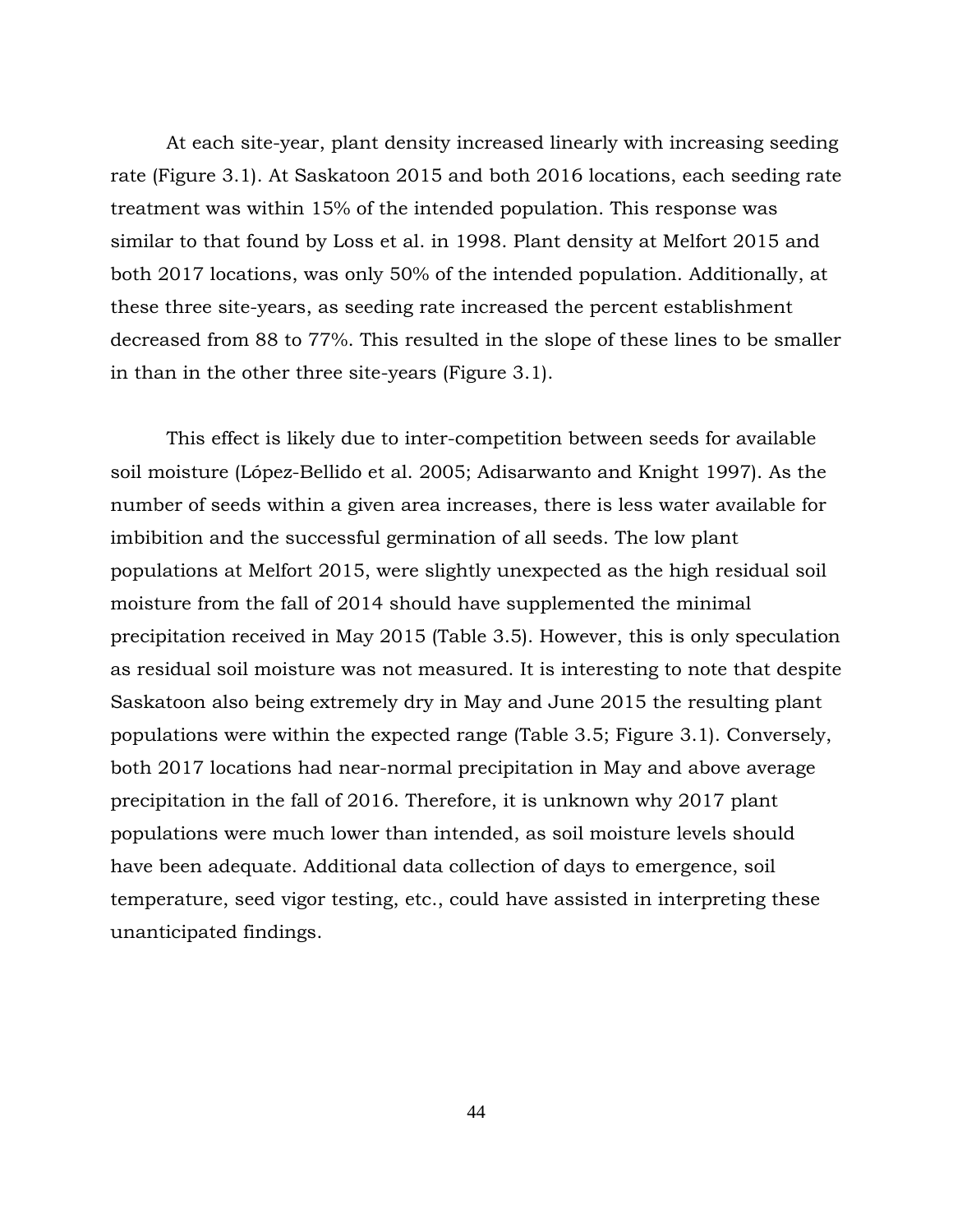At each site-year, plant density increased linearly with increasing seeding rate (Figure 3.1). At Saskatoon 2015 and both 2016 locations, each seeding rate treatment was within 15% of the intended population. This response was similar to that found by Loss et al. in 1998. Plant density at Melfort 2015 and both 2017 locations, was only 50% of the intended population. Additionally, at these three site-years, as seeding rate increased the percent establishment decreased from 88 to 77%. This resulted in the slope of these lines to be smaller in than in the other three site-years (Figure 3.1).

This effect is likely due to inter-competition between seeds for available soil moisture (López-Bellido et al. 2005; Adisarwanto and Knight 1997). As the number of seeds within a given area increases, there is less water available for imbibition and the successful germination of all seeds. The low plant populations at Melfort 2015, were slightly unexpected as the high residual soil moisture from the fall of 2014 should have supplemented the minimal precipitation received in May 2015 (Table 3.5). However, this is only speculation as residual soil moisture was not measured. It is interesting to note that despite Saskatoon also being extremely dry in May and June 2015 the resulting plant populations were within the expected range (Table 3.5; Figure 3.1). Conversely, both 2017 locations had near-normal precipitation in May and above average precipitation in the fall of 2016. Therefore, it is unknown why 2017 plant populations were much lower than intended, as soil moisture levels should have been adequate. Additional data collection of days to emergence, soil temperature, seed vigor testing, etc., could have assisted in interpreting these unanticipated findings.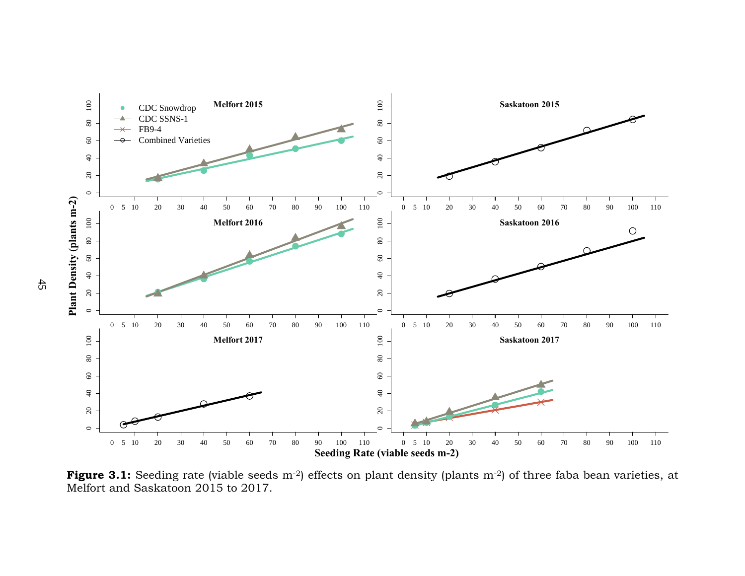**Figure 3.1:** Seeding rate (viable seeds m$^{-2}$) effects on plant density (plants m$^{-2}$) of three faba bean varieties, at Melfort and Saskatoon 2015 to 2017.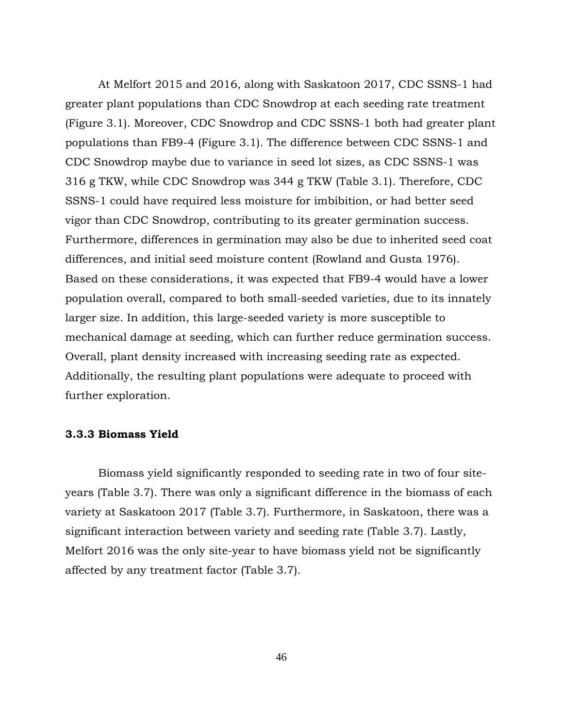At Melfort 2015 and 2016, along with Saskatoon 2017, CDC SSNS-1 had greater plant populations than CDC Snowdrop at each seeding rate treatment (Figure 3.1). Moreover, CDC Snowdrop and CDC SSNS-1 both had greater plant populations than FB9-4 (Figure 3.1). The difference between CDC SSNS-1 and CDC Snowdrop maybe due to variance in seed lot sizes, as CDC SSNS-1 was 316 g TKW, while CDC Snowdrop was 344 g TKW (Table 3.1). Therefore, CDC SSNS-1 could have required less moisture for imbibition, or had better seed vigor than CDC Snowdrop, contributing to its greater germination success. Furthermore, differences in germination may also be due to inherited seed coat differences, and initial seed moisture content (Rowland and Gusta 1976). Based on these considerations, it was expected that FB9-4 would have a lower population overall, compared to both small-seeded varieties, due to its innately larger size. In addition, this large-seeded variety is more susceptible to mechanical damage at seeding, which can further reduce germination success. Overall, plant density increased with increasing seeding rate as expected. Additionally, the resulting plant populations were adequate to proceed with further exploration.

### 3.3.3 Biomass Yield

Biomass yield significantly responded to seeding rate in two of four site-years (Table 3.7). There was only a significant difference in the biomass of each variety at Saskatoon 2017 (Table 3.7). Furthermore, in Saskatoon, there was a significant interaction between variety and seeding rate (Table 3.7). Lastly, Melfort 2016 was the only site-year to have biomass yield not be significantly affected by any treatment factor (Table 3.7).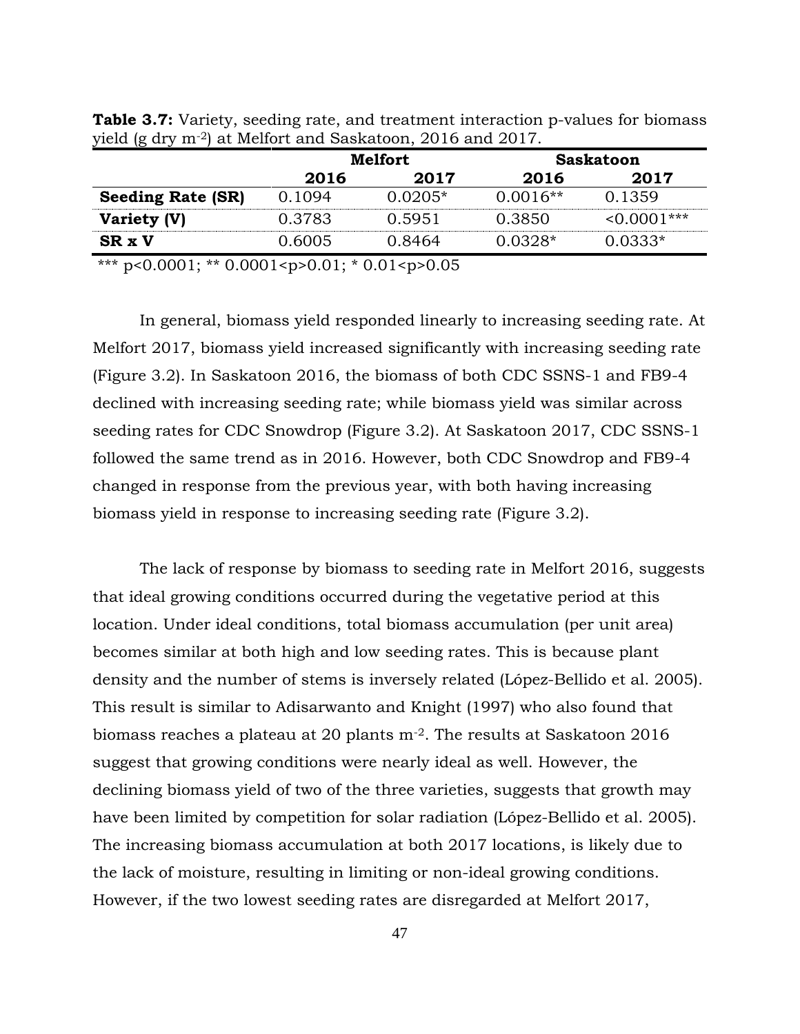**Table 3.7:** Variety, seeding rate, and treatment interaction p-values for biomass yield (g dry $m^{-2}$) at Melfort and Saskatoon, 2016 and 2017.

| | Melfort | | Saskatoon | |
|---|---|---|---|---|
| | **2016** | **2017** | **2016** | **2017** |
| **Seeding Rate (SR)** | 0.1094 | 0.0205* | 0.0016** | 0.1359 |
| **Variety (V)** | 0.3783 | 0.5951 | 0.3850 | <0.0001*** |
| **SR x V** | 0.6005 | 0.8464 | 0.0328* | 0.0333* |

*** p<0.0001; ** 0.0001<p>0.01; * 0.01<p>0.05

In general, biomass yield responded linearly to increasing seeding rate. At Melfort 2017, biomass yield increased significantly with increasing seeding rate (Figure 3.2). In Saskatoon 2016, the biomass of both CDC SSNS-1 and FB9-4 declined with increasing seeding rate; while biomass yield was similar across seeding rates for CDC Snowdrop (Figure 3.2). At Saskatoon 2017, CDC SSNS-1 followed the same trend as in 2016. However, both CDC Snowdrop and FB9-4 changed in response from the previous year, with both having increasing biomass yield in response to increasing seeding rate (Figure 3.2).

The lack of response by biomass to seeding rate in Melfort 2016, suggests that ideal growing conditions occurred during the vegetative period at this location. Under ideal conditions, total biomass accumulation (per unit area) becomes similar at both high and low seeding rates. This is because plant density and the number of stems is inversely related (López-Bellido et al. 2005). This result is similar to Adisarwanto and Knight (1997) who also found that biomass reaches a plateau at 20 plants $m^{-2}$. The results at Saskatoon 2016 suggest that growing conditions were nearly ideal as well. However, the declining biomass yield of two of the three varieties, suggests that growth may have been limited by competition for solar radiation (López-Bellido et al. 2005). The increasing biomass accumulation at both 2017 locations, is likely due to the lack of moisture, resulting in limiting or non-ideal growing conditions. However, if the two lowest seeding rates are disregarded at Melfort 2017,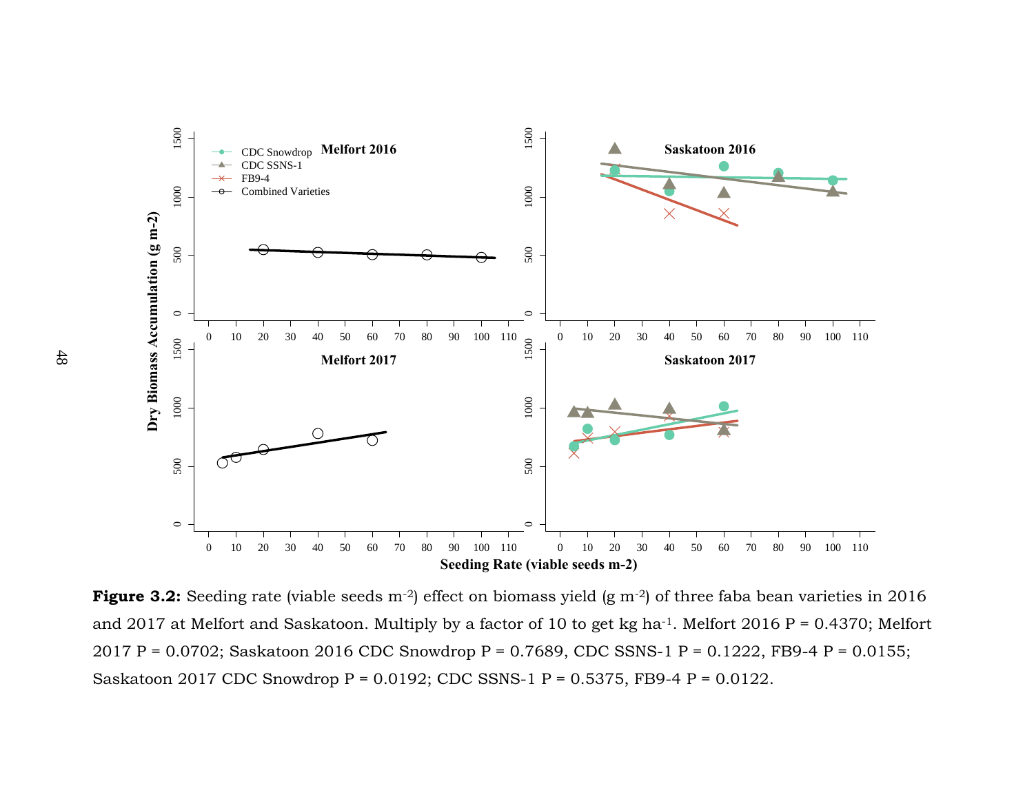**Figure 3.2:** Seeding rate (viable seeds $m^{-2}$) effect on biomass yield (g $m^{-2}$) of three faba bean varieties in 2016 and 2017 at Melfort and Saskatoon. Multiply by a factor of 10 to get kg $ha^{-1}$. Melfort 2016 P = 0.4370; Melfort 2017 P = 0.0702; Saskatoon 2016 CDC Snowdrop P = 0.7689, CDC SSNS-1 P = 0.1222, FB9-4 P = 0.0155; Saskatoon 2017 CDC Snowdrop P = 0.0192; CDC SSNS-1 P = 0.5375, FB9-4 P = 0.0122.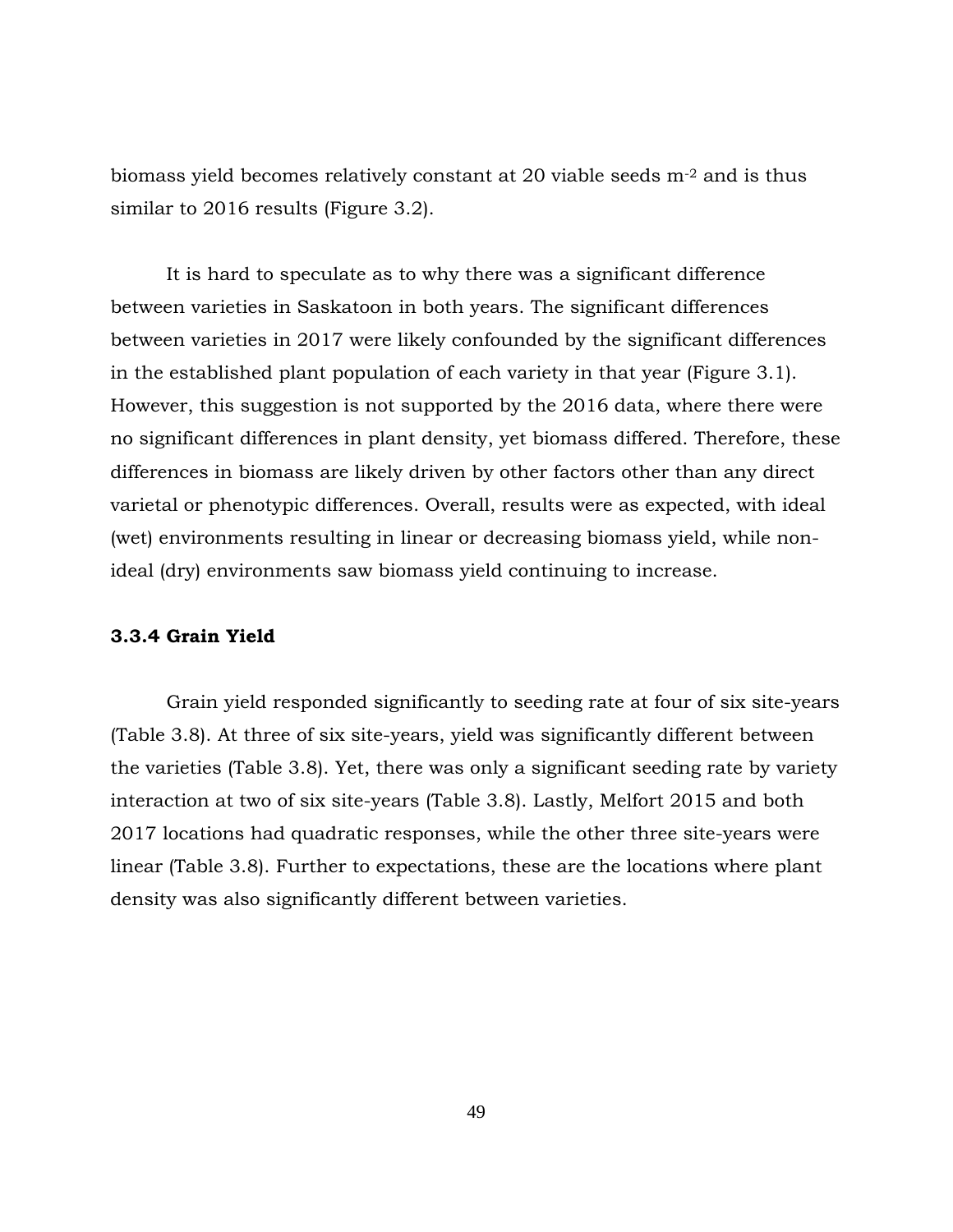biomass yield becomes relatively constant at 20 viable seeds $m^{-2}$ and is thus similar to 2016 results (Figure 3.2).

It is hard to speculate as to why there was a significant difference between varieties in Saskatoon in both years. The significant differences between varieties in 2017 were likely confounded by the significant differences in the established plant population of each variety in that year (Figure 3.1). However, this suggestion is not supported by the 2016 data, where there were no significant differences in plant density, yet biomass differed. Therefore, these differences in biomass are likely driven by other factors other than any direct varietal or phenotypic differences. Overall, results were as expected, with ideal (wet) environments resulting in linear or decreasing biomass yield, while non-ideal (dry) environments saw biomass yield continuing to increase.

### 3.3.4 Grain Yield

Grain yield responded significantly to seeding rate at four of six site-years (Table 3.8). At three of six site-years, yield was significantly different between the varieties (Table 3.8). Yet, there was only a significant seeding rate by variety interaction at two of six site-years (Table 3.8). Lastly, Melfort 2015 and both 2017 locations had quadratic responses, while the other three site-years were linear (Table 3.8). Further to expectations, these are the locations where plant density was also significantly different between varieties.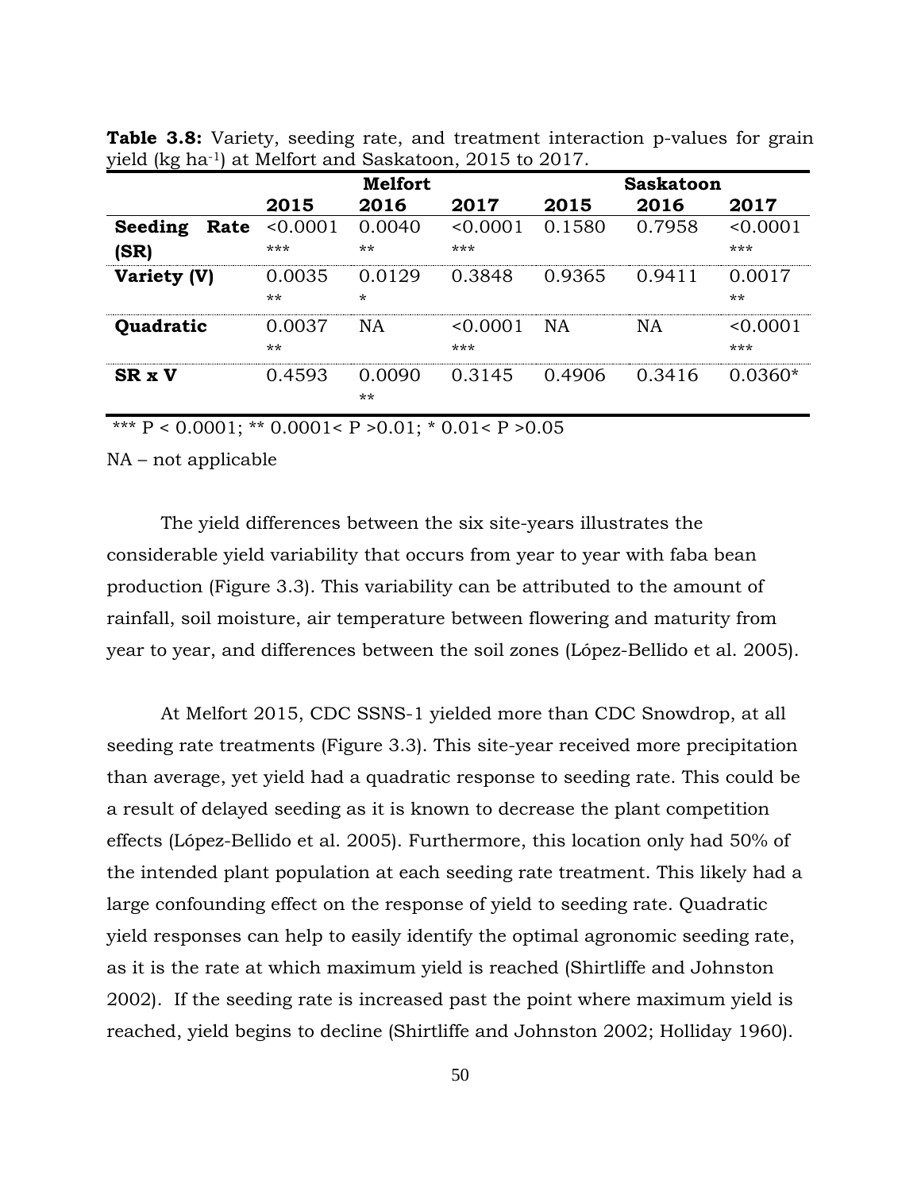**Table 3.8:** Variety, seeding rate, and treatment interaction p-values for grain yield (kg ha$^{-1}$) at Melfort and Saskatoon, 2015 to 2017.

| | Melfort | | | Saskatoon | | |
|---|---|---|---|---|---|---|
| | **2015** | **2016** | **2017** | **2015** | **2016** | **2017** |
| **Seeding Rate (SR)** | <0.0001 *** | 0.0040 ** | <0.0001 *** | 0.1580 | 0.7958 | <0.0001 *** |
| **Variety (V)** | 0.0035 ** | 0.0129 * | 0.3848 | 0.9365 | 0.9411 | 0.0017 ** |
| **Quadratic** | 0.0037 ** | NA | <0.0001 *** | NA | NA | <0.0001 *** |
| **SR x V** | 0.4593 | 0.0090 ** | 0.3145 | 0.4906 | 0.3416 | 0.0360* |

*** P < 0.0001; ** 0.0001< P >0.01; * 0.01< P >0.05

NA – not applicable

The yield differences between the six site-years illustrates the considerable yield variability that occurs from year to year with faba bean production (Figure 3.3). This variability can be attributed to the amount of rainfall, soil moisture, air temperature between flowering and maturity from year to year, and differences between the soil zones (López-Bellido et al. 2005).

At Melfort 2015, CDC SSNS-1 yielded more than CDC Snowdrop, at all seeding rate treatments (Figure 3.3). This site-year received more precipitation than average, yet yield had a quadratic response to seeding rate. This could be a result of delayed seeding as it is known to decrease the plant competition effects (López-Bellido et al. 2005). Furthermore, this location only had 50% of the intended plant population at each seeding rate treatment. This likely had a large confounding effect on the response of yield to seeding rate. Quadratic yield responses can help to easily identify the optimal agronomic seeding rate, as it is the rate at which maximum yield is reached (Shirtliffe and Johnston 2002). If the seeding rate is increased past the point where maximum yield is reached, yield begins to decline (Shirtliffe and Johnston 2002; Holliday 1960).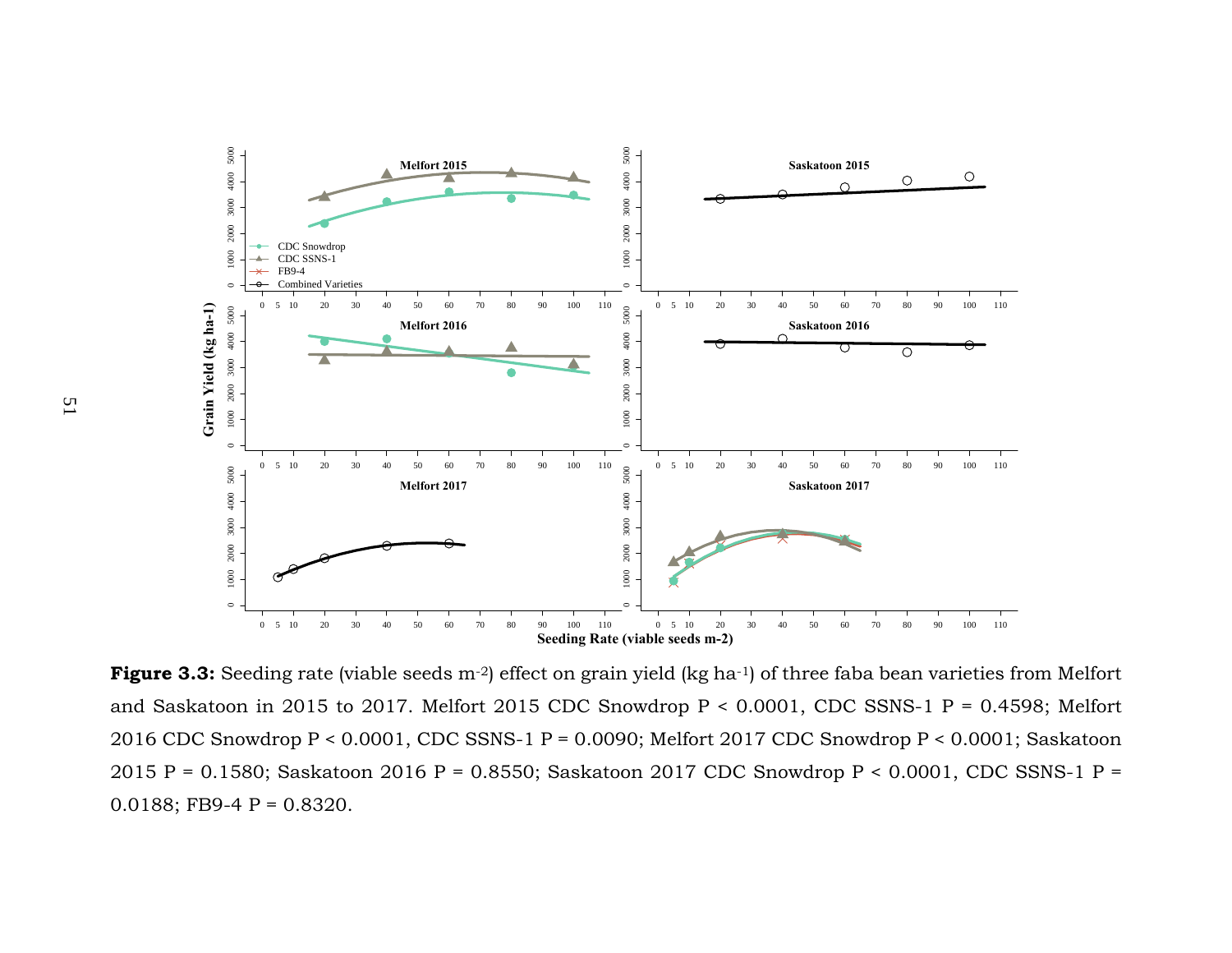**Figure 3.3:** Seeding rate (viable seeds m$^{-2}$) effect on grain yield (kg ha$^{-1}$) of three faba bean varieties from Melfort and Saskatoon in 2015 to 2017. Melfort 2015 CDC Snowdrop P < 0.0001, CDC SSNS-1 P = 0.4598; Melfort 2016 CDC Snowdrop P < 0.0001, CDC SSNS-1 P = 0.0090; Melfort 2017 CDC Snowdrop P < 0.0001; Saskatoon 2015 P = 0.1580; Saskatoon 2016 P = 0.8550; Saskatoon 2017 CDC Snowdrop P < 0.0001, CDC SSNS-1 P = 0.0188; FB9-4 P = 0.8320.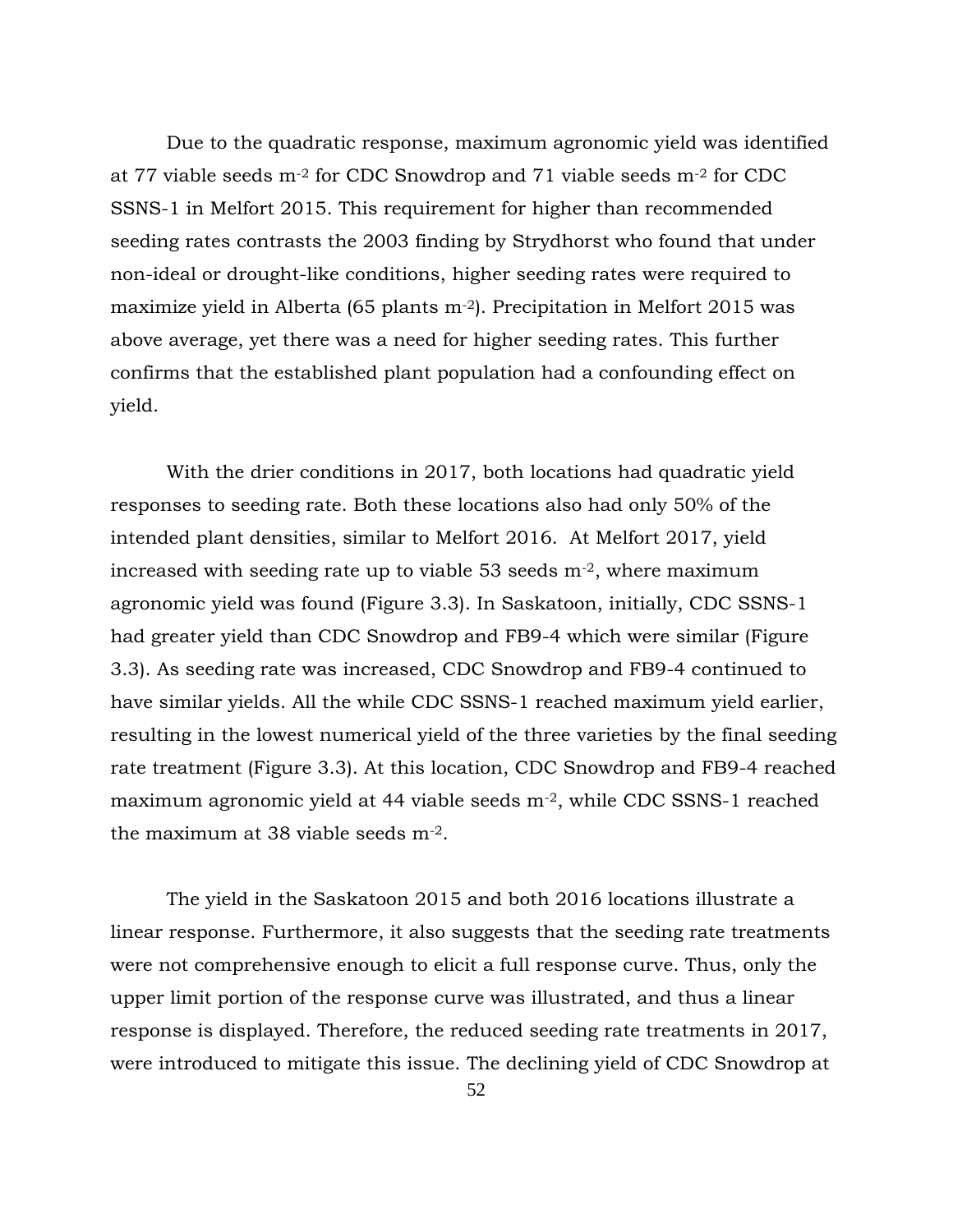Due to the quadratic response, maximum agronomic yield was identified at 77 viable seeds $m^{-2}$ for CDC Snowdrop and 71 viable seeds $m^{-2}$ for CDC SSNS-1 in Melfort 2015. This requirement for higher than recommended seeding rates contrasts the 2003 finding by Strydhorst who found that under non-ideal or drought-like conditions, higher seeding rates were required to maximize yield in Alberta (65 plants $m^{-2}$). Precipitation in Melfort 2015 was above average, yet there was a need for higher seeding rates. This further confirms that the established plant population had a confounding effect on yield.

With the drier conditions in 2017, both locations had quadratic yield responses to seeding rate. Both these locations also had only 50% of the intended plant densities, similar to Melfort 2016. At Melfort 2017, yield increased with seeding rate up to viable 53 seeds $m^{-2}$, where maximum agronomic yield was found (Figure 3.3). In Saskatoon, initially, CDC SSNS-1 had greater yield than CDC Snowdrop and FB9-4 which were similar (Figure 3.3). As seeding rate was increased, CDC Snowdrop and FB9-4 continued to have similar yields. All the while CDC SSNS-1 reached maximum yield earlier, resulting in the lowest numerical yield of the three varieties by the final seeding rate treatment (Figure 3.3). At this location, CDC Snowdrop and FB9-4 reached maximum agronomic yield at 44 viable seeds $m^{-2}$, while CDC SSNS-1 reached the maximum at 38 viable seeds $m^{-2}$.

The yield in the Saskatoon 2015 and both 2016 locations illustrate a linear response. Furthermore, it also suggests that the seeding rate treatments were not comprehensive enough to elicit a full response curve. Thus, only the upper limit portion of the response curve was illustrated, and thus a linear response is displayed. Therefore, the reduced seeding rate treatments in 2017, were introduced to mitigate this issue. The declining yield of CDC Snowdrop at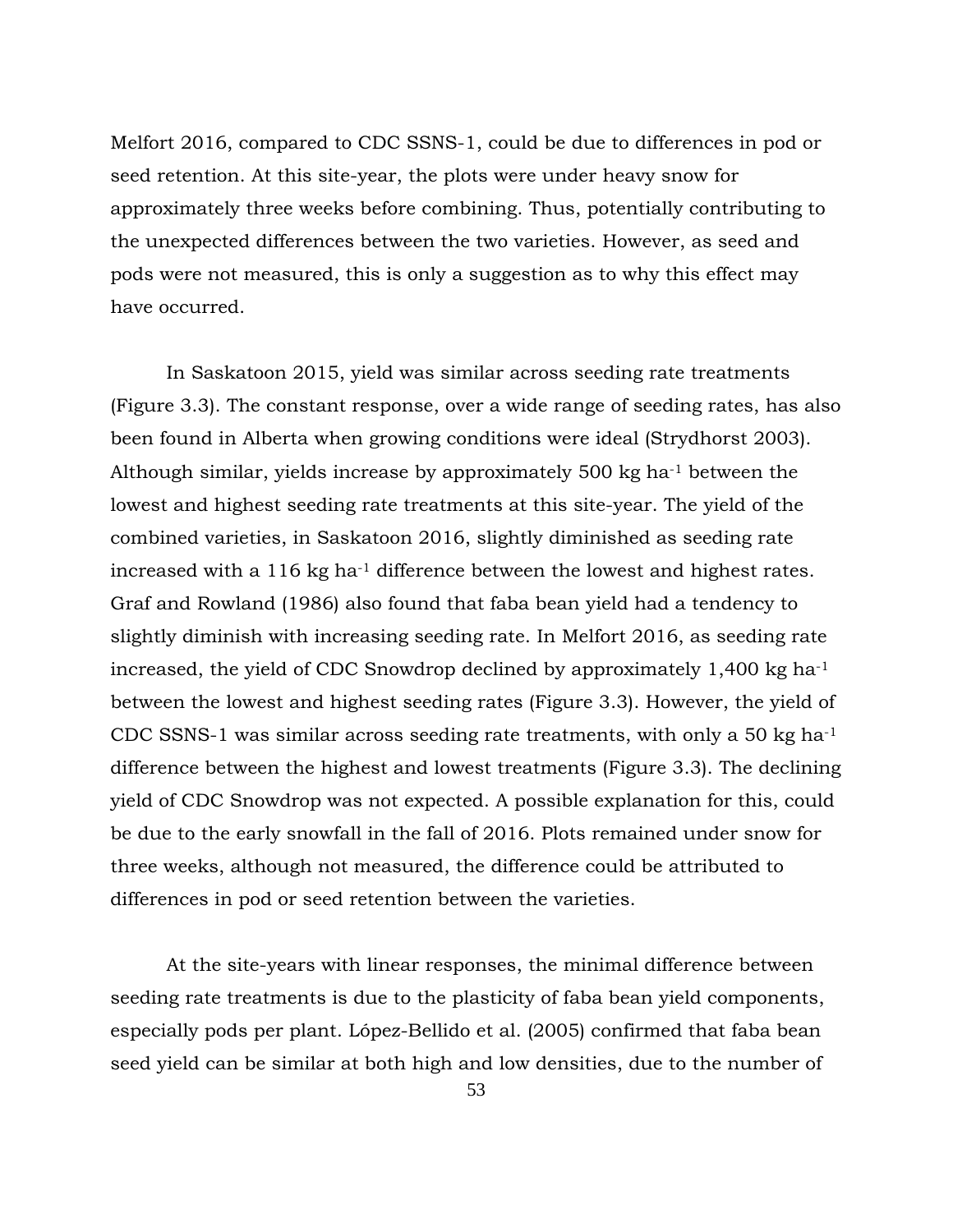Melfort 2016, compared to CDC SSNS-1, could be due to differences in pod or seed retention. At this site-year, the plots were under heavy snow for approximately three weeks before combining. Thus, potentially contributing to the unexpected differences between the two varieties. However, as seed and pods were not measured, this is only a suggestion as to why this effect may have occurred.

In Saskatoon 2015, yield was similar across seeding rate treatments (Figure 3.3). The constant response, over a wide range of seeding rates, has also been found in Alberta when growing conditions were ideal (Strydhorst 2003). Although similar, yields increase by approximately 500 kg ha$^{-1}$ between the lowest and highest seeding rate treatments at this site-year. The yield of the combined varieties, in Saskatoon 2016, slightly diminished as seeding rate increased with a 116 kg ha$^{-1}$ difference between the lowest and highest rates. Graf and Rowland (1986) also found that faba bean yield had a tendency to slightly diminish with increasing seeding rate. In Melfort 2016, as seeding rate increased, the yield of CDC Snowdrop declined by approximately 1,400 kg ha$^{-1}$ between the lowest and highest seeding rates (Figure 3.3). However, the yield of CDC SSNS-1 was similar across seeding rate treatments, with only a 50 kg ha$^{-1}$ difference between the highest and lowest treatments (Figure 3.3). The declining yield of CDC Snowdrop was not expected. A possible explanation for this, could be due to the early snowfall in the fall of 2016. Plots remained under snow for three weeks, although not measured, the difference could be attributed to differences in pod or seed retention between the varieties.

At the site-years with linear responses, the minimal difference between seeding rate treatments is due to the plasticity of faba bean yield components, especially pods per plant. López-Bellido et al. (2005) confirmed that faba bean seed yield can be similar at both high and low densities, due to the number of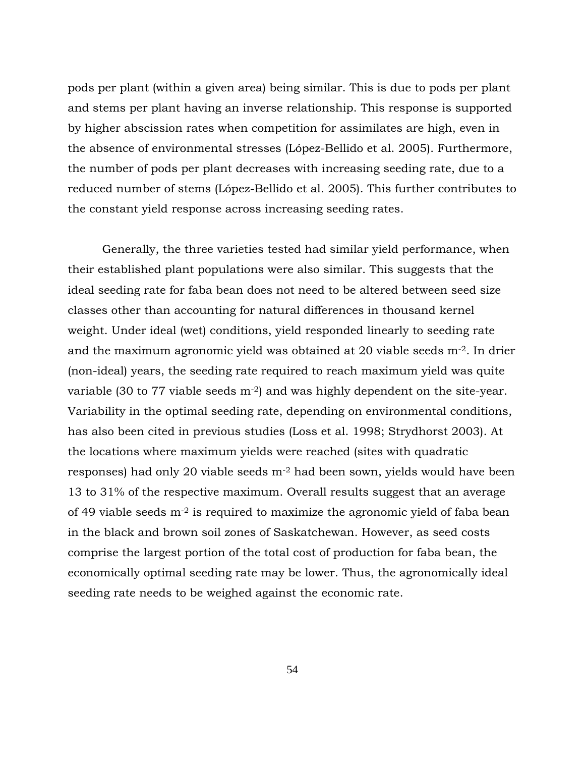pods per plant (within a given area) being similar. This is due to pods per plant and stems per plant having an inverse relationship. This response is supported by higher abscission rates when competition for assimilates are high, even in the absence of environmental stresses (López-Bellido et al. 2005). Furthermore, the number of pods per plant decreases with increasing seeding rate, due to a reduced number of stems (López-Bellido et al. 2005). This further contributes to the constant yield response across increasing seeding rates.

Generally, the three varieties tested had similar yield performance, when their established plant populations were also similar. This suggests that the ideal seeding rate for faba bean does not need to be altered between seed size classes other than accounting for natural differences in thousand kernel weight. Under ideal (wet) conditions, yield responded linearly to seeding rate and the maximum agronomic yield was obtained at 20 viable seeds $m^{-2}$. In drier (non-ideal) years, the seeding rate required to reach maximum yield was quite variable (30 to 77 viable seeds $m^{-2}$) and was highly dependent on the site-year. Variability in the optimal seeding rate, depending on environmental conditions, has also been cited in previous studies (Loss et al. 1998; Strydhorst 2003). At the locations where maximum yields were reached (sites with quadratic responses) had only 20 viable seeds $m^{-2}$ had been sown, yields would have been 13 to 31% of the respective maximum. Overall results suggest that an average of 49 viable seeds $m^{-2}$ is required to maximize the agronomic yield of faba bean in the black and brown soil zones of Saskatchewan. However, as seed costs comprise the largest portion of the total cost of production for faba bean, the economically optimal seeding rate may be lower. Thus, the agronomically ideal seeding rate needs to be weighed against the economic rate.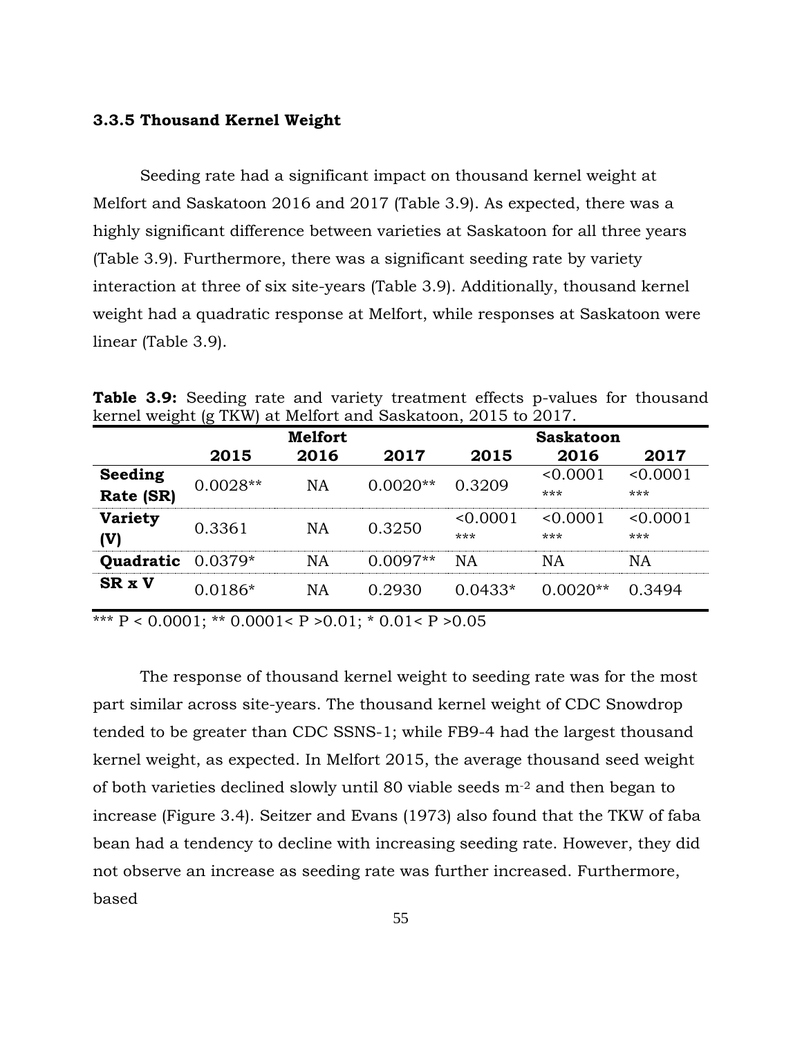### 3.3.5 Thousand Kernel Weight

Seeding rate had a significant impact on thousand kernel weight at Melfort and Saskatoon 2016 and 2017 (Table 3.9). As expected, there was a highly significant difference between varieties at Saskatoon for all three years (Table 3.9). Furthermore, there was a significant seeding rate by variety interaction at three of six site-years (Table 3.9). Additionally, thousand kernel weight had a quadratic response at Melfort, while responses at Saskatoon were linear (Table 3.9).

**Table 3.9:** Seeding rate and variety treatment effects p-values for thousand kernel weight (g TKW) at Melfort and Saskatoon, 2015 to 2017.

| | Melfort | | | Saskatoon | | |
|---|---|---|---|---|---|---|
| | **2015** | **2016** | **2017** | **2015** | **2016** | **2017** |
| **Seeding Rate (SR)** | 0.0028** | NA | 0.0020** | 0.3209 | <0.0001 *** | <0.0001 *** |
| **Variety (V)** | 0.3361 | NA | 0.3250 | <0.0001 *** | <0.0001 *** | <0.0001 *** |
| **Quadratic** | 0.0379* | NA | 0.0097** | NA | NA | NA |
| **SR x V** | 0.0186* | NA | 0.2930 | 0.0433* | 0.0020** | 0.3494 |

*** P < 0.0001; ** 0.0001< P >0.01; * 0.01< P >0.05

The response of thousand kernel weight to seeding rate was for the most part similar across site-years. The thousand kernel weight of CDC Snowdrop tended to be greater than CDC SSNS-1; while FB9-4 had the largest thousand kernel weight, as expected. In Melfort 2015, the average thousand seed weight of both varieties declined slowly until 80 viable seeds m$^{-2}$ and then began to increase (Figure 3.4). Seitzer and Evans (1973) also found that the TKW of faba bean had a tendency to decline with increasing seeding rate. However, they did not observe an increase as seeding rate was further increased. Furthermore, based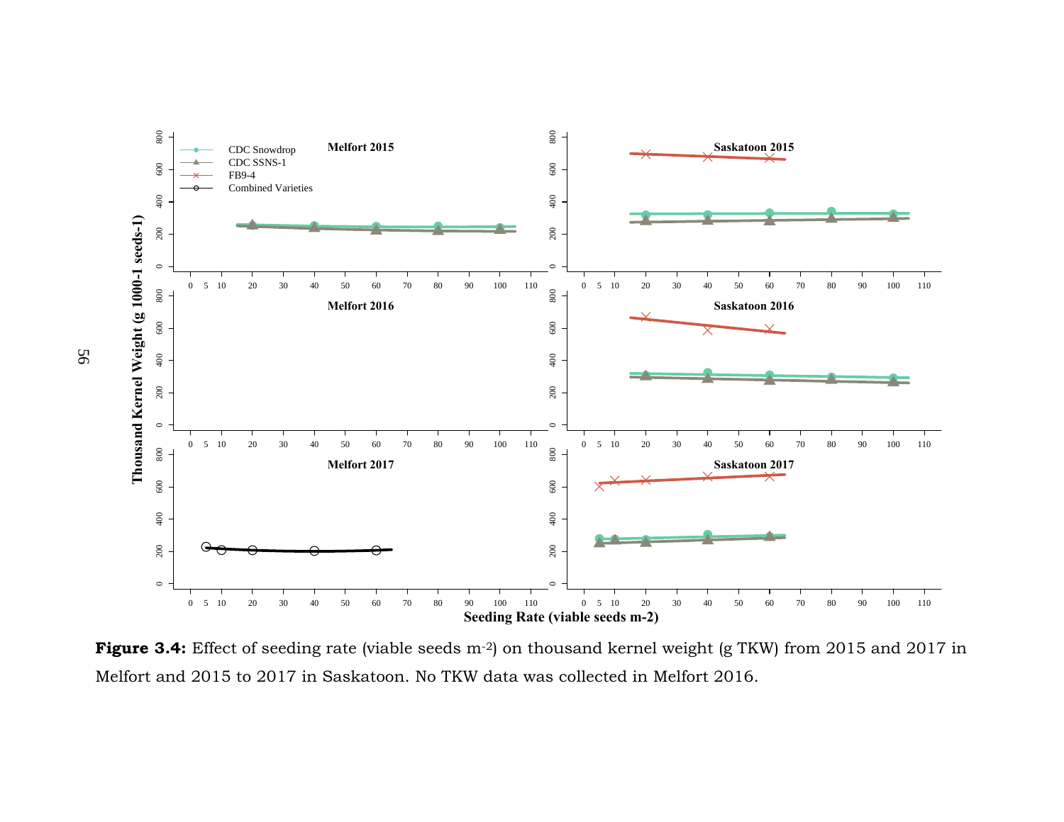**Figure 3.4:** Effect of seeding rate (viable seeds m$^{-2}$) on thousand kernel weight (g TKW) from 2015 and 2017 in Melfort and 2015 to 2017 in Saskatoon. No TKW data was collected in Melfort 2016.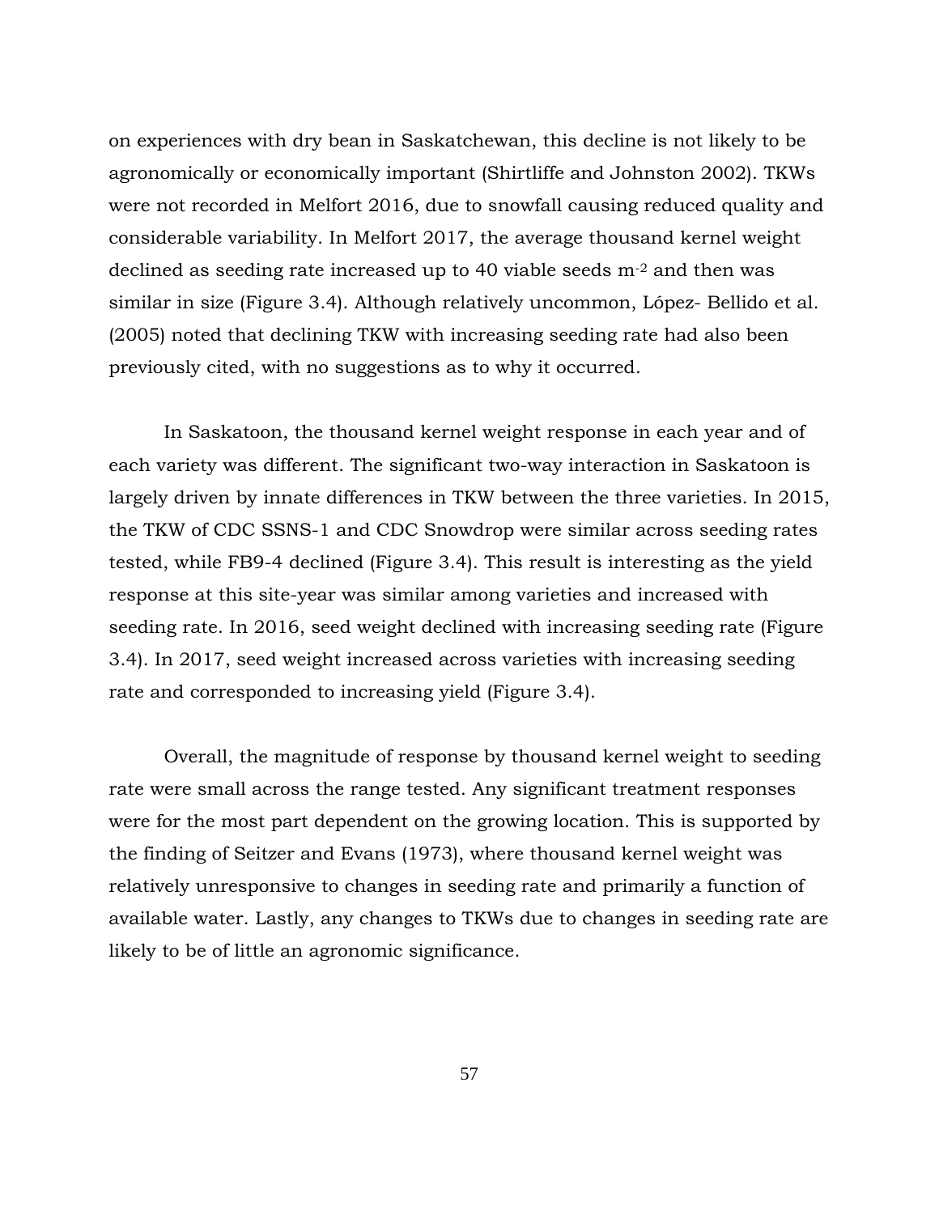on experiences with dry bean in Saskatchewan, this decline is not likely to be agronomically or economically important (Shirtliffe and Johnston 2002). TKWs were not recorded in Melfort 2016, due to snowfall causing reduced quality and considerable variability. In Melfort 2017, the average thousand kernel weight declined as seeding rate increased up to 40 viable seeds $m^{-2}$ and then was similar in size (Figure 3.4). Although relatively uncommon, López- Bellido et al. (2005) noted that declining TKW with increasing seeding rate had also been previously cited, with no suggestions as to why it occurred.

In Saskatoon, the thousand kernel weight response in each year and of each variety was different. The significant two-way interaction in Saskatoon is largely driven by innate differences in TKW between the three varieties. In 2015, the TKW of CDC SSNS-1 and CDC Snowdrop were similar across seeding rates tested, while FB9-4 declined (Figure 3.4). This result is interesting as the yield response at this site-year was similar among varieties and increased with seeding rate. In 2016, seed weight declined with increasing seeding rate (Figure 3.4). In 2017, seed weight increased across varieties with increasing seeding rate and corresponded to increasing yield (Figure 3.4).

Overall, the magnitude of response by thousand kernel weight to seeding rate were small across the range tested. Any significant treatment responses were for the most part dependent on the growing location. This is supported by the finding of Seitzer and Evans (1973), where thousand kernel weight was relatively unresponsive to changes in seeding rate and primarily a function of available water. Lastly, any changes to TKWs due to changes in seeding rate are likely to be of little an agronomic significance.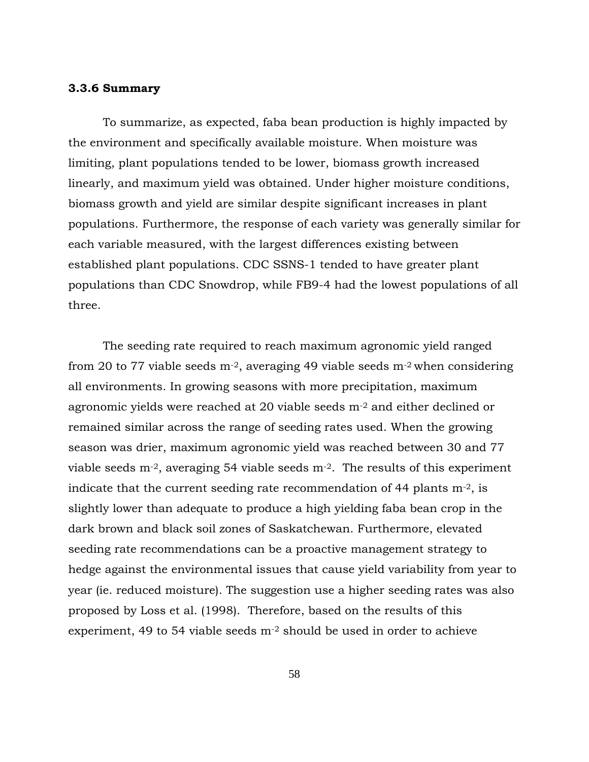### 3.3.6 Summary

To summarize, as expected, faba bean production is highly impacted by the environment and specifically available moisture. When moisture was limiting, plant populations tended to be lower, biomass growth increased linearly, and maximum yield was obtained. Under higher moisture conditions, biomass growth and yield are similar despite significant increases in plant populations. Furthermore, the response of each variety was generally similar for each variable measured, with the largest differences existing between established plant populations. CDC SSNS-1 tended to have greater plant populations than CDC Snowdrop, while FB9-4 had the lowest populations of all three.

The seeding rate required to reach maximum agronomic yield ranged from 20 to 77 viable seeds $m^{-2}$, averaging 49 viable seeds $m^{-2}$ when considering all environments. In growing seasons with more precipitation, maximum agronomic yields were reached at 20 viable seeds $m^{-2}$ and either declined or remained similar across the range of seeding rates used. When the growing season was drier, maximum agronomic yield was reached between 30 and 77 viable seeds $m^{-2}$, averaging 54 viable seeds $m^{-2}$. The results of this experiment indicate that the current seeding rate recommendation of 44 plants $m^{-2}$, is slightly lower than adequate to produce a high yielding faba bean crop in the dark brown and black soil zones of Saskatchewan. Furthermore, elevated seeding rate recommendations can be a proactive management strategy to hedge against the environmental issues that cause yield variability from year to year (ie. reduced moisture). The suggestion use a higher seeding rates was also proposed by Loss et al. (1998). Therefore, based on the results of this experiment, 49 to 54 viable seeds $m^{-2}$ should be used in order to achieve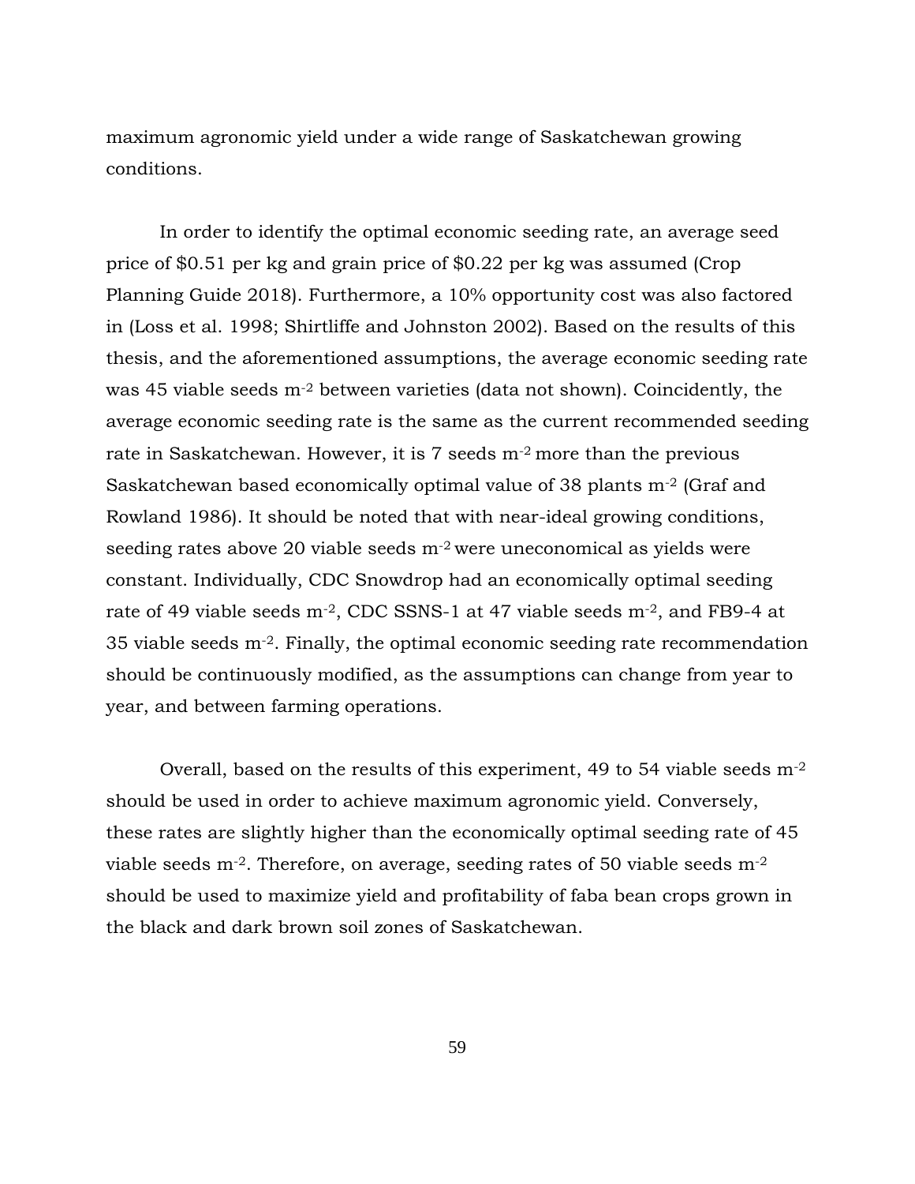maximum agronomic yield under a wide range of Saskatchewan growing conditions.

In order to identify the optimal economic seeding rate, an average seed price of \$0.51 per kg and grain price of \$0.22 per kg was assumed (Crop Planning Guide 2018). Furthermore, a 10% opportunity cost was also factored in (Loss et al. 1998; Shirtliffe and Johnston 2002). Based on the results of this thesis, and the aforementioned assumptions, the average economic seeding rate was 45 viable seeds $m^{-2}$ between varieties (data not shown). Coincidently, the average economic seeding rate is the same as the current recommended seeding rate in Saskatchewan. However, it is 7 seeds $m^{-2}$ more than the previous Saskatchewan based economically optimal value of 38 plants $m^{-2}$ (Graf and Rowland 1986). It should be noted that with near-ideal growing conditions, seeding rates above 20 viable seeds $m^{-2}$ were uneconomical as yields were constant. Individually, CDC Snowdrop had an economically optimal seeding rate of 49 viable seeds $m^{-2}$, CDC SSNS-1 at 47 viable seeds $m^{-2}$, and FB9-4 at 35 viable seeds $m^{-2}$. Finally, the optimal economic seeding rate recommendation should be continuously modified, as the assumptions can change from year to year, and between farming operations.

Overall, based on the results of this experiment, 49 to 54 viable seeds $m^{-2}$ should be used in order to achieve maximum agronomic yield. Conversely, these rates are slightly higher than the economically optimal seeding rate of 45 viable seeds $m^{-2}$. Therefore, on average, seeding rates of 50 viable seeds $m^{-2}$ should be used to maximize yield and profitability of faba bean crops grown in the black and dark brown soil zones of Saskatchewan.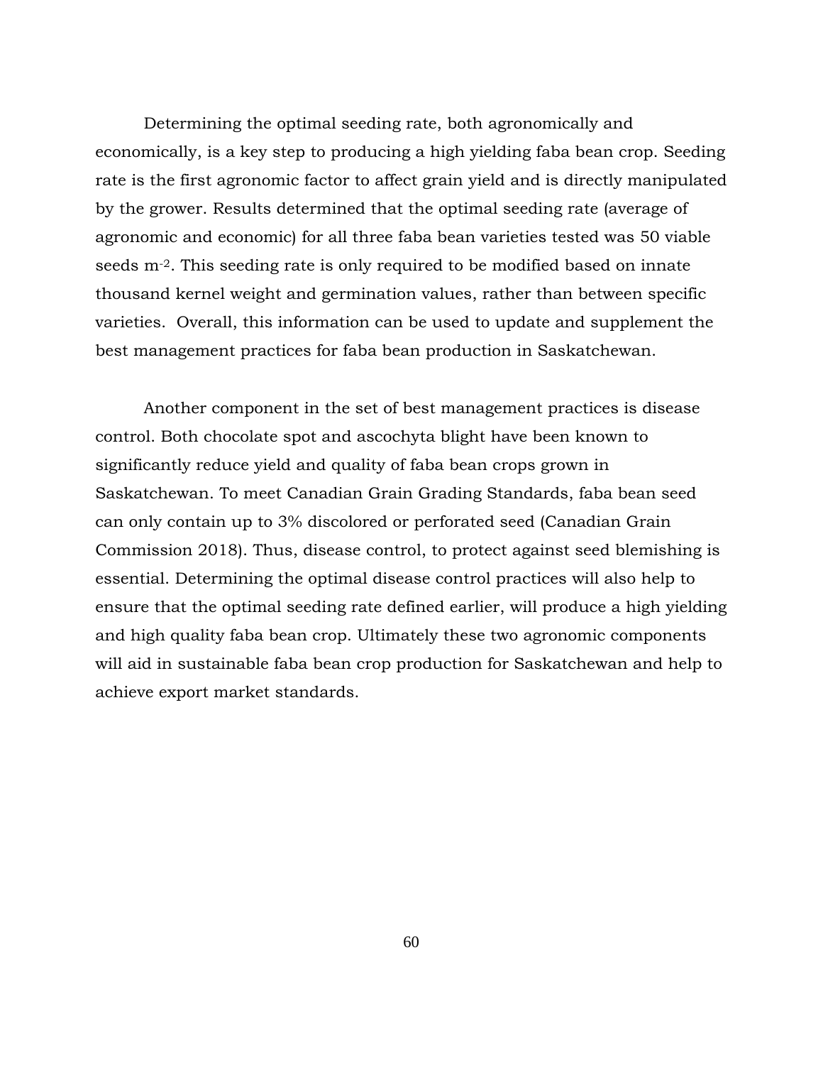Determining the optimal seeding rate, both agronomically and economically, is a key step to producing a high yielding faba bean crop. Seeding rate is the first agronomic factor to affect grain yield and is directly manipulated by the grower. Results determined that the optimal seeding rate (average of agronomic and economic) for all three faba bean varieties tested was 50 viable seeds $m^{-2}$. This seeding rate is only required to be modified based on innate thousand kernel weight and germination values, rather than between specific varieties. Overall, this information can be used to update and supplement the best management practices for faba bean production in Saskatchewan.

Another component in the set of best management practices is disease control. Both chocolate spot and ascochyta blight have been known to significantly reduce yield and quality of faba bean crops grown in Saskatchewan. To meet Canadian Grain Grading Standards, faba bean seed can only contain up to 3% discolored or perforated seed (Canadian Grain Commission 2018). Thus, disease control, to protect against seed blemishing is essential. Determining the optimal disease control practices will also help to ensure that the optimal seeding rate defined earlier, will produce a high yielding and high quality faba bean crop. Ultimately these two agronomic components will aid in sustainable faba bean crop production for Saskatchewan and help to achieve export market standards.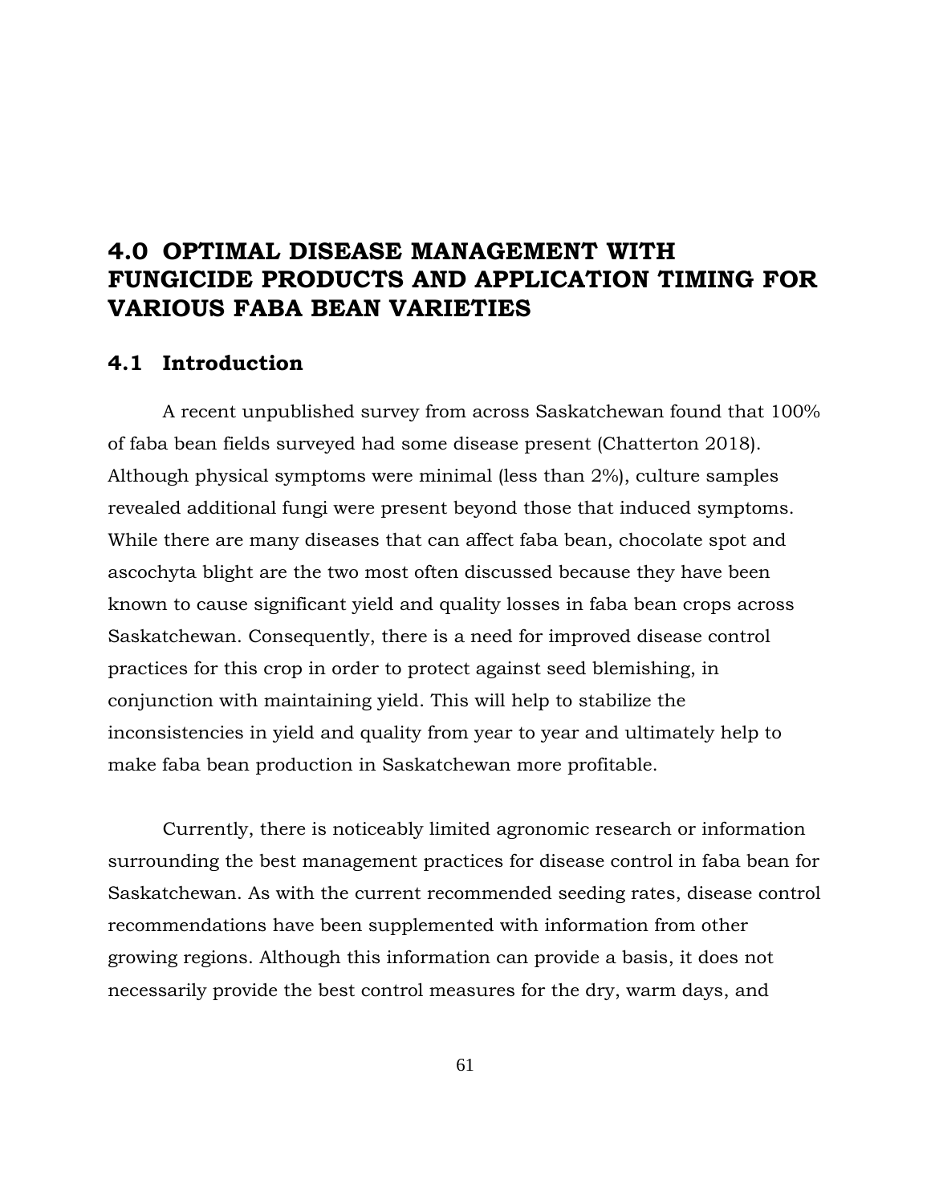# 4.0 OPTIMAL DISEASE MANAGEMENT WITH FUNGICIDE PRODUCTS AND APPLICATION TIMING FOR VARIOUS FABA BEAN VARIETIES

## 4.1 Introduction

A recent unpublished survey from across Saskatchewan found that 100% of faba bean fields surveyed had some disease present (Chatterton 2018). Although physical symptoms were minimal (less than 2%), culture samples revealed additional fungi were present beyond those that induced symptoms. While there are many diseases that can affect faba bean, chocolate spot and ascochyta blight are the two most often discussed because they have been known to cause significant yield and quality losses in faba bean crops across Saskatchewan. Consequently, there is a need for improved disease control practices for this crop in order to protect against seed blemishing, in conjunction with maintaining yield. This will help to stabilize the inconsistencies in yield and quality from year to year and ultimately help to make faba bean production in Saskatchewan more profitable.

Currently, there is noticeably limited agronomic research or information surrounding the best management practices for disease control in faba bean for Saskatchewan. As with the current recommended seeding rates, disease control recommendations have been supplemented with information from other growing regions. Although this information can provide a basis, it does not necessarily provide the best control measures for the dry, warm days, and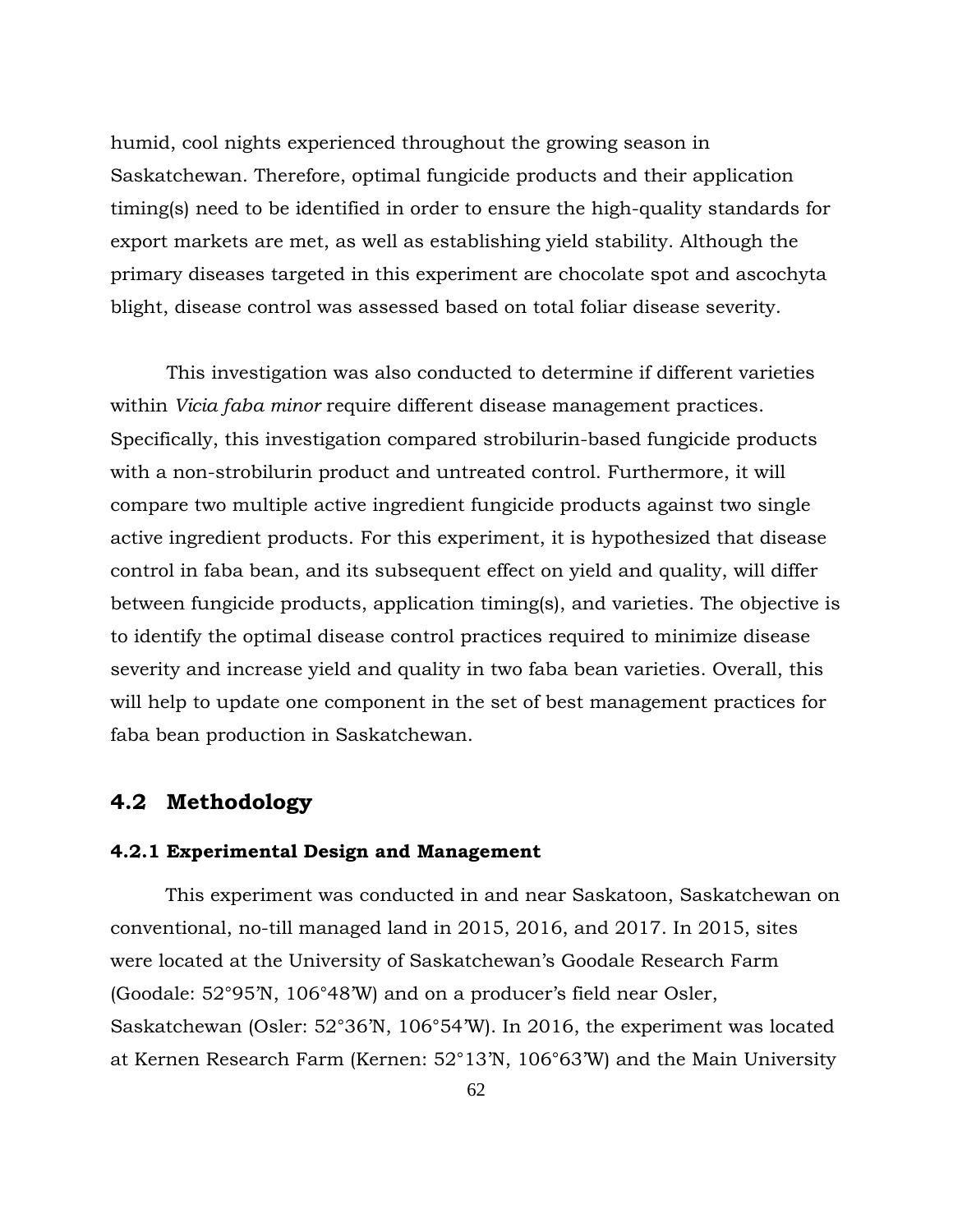humid, cool nights experienced throughout the growing season in Saskatchewan. Therefore, optimal fungicide products and their application timing(s) need to be identified in order to ensure the high-quality standards for export markets are met, as well as establishing yield stability. Although the primary diseases targeted in this experiment are chocolate spot and ascochyta blight, disease control was assessed based on total foliar disease severity.

This investigation was also conducted to determine if different varieties within *Vicia faba minor* require different disease management practices. Specifically, this investigation compared strobilurin-based fungicide products with a non-strobilurin product and untreated control. Furthermore, it will compare two multiple active ingredient fungicide products against two single active ingredient products. For this experiment, it is hypothesized that disease control in faba bean, and its subsequent effect on yield and quality, will differ between fungicide products, application timing(s), and varieties. The objective is to identify the optimal disease control practices required to minimize disease severity and increase yield and quality in two faba bean varieties. Overall, this will help to update one component in the set of best management practices for faba bean production in Saskatchewan.

## 4.2 Methodology

### 4.2.1 Experimental Design and Management

This experiment was conducted in and near Saskatoon, Saskatchewan on conventional, no-till managed land in 2015, 2016, and 2017. In 2015, sites were located at the University of Saskatchewan's Goodale Research Farm (Goodale: 52°95'N, 106°48'W) and on a producer's field near Osler, Saskatchewan (Osler: 52°36'N, 106°54'W). In 2016, the experiment was located at Kernen Research Farm (Kernen: 52°13'N, 106°63'W) and the Main University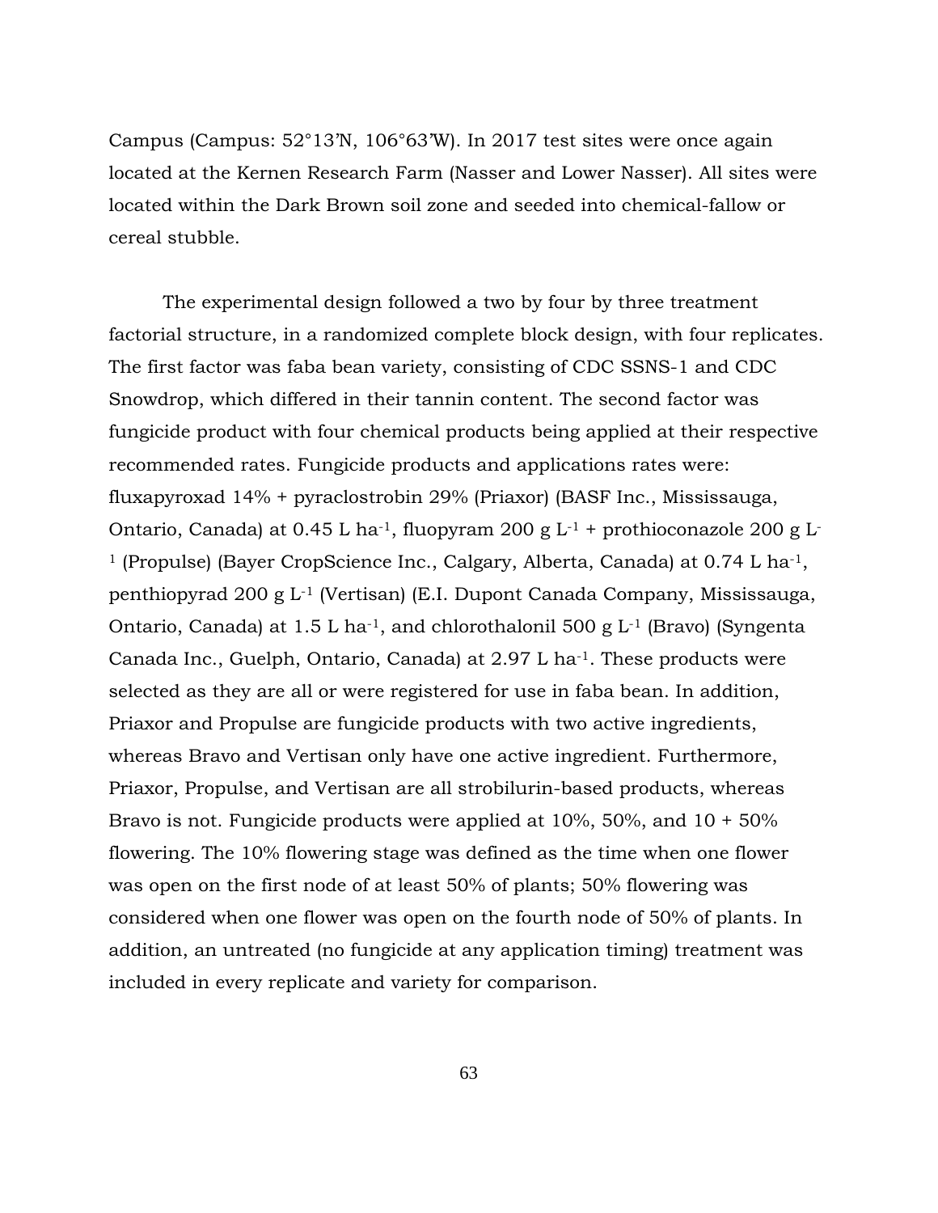Campus (Campus: 52°13'N, 106°63'W). In 2017 test sites were once again located at the Kernen Research Farm (Nasser and Lower Nasser). All sites were located within the Dark Brown soil zone and seeded into chemical-fallow or cereal stubble.

The experimental design followed a two by four by three treatment factorial structure, in a randomized complete block design, with four replicates. The first factor was faba bean variety, consisting of CDC SSNS-1 and CDC Snowdrop, which differed in their tannin content. The second factor was fungicide product with four chemical products being applied at their respective recommended rates. Fungicide products and applications rates were: fluxapyroxad 14% + pyraclostrobin 29% (Priaxor) (BASF Inc., Mississauga, Ontario, Canada) at 0.45 L $ha^{-1}$, fluopyram 200 g $L^{-1}$ + prothioconazole 200 g $L^{-1}$ (Propulse) (Bayer CropScience Inc., Calgary, Alberta, Canada) at 0.74 L $ha^{-1}$, penthiopyrad 200 g $L^{-1}$ (Vertisan) (E.I. Dupont Canada Company, Mississauga, Ontario, Canada) at 1.5 L $ha^{-1}$, and chlorothalonil 500 g $L^{-1}$ (Bravo) (Syngenta Canada Inc., Guelph, Ontario, Canada) at 2.97 L $ha^{-1}$. These products were selected as they are all or were registered for use in faba bean. In addition, Priaxor and Propulse are fungicide products with two active ingredients, whereas Bravo and Vertisan only have one active ingredient. Furthermore, Priaxor, Propulse, and Vertisan are all strobilurin-based products, whereas Bravo is not. Fungicide products were applied at 10%, 50%, and 10 + 50% flowering. The 10% flowering stage was defined as the time when one flower was open on the first node of at least 50% of plants; 50% flowering was considered when one flower was open on the fourth node of 50% of plants. In addition, an untreated (no fungicide at any application timing) treatment was included in every replicate and variety for comparison.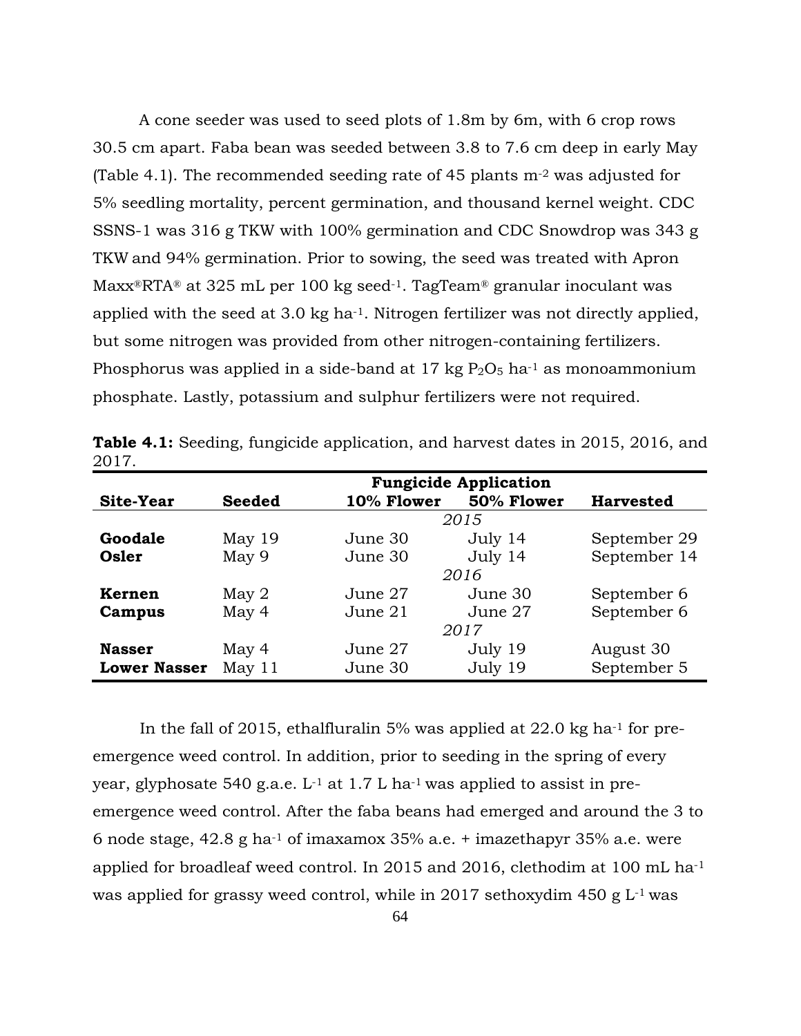A cone seeder was used to seed plots of 1.8m by 6m, with 6 crop rows 30.5 cm apart. Faba bean was seeded between 3.8 to 7.6 cm deep in early May (Table 4.1). The recommended seeding rate of 45 plants $m^{-2}$ was adjusted for 5% seedling mortality, percent germination, and thousand kernel weight. CDC SSNS-1 was 316 g TKW with 100% germination and CDC Snowdrop was 343 g TKW and 94% germination. Prior to sowing, the seed was treated with Apron Maxx®RTA® at 325 mL per 100 kg $seed^{-1}$. TagTeam® granular inoculant was applied with the seed at 3.0 kg $ha^{-1}$. Nitrogen fertilizer was not directly applied, but some nitrogen was provided from other nitrogen-containing fertilizers. Phosphorus was applied in a side-band at 17 kg $P_2O_5$ $ha^{-1}$ as monoammonium phosphate. Lastly, potassium and sulphur fertilizers were not required.

**Table 4.1:** Seeding, fungicide application, and harvest dates in 2015, 2016, and 2017.

| | | Fungicide Application | | |
|---|---|---|---|---|
| **Site-Year** | **Seeded** | **10% Flower** | **50% Flower** | **Harvested** |
| | | *2015* | | |
| **Goodale** | May 19 | June 30 | July 14 | September 29 |
| **Osler** | May 9 | June 30 | July 14 | September 14 |
| | | *2016* | | |
| **Kernen** | May 2 | June 27 | June 30 | September 6 |
| **Campus** | May 4 | June 21 | June 27 | September 6 |
| | | *2017* | | |
| **Nasser** | May 4 | June 27 | July 19 | August 30 |
| **Lower Nasser** | May 11 | June 30 | July 19 | September 5 |

In the fall of 2015, ethalfluralin 5% was applied at 22.0 kg $ha^{-1}$ for pre-emergence weed control. In addition, prior to seeding in the spring of every year, glyphosate 540 g.a.e. $L^{-1}$ at 1.7 L $ha^{-1}$ was applied to assist in pre-emergence weed control. After the faba beans had emerged and around the 3 to 6 node stage, 42.8 g $ha^{-1}$ of imaxamox 35% a.e. + imazethapyr 35% a.e. were applied for broadleaf weed control. In 2015 and 2016, clethodim at 100 mL $ha^{-1}$ was applied for grassy weed control, while in 2017 sethoxydim 450 g $L^{-1}$ was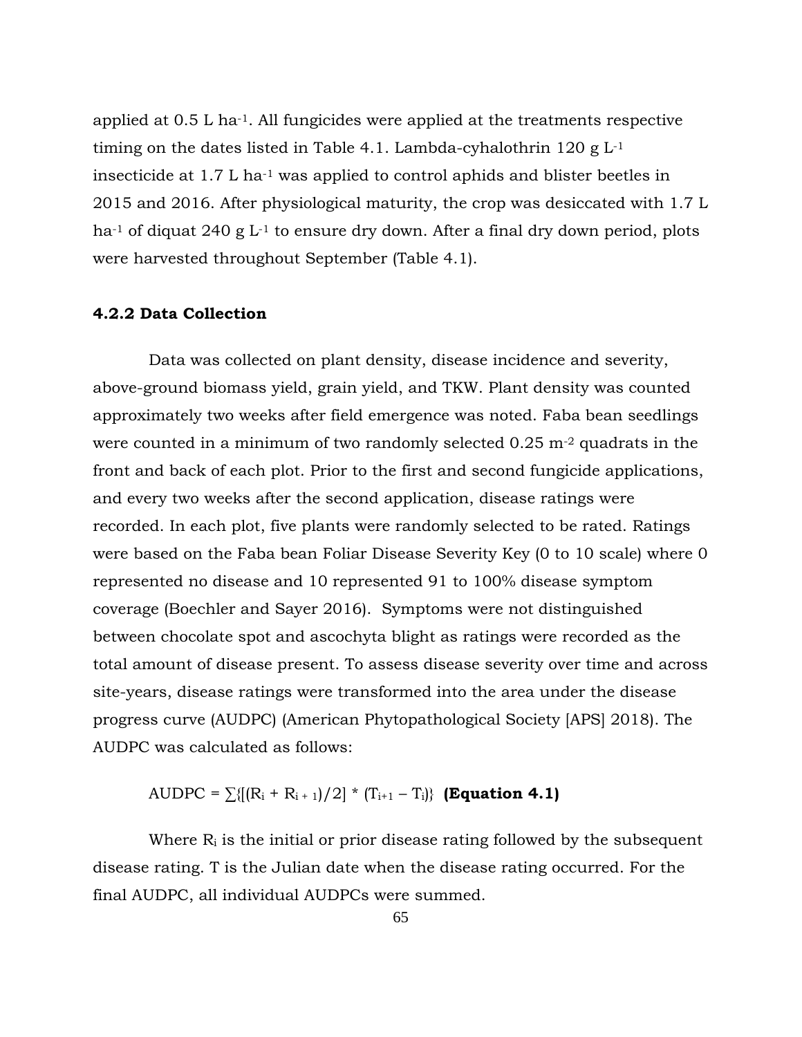applied at 0.5 L $ha^{-1}$. All fungicides were applied at the treatments respective timing on the dates listed in Table 4.1. Lambda-cyhalothrin 120 g $L^{-1}$ insecticide at 1.7 L $ha^{-1}$ was applied to control aphids and blister beetles in 2015 and 2016. After physiological maturity, the crop was desiccated with 1.7 L $ha^{-1}$ of diquat 240 g $L^{-1}$ to ensure dry down. After a final dry down period, plots were harvested throughout September (Table 4.1).

### 4.2.2 Data Collection

Data was collected on plant density, disease incidence and severity, above-ground biomass yield, grain yield, and TKW. Plant density was counted approximately two weeks after field emergence was noted. Faba bean seedlings were counted in a minimum of two randomly selected 0.25 $m^{-2}$ quadrats in the front and back of each plot. Prior to the first and second fungicide applications, and every two weeks after the second application, disease ratings were recorded. In each plot, five plants were randomly selected to be rated. Ratings were based on the Faba bean Foliar Disease Severity Key (0 to 10 scale) where 0 represented no disease and 10 represented 91 to 100% disease symptom coverage (Boechler and Sayer 2016). Symptoms were not distinguished between chocolate spot and ascochyta blight as ratings were recorded as the total amount of disease present. To assess disease severity over time and across site-years, disease ratings were transformed into the area under the disease progress curve (AUDPC) (American Phytopathological Society [APS] 2018). The AUDPC was calculated as follows:

$$AUDPC = \sum\{[(R_i + R_{i+1})/2] * (T_{i+1} - T_i)\} \quad \textbf{(Equation 4.1)}$$

Where $R_i$ is the initial or prior disease rating followed by the subsequent disease rating. T is the Julian date when the disease rating occurred. For the final AUDPC, all individual AUDPCs were summed.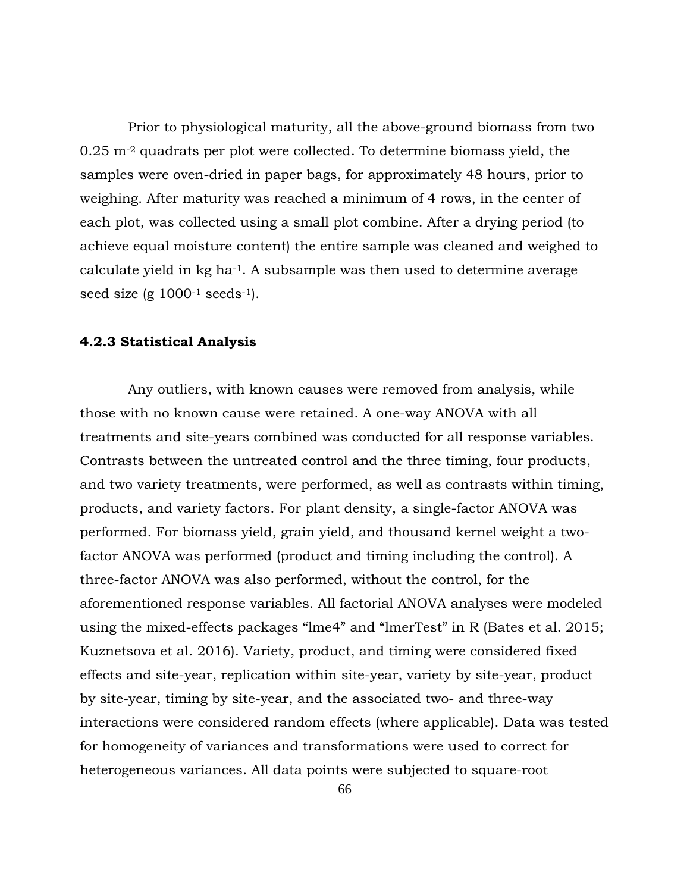Prior to physiological maturity, all the above-ground biomass from two 0.25 $m^{-2}$ quadrats per plot were collected. To determine biomass yield, the samples were oven-dried in paper bags, for approximately 48 hours, prior to weighing. After maturity was reached a minimum of 4 rows, in the center of each plot, was collected using a small plot combine. After a drying period (to achieve equal moisture content) the entire sample was cleaned and weighed to calculate yield in kg $ha^{-1}$. A subsample was then used to determine average seed size (g $1000^{-1}$ $seeds^{-1}$).

### 4.2.3 Statistical Analysis

Any outliers, with known causes were removed from analysis, while those with no known cause were retained. A one-way ANOVA with all treatments and site-years combined was conducted for all response variables. Contrasts between the untreated control and the three timing, four products, and two variety treatments, were performed, as well as contrasts within timing, products, and variety factors. For plant density, a single-factor ANOVA was performed. For biomass yield, grain yield, and thousand kernel weight a two-factor ANOVA was performed (product and timing including the control). A three-factor ANOVA was also performed, without the control, for the aforementioned response variables. All factorial ANOVA analyses were modeled using the mixed-effects packages "lme4" and "lmerTest" in R (Bates et al. 2015; Kuznetsova et al. 2016). Variety, product, and timing were considered fixed effects and site-year, replication within site-year, variety by site-year, product by site-year, timing by site-year, and the associated two- and three-way interactions were considered random effects (where applicable). Data was tested for homogeneity of variances and transformations were used to correct for heterogeneous variances. All data points were subjected to square-root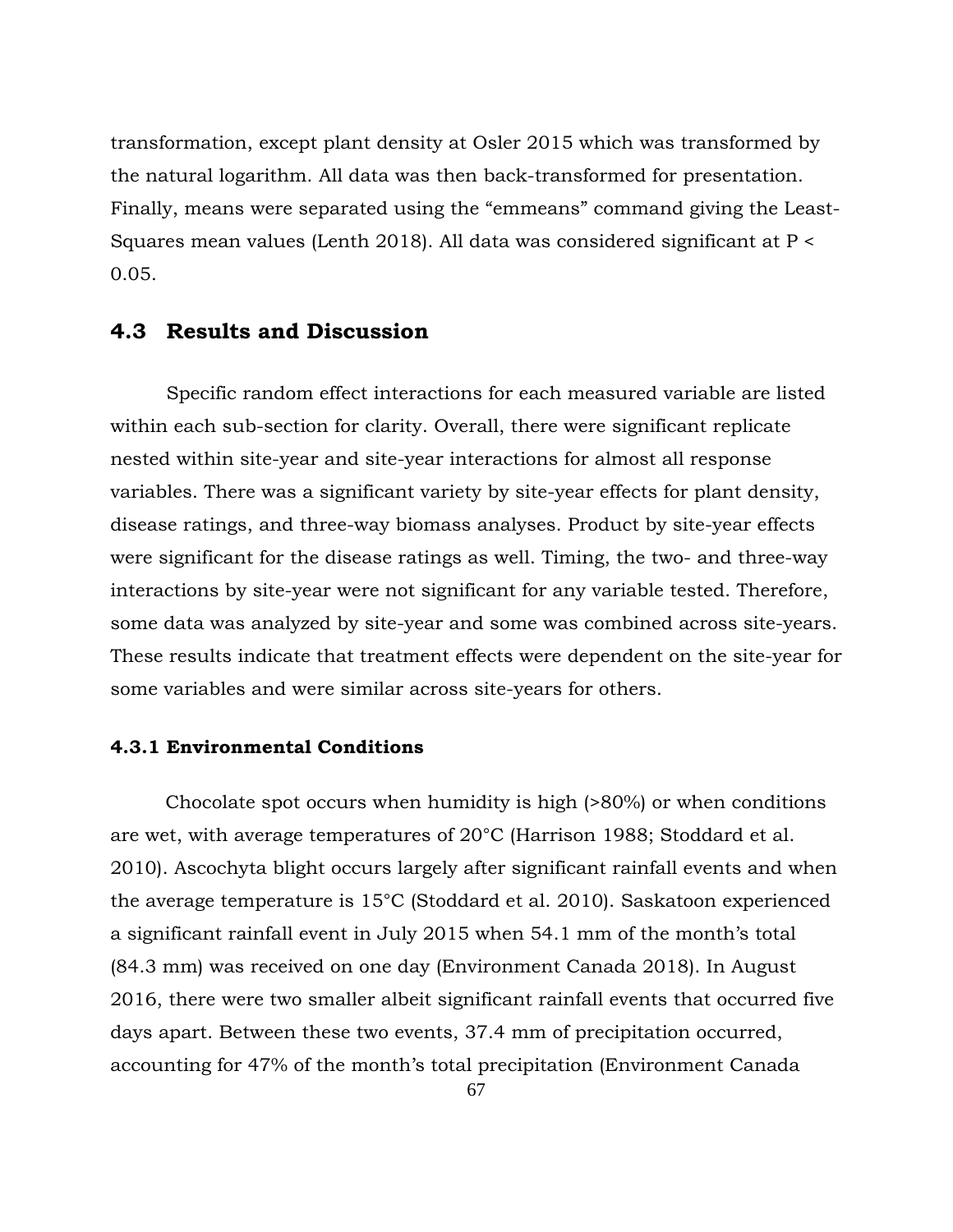transformation, except plant density at Osler 2015 which was transformed by the natural logarithm. All data was then back-transformed for presentation. Finally, means were separated using the "emmeans" command giving the Least-Squares mean values (Lenth 2018). All data was considered significant at $P < 0.05$.

## 4.3 Results and Discussion

Specific random effect interactions for each measured variable are listed within each sub-section for clarity. Overall, there were significant replicate nested within site-year and site-year interactions for almost all response variables. There was a significant variety by site-year effects for plant density, disease ratings, and three-way biomass analyses. Product by site-year effects were significant for the disease ratings as well. Timing, the two- and three-way interactions by site-year were not significant for any variable tested. Therefore, some data was analyzed by site-year and some was combined across site-years. These results indicate that treatment effects were dependent on the site-year for some variables and were similar across site-years for others.

### 4.3.1 Environmental Conditions

Chocolate spot occurs when humidity is high (>80%) or when conditions are wet, with average temperatures of 20°C (Harrison 1988; Stoddard et al. 2010). Ascochyta blight occurs largely after significant rainfall events and when the average temperature is 15°C (Stoddard et al. 2010). Saskatoon experienced a significant rainfall event in July 2015 when 54.1 mm of the month's total (84.3 mm) was received on one day (Environment Canada 2018). In August 2016, there were two smaller albeit significant rainfall events that occurred five days apart. Between these two events, 37.4 mm of precipitation occurred, accounting for 47% of the month's total precipitation (Environment Canada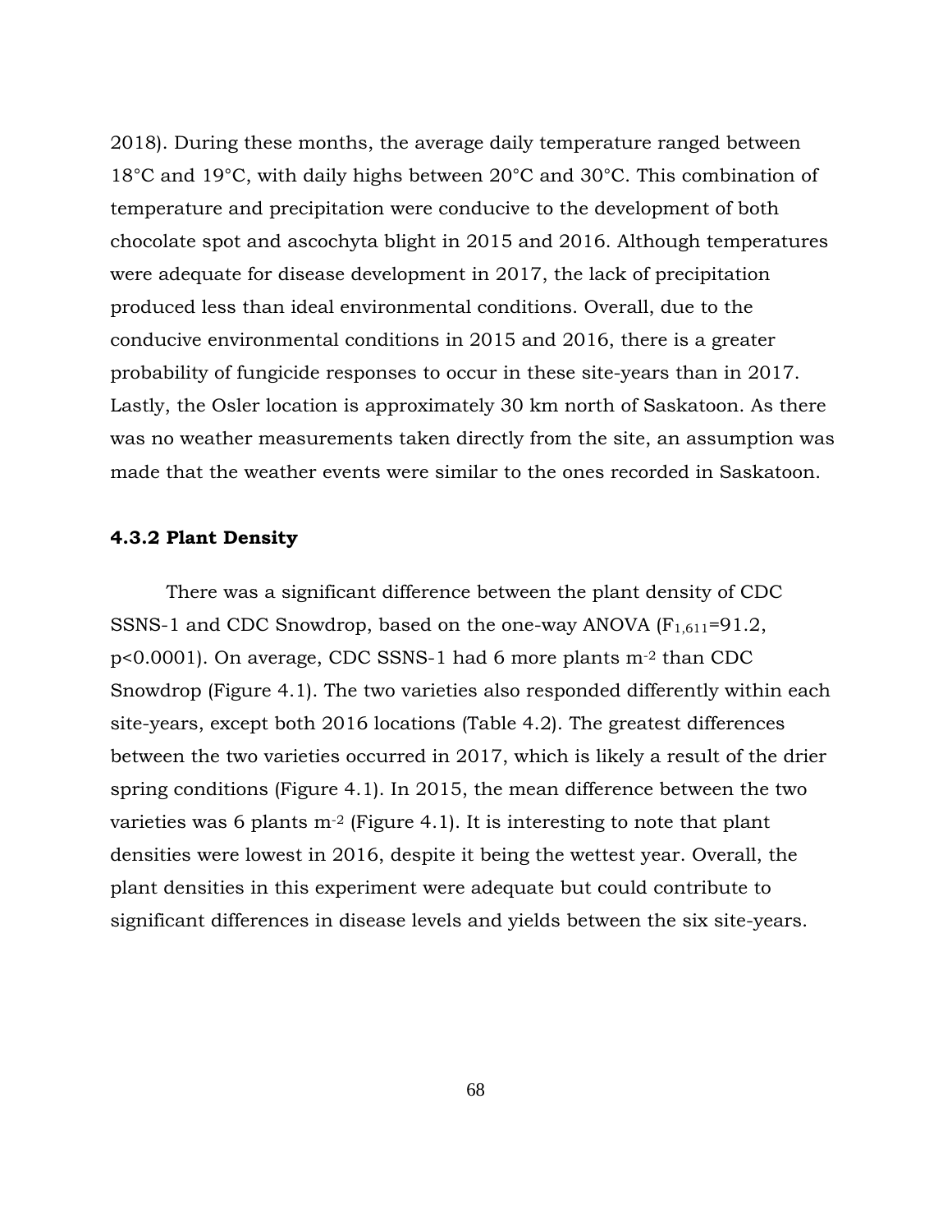2018). During these months, the average daily temperature ranged between 18°C and 19°C, with daily highs between 20°C and 30°C. This combination of temperature and precipitation were conducive to the development of both chocolate spot and ascochyta blight in 2015 and 2016. Although temperatures were adequate for disease development in 2017, the lack of precipitation produced less than ideal environmental conditions. Overall, due to the conducive environmental conditions in 2015 and 2016, there is a greater probability of fungicide responses to occur in these site-years than in 2017. Lastly, the Osler location is approximately 30 km north of Saskatoon. As there was no weather measurements taken directly from the site, an assumption was made that the weather events were similar to the ones recorded in Saskatoon.

### 4.3.2 Plant Density

There was a significant difference between the plant density of CDC SSNS-1 and CDC Snowdrop, based on the one-way ANOVA ($F_{1,611}$=91.2, $p<0.0001$). On average, CDC SSNS-1 had 6 more plants $m^{-2}$ than CDC Snowdrop (Figure 4.1). The two varieties also responded differently within each site-years, except both 2016 locations (Table 4.2). The greatest differences between the two varieties occurred in 2017, which is likely a result of the drier spring conditions (Figure 4.1). In 2015, the mean difference between the two varieties was 6 plants $m^{-2}$ (Figure 4.1). It is interesting to note that plant densities were lowest in 2016, despite it being the wettest year. Overall, the plant densities in this experiment were adequate but could contribute to significant differences in disease levels and yields between the six site-years.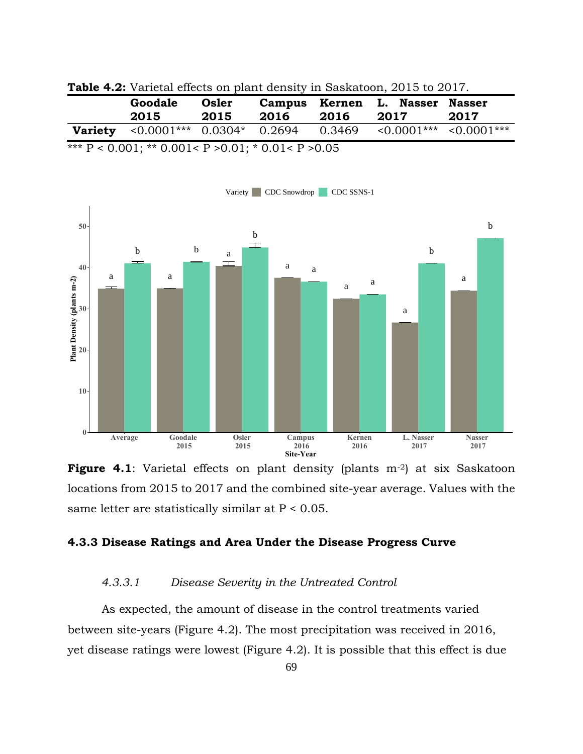**Table 4.2:** Varietal effects on plant density in Saskatoon, 2015 to 2017.

| | Goodale 2015 | Osler 2015 | Campus 2016 | Kernen 2016 | L. Nasser 2017 | Nasser 2017 |
|---|---|---|---|---|---|---|
| **Variety** | <0.0001*** | 0.0304* | 0.2694 | 0.3469 | <0.0001*** | <0.0001*** |

*** P < 0.001; ** 0.001< P >0.01; * 0.01< P >0.05

**Figure 4.1**: Varietal effects on plant density (plants m$^{-2}$) at six Saskatoon locations from 2015 to 2017 and the combined site-year average. Values with the same letter are statistically similar at P < 0.05.

### 4.3.3 Disease Ratings and Area Under the Disease Progress Curve

#### *4.3.3.1 Disease Severity in the Untreated Control*

As expected, the amount of disease in the control treatments varied between site-years (Figure 4.2). The most precipitation was received in 2016, yet disease ratings were lowest (Figure 4.2). It is possible that this effect is due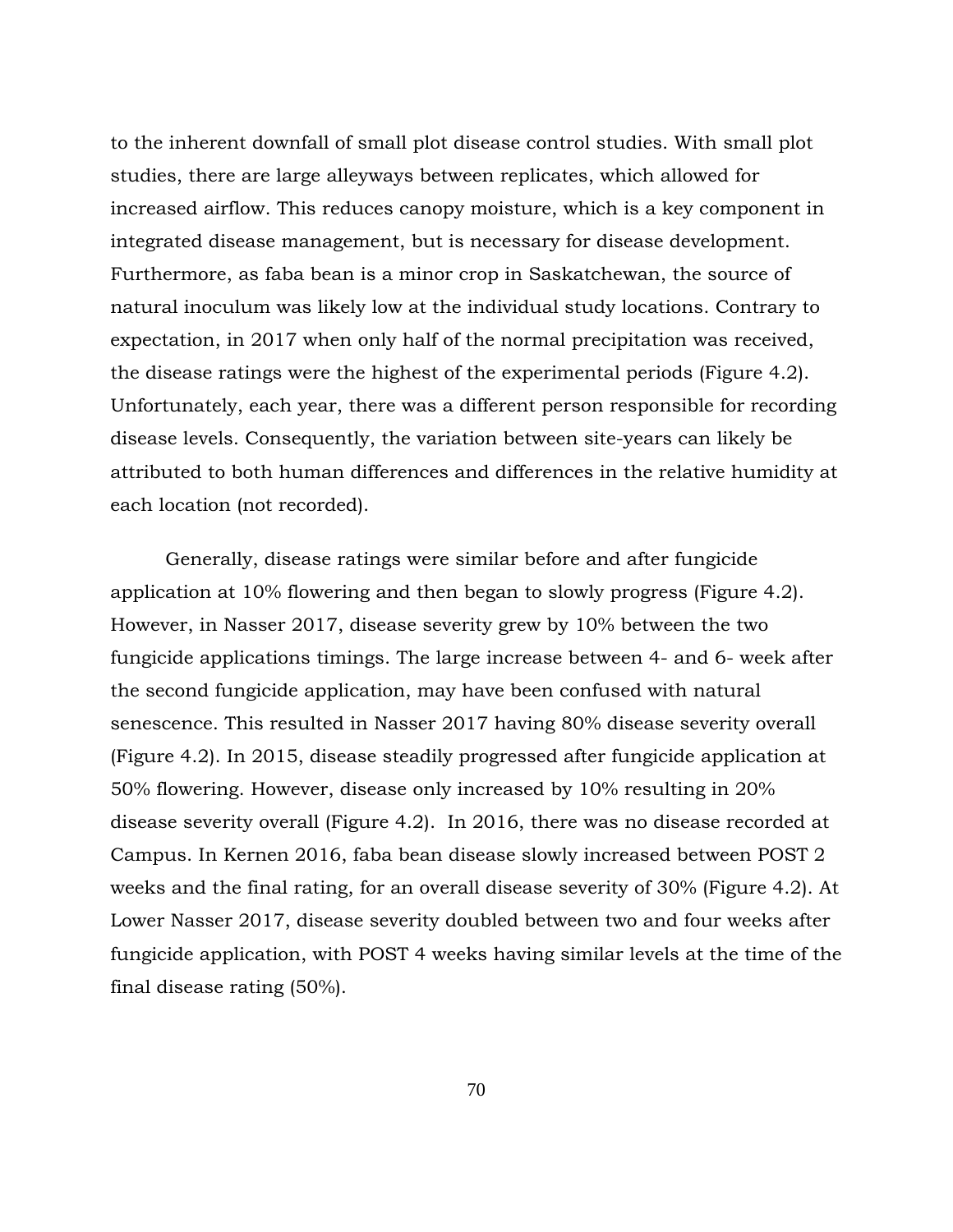to the inherent downfall of small plot disease control studies. With small plot studies, there are large alleyways between replicates, which allowed for increased airflow. This reduces canopy moisture, which is a key component in integrated disease management, but is necessary for disease development. Furthermore, as faba bean is a minor crop in Saskatchewan, the source of natural inoculum was likely low at the individual study locations. Contrary to expectation, in 2017 when only half of the normal precipitation was received, the disease ratings were the highest of the experimental periods (Figure 4.2). Unfortunately, each year, there was a different person responsible for recording disease levels. Consequently, the variation between site-years can likely be attributed to both human differences and differences in the relative humidity at each location (not recorded).

Generally, disease ratings were similar before and after fungicide application at 10% flowering and then began to slowly progress (Figure 4.2). However, in Nasser 2017, disease severity grew by 10% between the two fungicide applications timings. The large increase between 4- and 6- week after the second fungicide application, may have been confused with natural senescence. This resulted in Nasser 2017 having 80% disease severity overall (Figure 4.2). In 2015, disease steadily progressed after fungicide application at 50% flowering. However, disease only increased by 10% resulting in 20% disease severity overall (Figure 4.2). In 2016, there was no disease recorded at Campus. In Kernen 2016, faba bean disease slowly increased between POST 2 weeks and the final rating, for an overall disease severity of 30% (Figure 4.2). At Lower Nasser 2017, disease severity doubled between two and four weeks after fungicide application, with POST 4 weeks having similar levels at the time of the final disease rating (50%).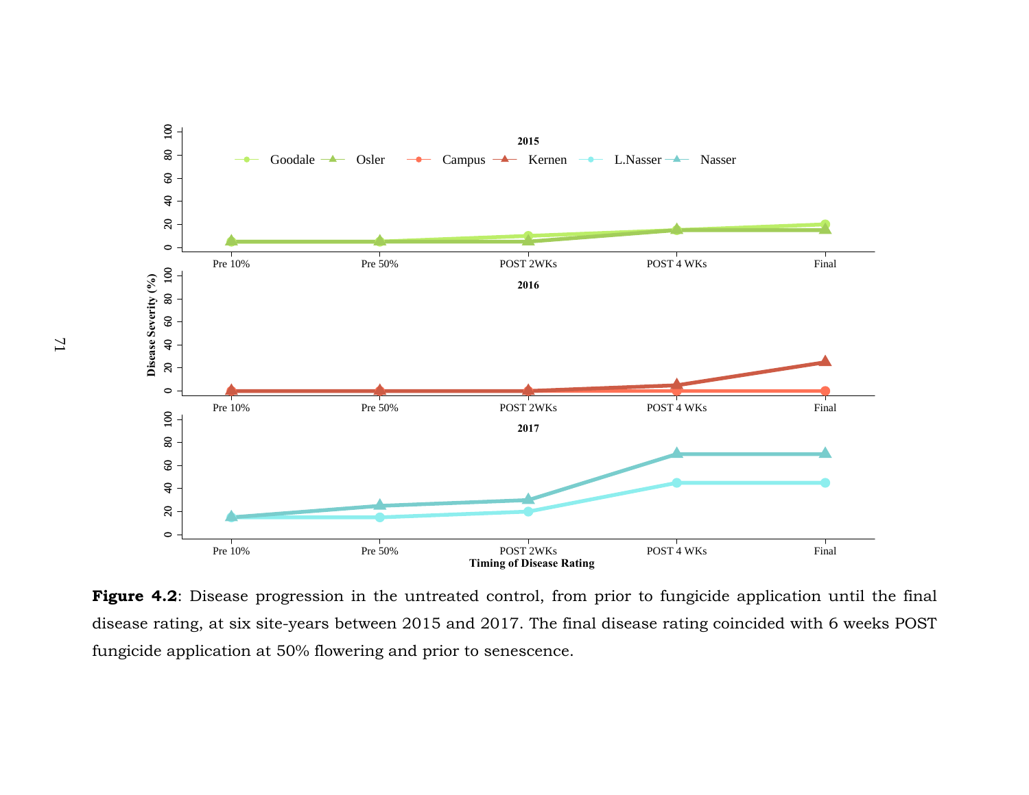**Figure 4.2**: Disease progression in the untreated control, from prior to fungicide application until the final disease rating, at six site-years between 2015 and 2017. The final disease rating coincided with 6 weeks POST fungicide application at 50% flowering and prior to senescence.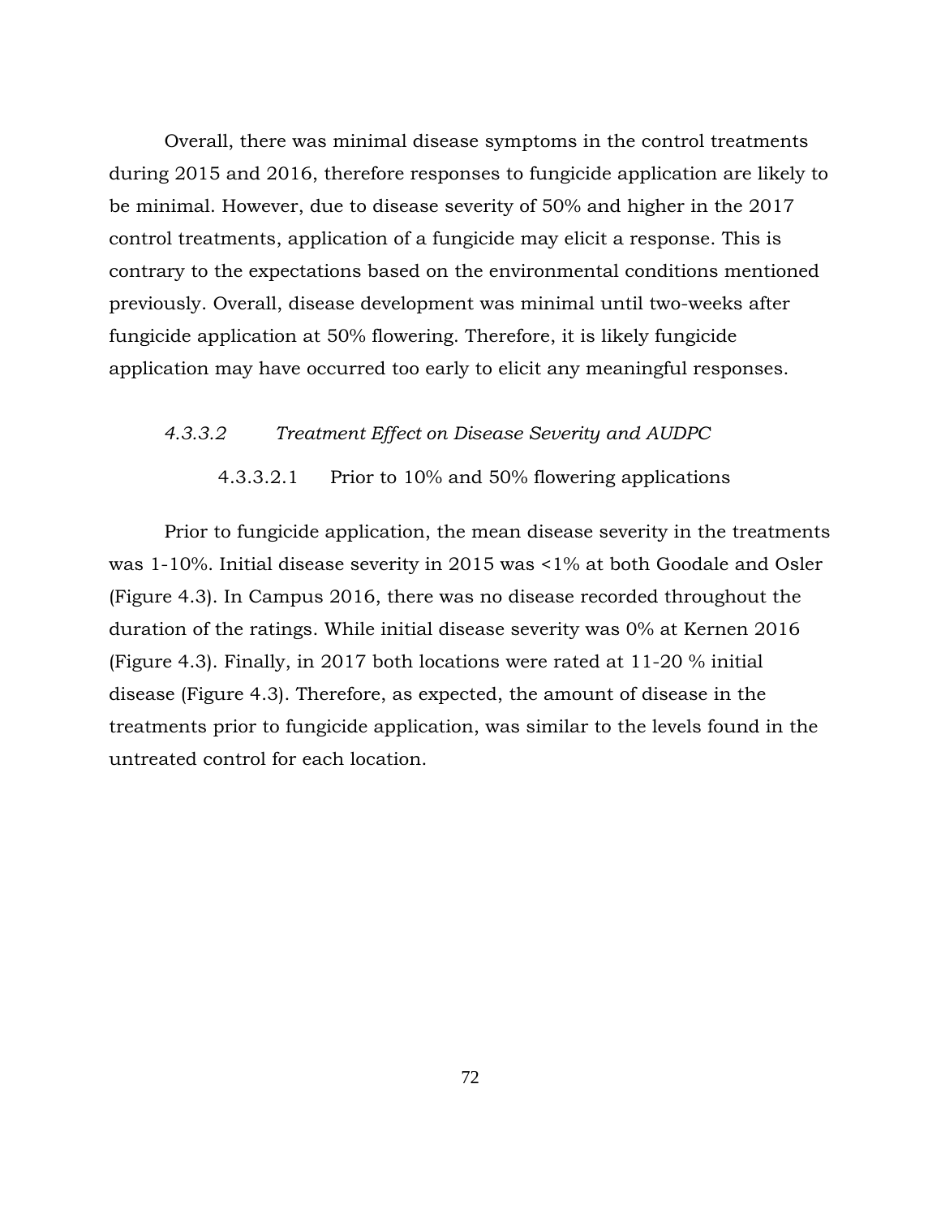Overall, there was minimal disease symptoms in the control treatments during 2015 and 2016, therefore responses to fungicide application are likely to be minimal. However, due to disease severity of 50% and higher in the 2017 control treatments, application of a fungicide may elicit a response. This is contrary to the expectations based on the environmental conditions mentioned previously. Overall, disease development was minimal until two-weeks after fungicide application at 50% flowering. Therefore, it is likely fungicide application may have occurred too early to elicit any meaningful responses.

### *4.3.3.2 Treatment Effect on Disease Severity and AUDPC*

#### 4.3.3.2.1 Prior to 10% and 50% flowering applications

Prior to fungicide application, the mean disease severity in the treatments was 1-10%. Initial disease severity in 2015 was <1% at both Goodale and Osler (Figure 4.3). In Campus 2016, there was no disease recorded throughout the duration of the ratings. While initial disease severity was 0% at Kernen 2016 (Figure 4.3). Finally, in 2017 both locations were rated at 11-20 % initial disease (Figure 4.3). Therefore, as expected, the amount of disease in the treatments prior to fungicide application, was similar to the levels found in the untreated control for each location.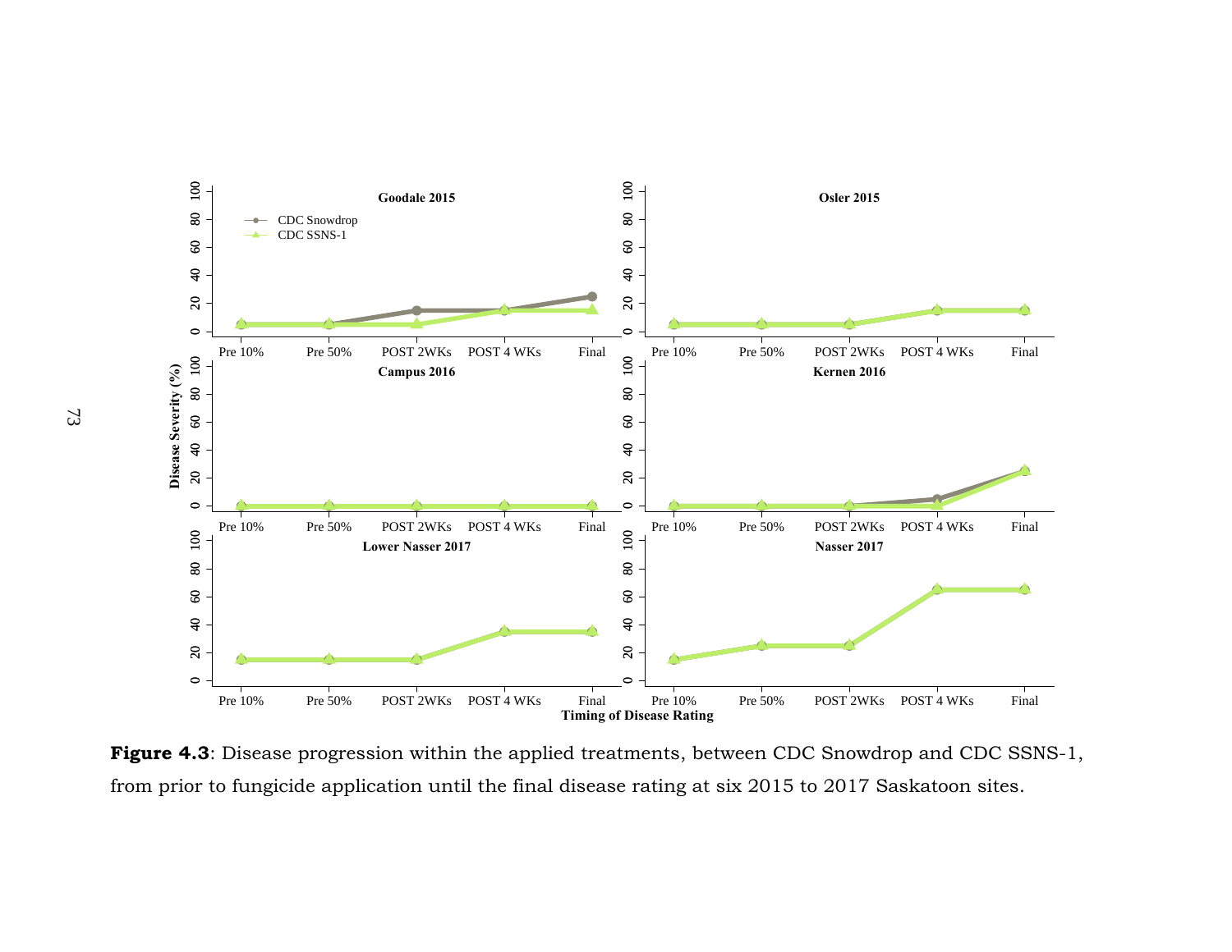**Figure 4.3**: Disease progression within the applied treatments, between CDC Snowdrop and CDC SSNS-1, from prior to fungicide application until the final disease rating at six 2015 to 2017 Saskatoon sites.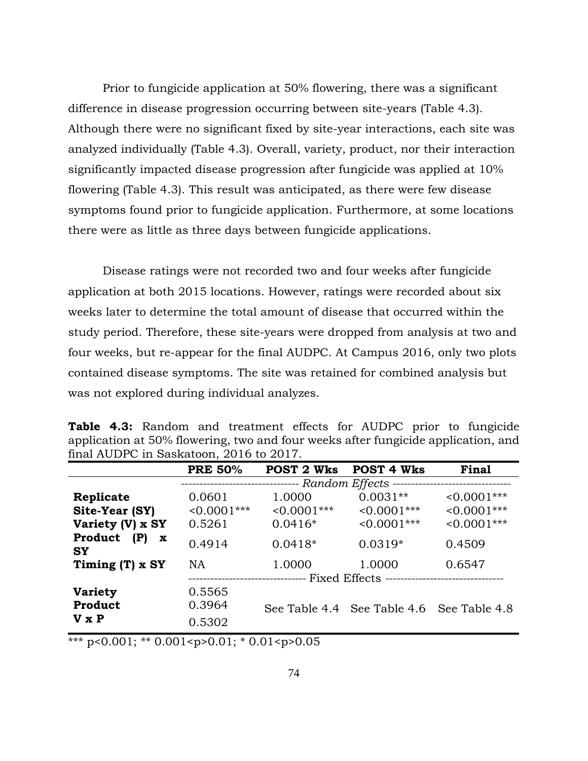Prior to fungicide application at 50% flowering, there was a significant difference in disease progression occurring between site-years (Table 4.3). Although there were no significant fixed by site-year interactions, each site was analyzed individually (Table 4.3). Overall, variety, product, nor their interaction significantly impacted disease progression after fungicide was applied at 10% flowering (Table 4.3). This result was anticipated, as there were few disease symptoms found prior to fungicide application. Furthermore, at some locations there were as little as three days between fungicide applications.

Disease ratings were not recorded two and four weeks after fungicide application at both 2015 locations. However, ratings were recorded about six weeks later to determine the total amount of disease that occurred within the study period. Therefore, these site-years were dropped from analysis at two and four weeks, but re-appear for the final AUDPC. At Campus 2016, only two plots contained disease symptoms. The site was retained for combined analysis but was not explored during individual analyzes.

**Table 4.3:** Random and treatment effects for AUDPC prior to fungicide application at 50% flowering, two and four weeks after fungicide application, and final AUDPC in Saskatoon, 2016 to 2017.

| | **PRE 50%** | **POST 2 Wks** | **POST 4 Wks** | **Final** |
|---|---|---|---|---|
| | *Random Effects* | | | |
| **Replicate** | 0.0601 | 1.0000 | 0.0031** | <0.0001*** |
| **Site-Year (SY)** | <0.0001*** | <0.0001*** | <0.0001*** | <0.0001*** |
| **Variety (V) x SY** | 0.5261 | 0.0416* | <0.0001*** | <0.0001*** |
| **Product (P) x SY** | 0.4914 | 0.0418* | 0.0319* | 0.4509 |
| **Timing (T) x SY** | NA | 1.0000 | 1.0000 | 0.6547 |
| | Fixed Effects | | | |
| **Variety** | 0.5565 | See Table 4.4 | See Table 4.6 | See Table 4.8 |
| **Product** | 0.3964 | | | |
| **V x P** | 0.5302 | | | |

*** p<0.001; ** 0.001<p>0.01; * 0.01<p>0.05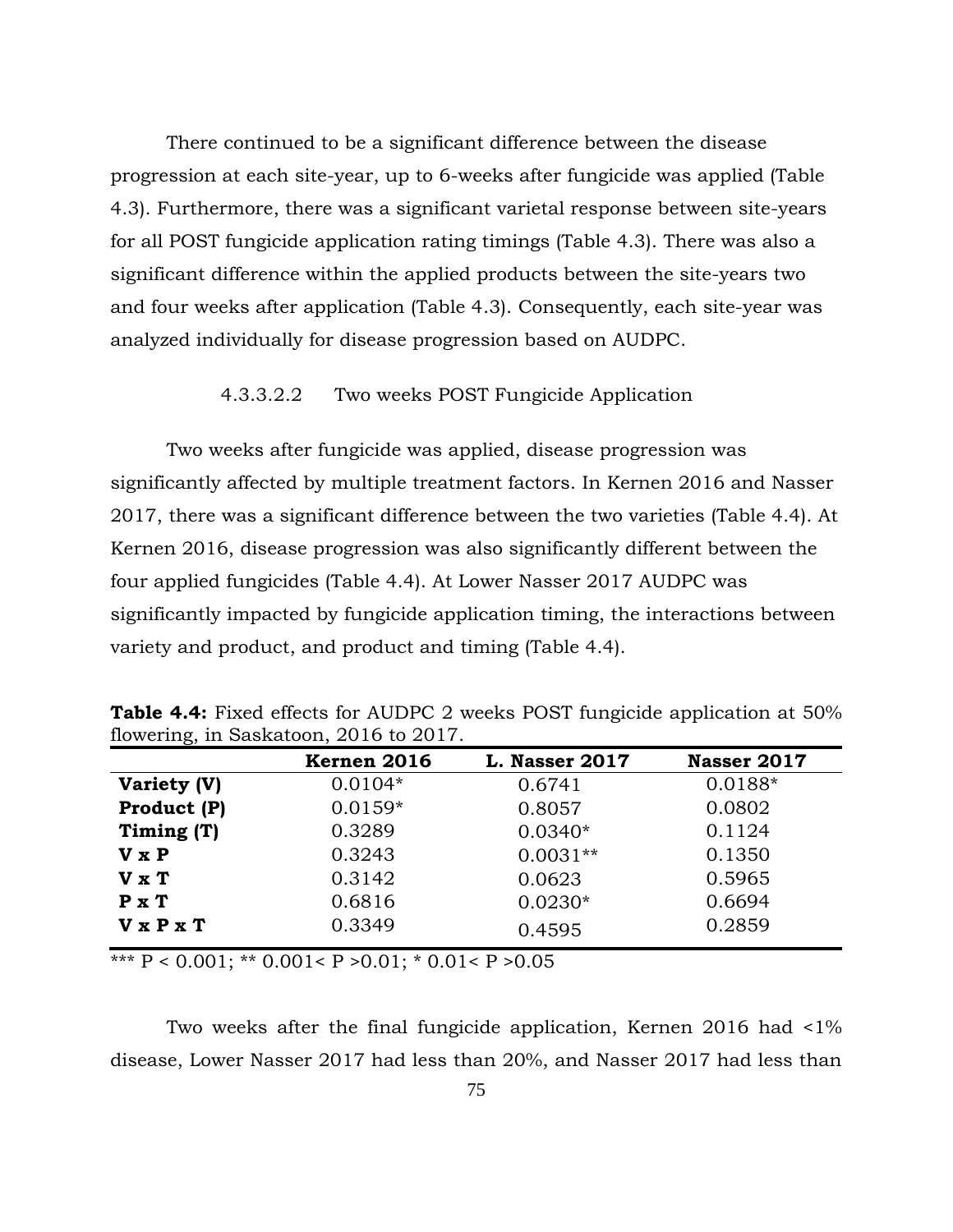There continued to be a significant difference between the disease progression at each site-year, up to 6-weeks after fungicide was applied (Table 4.3). Furthermore, there was a significant varietal response between site-years for all POST fungicide application rating timings (Table 4.3). There was also a significant difference within the applied products between the site-years two and four weeks after application (Table 4.3). Consequently, each site-year was analyzed individually for disease progression based on AUDPC.

#### 4.3.3.2.2 Two weeks POST Fungicide Application

Two weeks after fungicide was applied, disease progression was significantly affected by multiple treatment factors. In Kernen 2016 and Nasser 2017, there was a significant difference between the two varieties (Table 4.4). At Kernen 2016, disease progression was also significantly different between the four applied fungicides (Table 4.4). At Lower Nasser 2017 AUDPC was significantly impacted by fungicide application timing, the interactions between variety and product, and product and timing (Table 4.4).

**Table 4.4:** Fixed effects for AUDPC 2 weeks POST fungicide application at 50% flowering, in Saskatoon, 2016 to 2017.

| | **Kernen 2016** | **L. Nasser 2017** | **Nasser 2017** |
|---|---|---|---|
| **Variety (V)** | 0.0104* | 0.6741 | 0.0188* |
| **Product (P)** | 0.0159* | 0.8057 | 0.0802 |
| **Timing (T)** | 0.3289 | 0.0340* | 0.1124 |
| **V x P** | 0.3243 | 0.0031** | 0.1350 |
| **V x T** | 0.3142 | 0.0623 | 0.5965 |
| **P x T** | 0.6816 | 0.0230* | 0.6694 |
| **V x P x T** | 0.3349 | 0.4595 | 0.2859 |

*** P < 0.001; ** 0.001< P >0.01; * 0.01< P >0.05

Two weeks after the final fungicide application, Kernen 2016 had <1% disease, Lower Nasser 2017 had less than 20%, and Nasser 2017 had less than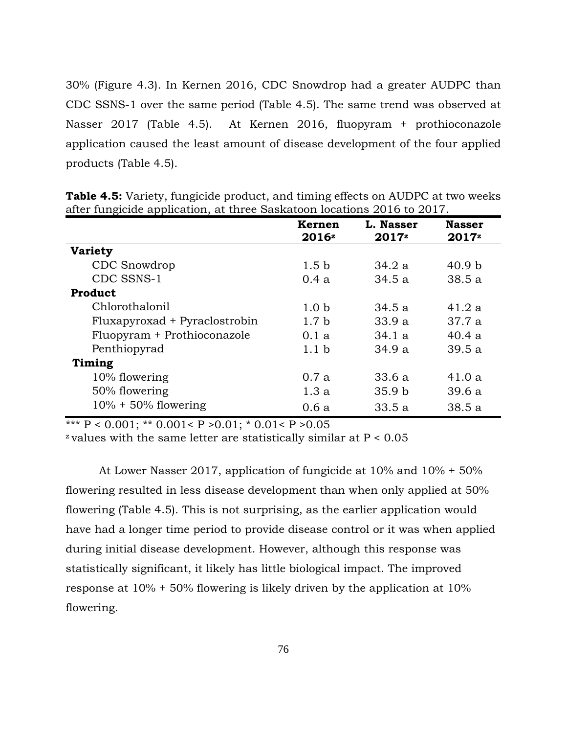30% (Figure 4.3). In Kernen 2016, CDC Snowdrop had a greater AUDPC than CDC SSNS-1 over the same period (Table 4.5). The same trend was observed at Nasser 2017 (Table 4.5). At Kernen 2016, fluopyram + prothioconazole application caused the least amount of disease development of the four applied products (Table 4.5).

**Table 4.5:** Variety, fungicide product, and timing effects on AUDPC at two weeks after fungicide application, at three Saskatoon locations 2016 to 2017.

| | Kernen 2016[z] | L. Nasser 2017[z] | Nasser 2017[z] |
|---|---|---|---|
| **Variety** | | | |
| CDC Snowdrop | 1.5 b | 34.2 a | 40.9 b |
| CDC SSNS-1 | 0.4 a | 34.5 a | 38.5 a |
| **Product** | | | |
| Chlorothalonil | 1.0 b | 34.5 a | 41.2 a |
| Fluxapyroxad + Pyraclostrobin | 1.7 b | 33.9 a | 37.7 a |
| Fluopyram + Prothioconazole | 0.1 a | 34.1 a | 40.4 a |
| Penthiopyrad | 1.1 b | 34.9 a | 39.5 a |
| **Timing** | | | |
| 10% flowering | 0.7 a | 33.6 a | 41.0 a |
| 50% flowering | 1.3 a | 35.9 b | 39.6 a |
| 10% + 50% flowering | 0.6 a | 33.5 a | 38.5 a |

\*\*\* $P < 0.001$; \*\* $0.001 < P > 0.01$; \* $0.01 < P > 0.05$

[z] values with the same letter are statistically similar at $P < 0.05$

At Lower Nasser 2017, application of fungicide at 10% and 10% + 50% flowering resulted in less disease development than when only applied at 50% flowering (Table 4.5). This is not surprising, as the earlier application would have had a longer time period to provide disease control or it was when applied during initial disease development. However, although this response was statistically significant, it likely has little biological impact. The improved response at 10% + 50% flowering is likely driven by the application at 10% flowering.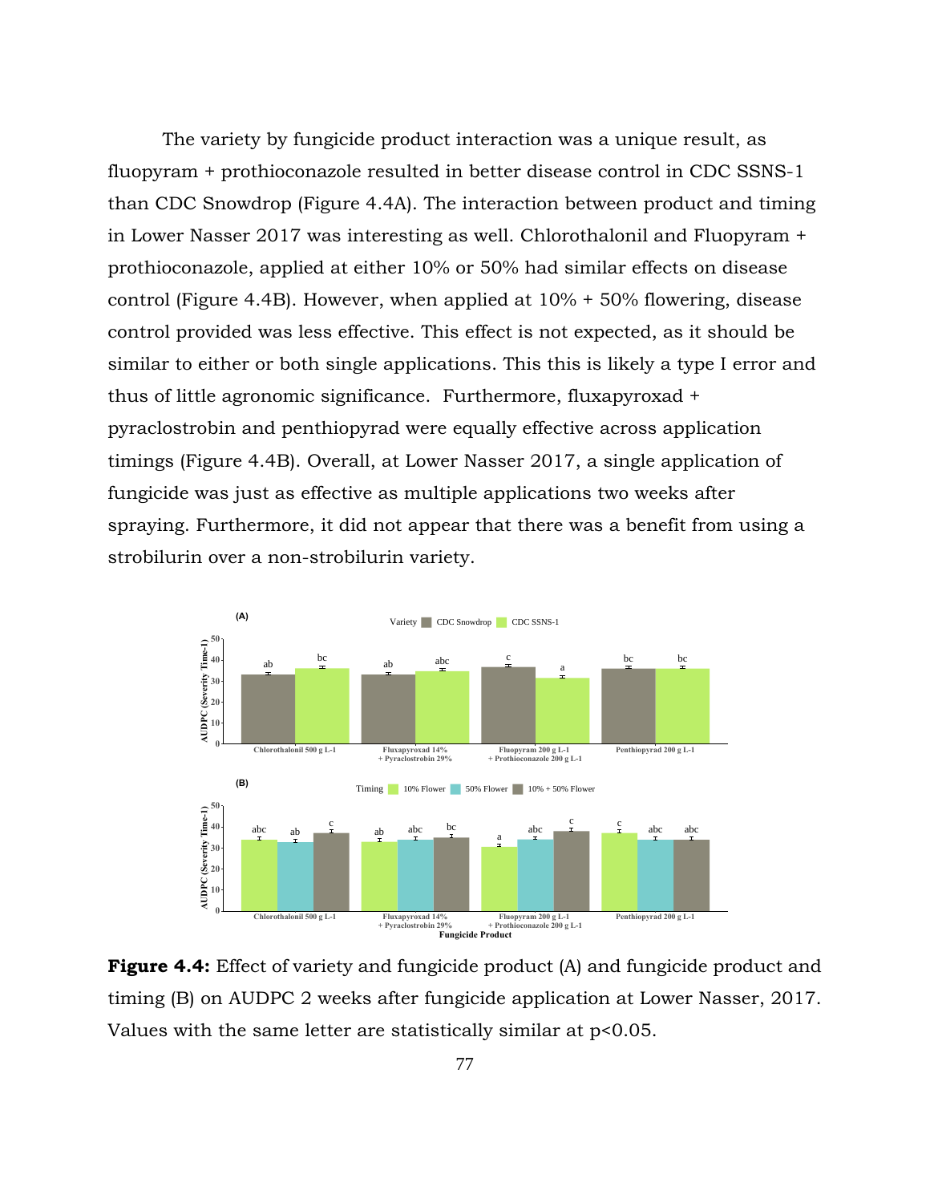The variety by fungicide product interaction was a unique result, as fluopyram + prothioconazole resulted in better disease control in CDC SSNS-1 than CDC Snowdrop (Figure 4.4A). The interaction between product and timing in Lower Nasser 2017 was interesting as well. Chlorothalonil and Fluopyram + prothioconazole, applied at either 10% or 50% had similar effects on disease control (Figure 4.4B). However, when applied at 10% + 50% flowering, disease control provided was less effective. This effect is not expected, as it should be similar to either or both single applications. This this is likely a type I error and thus of little agronomic significance. Furthermore, fluxapyroxad + pyraclostrobin and penthiopyrad were equally effective across application timings (Figure 4.4B). Overall, at Lower Nasser 2017, a single application of fungicide was just as effective as multiple applications two weeks after spraying. Furthermore, it did not appear that there was a benefit from using a strobilurin over a non-strobilurin variety.

**Figure 4.4:** Effect of variety and fungicide product (A) and fungicide product and timing (B) on AUDPC 2 weeks after fungicide application at Lower Nasser, 2017. Values with the same letter are statistically similar at p<0.05.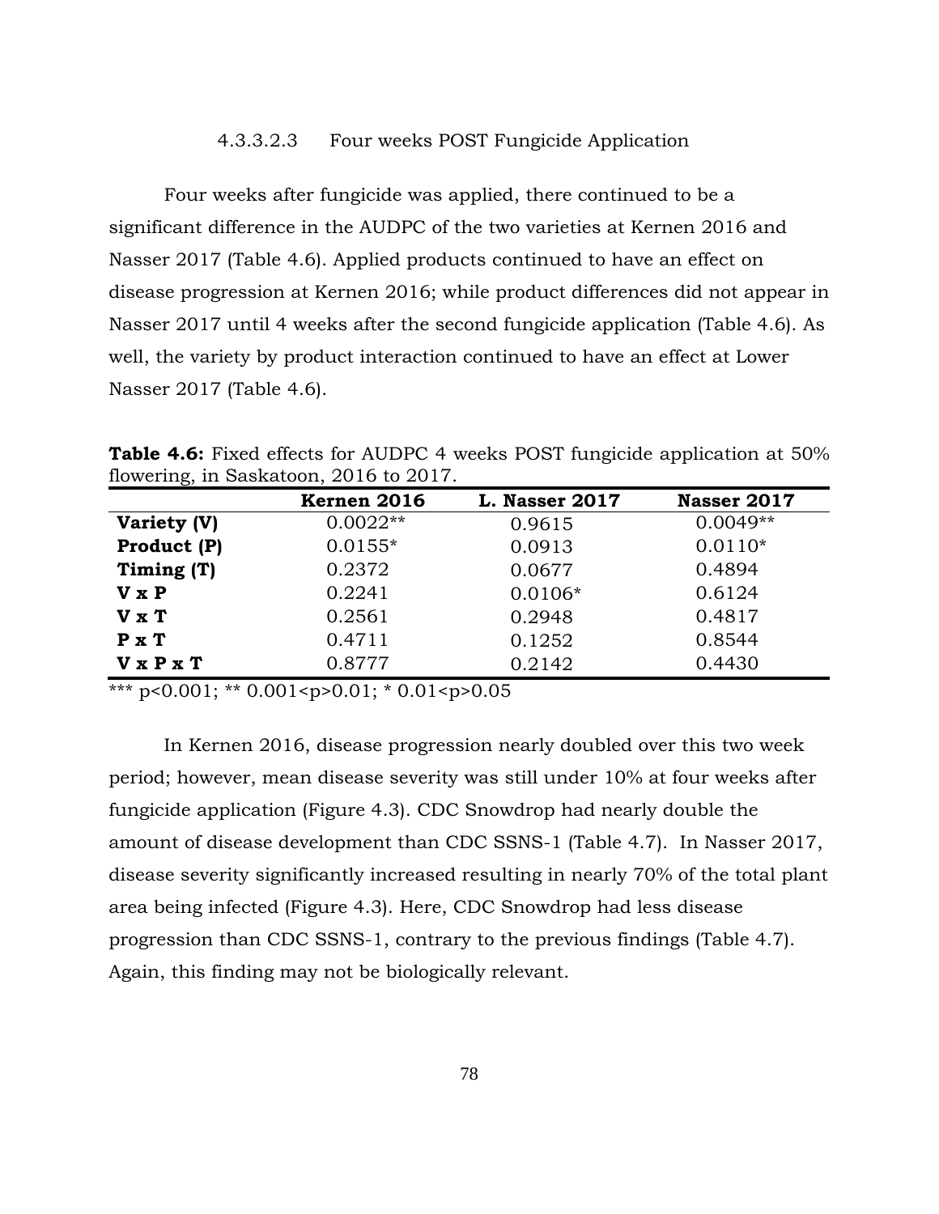#### 4.3.3.2.3 Four weeks POST Fungicide Application

Four weeks after fungicide was applied, there continued to be a significant difference in the AUDPC of the two varieties at Kernen 2016 and Nasser 2017 (Table 4.6). Applied products continued to have an effect on disease progression at Kernen 2016; while product differences did not appear in Nasser 2017 until 4 weeks after the second fungicide application (Table 4.6). As well, the variety by product interaction continued to have an effect at Lower Nasser 2017 (Table 4.6).

**Table 4.6:** Fixed effects for AUDPC 4 weeks POST fungicide application at 50% flowering, in Saskatoon, 2016 to 2017.

| | **Kernen 2016** | **L. Nasser 2017** | **Nasser 2017** |
|---|---|---|---|
| **Variety (V)** | 0.0022** | 0.9615 | 0.0049** |
| **Product (P)** | 0.0155* | 0.0913 | 0.0110* |
| **Timing (T)** | 0.2372 | 0.0677 | 0.4894 |
| **V x P** | 0.2241 | 0.0106* | 0.6124 |
| **V x T** | 0.2561 | 0.2948 | 0.4817 |
| **P x T** | 0.4711 | 0.1252 | 0.8544 |
| **V x P x T** | 0.8777 | 0.2142 | 0.4430 |

*** p<0.001; ** 0.001<p>0.01; * 0.01<p>0.05

In Kernen 2016, disease progression nearly doubled over this two week period; however, mean disease severity was still under 10% at four weeks after fungicide application (Figure 4.3). CDC Snowdrop had nearly double the amount of disease development than CDC SSNS-1 (Table 4.7). In Nasser 2017, disease severity significantly increased resulting in nearly 70% of the total plant area being infected (Figure 4.3). Here, CDC Snowdrop had less disease progression than CDC SSNS-1, contrary to the previous findings (Table 4.7). Again, this finding may not be biologically relevant.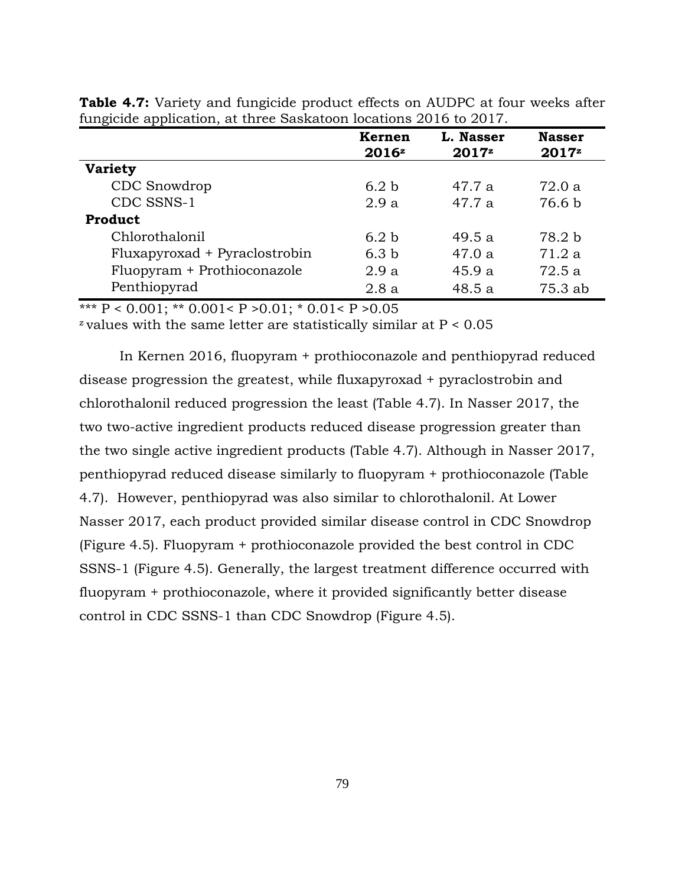**Table 4.7:** Variety and fungicide product effects on AUDPC at four weeks after fungicide application, at three Saskatoon locations 2016 to 2017.

| | Kernen 2016[z] | L. Nasser 2017[z] | Nasser 2017[z] |
|---|---|---|---|
| **Variety** | | | |
| CDC Snowdrop | 6.2 b | 47.7 a | 72.0 a |
| CDC SSNS-1 | 2.9 a | 47.7 a | 76.6 b |
| **Product** | | | |
| Chlorothalonil | 6.2 b | 49.5 a | 78.2 b |
| Fluxapyroxad + Pyraclostrobin | 6.3 b | 47.0 a | 71.2 a |
| Fluopyram + Prothioconazole | 2.9 a | 45.9 a | 72.5 a |
| Penthiopyrad | 2.8 a | 48.5 a | 75.3 ab |

*** $P < 0.001$; ** $0.001 < P > 0.01$; * $0.01 < P > 0.05$

[z] values with the same letter are statistically similar at $P < 0.05$

In Kernen 2016, fluopyram + prothioconazole and penthiopyrad reduced disease progression the greatest, while fluxapyroxad + pyraclostrobin and chlorothalonil reduced progression the least (Table 4.7). In Nasser 2017, the two two-active ingredient products reduced disease progression greater than the two single active ingredient products (Table 4.7). Although in Nasser 2017, penthiopyrad reduced disease similarly to fluopyram + prothioconazole (Table 4.7). However, penthiopyrad was also similar to chlorothalonil. At Lower Nasser 2017, each product provided similar disease control in CDC Snowdrop (Figure 4.5). Fluopyram + prothioconazole provided the best control in CDC SSNS-1 (Figure 4.5). Generally, the largest treatment difference occurred with fluopyram + prothioconazole, where it provided significantly better disease control in CDC SSNS-1 than CDC Snowdrop (Figure 4.5).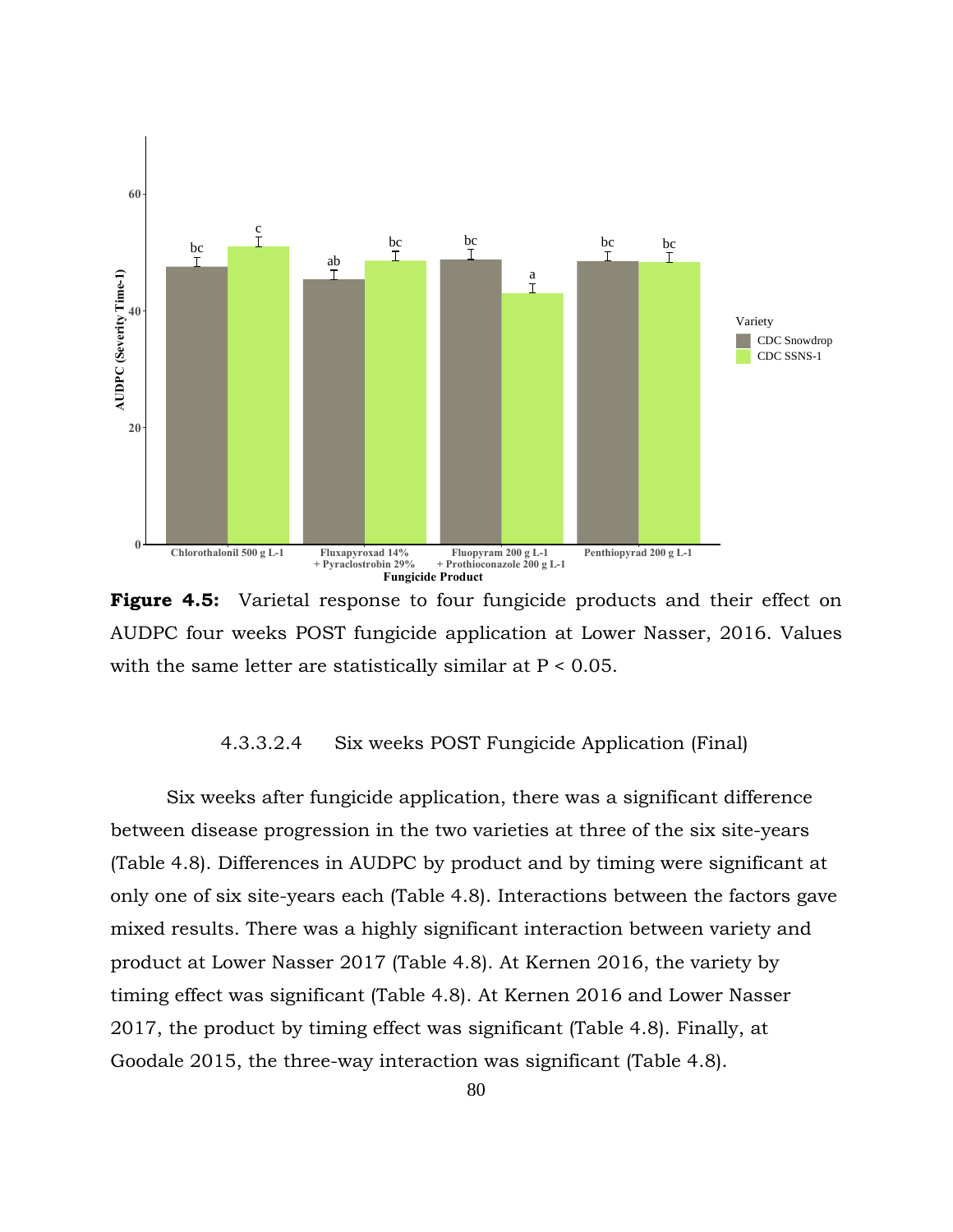**Figure 4.5:** Varietal response to four fungicide products and their effect on AUDPC four weeks POST fungicide application at Lower Nasser, 2016. Values with the same letter are statistically similar at P < 0.05.

#### 4.3.3.2.4 Six weeks POST Fungicide Application (Final)

Six weeks after fungicide application, there was a significant difference between disease progression in the two varieties at three of the six site-years (Table 4.8). Differences in AUDPC by product and by timing were significant at only one of six site-years each (Table 4.8). Interactions between the factors gave mixed results. There was a highly significant interaction between variety and product at Lower Nasser 2017 (Table 4.8). At Kernen 2016, the variety by timing effect was significant (Table 4.8). At Kernen 2016 and Lower Nasser 2017, the product by timing effect was significant (Table 4.8). Finally, at Goodale 2015, the three-way interaction was significant (Table 4.8).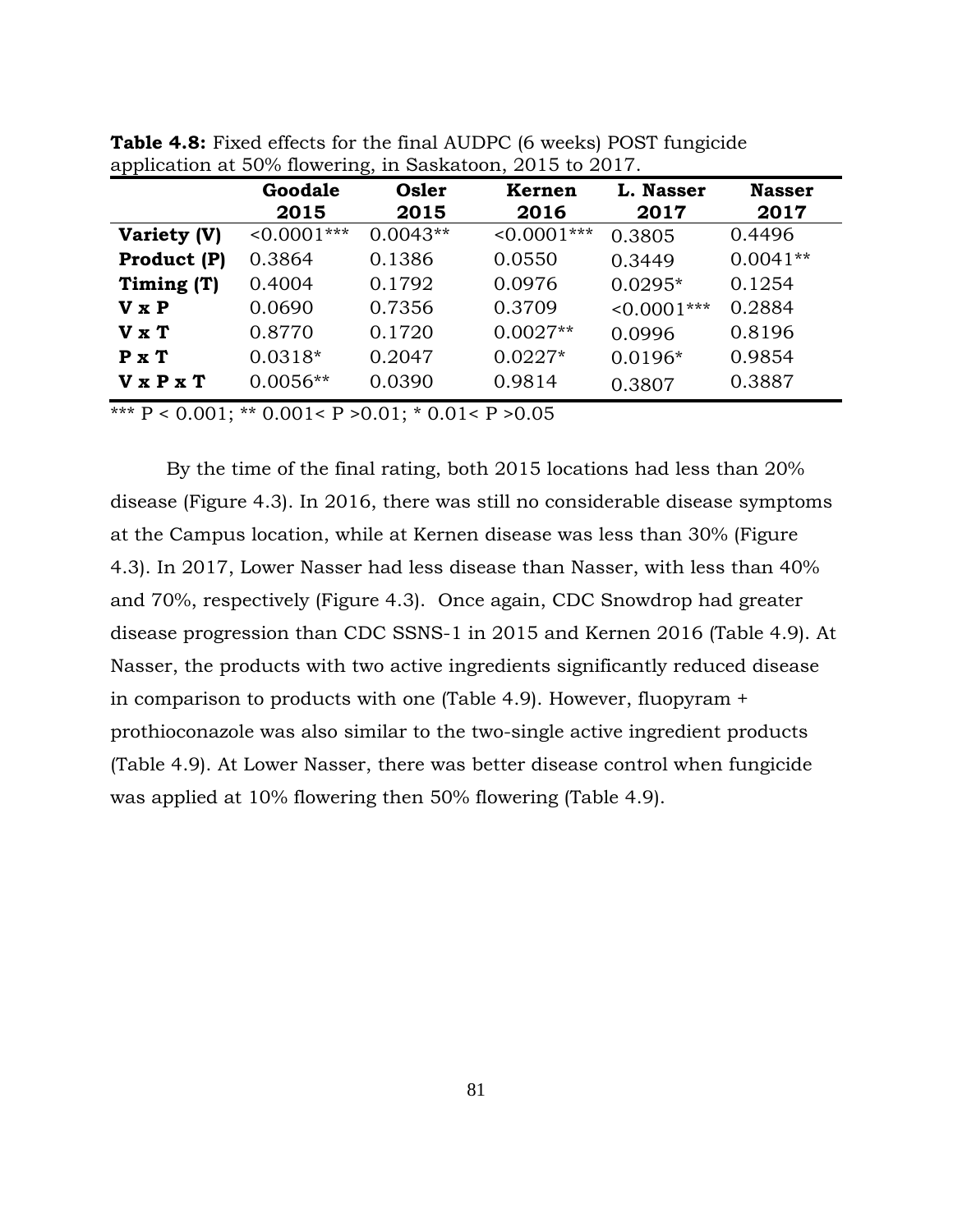**Table 4.8:** Fixed effects for the final AUDPC (6 weeks) POST fungicide application at 50% flowering, in Saskatoon, 2015 to 2017.

| | **Goodale 2015** | **Osler 2015** | **Kernen 2016** | **L. Nasser 2017** | **Nasser 2017** |
|---|---|---|---|---|---|
| **Variety (V)** | <0.0001*** | 0.0043** | <0.0001*** | 0.3805 | 0.4496 |
| **Product (P)** | 0.3864 | 0.1386 | 0.0550 | 0.3449 | 0.0041** |
| **Timing (T)** | 0.4004 | 0.1792 | 0.0976 | 0.0295* | 0.1254 |
| **V x P** | 0.0690 | 0.7356 | 0.3709 | <0.0001*** | 0.2884 |
| **V x T** | 0.8770 | 0.1720 | 0.0027** | 0.0996 | 0.8196 |
| **P x T** | 0.0318* | 0.2047 | 0.0227* | 0.0196* | 0.9854 |
| **V x P x T** | 0.0056** | 0.0390 | 0.9814 | 0.3807 | 0.3887 |

*** P < 0.001; ** 0.001< P >0.01; * 0.01< P >0.05

By the time of the final rating, both 2015 locations had less than 20% disease (Figure 4.3). In 2016, there was still no considerable disease symptoms at the Campus location, while at Kernen disease was less than 30% (Figure 4.3). In 2017, Lower Nasser had less disease than Nasser, with less than 40% and 70%, respectively (Figure 4.3). Once again, CDC Snowdrop had greater disease progression than CDC SSNS-1 in 2015 and Kernen 2016 (Table 4.9). At Nasser, the products with two active ingredients significantly reduced disease in comparison to products with one (Table 4.9). However, fluopyram + prothioconazole was also similar to the two-single active ingredient products (Table 4.9). At Lower Nasser, there was better disease control when fungicide was applied at 10% flowering then 50% flowering (Table 4.9).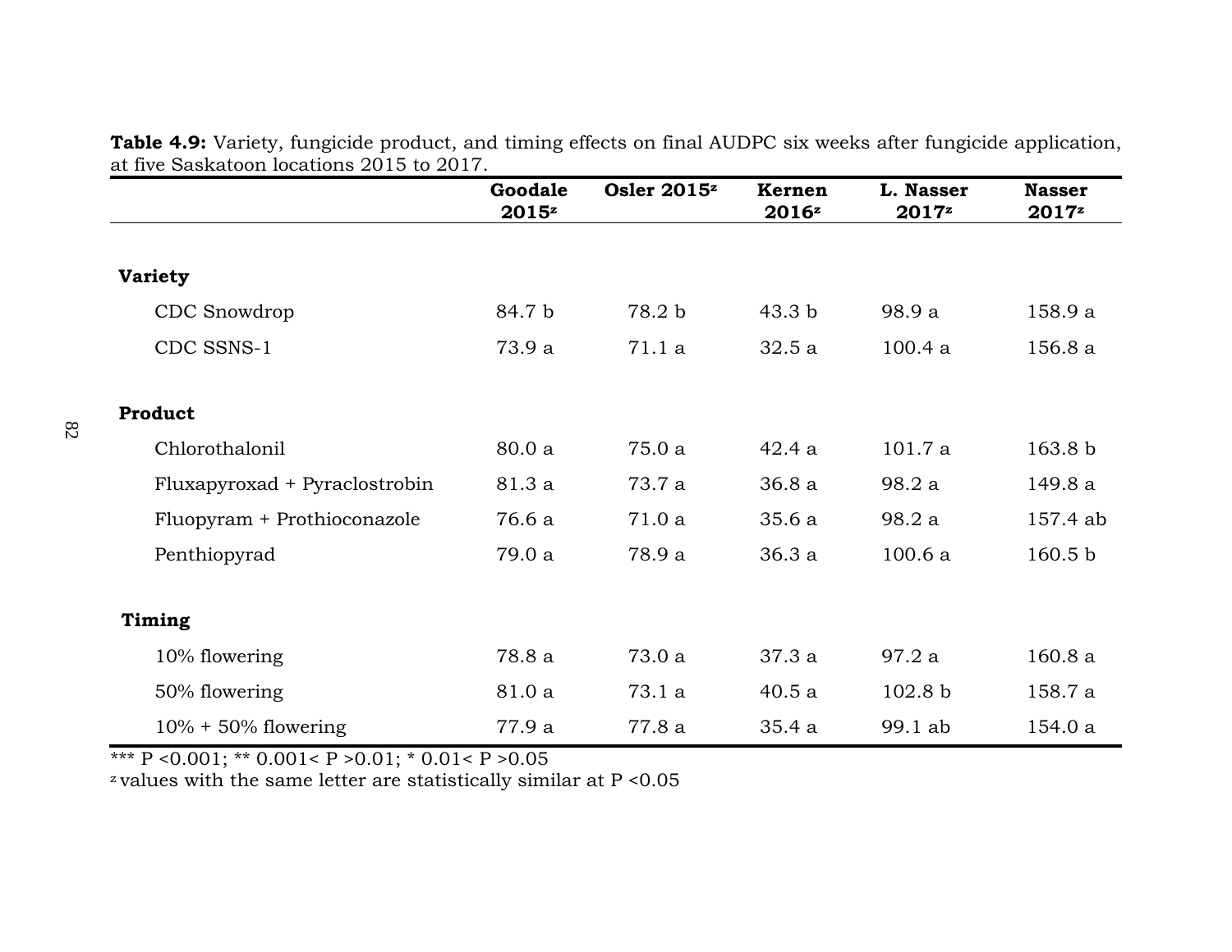**Table 4.9:** Variety, fungicide product, and timing effects on final AUDPC six weeks after fungicide application, at five Saskatoon locations 2015 to 2017.

| | Goodale 2015[z] | Osler 2015[z] | Kernen 2016[z] | L. Nasser 2017[z] | Nasser 2017[z] |
|---|---|---|---|---|---|
| **Variety** | | | | | |
| CDC Snowdrop | 84.7 b | 78.2 b | 43.3 b | 98.9 a | 158.9 a |
| CDC SSNS-1 | 73.9 a | 71.1 a | 32.5 a | 100.4 a | 156.8 a |
| **Product** | | | | | |
| Chlorothalonil | 80.0 a | 75.0 a | 42.4 a | 101.7 a | 163.8 b |
| Fluxapyroxad + Pyraclostrobin | 81.3 a | 73.7 a | 36.8 a | 98.2 a | 149.8 a |
| Fluopyram + Prothioconazole | 76.6 a | 71.0 a | 35.6 a | 98.2 a | 157.4 ab |
| Penthiopyrad | 79.0 a | 78.9 a | 36.3 a | 100.6 a | 160.5 b |
| **Timing** | | | | | |
| 10% flowering | 78.8 a | 73.0 a | 37.3 a | 97.2 a | 160.8 a |
| 50% flowering | 81.0 a | 73.1 a | 40.5 a | 102.8 b | 158.7 a |
| 10% + 50% flowering | 77.9 a | 77.8 a | 35.4 a | 99.1 ab | 154.0 a |

*** $P < 0.001$; ** $0.001 < P > 0.01$; * $0.01 < P > 0.05$

[z] values with the same letter are statistically similar at $P < 0.05$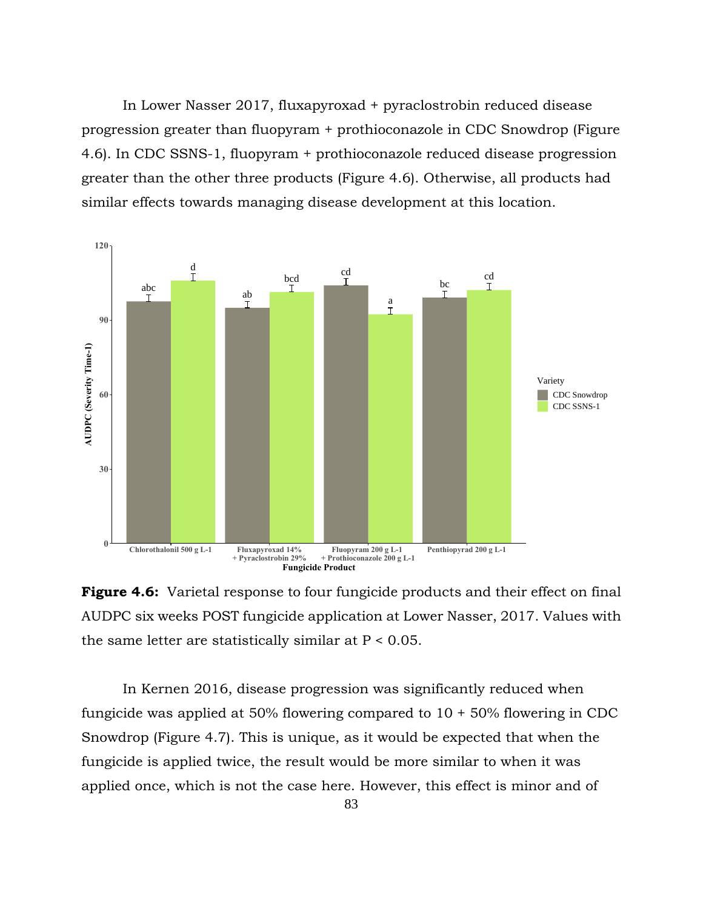In Lower Nasser 2017, fluxapyroxad + pyraclostrobin reduced disease progression greater than fluopyram + prothioconazole in CDC Snowdrop (Figure 4.6). In CDC SSNS-1, fluopyram + prothioconazole reduced disease progression greater than the other three products (Figure 4.6). Otherwise, all products had similar effects towards managing disease development at this location.

**Figure 4.6:** Varietal response to four fungicide products and their effect on final AUDPC six weeks POST fungicide application at Lower Nasser, 2017. Values with the same letter are statistically similar at P < 0.05.

In Kernen 2016, disease progression was significantly reduced when fungicide was applied at 50% flowering compared to 10 + 50% flowering in CDC Snowdrop (Figure 4.7). This is unique, as it would be expected that when the fungicide is applied twice, the result would be more similar to when it was applied once, which is not the case here. However, this effect is minor and of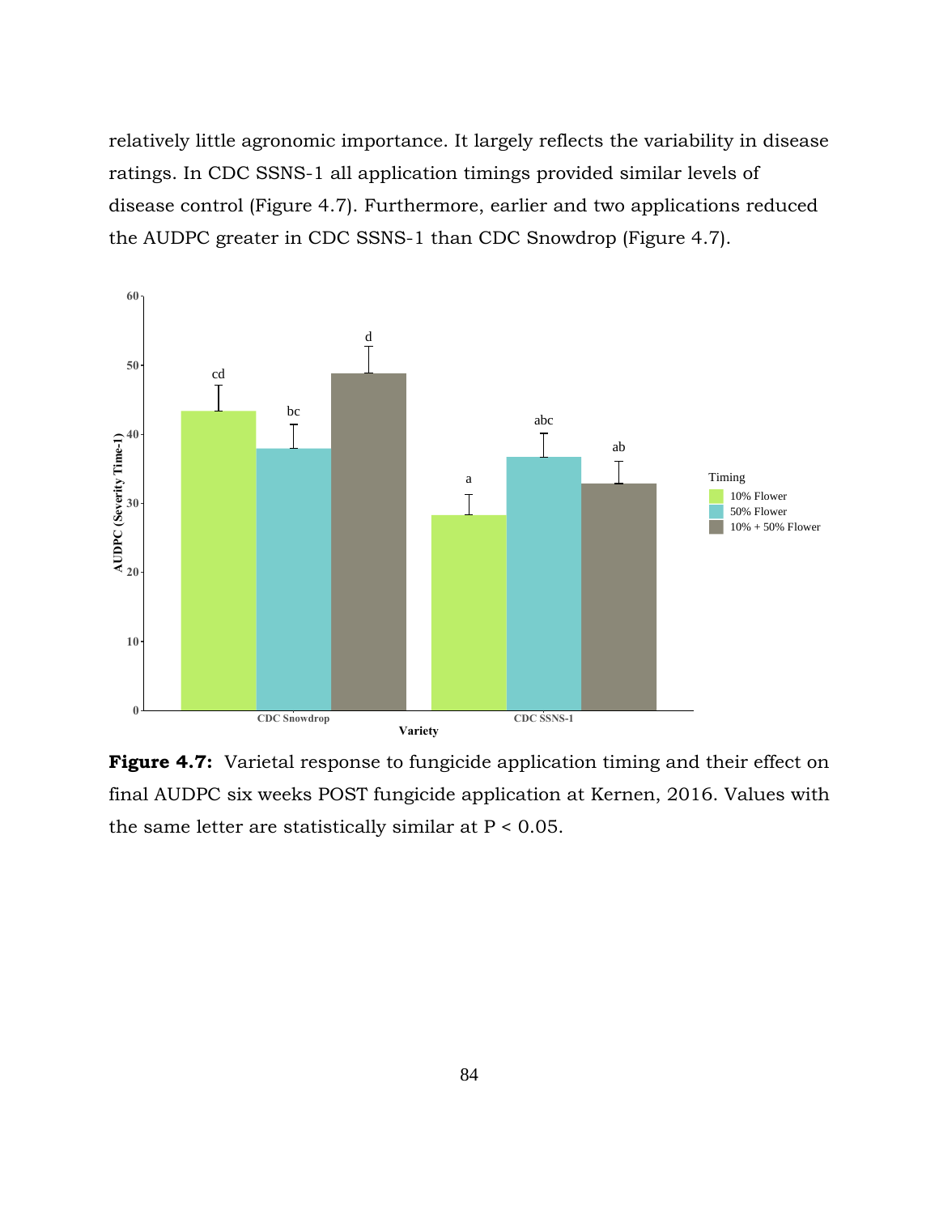relatively little agronomic importance. It largely reflects the variability in disease ratings. In CDC SSNS-1 all application timings provided similar levels of disease control (Figure 4.7). Furthermore, earlier and two applications reduced the AUDPC greater in CDC SSNS-1 than CDC Snowdrop (Figure 4.7).

**Figure 4.7:** Varietal response to fungicide application timing and their effect on final AUDPC six weeks POST fungicide application at Kernen, 2016. Values with the same letter are statistically similar at P < 0.05.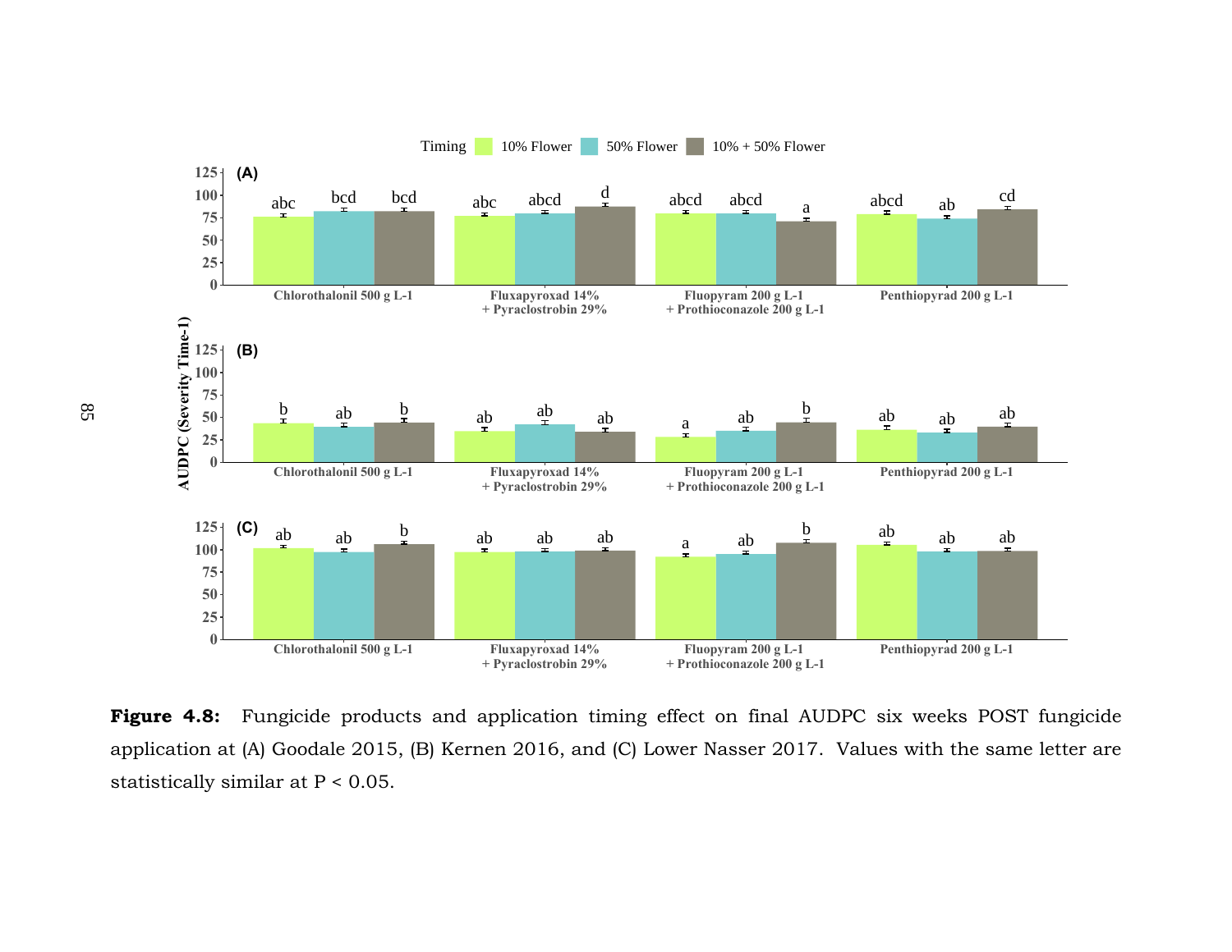**Figure 4.8:** Fungicide products and application timing effect on final AUDPC six weeks POST fungicide application at (A) Goodale 2015, (B) Kernen 2016, and (C) Lower Nasser 2017. Values with the same letter are statistically similar at P < 0.05.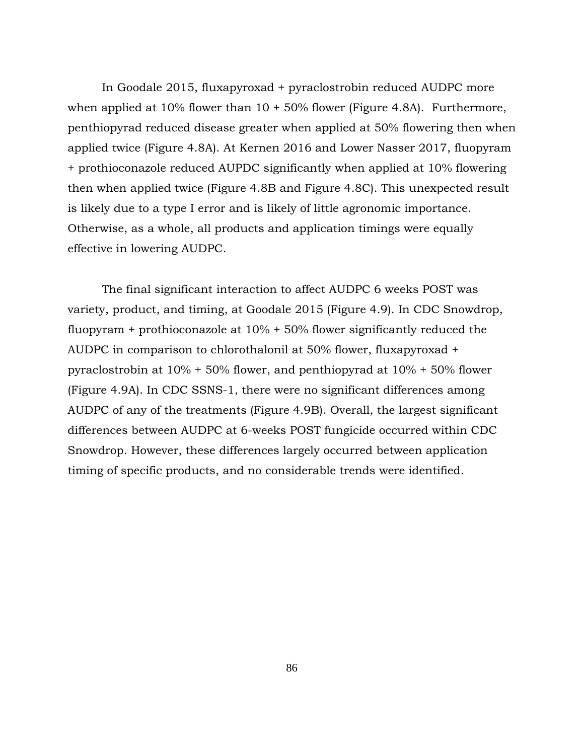In Goodale 2015, fluxapyroxad + pyraclostrobin reduced AUDPC more when applied at 10% flower than 10 + 50% flower (Figure 4.8A). Furthermore, penthiopyrad reduced disease greater when applied at 50% flowering then when applied twice (Figure 4.8A). At Kernen 2016 and Lower Nasser 2017, fluopyram + prothioconazole reduced AUPDC significantly when applied at 10% flowering then when applied twice (Figure 4.8B and Figure 4.8C). This unexpected result is likely due to a type I error and is likely of little agronomic importance. Otherwise, as a whole, all products and application timings were equally effective in lowering AUDPC.

The final significant interaction to affect AUDPC 6 weeks POST was variety, product, and timing, at Goodale 2015 (Figure 4.9). In CDC Snowdrop, fluopyram + prothioconazole at 10% + 50% flower significantly reduced the AUDPC in comparison to chlorothalonil at 50% flower, fluxapyroxad + pyraclostrobin at 10% + 50% flower, and penthiopyrad at 10% + 50% flower (Figure 4.9A). In CDC SSNS-1, there were no significant differences among AUDPC of any of the treatments (Figure 4.9B). Overall, the largest significant differences between AUDPC at 6-weeks POST fungicide occurred within CDC Snowdrop. However, these differences largely occurred between application timing of specific products, and no considerable trends were identified.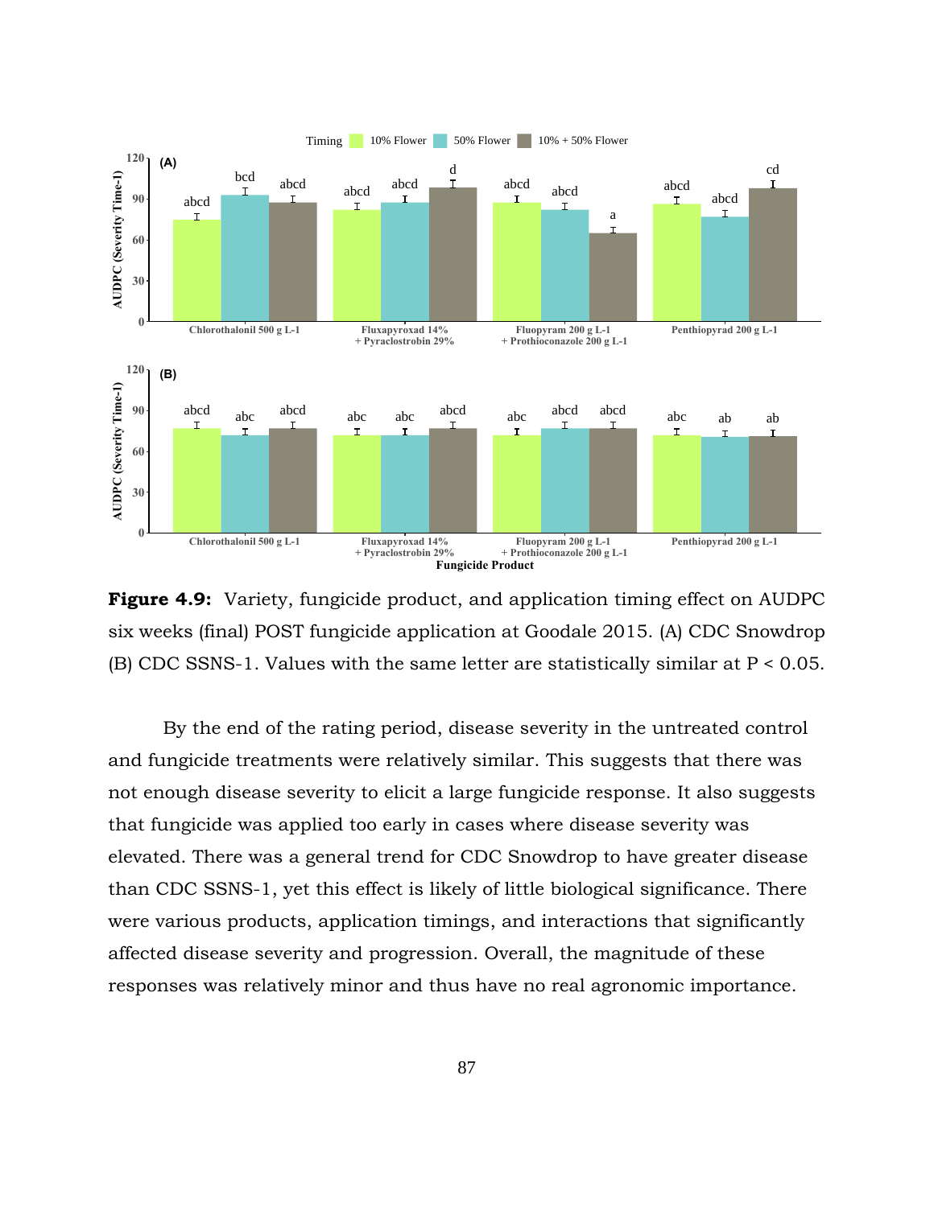**Figure 4.9:** Variety, fungicide product, and application timing effect on AUDPC six weeks (final) POST fungicide application at Goodale 2015. (A) CDC Snowdrop (B) CDC SSNS-1. Values with the same letter are statistically similar at P < 0.05.

By the end of the rating period, disease severity in the untreated control and fungicide treatments were relatively similar. This suggests that there was not enough disease severity to elicit a large fungicide response. It also suggests that fungicide was applied too early in cases where disease severity was elevated. There was a general trend for CDC Snowdrop to have greater disease than CDC SSNS-1, yet this effect is likely of little biological significance. There were various products, application timings, and interactions that significantly affected disease severity and progression. Overall, the magnitude of these responses was relatively minor and thus have no real agronomic importance.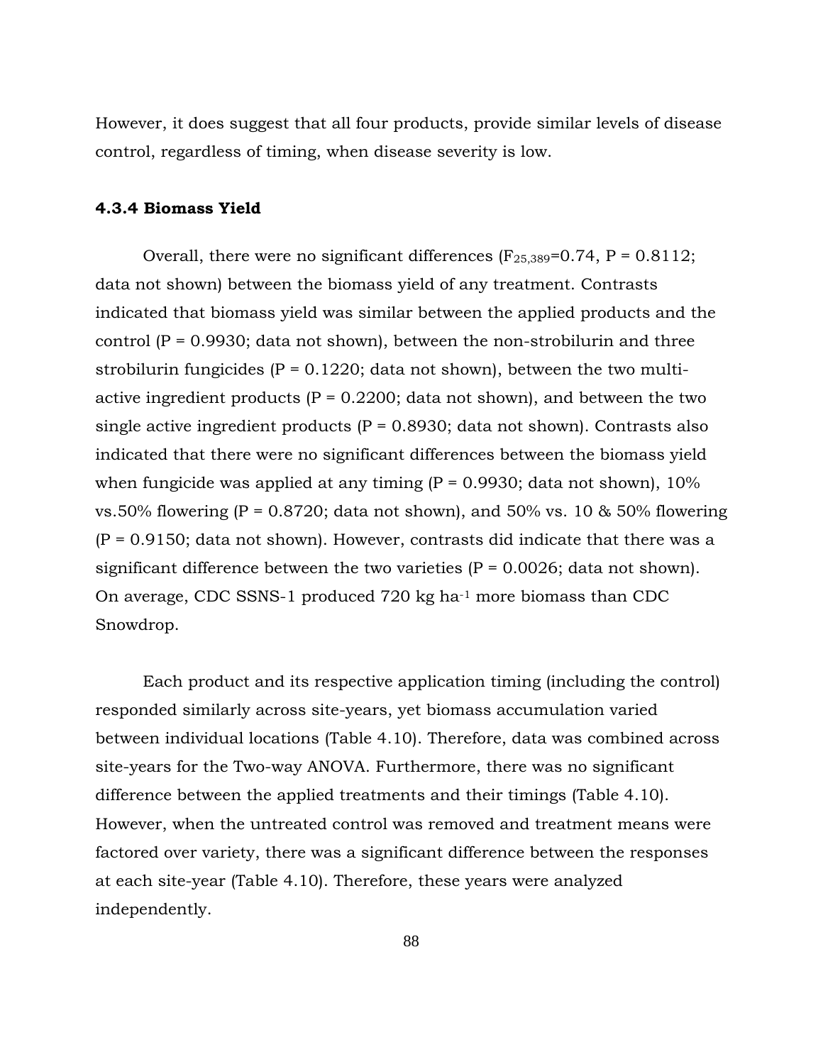However, it does suggest that all four products, provide similar levels of disease control, regardless of timing, when disease severity is low.

### 4.3.4 Biomass Yield

Overall, there were no significant differences ($F_{25,389}$=0.74, P = 0.8112; data not shown) between the biomass yield of any treatment. Contrasts indicated that biomass yield was similar between the applied products and the control (P = 0.9930; data not shown), between the non-strobilurin and three strobilurin fungicides (P = 0.1220; data not shown), between the two multi-active ingredient products (P = 0.2200; data not shown), and between the two single active ingredient products (P = 0.8930; data not shown). Contrasts also indicated that there were no significant differences between the biomass yield when fungicide was applied at any timing (P = 0.9930; data not shown), 10% vs.50% flowering (P = 0.8720; data not shown), and 50% vs. 10 & 50% flowering (P = 0.9150; data not shown). However, contrasts did indicate that there was a significant difference between the two varieties (P = 0.0026; data not shown). On average, CDC SSNS-1 produced 720 kg $ha^{-1}$ more biomass than CDC Snowdrop.

Each product and its respective application timing (including the control) responded similarly across site-years, yet biomass accumulation varied between individual locations (Table 4.10). Therefore, data was combined across site-years for the Two-way ANOVA. Furthermore, there was no significant difference between the applied treatments and their timings (Table 4.10). However, when the untreated control was removed and treatment means were factored over variety, there was a significant difference between the responses at each site-year (Table 4.10). Therefore, these years were analyzed independently.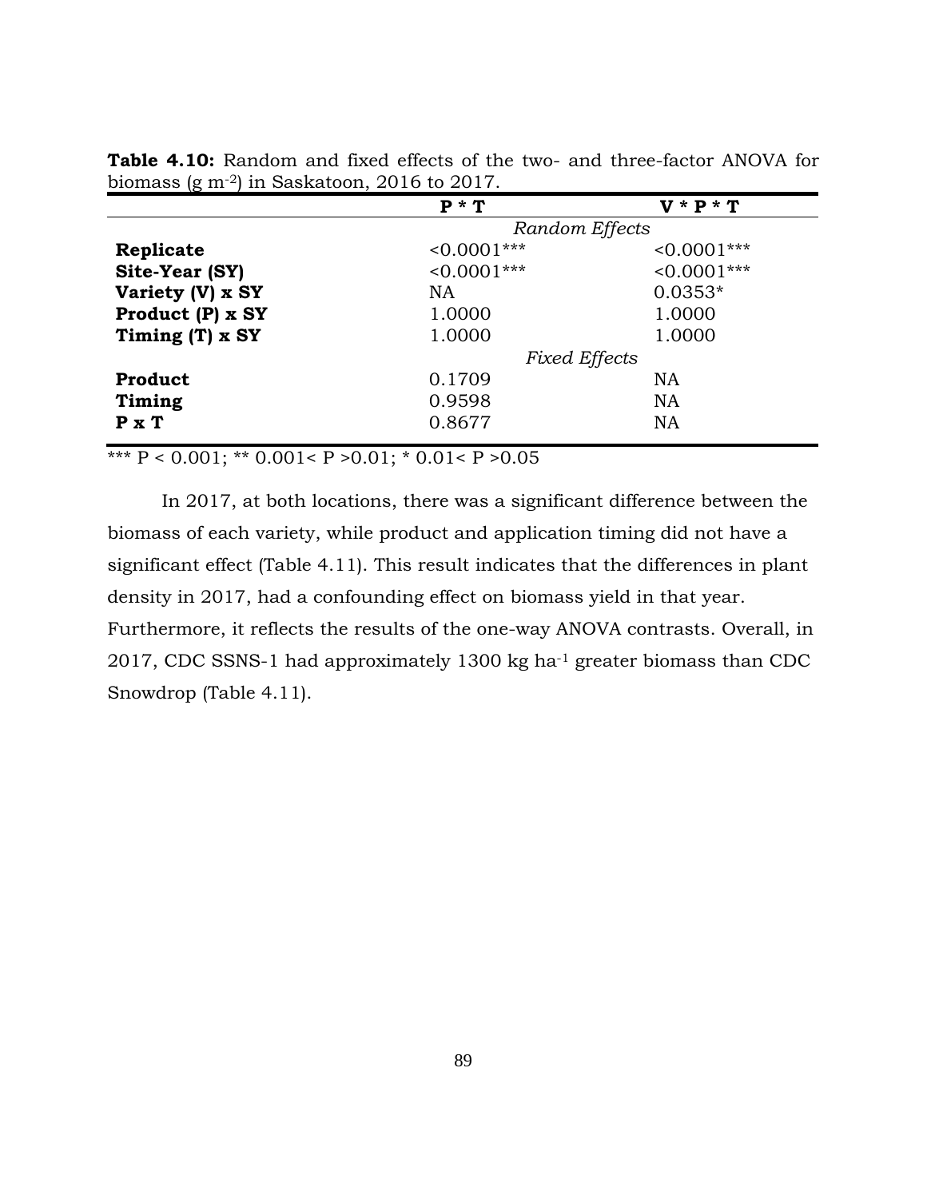**Table 4.10:** Random and fixed effects of the two- and three-factor ANOVA for biomass (g $m^{-2}$) in Saskatoon, 2016 to 2017.

| | **P * T** | **V * P * T** |
|---|---|---|
| | *Random Effects* | |
| **Replicate** | <0.0001*** | <0.0001*** |
| **Site-Year (SY)** | <0.0001*** | <0.0001*** |
| **Variety (V) x SY** | NA | 0.0353* |
| **Product (P) x SY** | 1.0000 | 1.0000 |
| **Timing (T) x SY** | 1.0000 | 1.0000 |
| | *Fixed Effects* | |
| **Product** | 0.1709 | NA |
| **Timing** | 0.9598 | NA |
| **P x T** | 0.8677 | NA |

*** P < 0.001; ** 0.001< P >0.01; * 0.01< P >0.05

In 2017, at both locations, there was a significant difference between the biomass of each variety, while product and application timing did not have a significant effect (Table 4.11). This result indicates that the differences in plant density in 2017, had a confounding effect on biomass yield in that year. Furthermore, it reflects the results of the one-way ANOVA contrasts. Overall, in 2017, CDC SSNS-1 had approximately 1300 kg $ha^{-1}$ greater biomass than CDC Snowdrop (Table 4.11).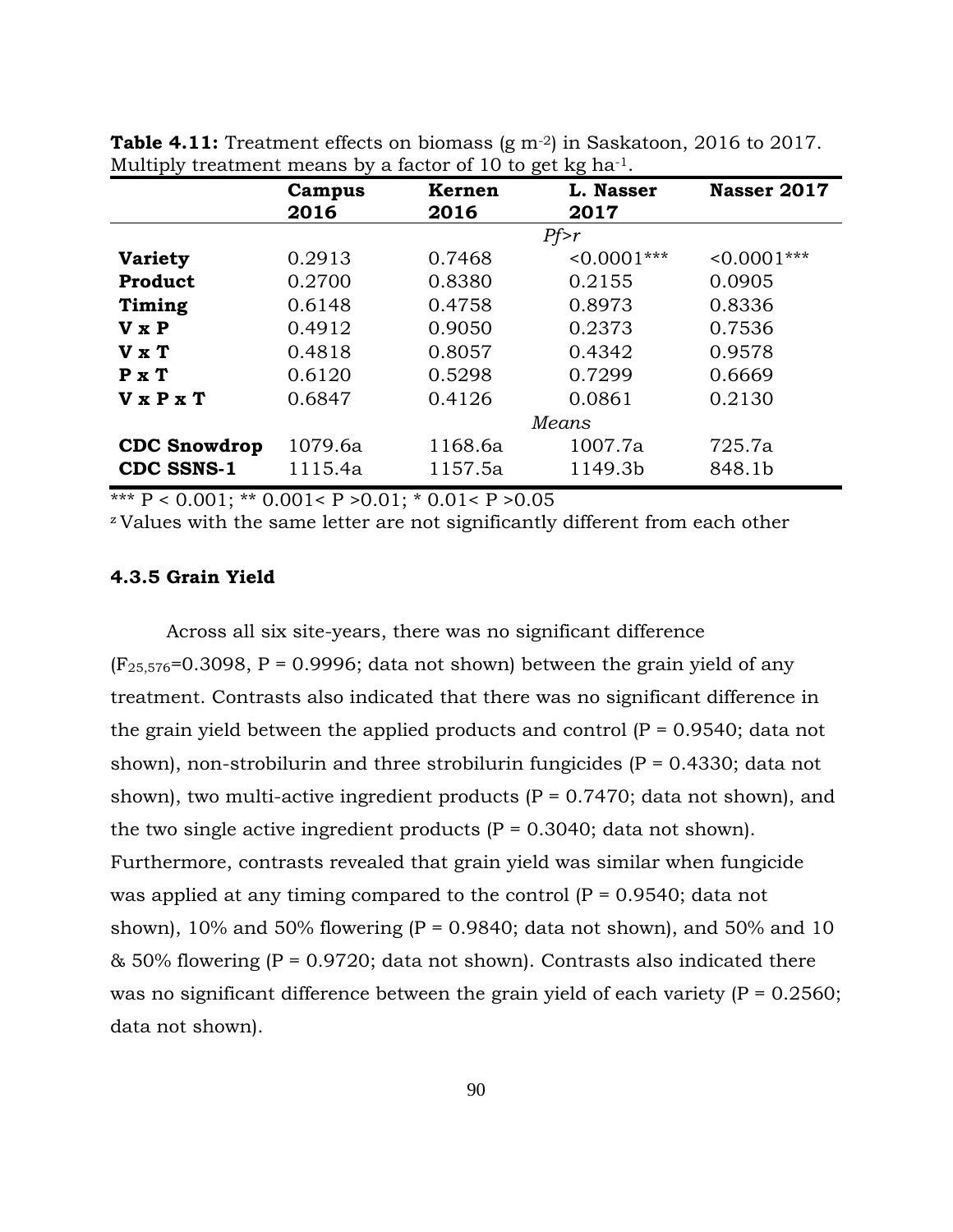**Table 4.11:** Treatment effects on biomass (g $m^{-2}$) in Saskatoon, 2016 to 2017. Multiply treatment means by a factor of 10 to get kg $ha^{-1}$.

| | Campus 2016 | Kernen 2016 | L. Nasser 2017 | Nasser 2017 |
|---|---|---|---|---|
| | | | *Pf>r* | |
| **Variety** | 0.2913 | 0.7468 | <0.0001*** | <0.0001*** |
| **Product** | 0.2700 | 0.8380 | 0.2155 | 0.0905 |
| **Timing** | 0.6148 | 0.4758 | 0.8973 | 0.8336 |
| **V x P** | 0.4912 | 0.9050 | 0.2373 | 0.7536 |
| **V x T** | 0.4818 | 0.8057 | 0.4342 | 0.9578 |
| **P x T** | 0.6120 | 0.5298 | 0.7299 | 0.6669 |
| **V x P x T** | 0.6847 | 0.4126 | 0.0861 | 0.2130 |
| | | | *Means* | |
| **CDC Snowdrop** | 1079.6a | 1168.6a | 1007.7a | 725.7a |
| **CDC SSNS-1** | 1115.4a | 1157.5a | 1149.3b | 848.1b |

*** P < 0.001; ** 0.001< P >0.01; * 0.01< P >0.05

[z] Values with the same letter are not significantly different from each other

### 4.3.5 Grain Yield

Across all six site-years, there was no significant difference ($F_{25,576}$=0.3098, P = 0.9996; data not shown) between the grain yield of any treatment. Contrasts also indicated that there was no significant difference in the grain yield between the applied products and control (P = 0.9540; data not shown), non-strobilurin and three strobilurin fungicides (P = 0.4330; data not shown), two multi-active ingredient products (P = 0.7470; data not shown), and the two single active ingredient products (P = 0.3040; data not shown). Furthermore, contrasts revealed that grain yield was similar when fungicide was applied at any timing compared to the control (P = 0.9540; data not shown), 10% and 50% flowering (P = 0.9840; data not shown), and 50% and 10 & 50% flowering (P = 0.9720; data not shown). Contrasts also indicated there was no significant difference between the grain yield of each variety (P = 0.2560; data not shown).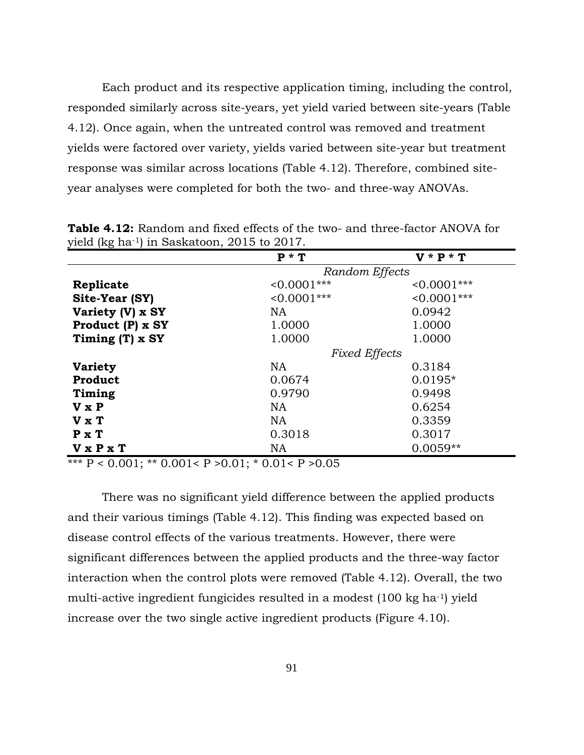Each product and its respective application timing, including the control, responded similarly across site-years, yet yield varied between site-years (Table 4.12). Once again, when the untreated control was removed and treatment yields were factored over variety, yields varied between site-year but treatment response was similar across locations (Table 4.12). Therefore, combined site-year analyses were completed for both the two- and three-way ANOVAs.

**Table 4.12:** Random and fixed effects of the two- and three-factor ANOVA for yield (kg ha$^{-1}$) in Saskatoon, 2015 to 2017.

| | **P * T** | **V * P * T** |
|---|---|---|
| | *Random Effects* | |
| **Replicate** | <0.0001*** | <0.0001*** |
| **Site-Year (SY)** | <0.0001*** | <0.0001*** |
| **Variety (V) x SY** | NA | 0.0942 |
| **Product (P) x SY** | 1.0000 | 1.0000 |
| **Timing (T) x SY** | 1.0000 | 1.0000 |
| | *Fixed Effects* | |
| **Variety** | NA | 0.3184 |
| **Product** | 0.0674 | 0.0195* |
| **Timing** | 0.9790 | 0.9498 |
| **V x P** | NA | 0.6254 |
| **V x T** | NA | 0.3359 |
| **P x T** | 0.3018 | 0.3017 |
| **V x P x T** | NA | 0.0059** |

*** P < 0.001; ** 0.001< P >0.01; * 0.01< P >0.05

There was no significant yield difference between the applied products and their various timings (Table 4.12). This finding was expected based on disease control effects of the various treatments. However, there were significant differences between the applied products and the three-way factor interaction when the control plots were removed (Table 4.12). Overall, the two multi-active ingredient fungicides resulted in a modest (100 kg ha$^{-1}$) yield increase over the two single active ingredient products (Figure 4.10).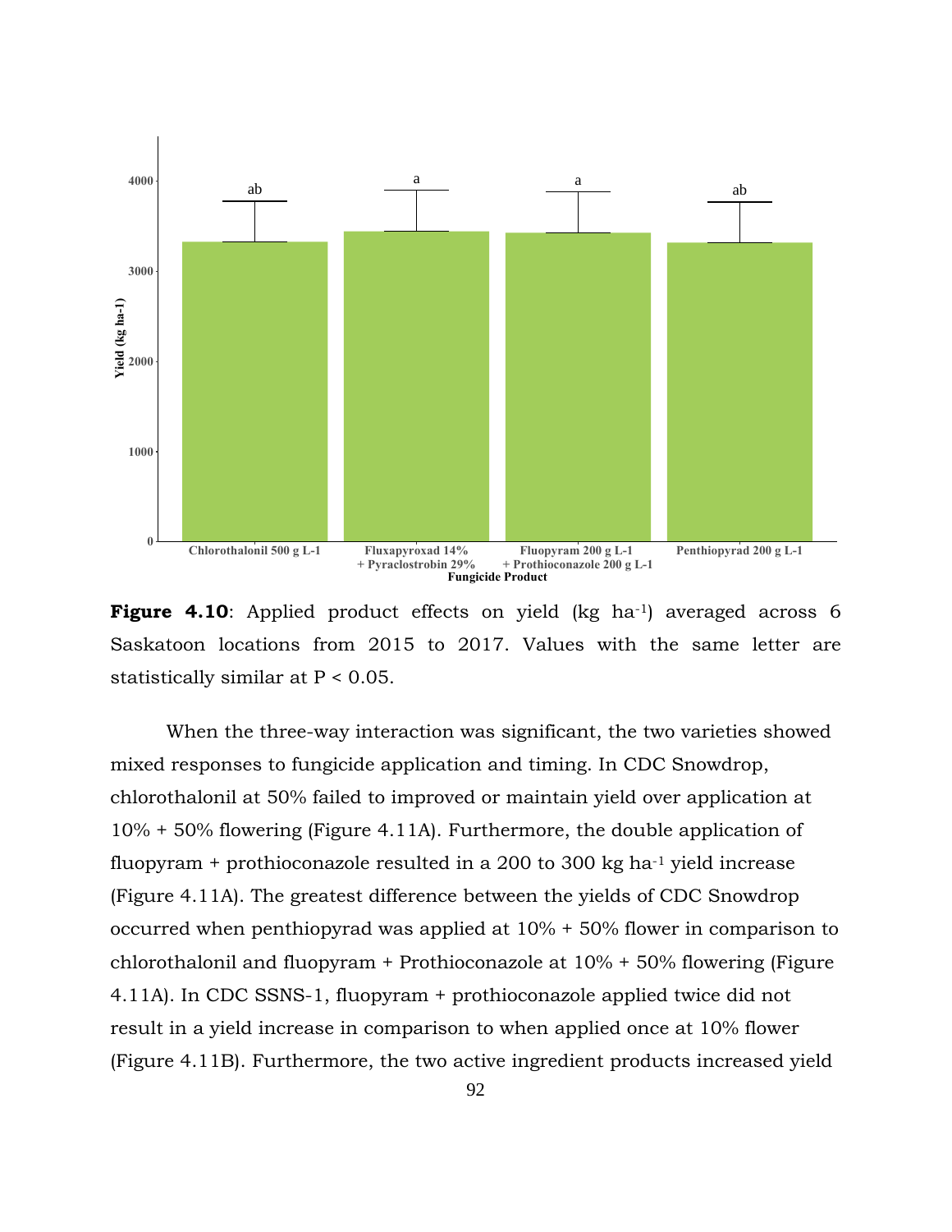**Figure 4.10**: Applied product effects on yield (kg ha$^{-1}$) averaged across 6 Saskatoon locations from 2015 to 2017. Values with the same letter are statistically similar at P < 0.05.

When the three-way interaction was significant, the two varieties showed mixed responses to fungicide application and timing. In CDC Snowdrop, chlorothalonil at 50% failed to improved or maintain yield over application at 10% + 50% flowering (Figure 4.11A). Furthermore, the double application of fluopyram + prothioconazole resulted in a 200 to 300 kg ha$^{-1}$ yield increase (Figure 4.11A). The greatest difference between the yields of CDC Snowdrop occurred when penthiopyrad was applied at 10% + 50% flower in comparison to chlorothalonil and fluopyram + Prothioconazole at 10% + 50% flowering (Figure 4.11A). In CDC SSNS-1, fluopyram + prothioconazole applied twice did not result in a yield increase in comparison to when applied once at 10% flower (Figure 4.11B). Furthermore, the two active ingredient products increased yield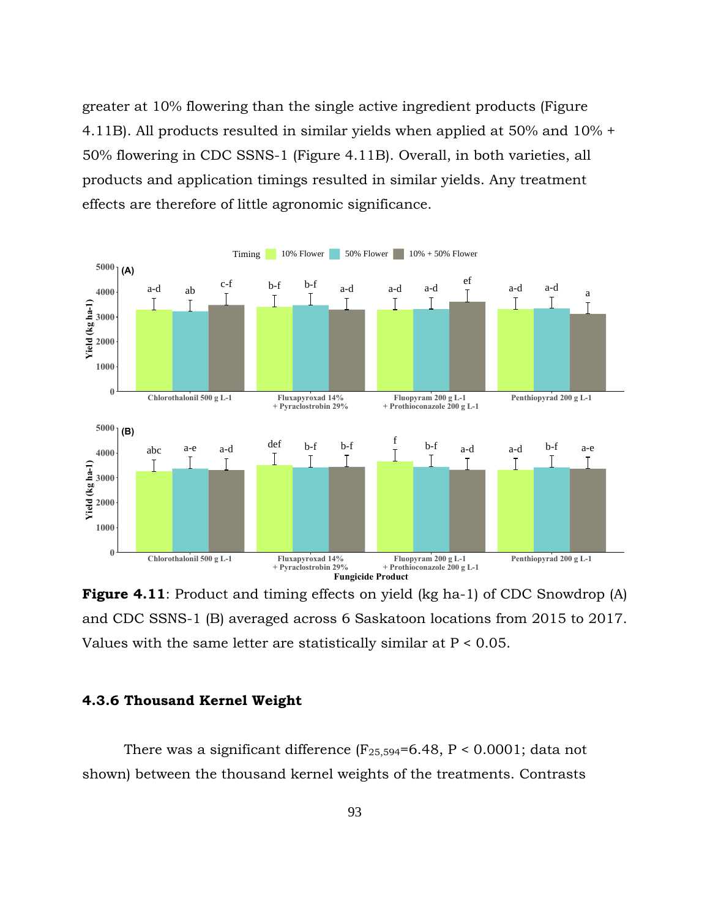greater at 10% flowering than the single active ingredient products (Figure 4.11B). All products resulted in similar yields when applied at 50% and 10% + 50% flowering in CDC SSNS-1 (Figure 4.11B). Overall, in both varieties, all products and application timings resulted in similar yields. Any treatment effects are therefore of little agronomic significance.

**Figure 4.11**: Product and timing effects on yield (kg ha-1) of CDC Snowdrop (A) and CDC SSNS-1 (B) averaged across 6 Saskatoon locations from 2015 to 2017. Values with the same letter are statistically similar at P < 0.05.

### 4.3.6 Thousand Kernel Weight

There was a significant difference ($F_{25,594}$=6.48, P < 0.0001; data not shown) between the thousand kernel weights of the treatments. Contrasts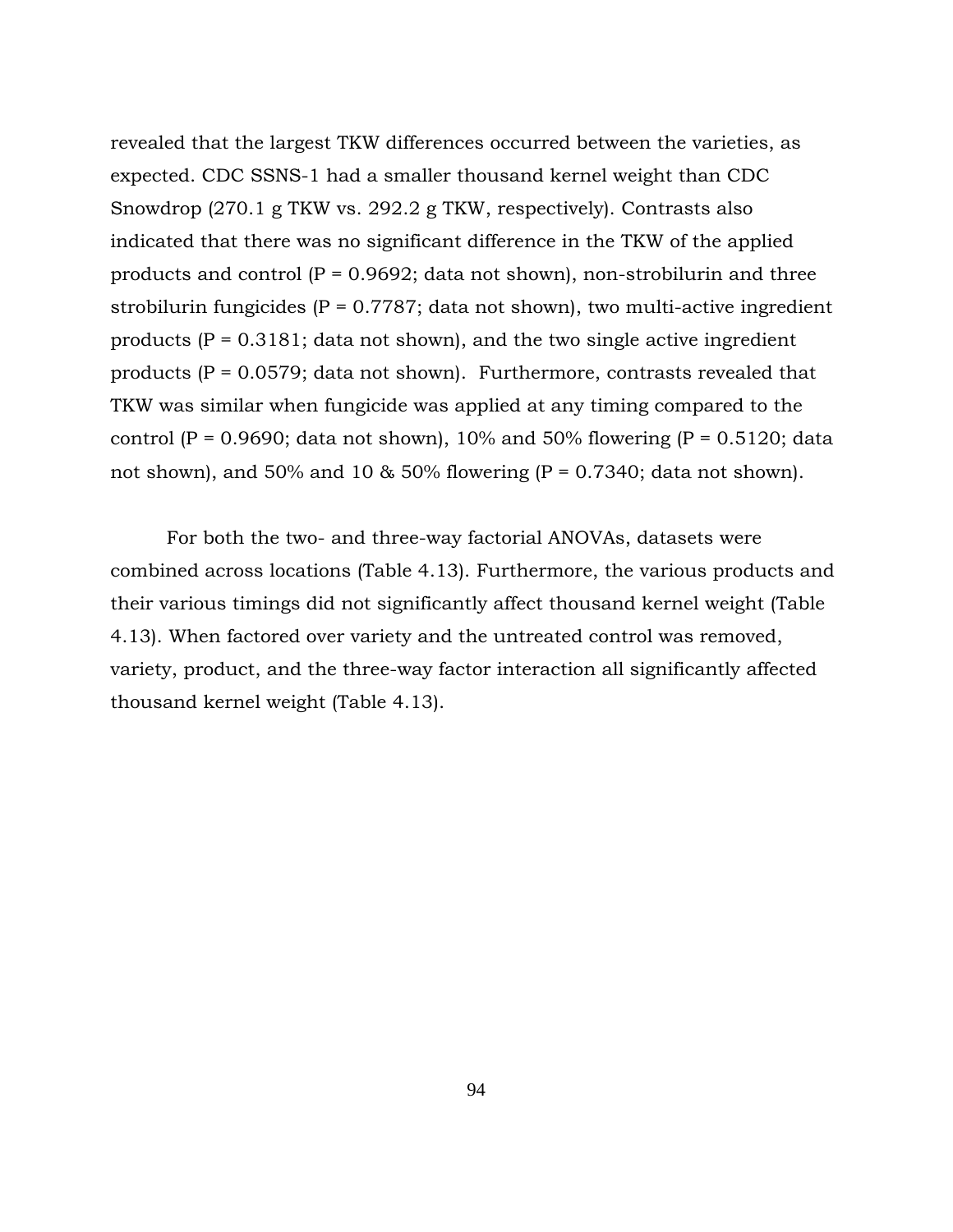revealed that the largest TKW differences occurred between the varieties, as expected. CDC SSNS-1 had a smaller thousand kernel weight than CDC Snowdrop (270.1 g TKW vs. 292.2 g TKW, respectively). Contrasts also indicated that there was no significant difference in the TKW of the applied products and control (P = 0.9692; data not shown), non-strobilurin and three strobilurin fungicides (P = 0.7787; data not shown), two multi-active ingredient products (P = 0.3181; data not shown), and the two single active ingredient products (P = 0.0579; data not shown). Furthermore, contrasts revealed that TKW was similar when fungicide was applied at any timing compared to the control (P = 0.9690; data not shown), 10% and 50% flowering (P = 0.5120; data not shown), and 50% and 10 & 50% flowering (P = 0.7340; data not shown).

For both the two- and three-way factorial ANOVAs, datasets were combined across locations (Table 4.13). Furthermore, the various products and their various timings did not significantly affect thousand kernel weight (Table 4.13). When factored over variety and the untreated control was removed, variety, product, and the three-way factor interaction all significantly affected thousand kernel weight (Table 4.13).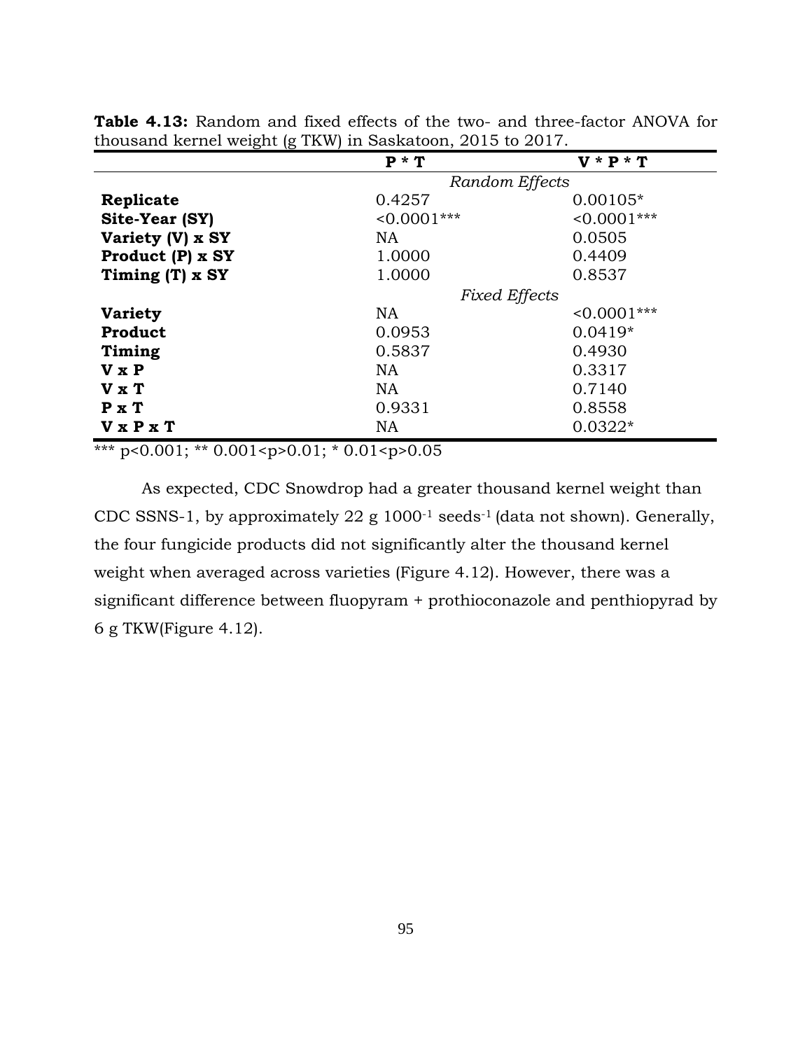**Table 4.13:** Random and fixed effects of the two- and three-factor ANOVA for thousand kernel weight (g TKW) in Saskatoon, 2015 to 2017.

| | **P * T** | **V * P * T** |
|---|---|---|
| | *Random Effects* | |
| **Replicate** | 0.4257 | 0.00105* |
| **Site-Year (SY)** | <0.0001*** | <0.0001*** |
| **Variety (V) x SY** | NA | 0.0505 |
| **Product (P) x SY** | 1.0000 | 0.4409 |
| **Timing (T) x SY** | 1.0000 | 0.8537 |
| | *Fixed Effects* | |
| **Variety** | NA | <0.0001*** |
| **Product** | 0.0953 | 0.0419* |
| **Timing** | 0.5837 | 0.4930 |
| **V x P** | NA | 0.3317 |
| **V x T** | NA | 0.7140 |
| **P x T** | 0.9331 | 0.8558 |
| **V x P x T** | NA | 0.0322* |

*** p<0.001; ** 0.001<p>0.01; * 0.01<p>0.05

As expected, CDC Snowdrop had a greater thousand kernel weight than CDC SSNS-1, by approximately 22 g $1000^{-1}$ seeds$^{-1}$ (data not shown). Generally, the four fungicide products did not significantly alter the thousand kernel weight when averaged across varieties (Figure 4.12). However, there was a significant difference between fluopyram + prothioconazole and penthiopyrad by 6 g TKW(Figure 4.12).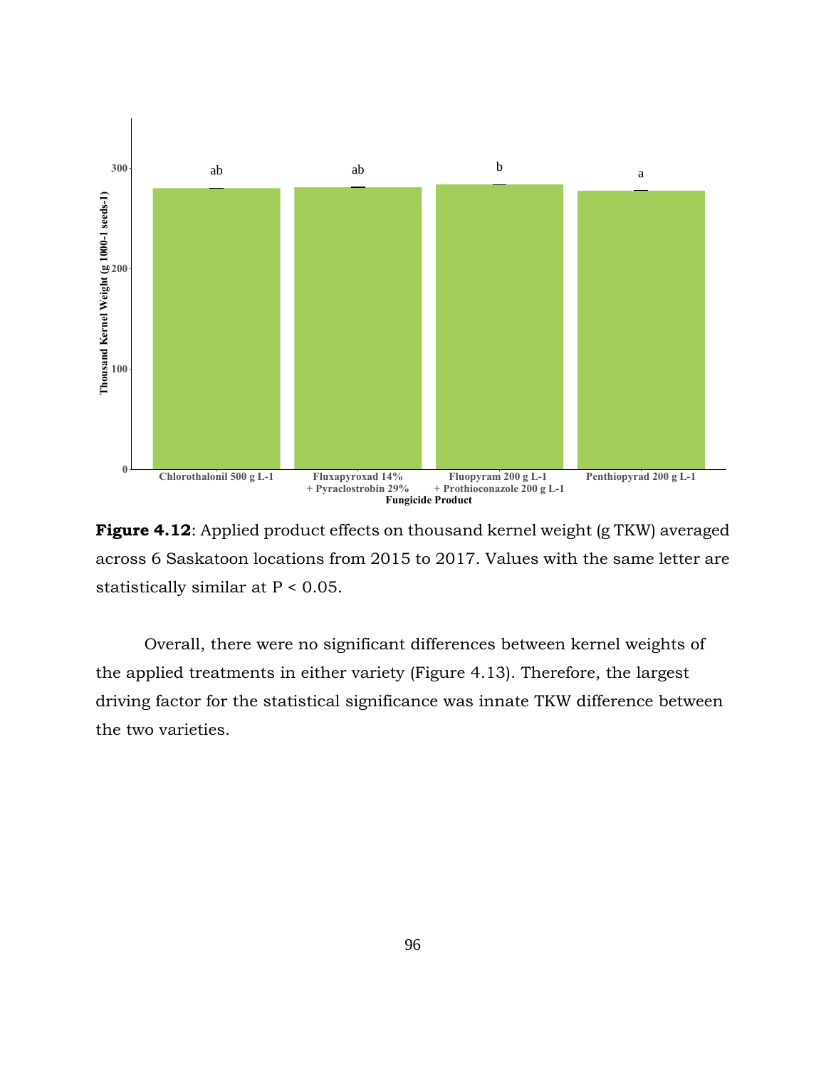**Figure 4.12**: Applied product effects on thousand kernel weight (g TKW) averaged across 6 Saskatoon locations from 2015 to 2017. Values with the same letter are statistically similar at P < 0.05.

Overall, there were no significant differences between kernel weights of the applied treatments in either variety (Figure 4.13). Therefore, the largest driving factor for the statistical significance was innate TKW difference between the two varieties.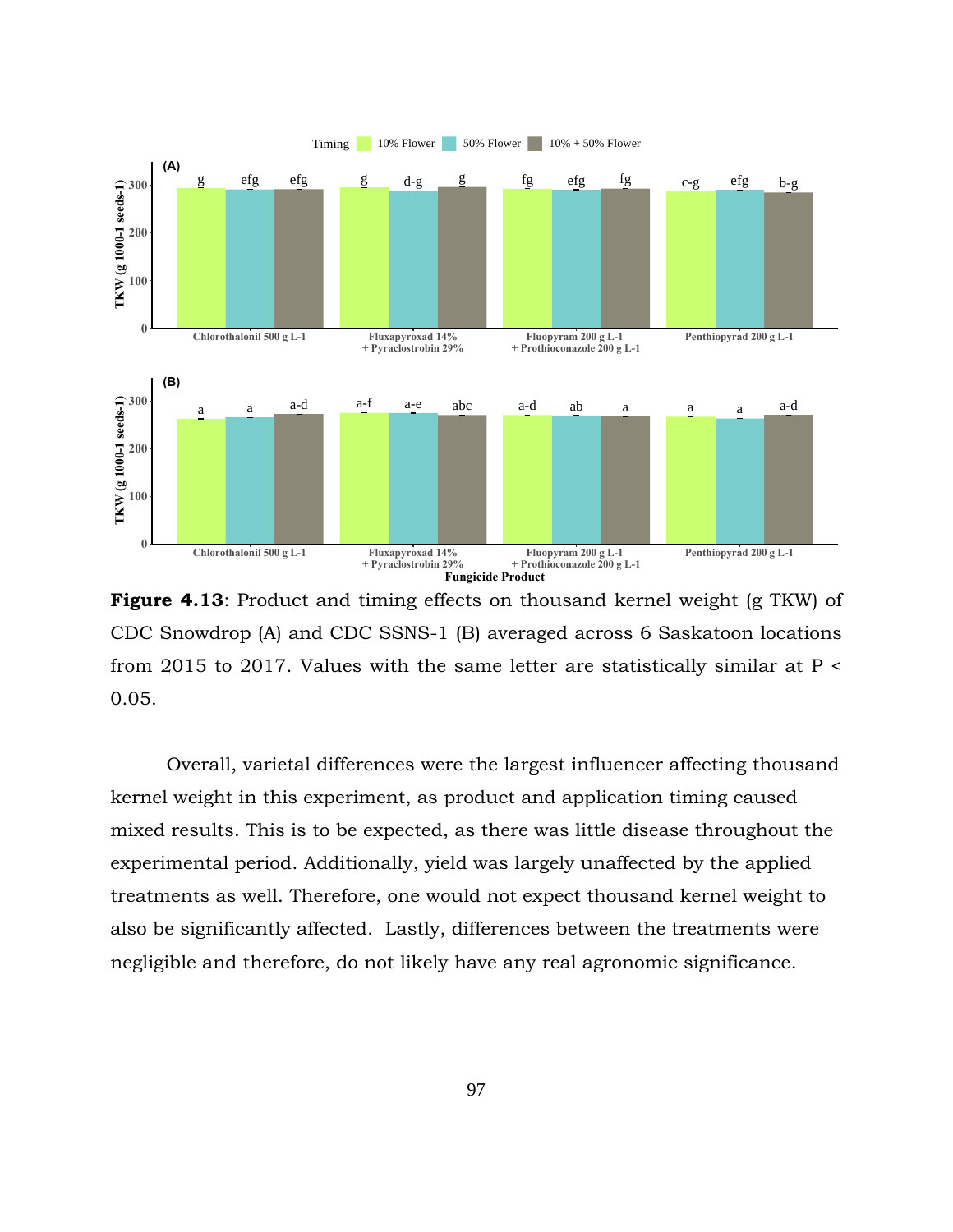**Figure 4.13**: Product and timing effects on thousand kernel weight (g TKW) of CDC Snowdrop (A) and CDC SSNS-1 (B) averaged across 6 Saskatoon locations from 2015 to 2017. Values with the same letter are statistically similar at P < 0.05.

Overall, varietal differences were the largest influencer affecting thousand kernel weight in this experiment, as product and application timing caused mixed results. This is to be expected, as there was little disease throughout the experimental period. Additionally, yield was largely unaffected by the applied treatments as well. Therefore, one would not expect thousand kernel weight to also be significantly affected. Lastly, differences between the treatments were negligible and therefore, do not likely have any real agronomic significance.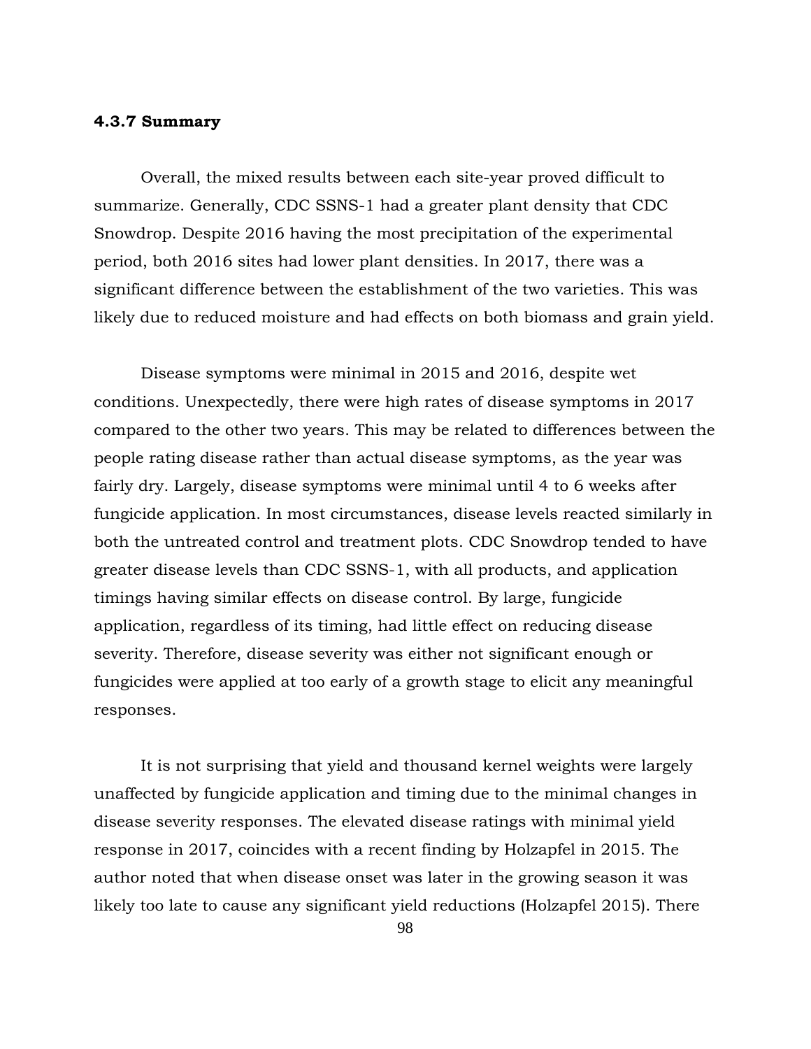### 4.3.7 Summary

Overall, the mixed results between each site-year proved difficult to summarize. Generally, CDC SSNS-1 had a greater plant density that CDC Snowdrop. Despite 2016 having the most precipitation of the experimental period, both 2016 sites had lower plant densities. In 2017, there was a significant difference between the establishment of the two varieties. This was likely due to reduced moisture and had effects on both biomass and grain yield.

Disease symptoms were minimal in 2015 and 2016, despite wet conditions. Unexpectedly, there were high rates of disease symptoms in 2017 compared to the other two years. This may be related to differences between the people rating disease rather than actual disease symptoms, as the year was fairly dry. Largely, disease symptoms were minimal until 4 to 6 weeks after fungicide application. In most circumstances, disease levels reacted similarly in both the untreated control and treatment plots. CDC Snowdrop tended to have greater disease levels than CDC SSNS-1, with all products, and application timings having similar effects on disease control. By large, fungicide application, regardless of its timing, had little effect on reducing disease severity. Therefore, disease severity was either not significant enough or fungicides were applied at too early of a growth stage to elicit any meaningful responses.

It is not surprising that yield and thousand kernel weights were largely unaffected by fungicide application and timing due to the minimal changes in disease severity responses. The elevated disease ratings with minimal yield response in 2017, coincides with a recent finding by Holzapfel in 2015. The author noted that when disease onset was later in the growing season it was likely too late to cause any significant yield reductions (Holzapfel 2015). There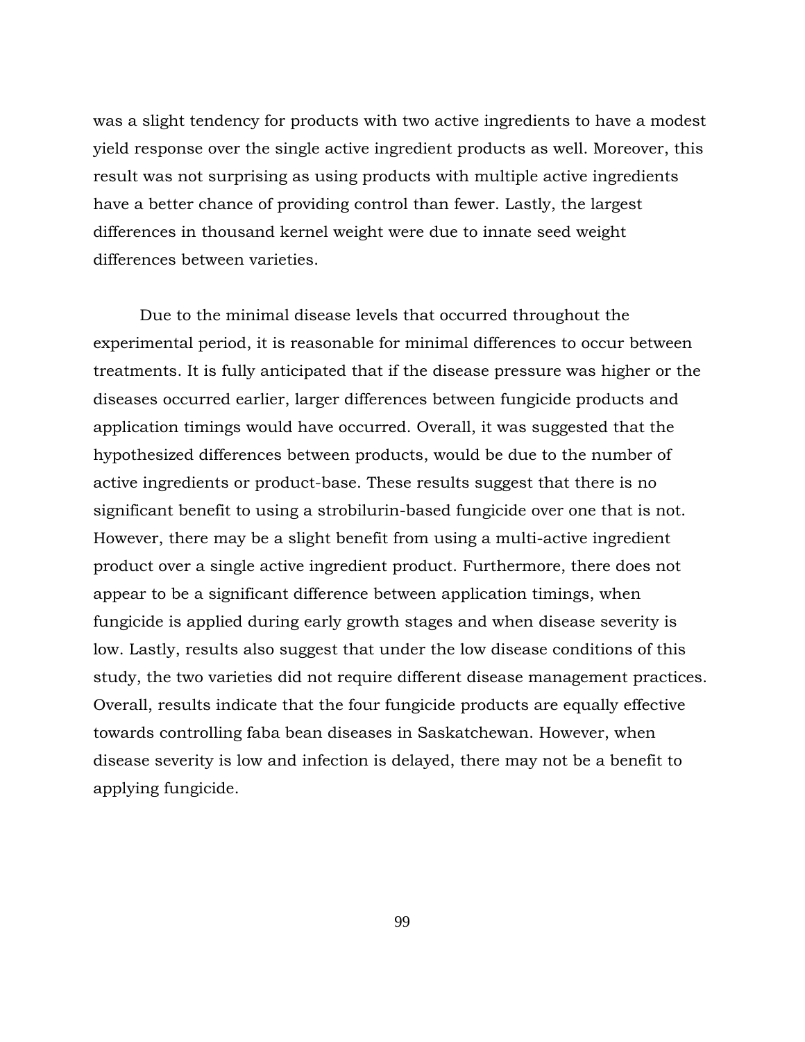was a slight tendency for products with two active ingredients to have a modest yield response over the single active ingredient products as well. Moreover, this result was not surprising as using products with multiple active ingredients have a better chance of providing control than fewer. Lastly, the largest differences in thousand kernel weight were due to innate seed weight differences between varieties.

Due to the minimal disease levels that occurred throughout the experimental period, it is reasonable for minimal differences to occur between treatments. It is fully anticipated that if the disease pressure was higher or the diseases occurred earlier, larger differences between fungicide products and application timings would have occurred. Overall, it was suggested that the hypothesized differences between products, would be due to the number of active ingredients or product-base. These results suggest that there is no significant benefit to using a strobilurin-based fungicide over one that is not. However, there may be a slight benefit from using a multi-active ingredient product over a single active ingredient product. Furthermore, there does not appear to be a significant difference between application timings, when fungicide is applied during early growth stages and when disease severity is low. Lastly, results also suggest that under the low disease conditions of this study, the two varieties did not require different disease management practices. Overall, results indicate that the four fungicide products are equally effective towards controlling faba bean diseases in Saskatchewan. However, when disease severity is low and infection is delayed, there may not be a benefit to applying fungicide.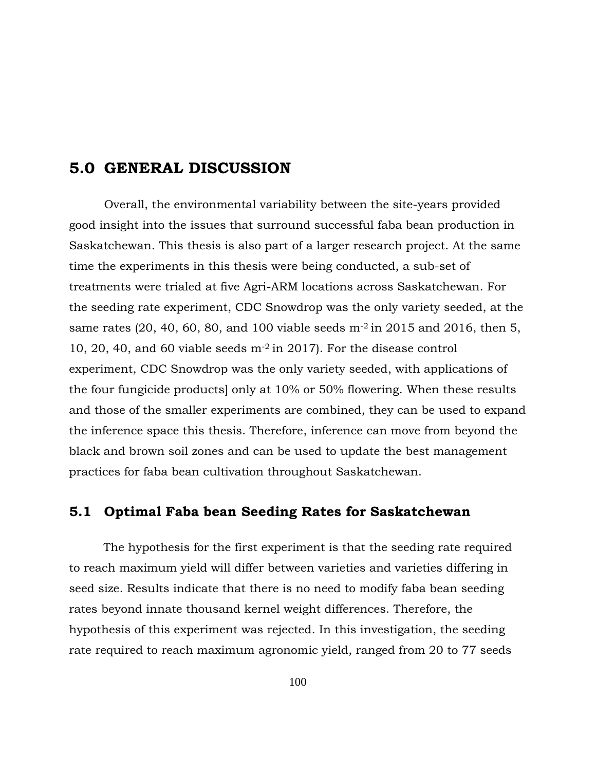# 5.0 GENERAL DISCUSSION

Overall, the environmental variability between the site-years provided good insight into the issues that surround successful faba bean production in Saskatchewan. This thesis is also part of a larger research project. At the same time the experiments in this thesis were being conducted, a sub-set of treatments were trialed at five Agri-ARM locations across Saskatchewan. For the seeding rate experiment, CDC Snowdrop was the only variety seeded, at the same rates (20, 40, 60, 80, and 100 viable seeds $m^{-2}$ in 2015 and 2016, then 5, 10, 20, 40, and 60 viable seeds $m^{-2}$ in 2017). For the disease control experiment, CDC Snowdrop was the only variety seeded, with applications of the four fungicide products] only at 10% or 50% flowering. When these results and those of the smaller experiments are combined, they can be used to expand the inference space this thesis. Therefore, inference can move from beyond the black and brown soil zones and can be used to update the best management practices for faba bean cultivation throughout Saskatchewan.

## 5.1 Optimal Faba bean Seeding Rates for Saskatchewan

The hypothesis for the first experiment is that the seeding rate required to reach maximum yield will differ between varieties and varieties differing in seed size. Results indicate that there is no need to modify faba bean seeding rates beyond innate thousand kernel weight differences. Therefore, the hypothesis of this experiment was rejected. In this investigation, the seeding rate required to reach maximum agronomic yield, ranged from 20 to 77 seeds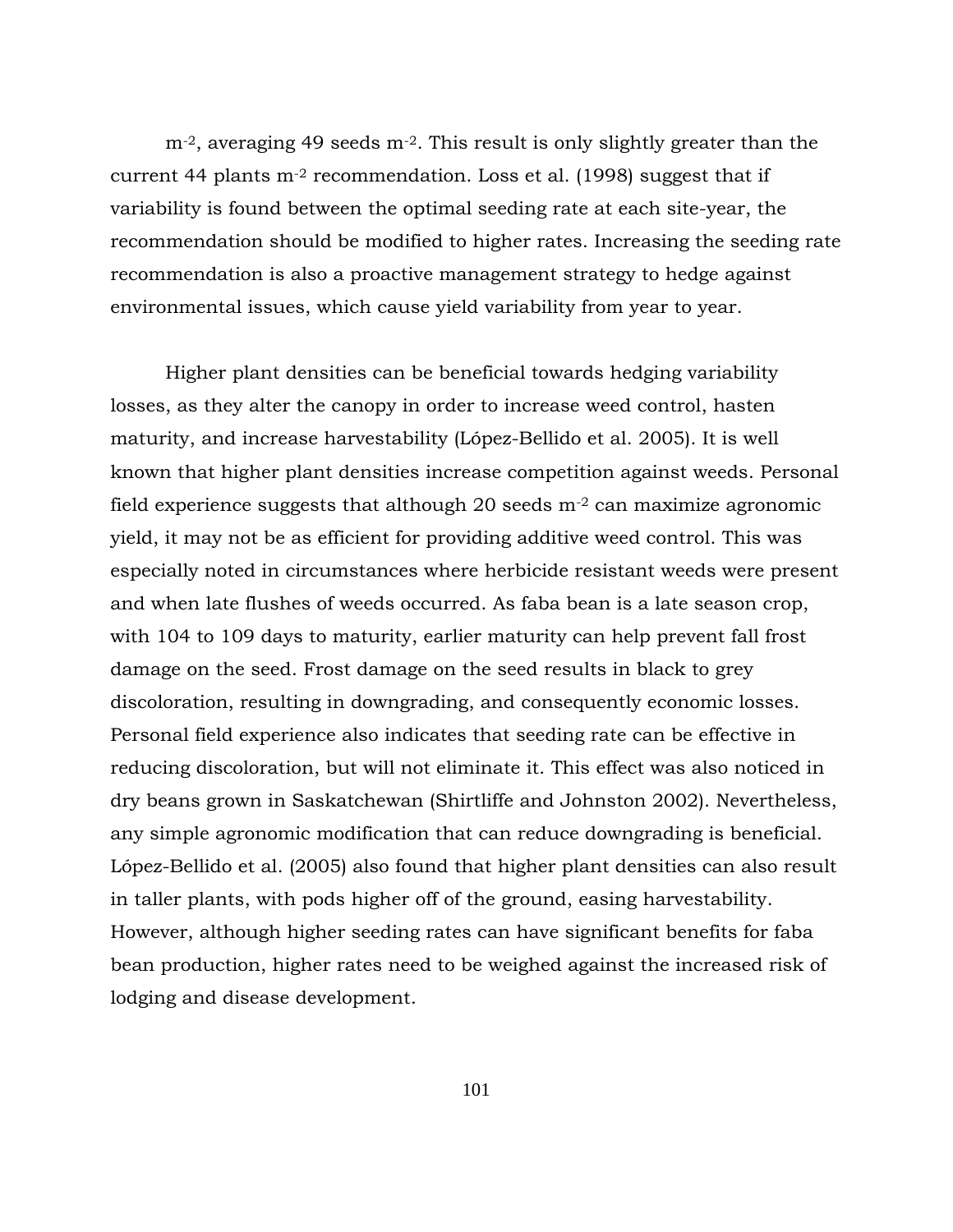$m^{-2}$, averaging 49 seeds $m^{-2}$. This result is only slightly greater than the current 44 plants $m^{-2}$ recommendation. Loss et al. (1998) suggest that if variability is found between the optimal seeding rate at each site-year, the recommendation should be modified to higher rates. Increasing the seeding rate recommendation is also a proactive management strategy to hedge against environmental issues, which cause yield variability from year to year.

Higher plant densities can be beneficial towards hedging variability losses, as they alter the canopy in order to increase weed control, hasten maturity, and increase harvestability (López-Bellido et al. 2005). It is well known that higher plant densities increase competition against weeds. Personal field experience suggests that although 20 seeds $m^{-2}$ can maximize agronomic yield, it may not be as efficient for providing additive weed control. This was especially noted in circumstances where herbicide resistant weeds were present and when late flushes of weeds occurred. As faba bean is a late season crop, with 104 to 109 days to maturity, earlier maturity can help prevent fall frost damage on the seed. Frost damage on the seed results in black to grey discoloration, resulting in downgrading, and consequently economic losses. Personal field experience also indicates that seeding rate can be effective in reducing discoloration, but will not eliminate it. This effect was also noticed in dry beans grown in Saskatchewan (Shirtliffe and Johnston 2002). Nevertheless, any simple agronomic modification that can reduce downgrading is beneficial. López-Bellido et al. (2005) also found that higher plant densities can also result in taller plants, with pods higher off of the ground, easing harvestability. However, although higher seeding rates can have significant benefits for faba bean production, higher rates need to be weighed against the increased risk of lodging and disease development.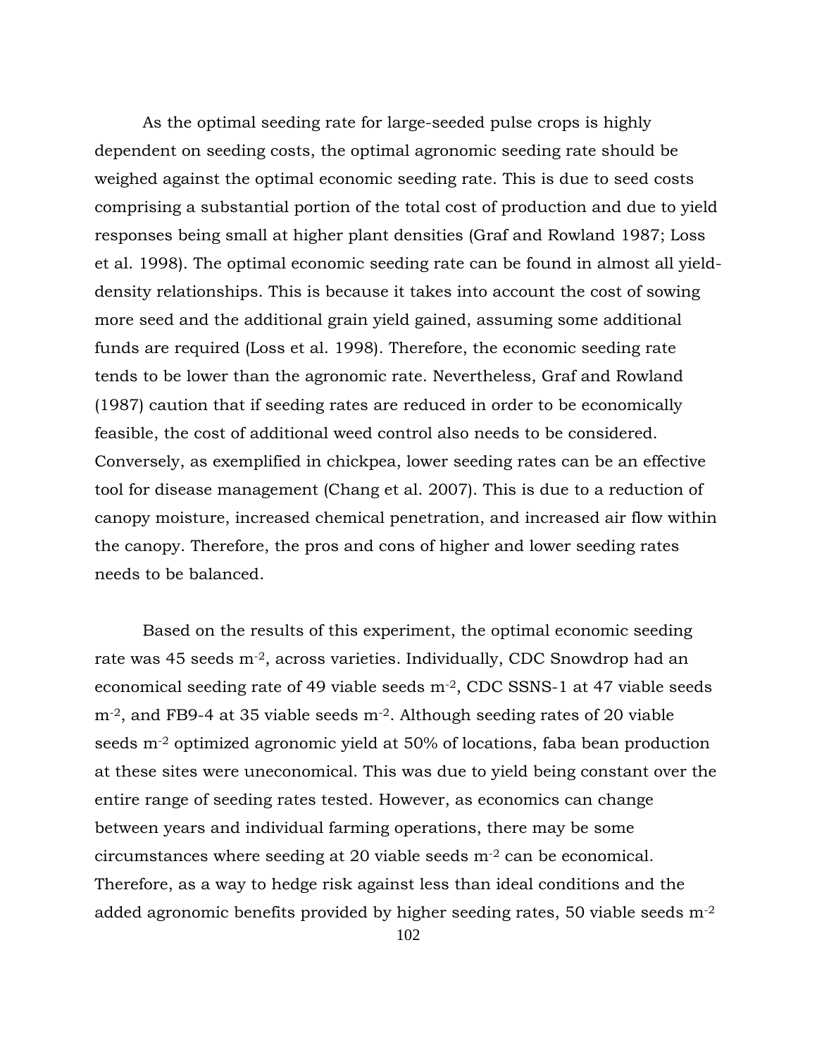As the optimal seeding rate for large-seeded pulse crops is highly dependent on seeding costs, the optimal agronomic seeding rate should be weighed against the optimal economic seeding rate. This is due to seed costs comprising a substantial portion of the total cost of production and due to yield responses being small at higher plant densities (Graf and Rowland 1987; Loss et al. 1998). The optimal economic seeding rate can be found in almost all yield-density relationships. This is because it takes into account the cost of sowing more seed and the additional grain yield gained, assuming some additional funds are required (Loss et al. 1998). Therefore, the economic seeding rate tends to be lower than the agronomic rate. Nevertheless, Graf and Rowland (1987) caution that if seeding rates are reduced in order to be economically feasible, the cost of additional weed control also needs to be considered. Conversely, as exemplified in chickpea, lower seeding rates can be an effective tool for disease management (Chang et al. 2007). This is due to a reduction of canopy moisture, increased chemical penetration, and increased air flow within the canopy. Therefore, the pros and cons of higher and lower seeding rates needs to be balanced.

Based on the results of this experiment, the optimal economic seeding rate was 45 seeds $m^{-2}$, across varieties. Individually, CDC Snowdrop had an economical seeding rate of 49 viable seeds $m^{-2}$, CDC SSNS-1 at 47 viable seeds $m^{-2}$, and FB9-4 at 35 viable seeds $m^{-2}$. Although seeding rates of 20 viable seeds $m^{-2}$ optimized agronomic yield at 50% of locations, faba bean production at these sites were uneconomical. This was due to yield being constant over the entire range of seeding rates tested. However, as economics can change between years and individual farming operations, there may be some circumstances where seeding at 20 viable seeds $m^{-2}$ can be economical. Therefore, as a way to hedge risk against less than ideal conditions and the added agronomic benefits provided by higher seeding rates, 50 viable seeds $m^{-2}$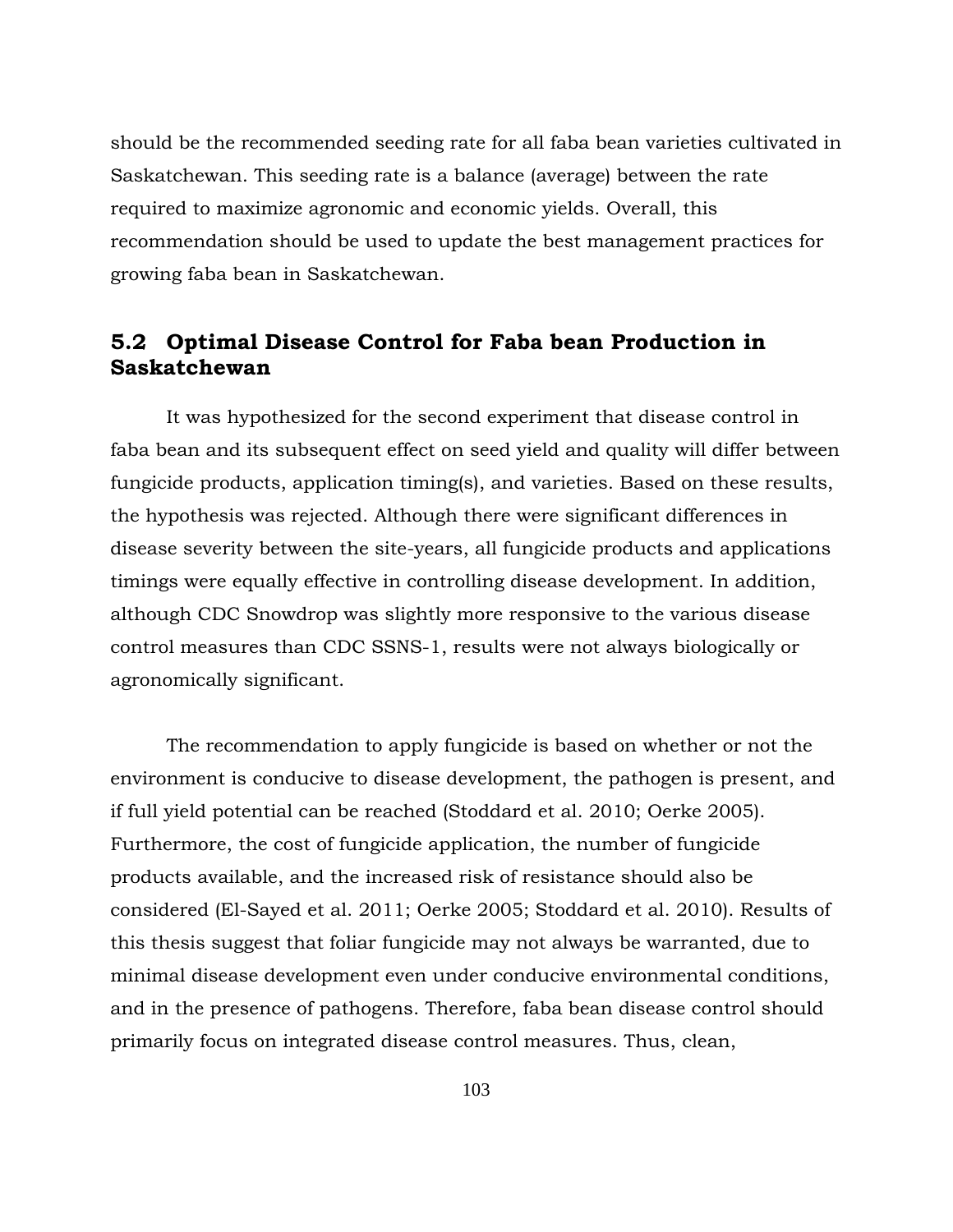should be the recommended seeding rate for all faba bean varieties cultivated in Saskatchewan. This seeding rate is a balance (average) between the rate required to maximize agronomic and economic yields. Overall, this recommendation should be used to update the best management practices for growing faba bean in Saskatchewan.

## 5.2 Optimal Disease Control for Faba bean Production in Saskatchewan

It was hypothesized for the second experiment that disease control in faba bean and its subsequent effect on seed yield and quality will differ between fungicide products, application timing(s), and varieties. Based on these results, the hypothesis was rejected. Although there were significant differences in disease severity between the site-years, all fungicide products and applications timings were equally effective in controlling disease development. In addition, although CDC Snowdrop was slightly more responsive to the various disease control measures than CDC SSNS-1, results were not always biologically or agronomically significant.

The recommendation to apply fungicide is based on whether or not the environment is conducive to disease development, the pathogen is present, and if full yield potential can be reached (Stoddard et al. 2010; Oerke 2005). Furthermore, the cost of fungicide application, the number of fungicide products available, and the increased risk of resistance should also be considered (El-Sayed et al. 2011; Oerke 2005; Stoddard et al. 2010). Results of this thesis suggest that foliar fungicide may not always be warranted, due to minimal disease development even under conducive environmental conditions, and in the presence of pathogens. Therefore, faba bean disease control should primarily focus on integrated disease control measures. Thus, clean,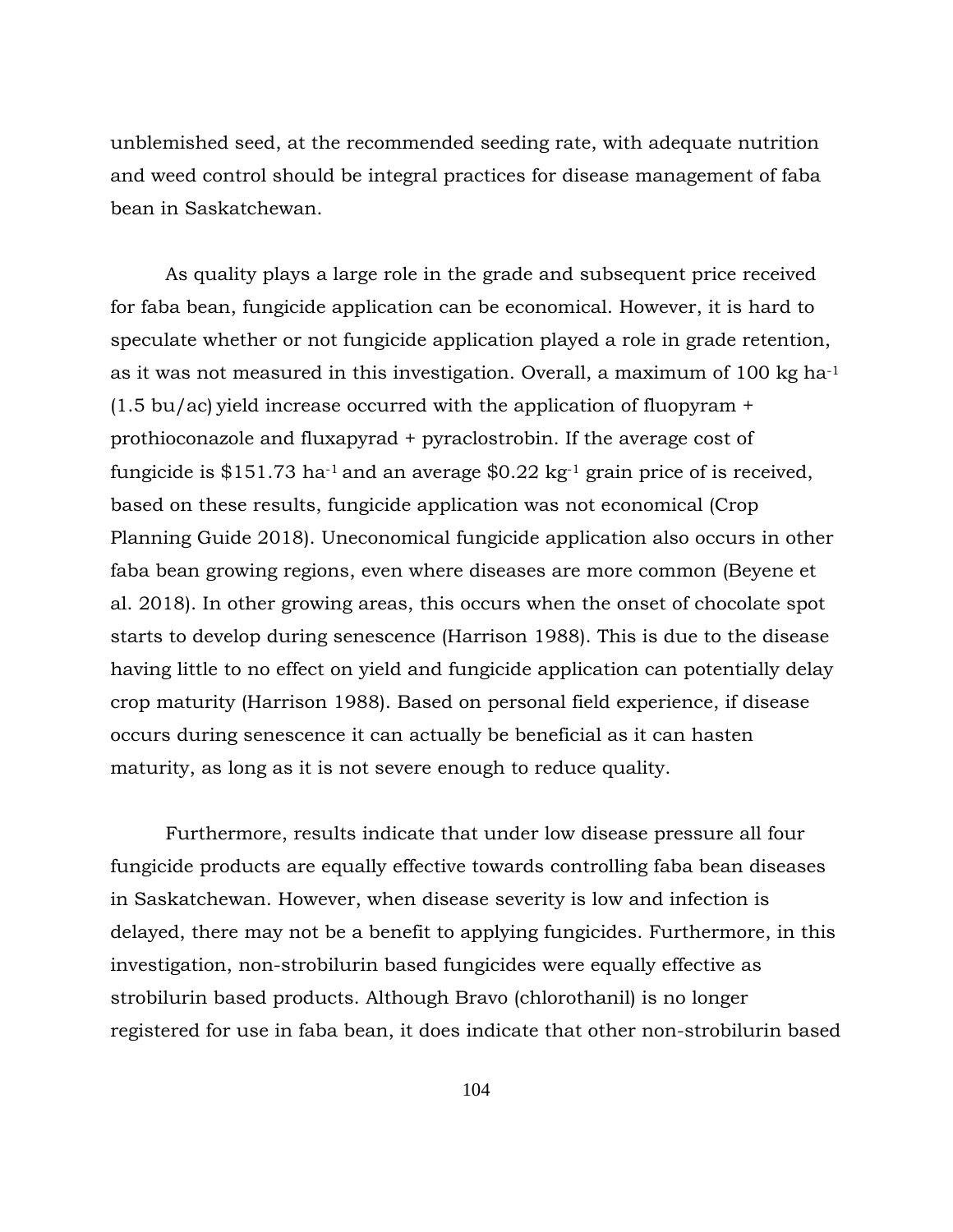unblemished seed, at the recommended seeding rate, with adequate nutrition and weed control should be integral practices for disease management of faba bean in Saskatchewan.

As quality plays a large role in the grade and subsequent price received for faba bean, fungicide application can be economical. However, it is hard to speculate whether or not fungicide application played a role in grade retention, as it was not measured in this investigation. Overall, a maximum of 100 kg $ha^{-1}$ (1.5 bu/ac) yield increase occurred with the application of fluopyram + prothioconazole and fluxapyrad + pyraclostrobin. If the average cost of fungicide is \$151.73 $ha^{-1}$ and an average \$0.22 $kg^{-1}$ grain price of is received, based on these results, fungicide application was not economical (Crop Planning Guide 2018). Uneconomical fungicide application also occurs in other faba bean growing regions, even where diseases are more common (Beyene et al. 2018). In other growing areas, this occurs when the onset of chocolate spot starts to develop during senescence (Harrison 1988). This is due to the disease having little to no effect on yield and fungicide application can potentially delay crop maturity (Harrison 1988). Based on personal field experience, if disease occurs during senescence it can actually be beneficial as it can hasten maturity, as long as it is not severe enough to reduce quality.

Furthermore, results indicate that under low disease pressure all four fungicide products are equally effective towards controlling faba bean diseases in Saskatchewan. However, when disease severity is low and infection is delayed, there may not be a benefit to applying fungicides. Furthermore, in this investigation, non-strobilurin based fungicides were equally effective as strobilurin based products. Although Bravo (chlorothanil) is no longer registered for use in faba bean, it does indicate that other non-strobilurin based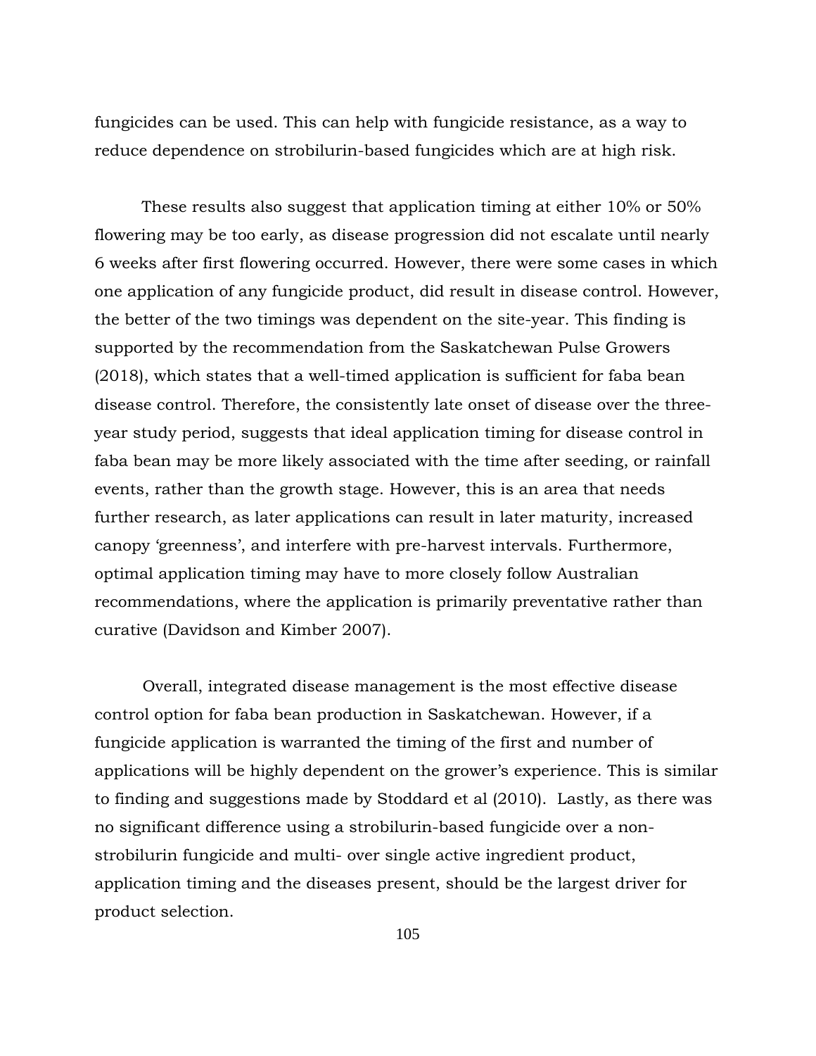fungicides can be used. This can help with fungicide resistance, as a way to reduce dependence on strobilurin-based fungicides which are at high risk.

These results also suggest that application timing at either 10% or 50% flowering may be too early, as disease progression did not escalate until nearly 6 weeks after first flowering occurred. However, there were some cases in which one application of any fungicide product, did result in disease control. However, the better of the two timings was dependent on the site-year. This finding is supported by the recommendation from the Saskatchewan Pulse Growers (2018), which states that a well-timed application is sufficient for faba bean disease control. Therefore, the consistently late onset of disease over the three-year study period, suggests that ideal application timing for disease control in faba bean may be more likely associated with the time after seeding, or rainfall events, rather than the growth stage. However, this is an area that needs further research, as later applications can result in later maturity, increased canopy 'greenness', and interfere with pre-harvest intervals. Furthermore, optimal application timing may have to more closely follow Australian recommendations, where the application is primarily preventative rather than curative (Davidson and Kimber 2007).

Overall, integrated disease management is the most effective disease control option for faba bean production in Saskatchewan. However, if a fungicide application is warranted the timing of the first and number of applications will be highly dependent on the grower's experience. This is similar to finding and suggestions made by Stoddard et al (2010). Lastly, as there was no significant difference using a strobilurin-based fungicide over a non-strobilurin fungicide and multi- over single active ingredient product, application timing and the diseases present, should be the largest driver for product selection.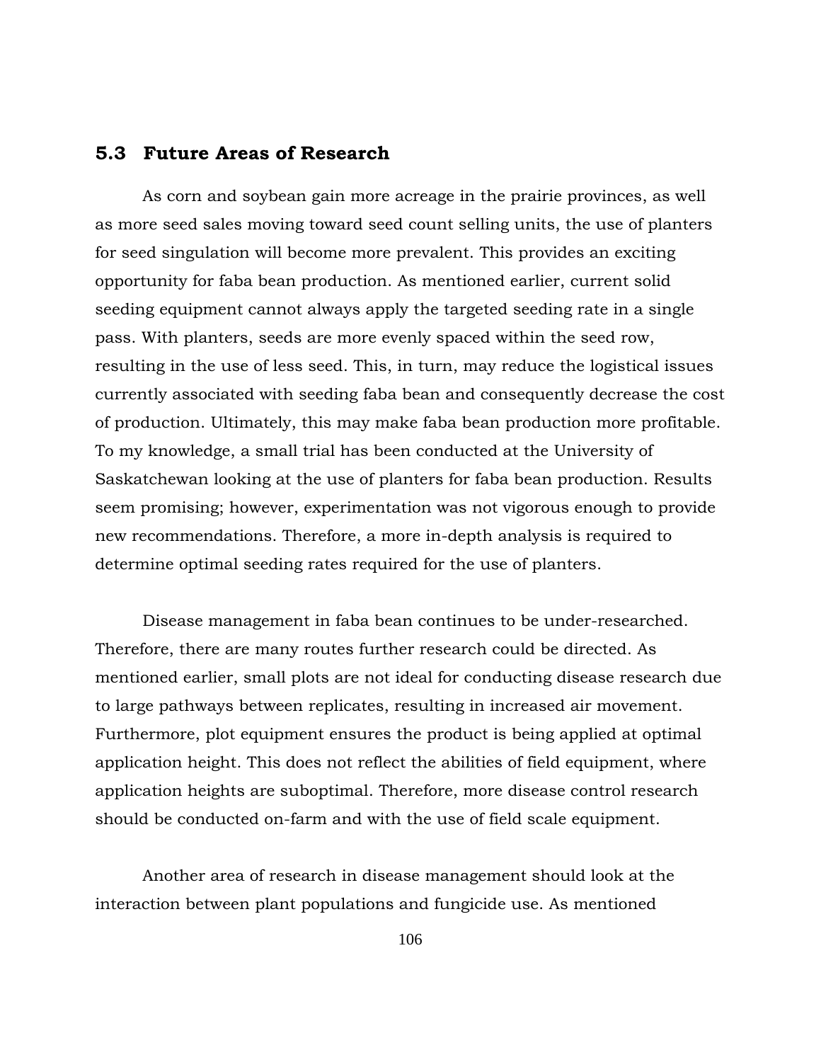## 5.3 Future Areas of Research

As corn and soybean gain more acreage in the prairie provinces, as well as more seed sales moving toward seed count selling units, the use of planters for seed singulation will become more prevalent. This provides an exciting opportunity for faba bean production. As mentioned earlier, current solid seeding equipment cannot always apply the targeted seeding rate in a single pass. With planters, seeds are more evenly spaced within the seed row, resulting in the use of less seed. This, in turn, may reduce the logistical issues currently associated with seeding faba bean and consequently decrease the cost of production. Ultimately, this may make faba bean production more profitable. To my knowledge, a small trial has been conducted at the University of Saskatchewan looking at the use of planters for faba bean production. Results seem promising; however, experimentation was not vigorous enough to provide new recommendations. Therefore, a more in-depth analysis is required to determine optimal seeding rates required for the use of planters.

Disease management in faba bean continues to be under-researched. Therefore, there are many routes further research could be directed. As mentioned earlier, small plots are not ideal for conducting disease research due to large pathways between replicates, resulting in increased air movement. Furthermore, plot equipment ensures the product is being applied at optimal application height. This does not reflect the abilities of field equipment, where application heights are suboptimal. Therefore, more disease control research should be conducted on-farm and with the use of field scale equipment.

Another area of research in disease management should look at the interaction between plant populations and fungicide use. As mentioned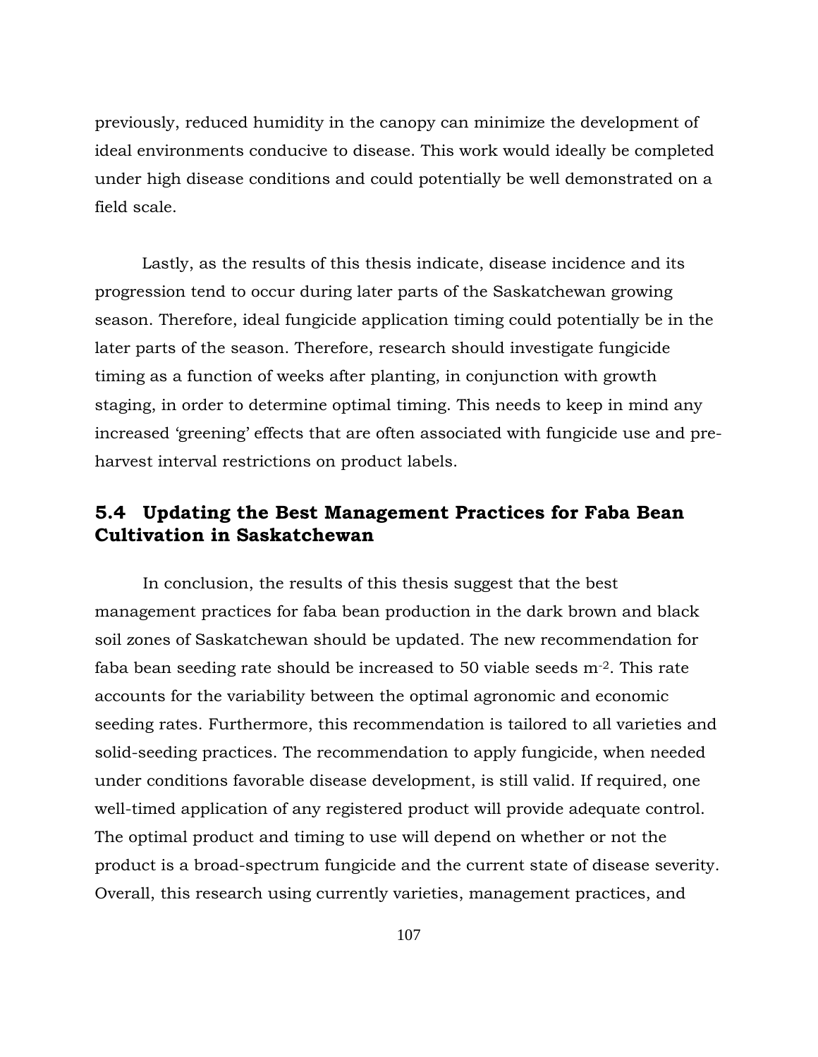previously, reduced humidity in the canopy can minimize the development of ideal environments conducive to disease. This work would ideally be completed under high disease conditions and could potentially be well demonstrated on a field scale.

Lastly, as the results of this thesis indicate, disease incidence and its progression tend to occur during later parts of the Saskatchewan growing season. Therefore, ideal fungicide application timing could potentially be in the later parts of the season. Therefore, research should investigate fungicide timing as a function of weeks after planting, in conjunction with growth staging, in order to determine optimal timing. This needs to keep in mind any increased 'greening' effects that are often associated with fungicide use and pre-harvest interval restrictions on product labels.

## 5.4 Updating the Best Management Practices for Faba Bean Cultivation in Saskatchewan

In conclusion, the results of this thesis suggest that the best management practices for faba bean production in the dark brown and black soil zones of Saskatchewan should be updated. The new recommendation for faba bean seeding rate should be increased to 50 viable seeds $m^{-2}$. This rate accounts for the variability between the optimal agronomic and economic seeding rates. Furthermore, this recommendation is tailored to all varieties and solid-seeding practices. The recommendation to apply fungicide, when needed under conditions favorable disease development, is still valid. If required, one well-timed application of any registered product will provide adequate control. The optimal product and timing to use will depend on whether or not the product is a broad-spectrum fungicide and the current state of disease severity. Overall, this research using currently varieties, management practices, and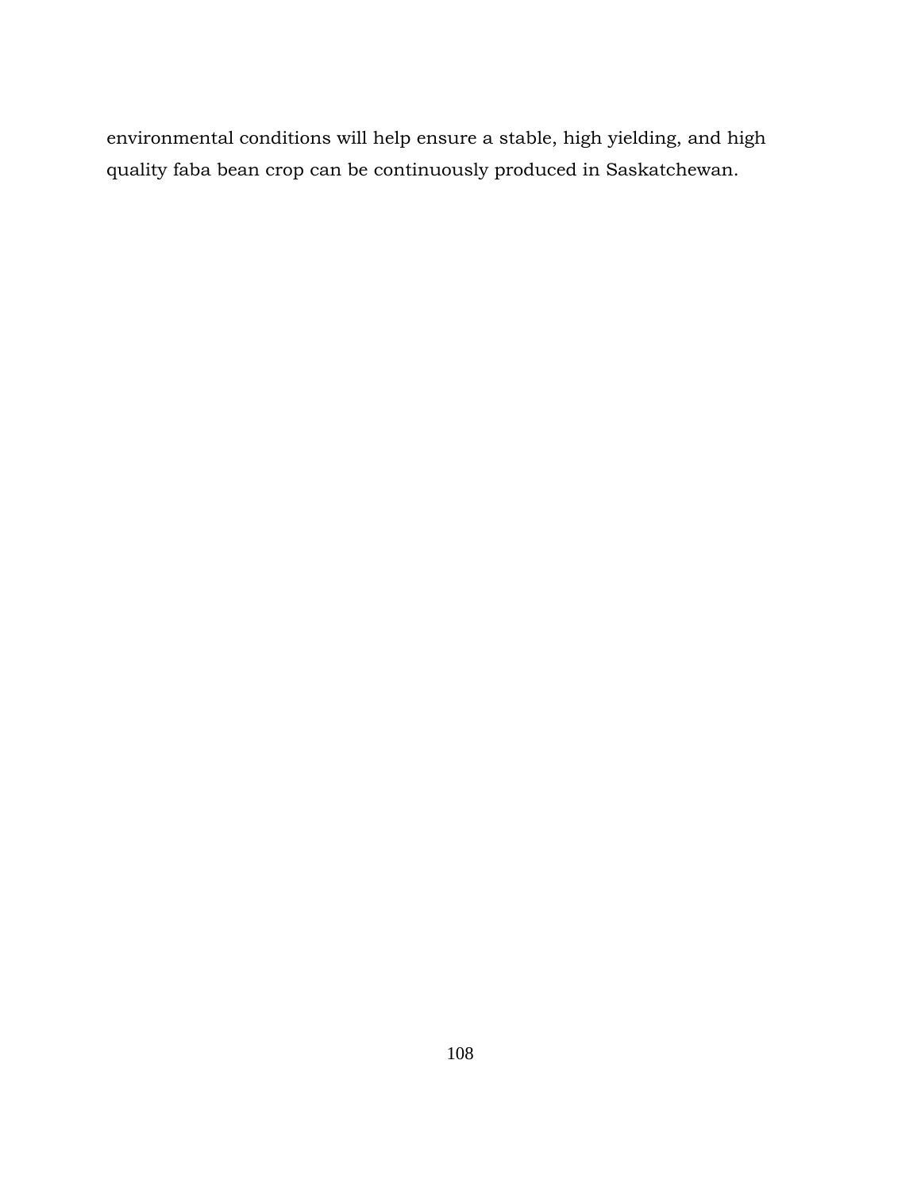environmental conditions will help ensure a stable, high yielding, and high quality faba bean crop can be continuously produced in Saskatchewan.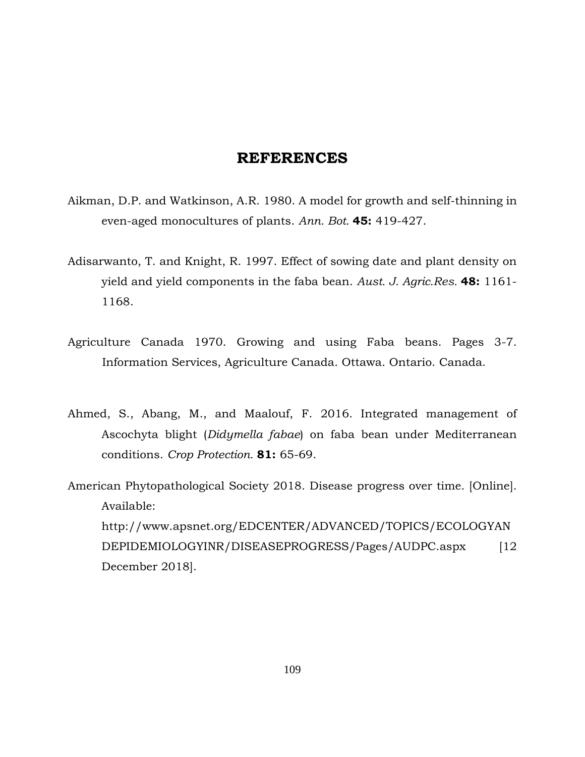# REFERENCES

Aikman, D.P. and Watkinson, A.R. 1980. A model for growth and self-thinning in even-aged monocultures of plants. *Ann. Bot.* **45:** 419-427.

Adisarwanto, T. and Knight, R. 1997. Effect of sowing date and plant density on yield and yield components in the faba bean. *Aust. J. Agric.Res.* **48:** 1161-1168.

Agriculture Canada 1970. Growing and using Faba beans. Pages 3-7. Information Services, Agriculture Canada. Ottawa. Ontario. Canada.

Ahmed, S., Abang, M., and Maalouf, F. 2016. Integrated management of Ascochyta blight (*Didymella fabae*) on faba bean under Mediterranean conditions. *Crop Protection.* **81:** 65-69.

American Phytopathological Society 2018. Disease progress over time. [Online]. Available: http://www.apsnet.org/EDCENTER/ADVANCED/TOPICS/ECOLOGYANDEPIDEMIOLOGYINR/DISEASEPROGRESS/Pages/AUDPC.aspx [12 December 2018].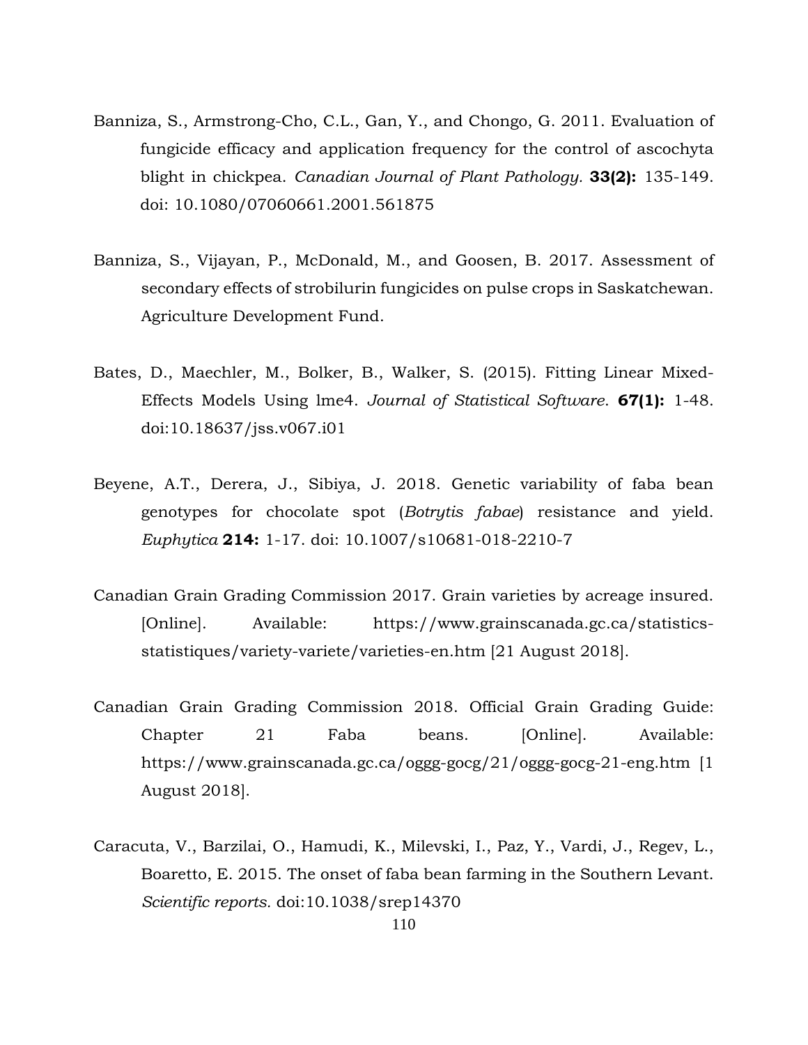Banniza, S., Armstrong-Cho, C.L., Gan, Y., and Chongo, G. 2011. Evaluation of fungicide efficacy and application frequency for the control of ascochyta blight in chickpea. *Canadian Journal of Plant Pathology.* **33(2):** 135-149. doi: 10.1080/07060661.2001.561875

Banniza, S., Vijayan, P., McDonald, M., and Goosen, B. 2017. Assessment of secondary effects of strobilurin fungicides on pulse crops in Saskatchewan. Agriculture Development Fund.

Bates, D., Maechler, M., Bolker, B., Walker, S. (2015). Fitting Linear Mixed-Effects Models Using lme4. *Journal of Statistical Software*. **67(1):** 1-48. doi:10.18637/jss.v067.i01

Beyene, A.T., Derera, J., Sibiya, J. 2018. Genetic variability of faba bean genotypes for chocolate spot (*Botrytis fabae*) resistance and yield. *Euphytica* **214:** 1-17. doi: 10.1007/s10681-018-2210-7

Canadian Grain Grading Commission 2017. Grain varieties by acreage insured. [Online]. Available: https://www.grainscanada.gc.ca/statistics-statistiques/variety-variete/varieties-en.htm [21 August 2018].

Canadian Grain Grading Commission 2018. Official Grain Grading Guide: Chapter 21 Faba beans. [Online]. Available: https://www.grainscanada.gc.ca/oggg-gocg/21/oggg-gocg-21-eng.htm [1 August 2018].

Caracuta, V., Barzilai, O., Hamudi, K., Milevski, I., Paz, Y., Vardi, J., Regev, L., Boaretto, E. 2015. The onset of faba bean farming in the Southern Levant. *Scientific reports.* doi:10.1038/srep14370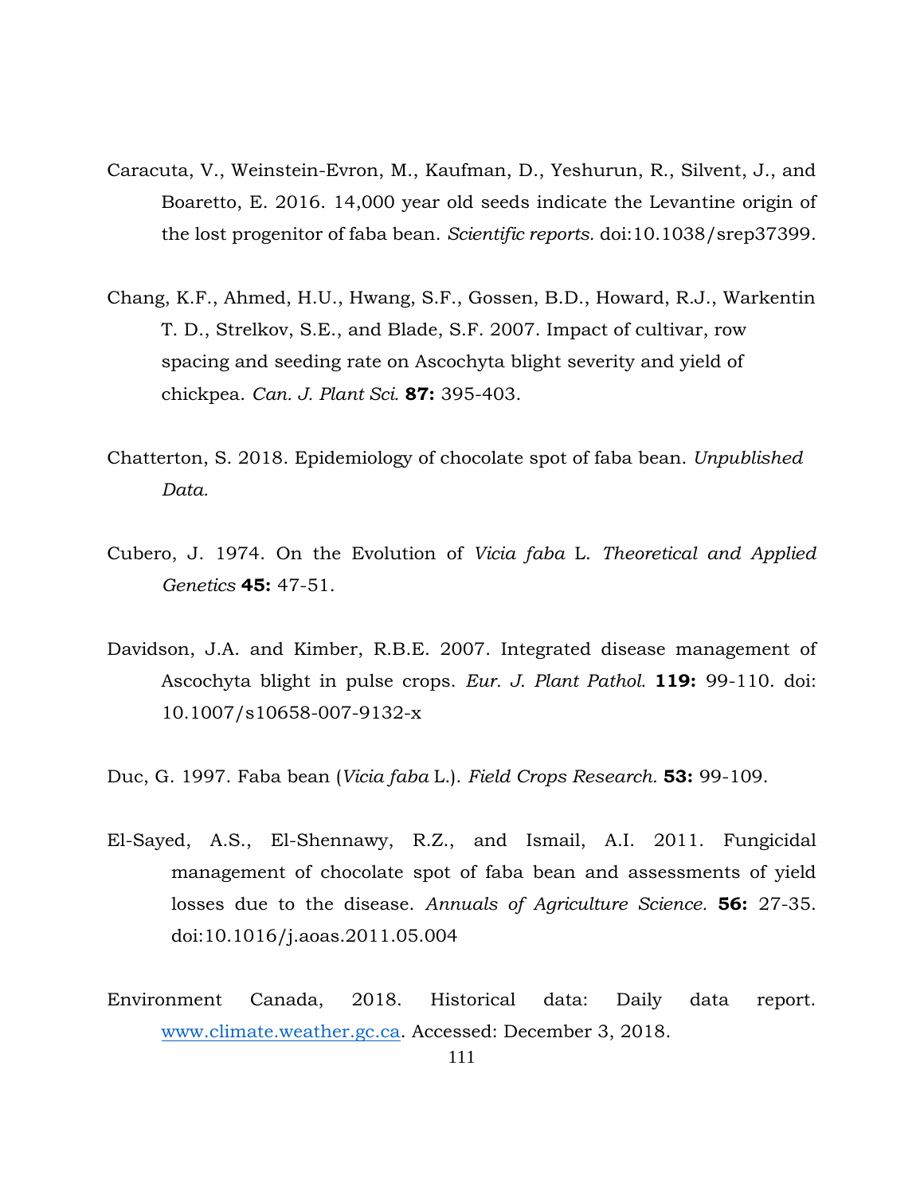Caracuta, V., Weinstein-Evron, M., Kaufman, D., Yeshurun, R., Silvent, J., and Boaretto, E. 2016. 14,000 year old seeds indicate the Levantine origin of the lost progenitor of faba bean. *Scientific reports.* doi:10.1038/srep37399.

Chang, K.F., Ahmed, H.U., Hwang, S.F., Gossen, B.D., Howard, R.J., Warkentin T. D., Strelkov, S.E., and Blade, S.F. 2007. Impact of cultivar, row spacing and seeding rate on Ascochyta blight severity and yield of chickpea. *Can. J. Plant Sci.* **87:** 395-403.

Chatterton, S. 2018. Epidemiology of chocolate spot of faba bean. *Unpublished Data.*

Cubero, J. 1974. On the Evolution of *Vicia faba* L. *Theoretical and Applied Genetics* **45:** 47-51.

Davidson, J.A. and Kimber, R.B.E. 2007. Integrated disease management of Ascochyta blight in pulse crops. *Eur. J. Plant Pathol.* **119:** 99-110. doi: 10.1007/s10658-007-9132-x

Duc, G. 1997. Faba bean (*Vicia faba* L.). *Field Crops Research.* **53:** 99-109.

El-Sayed, A.S., El-Shennawy, R.Z., and Ismail, A.I. 2011. Fungicidal management of chocolate spot of faba bean and assessments of yield losses due to the disease. *Annuals of Agriculture Science.* **56:** 27-35. doi:10.1016/j.aoas.2011.05.004

Environment Canada, 2018. Historical data: Daily data report. www.climate.weather.gc.ca. Accessed: December 3, 2018.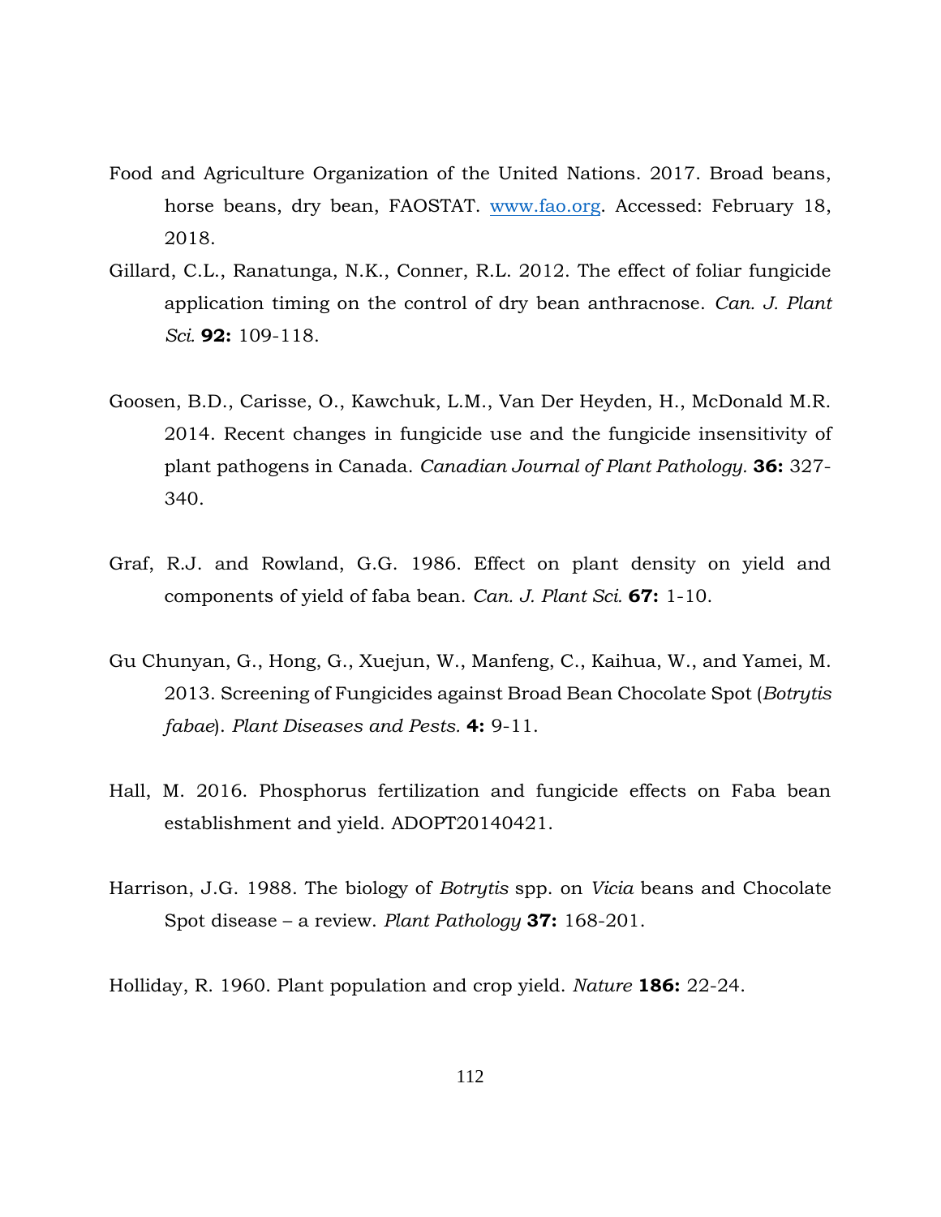Food and Agriculture Organization of the United Nations. 2017. Broad beans, horse beans, dry bean, FAOSTAT. www.fao.org. Accessed: February 18, 2018.

Gillard, C.L., Ranatunga, N.K., Conner, R.L. 2012. The effect of foliar fungicide application timing on the control of dry bean anthracnose. *Can. J. Plant Sci.* **92:** 109-118.

Goosen, B.D., Carisse, O., Kawchuk, L.M., Van Der Heyden, H., McDonald M.R. 2014. Recent changes in fungicide use and the fungicide insensitivity of plant pathogens in Canada. *Canadian Journal of Plant Pathology.* **36:** 327-340.

Graf, R.J. and Rowland, G.G. 1986. Effect on plant density on yield and components of yield of faba bean. *Can. J. Plant Sci.* **67:** 1-10.

Gu Chunyan, G., Hong, G., Xuejun, W., Manfeng, C., Kaihua, W., and Yamei, M. 2013. Screening of Fungicides against Broad Bean Chocolate Spot (*Botrytis fabae*). *Plant Diseases and Pests.* **4:** 9-11.

Hall, M. 2016. Phosphorus fertilization and fungicide effects on Faba bean establishment and yield. ADOPT20140421.

Harrison, J.G. 1988. The biology of *Botrytis* spp. on *Vicia* beans and Chocolate Spot disease – a review. *Plant Pathology* **37:** 168-201.

Holliday, R. 1960. Plant population and crop yield. *Nature* **186:** 22-24.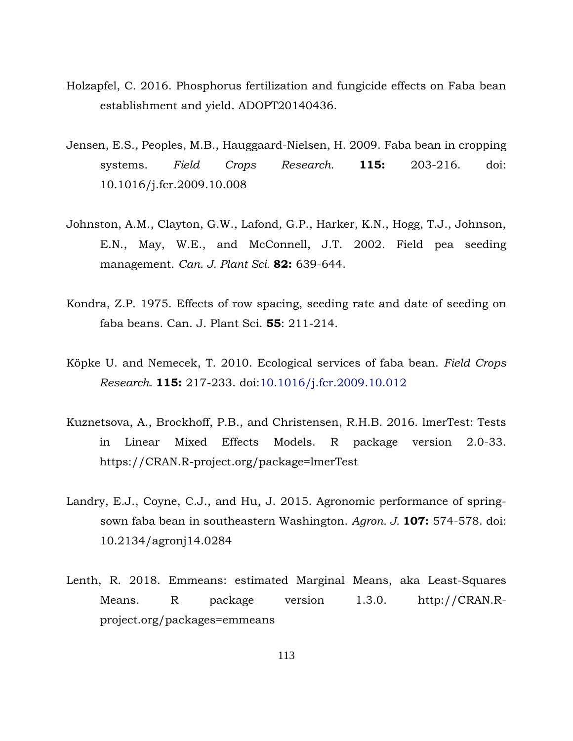Holzapfel, C. 2016. Phosphorus fertilization and fungicide effects on Faba bean establishment and yield. ADOPT20140436.

Jensen, E.S., Peoples, M.B., Hauggaard-Nielsen, H. 2009. Faba bean in cropping systems. *Field Crops Research.* **115:** 203-216. doi: 10.1016/j.fcr.2009.10.008

Johnston, A.M., Clayton, G.W., Lafond, G.P., Harker, K.N., Hogg, T.J., Johnson, E.N., May, W.E., and McConnell, J.T. 2002. Field pea seeding management. *Can. J. Plant Sci.* **82:** 639-644.

Kondra, Z.P. 1975. Effects of row spacing, seeding rate and date of seeding on faba beans. Can. J. Plant Sci. **55**: 211-214.

Köpke U. and Nemecek, T. 2010. Ecological services of faba bean. *Field Crops Research.* **115:** 217-233. doi:10.1016/j.fcr.2009.10.012

Kuznetsova, A., Brockhoff, P.B., and Christensen, R.H.B. 2016. lmerTest: Tests in Linear Mixed Effects Models. R package version 2.0-33. https://CRAN.R-project.org/package=lmerTest

Landry, E.J., Coyne, C.J., and Hu, J. 2015. Agronomic performance of spring-sown faba bean in southeastern Washington. *Agron. J.* **107:** 574-578. doi: 10.2134/agronj14.0284

Lenth, R. 2018. Emmeans: estimated Marginal Means, aka Least-Squares Means. R package version 1.3.0. http://CRAN.R-project.org/packages=emmeans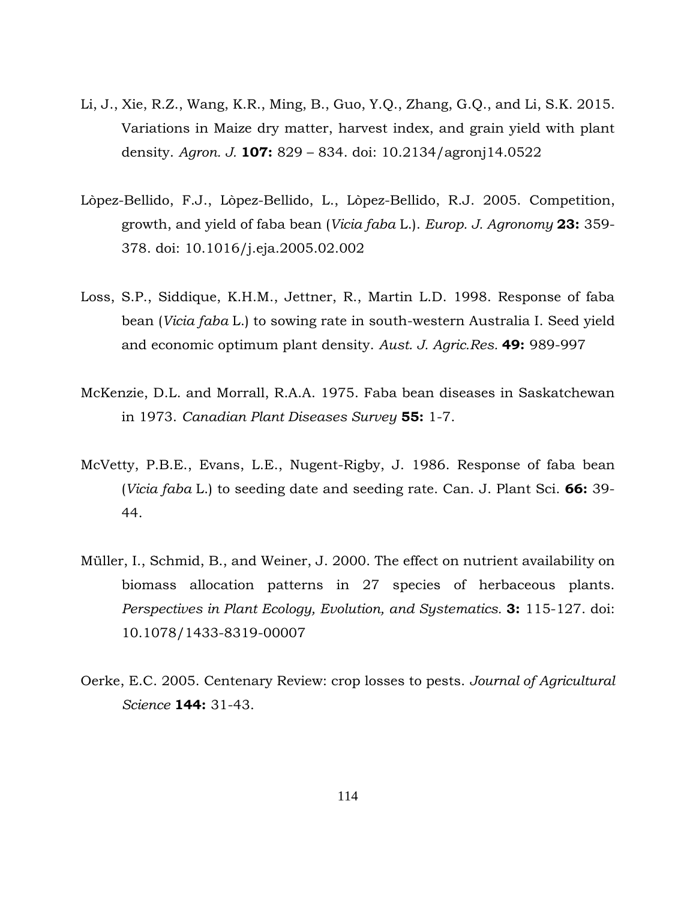Li, J., Xie, R.Z., Wang, K.R., Ming, B., Guo, Y.Q., Zhang, G.Q., and Li, S.K. 2015. Variations in Maize dry matter, harvest index, and grain yield with plant density. *Agron. J.* **107:** 829 – 834. doi: 10.2134/agronj14.0522

Lòpez-Bellido, F.J., Lòpez-Bellido, L., Lòpez-Bellido, R.J. 2005. Competition, growth, and yield of faba bean (*Vicia faba* L.). *Europ. J. Agronomy* **23:** 359-378. doi: 10.1016/j.eja.2005.02.002

Loss, S.P., Siddique, K.H.M., Jettner, R., Martin L.D. 1998. Response of faba bean (*Vicia faba* L.) to sowing rate in south-western Australia I. Seed yield and economic optimum plant density. *Aust. J. Agric.Res.* **49:** 989-997

McKenzie, D.L. and Morrall, R.A.A. 1975. Faba bean diseases in Saskatchewan in 1973. *Canadian Plant Diseases Survey* **55:** 1-7.

McVetty, P.B.E., Evans, L.E., Nugent-Rigby, J. 1986. Response of faba bean (*Vicia faba* L.) to seeding date and seeding rate. Can. J. Plant Sci. **66:** 39-44.

Müller, I., Schmid, B., and Weiner, J. 2000. The effect on nutrient availability on biomass allocation patterns in 27 species of herbaceous plants. *Perspectives in Plant Ecology, Evolution, and Systematics.* **3:** 115-127. doi: 10.1078/1433-8319-00007

Oerke, E.C. 2005. Centenary Review: crop losses to pests. *Journal of Agricultural Science* **144:** 31-43.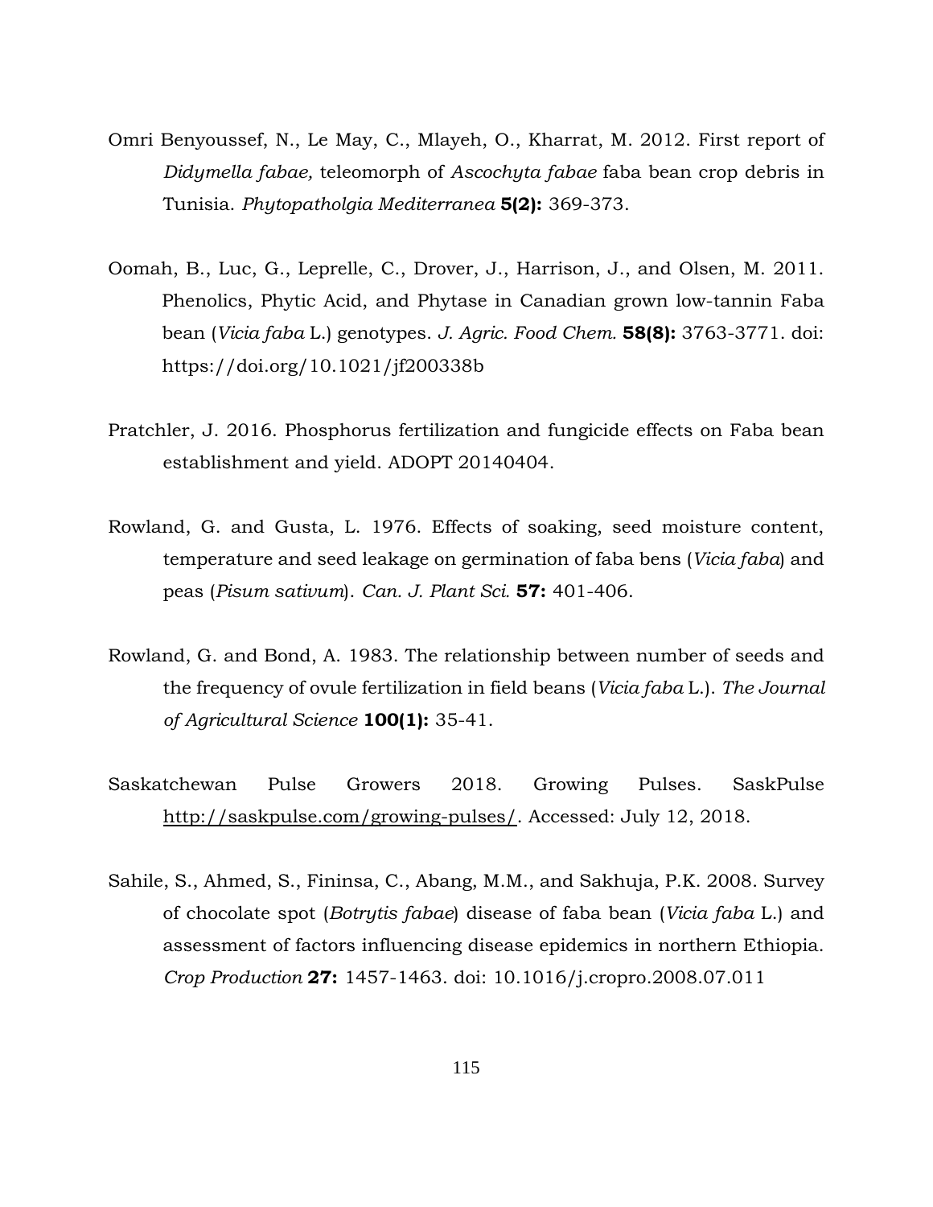Omri Benyoussef, N., Le May, C., Mlayeh, O., Kharrat, M. 2012. First report of *Didymella fabae,* teleomorph of *Ascochyta fabae* faba bean crop debris in Tunisia. *Phytopatholgia Mediterranea* **5(2):** 369-373.

Oomah, B., Luc, G., Leprelle, C., Drover, J., Harrison, J., and Olsen, M. 2011. Phenolics, Phytic Acid, and Phytase in Canadian grown low-tannin Faba bean (*Vicia faba* L.) genotypes. *J. Agric. Food Chem.* **58(8):** 3763-3771. doi: https://doi.org/10.1021/jf200338b

Pratchler, J. 2016. Phosphorus fertilization and fungicide effects on Faba bean establishment and yield. ADOPT 20140404.

Rowland, G. and Gusta, L. 1976. Effects of soaking, seed moisture content, temperature and seed leakage on germination of faba bens (*Vicia faba*) and peas (*Pisum sativum*). *Can. J. Plant Sci.* **57:** 401-406.

Rowland, G. and Bond, A. 1983. The relationship between number of seeds and the frequency of ovule fertilization in field beans (*Vicia faba* L.). *The Journal of Agricultural Science* **100(1):** 35-41.

Saskatchewan Pulse Growers 2018. Growing Pulses. SaskPulse http://saskpulse.com/growing-pulses/. Accessed: July 12, 2018.

Sahile, S., Ahmed, S., Fininsa, C., Abang, M.M., and Sakhuja, P.K. 2008. Survey of chocolate spot (*Botrytis fabae*) disease of faba bean (*Vicia faba* L.) and assessment of factors influencing disease epidemics in northern Ethiopia. *Crop Production* **27:** 1457-1463. doi: 10.1016/j.cropro.2008.07.011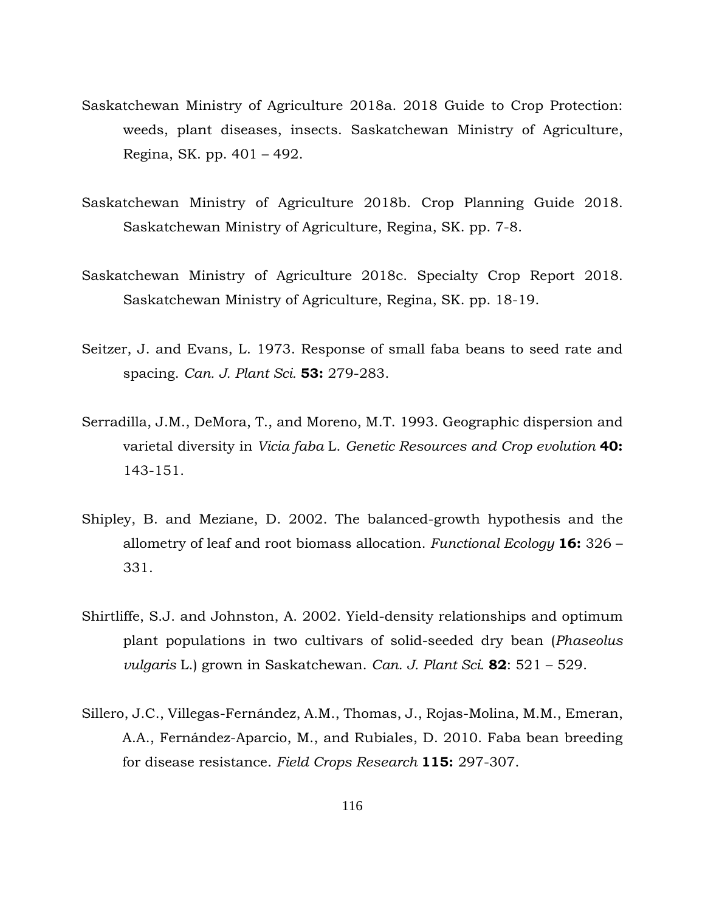Saskatchewan Ministry of Agriculture 2018a. 2018 Guide to Crop Protection: weeds, plant diseases, insects. Saskatchewan Ministry of Agriculture, Regina, SK. pp. 401 – 492.

Saskatchewan Ministry of Agriculture 2018b. Crop Planning Guide 2018. Saskatchewan Ministry of Agriculture, Regina, SK. pp. 7-8.

Saskatchewan Ministry of Agriculture 2018c. Specialty Crop Report 2018. Saskatchewan Ministry of Agriculture, Regina, SK. pp. 18-19.

Seitzer, J. and Evans, L. 1973. Response of small faba beans to seed rate and spacing. *Can. J. Plant Sci.* **53:** 279-283.

Serradilla, J.M., DeMora, T., and Moreno, M.T. 1993. Geographic dispersion and varietal diversity in *Vicia faba* L. *Genetic Resources and Crop evolution* **40:** 143-151.

Shipley, B. and Meziane, D. 2002. The balanced-growth hypothesis and the allometry of leaf and root biomass allocation. *Functional Ecology* **16:** 326 – 331.

Shirtliffe, S.J. and Johnston, A. 2002. Yield-density relationships and optimum plant populations in two cultivars of solid-seeded dry bean (*Phaseolus vulgaris* L.) grown in Saskatchewan. *Can. J. Plant Sci.* **82**: 521 – 529.

Sillero, J.C., Villegas-Fernández, A.M., Thomas, J., Rojas-Molina, M.M., Emeran, A.A., Fernández-Aparcio, M., and Rubiales, D. 2010. Faba bean breeding for disease resistance. *Field Crops Research* **115:** 297-307.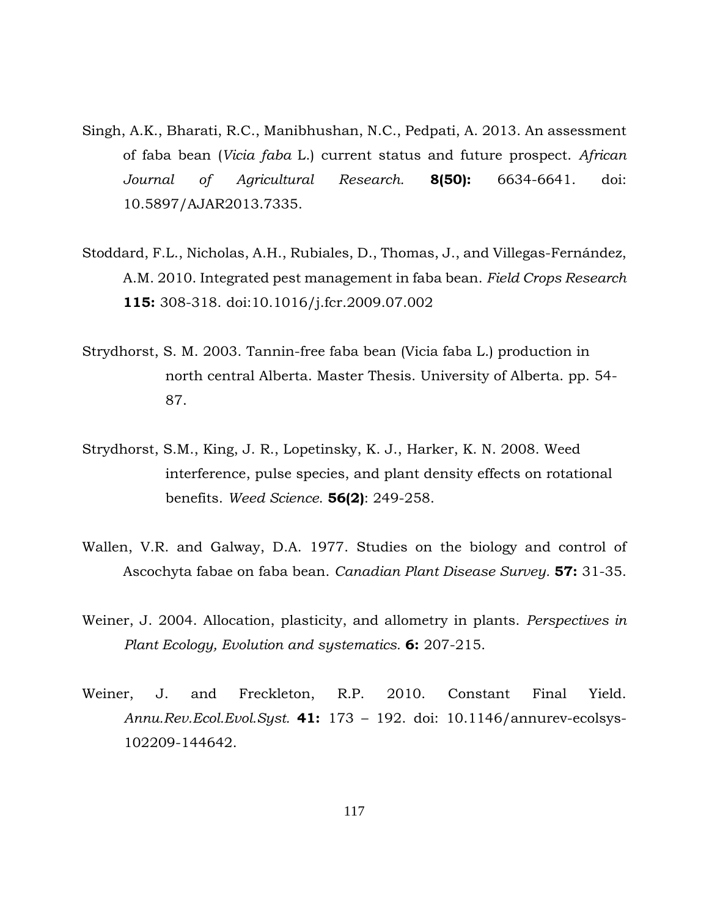Singh, A.K., Bharati, R.C., Manibhushan, N.C., Pedpati, A. 2013. An assessment of faba bean (*Vicia faba* L.) current status and future prospect. *African Journal of Agricultural Research.* **8(50):** 6634-6641. doi: 10.5897/AJAR2013.7335.

Stoddard, F.L., Nicholas, A.H., Rubiales, D., Thomas, J., and Villegas-Fernández, A.M. 2010. Integrated pest management in faba bean. *Field Crops Research* **115:** 308-318. doi:10.1016/j.fcr.2009.07.002

Strydhorst, S. M. 2003. Tannin-free faba bean (Vicia faba L.) production in north central Alberta. Master Thesis. University of Alberta. pp. 54-87.

Strydhorst, S.M., King, J. R., Lopetinsky, K. J., Harker, K. N. 2008. Weed interference, pulse species, and plant density effects on rotational benefits. *Weed Science*. **56(2)**: 249-258.

Wallen, V.R. and Galway, D.A. 1977. Studies on the biology and control of Ascochyta fabae on faba bean. *Canadian Plant Disease Survey.* **57:** 31-35.

Weiner, J. 2004. Allocation, plasticity, and allometry in plants. *Perspectives in Plant Ecology, Evolution and systematics.* **6:** 207-215.

Weiner, J. and Freckleton, R.P. 2010. Constant Final Yield. *Annu.Rev.Ecol.Evol.Syst.* **41:** 173 – 192. doi: 10.1146/annurev-ecolsys-102209-144642.